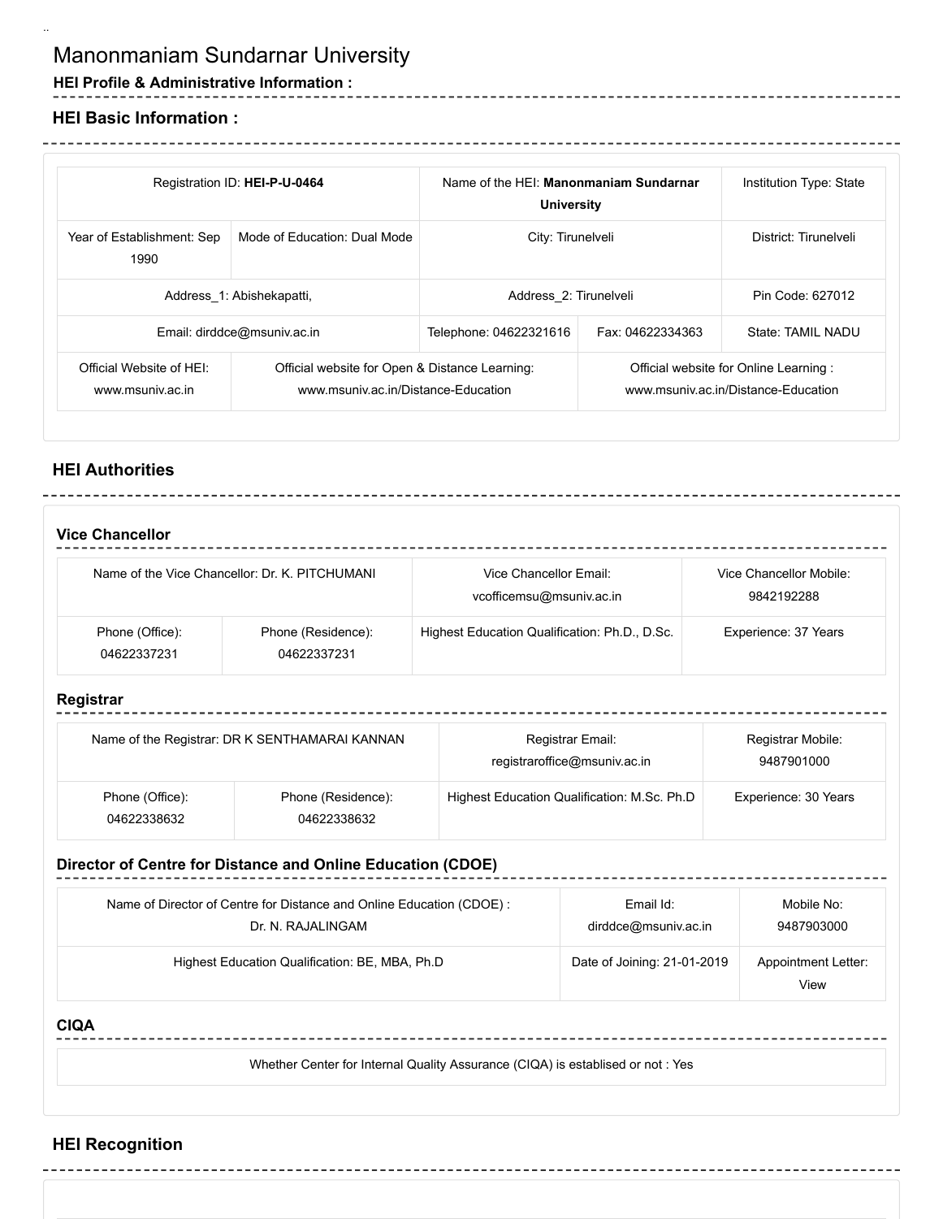# Manonmaniam Sundarnar University

### HEI Profile & Administrative Information :

## HEI Basic Information :

| Registration ID: **HEI-P-U-0464** | | Name of the HEI: **Manonmaniam Sundarnar University** | | Institution Type: State |
|---|---|---|---|---|
| Year of Establishment: Sep 1990 | Mode of Education: Dual Mode | City: Tirunelveli | | District: Tirunelveli |
| Address_1: Abishekapatti, | | Address_2: Tirunelveli | | Pin Code: 627012 |
| Email: dirddce@msuniv.ac.in | | Telephone: 04622321616 | Fax: 04622334363 | State: TAMIL NADU |
| Official Website of HEI: www.msuniv.ac.in | Official website for Open & Distance Learning: www.msuniv.ac.in/Distance-Education | | Official website for Online Learning : www.msuniv.ac.in/Distance-Education | |

## HEI Authorities

### Vice Chancellor

| Name of the Vice Chancellor: Dr. K. PITCHUMANI | | Vice Chancellor Email: vcofficemsu@msuniv.ac.in | Vice Chancellor Mobile: 9842192288 |
|---|---|---|---|
| Phone (Office): 04622337231 | Phone (Residence): 04622337231 | Highest Education Qualification: Ph.D., D.Sc. | Experience: 37 Years |

### Registrar

| Name of the Registrar: DR K SENTHAMARAI KANNAN | | Registrar Email: registraroffice@msuniv.ac.in | Registrar Mobile: 9487901000 |
|---|---|---|---|
| Phone (Office): 04622338632 | Phone (Residence): 04622338632 | Highest Education Qualification: M.Sc. Ph.D | Experience: 30 Years |

### Director of Centre for Distance and Online Education (CDOE)

| Name of Director of Centre for Distance and Online Education (CDOE) : Dr. N. RAJALINGAM | Email Id: dirddce@msuniv.ac.in | Mobile No: 9487903000 |
|---|---|---|
| Highest Education Qualification: BE, MBA, Ph.D | Date of Joining: 21-01-2019 | Appointment Letter: View |

### CIQA

| Whether Center for Internal Quality Assurance (CIQA) is estabilised or not : Yes |
|---|

## HEI Recognition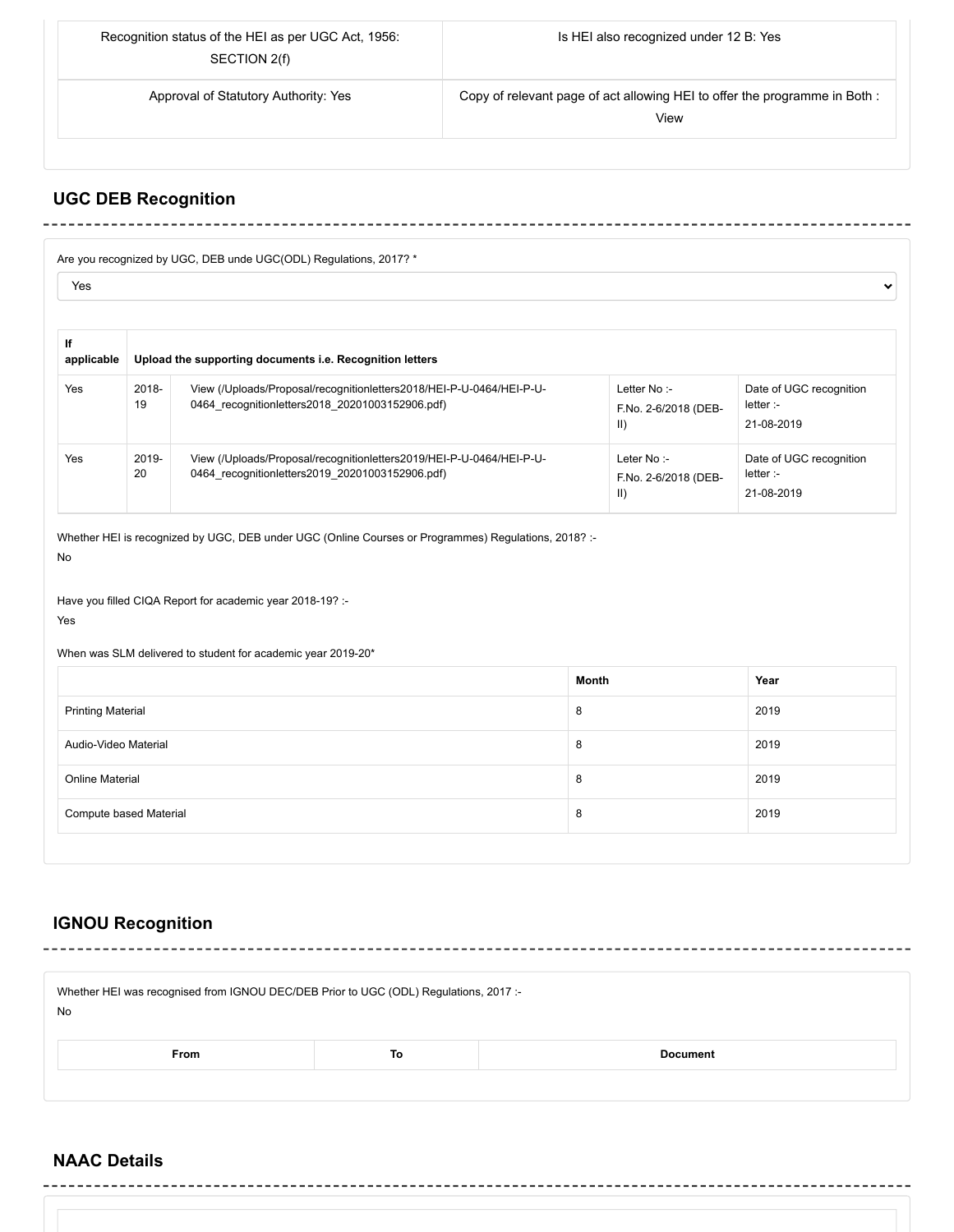| Recognition status of the HEI as per UGC Act, 1956: SECTION 2(f) | Is HEI also recognized under 12 B: Yes |
| --- | --- |
| Approval of Statutory Authority: Yes | Copy of relevant page of act allowing HEI to offer the programme in Both : View |

## UGC DEB Recognition

Are you recognized by UGC, DEB unde UGC(ODL) Regulations, 2017? *

Yes

| If applicable | Upload the supporting documents i.e. Recognition letters | | | |
| --- | --- | --- | --- | --- |
| Yes | 2018-19 | View (/Uploads/Proposal/recognitionletters2018/HEI-P-U-0464/HEI-P-U-0464_recognitionletters2018_20201003152906.pdf) | Letter No :- F.No. 2-6/2018 (DEB-II) | Date of UGC recognition letter :- 21-08-2019 |
| Yes | 2019-20 | View (/Uploads/Proposal/recognitionletters2019/HEI-P-U-0464/HEI-P-U-0464_recognitionletters2019_20201003152906.pdf) | Leter No :- F.No. 2-6/2018 (DEB-II) | Date of UGC recognition letter :- 21-08-2019 |

Whether HEI is recognized by UGC, DEB under UGC (Online Courses or Programmes) Regulations, 2018? :-
No

Have you filled CIQA Report for academic year 2018-19? :-
Yes

When was SLM delivered to student for academic year 2019-20*

| | Month | Year |
| --- | --- | --- |
| Printing Material | 8 | 2019 |
| Audio-Video Material | 8 | 2019 |
| Online Material | 8 | 2019 |
| Compute based Material | 8 | 2019 |

## IGNOU Recognition

Whether HEI was recognised from IGNOU DEC/DEB Prior to UGC (ODL) Regulations, 2017 :-
No

| From | To | Document |
| --- | --- | --- |

## NAAC Details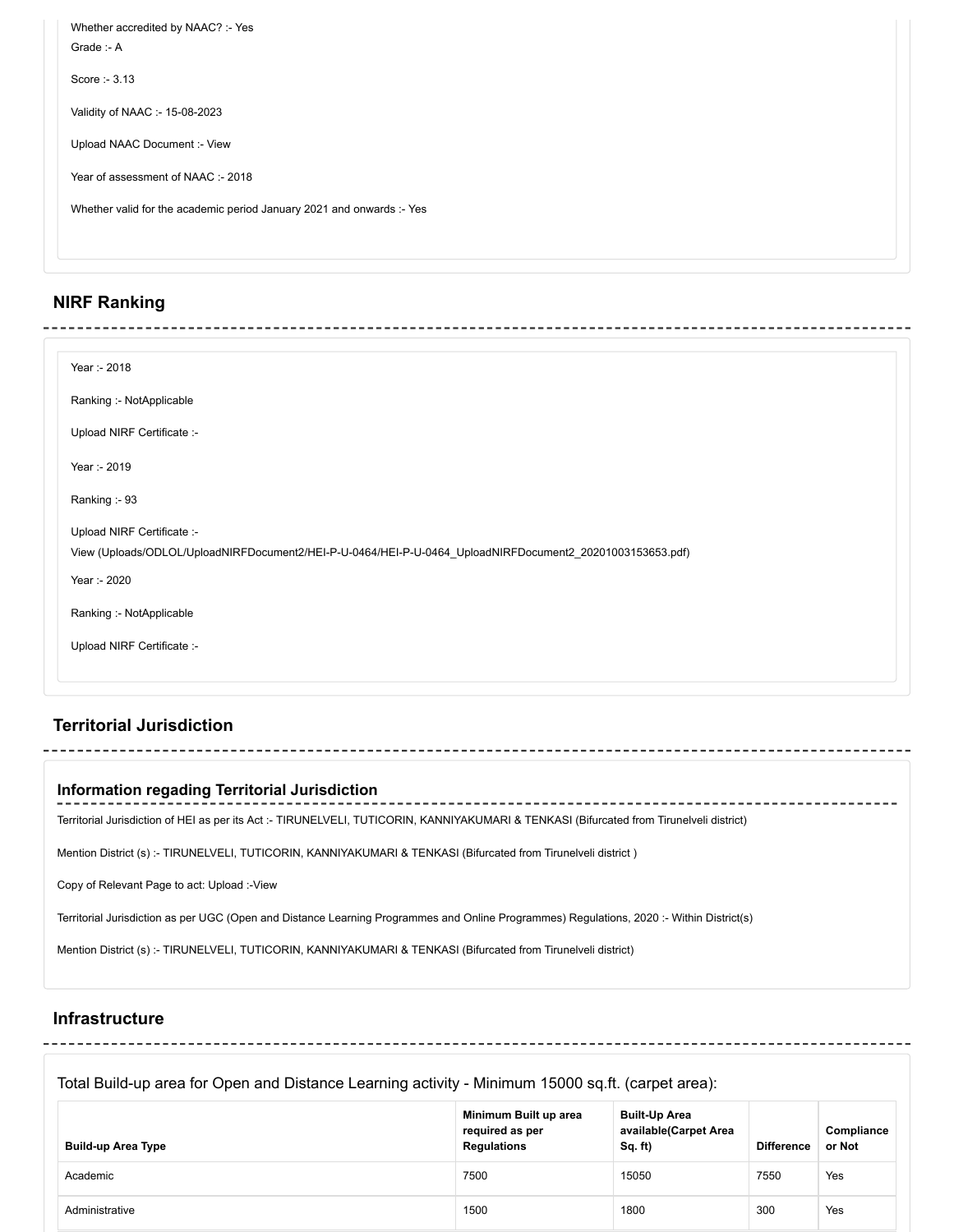Whether accredited by NAAC? :- Yes

Grade :- A

Score :- 3.13

Validity of NAAC :- 15-08-2023

Upload NAAC Document :- View

Year of assessment of NAAC :- 2018

Whether valid for the academic period January 2021 and onwards :- Yes

## NIRF Ranking

Year :- 2018

Ranking :- NotApplicable

Upload NIRF Certificate :-

Year :- 2019

Ranking :- 93

Upload NIRF Certificate :-

View (Uploads/ODLOL/UploadNIRFDocument2/HEI-P-U-0464/HEI-P-U-0464_UploadNIRFDocument2_20201003153653.pdf)

Year :- 2020

Ranking :- NotApplicable

Upload NIRF Certificate :-

## Territorial Jurisdiction

### Information regading Territorial Jurisdiction

Territorial Jurisdiction of HEI as per its Act :- TIRUNELVELI, TUTICORIN, KANNIYAKUMARI & TENKASI (Bifurcated from Tirunelveli district)

Mention District (s) :- TIRUNELVELI, TUTICORIN, KANNIYAKUMARI & TENKASI (Bifurcated from Tirunelveli district )

Copy of Relevant Page to act: Upload :-View

Territorial Jurisdiction as per UGC (Open and Distance Learning Programmes and Online Programmes) Regulations, 2020 :- Within District(s)

Mention District (s) :- TIRUNELVELI, TUTICORIN, KANNIYAKUMARI & TENKASI (Bifurcated from Tirunelveli district)

## Infrastructure

Total Build-up area for Open and Distance Learning activity - Minimum 15000 sq.ft. (carpet area):

| Build-up Area Type | Minimum Built up area required as per Regulations | Built-Up Area available(Carpet Area Sq. ft) | Difference | Compliance or Not |
|---|---|---|---|---|
| Academic | 7500 | 15050 | 7550 | Yes |
| Administrative | 1500 | 1800 | 300 | Yes |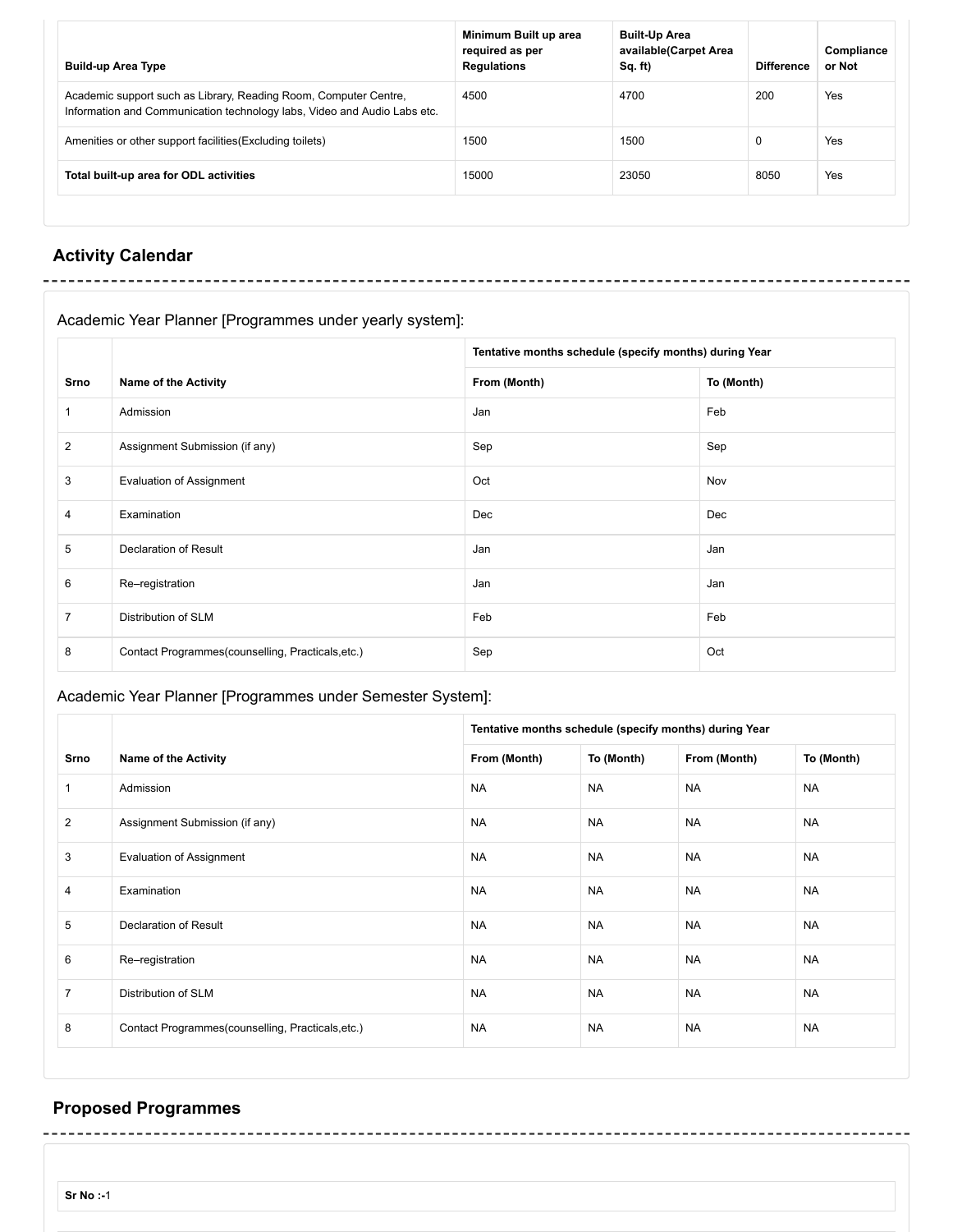| Build-up Area Type | Minimum Built up area required as per Regulations | Built-Up Area available(Carpet Area Sq. ft) | Difference | Compliance or Not |
|---|---|---|---|---|
| Academic support such as Library, Reading Room, Computer Centre, Information and Communication technology labs, Video and Audio Labs etc. | 4500 | 4700 | 200 | Yes |
| Amenities or other support facilities(Excluding toilets) | 1500 | 1500 | 0 | Yes |
| **Total built-up area for ODL activities** | 15000 | 23050 | 8050 | Yes |

## Activity Calendar

Academic Year Planner [Programmes under yearly system]:

| | | Tentative months schedule (specify months) during Year | |
|---|---|---|---|
| **Srno** | **Name of the Activity** | **From (Month)** | **To (Month)** |
| 1 | Admission | Jan | Feb |
| 2 | Assignment Submission (if any) | Sep | Sep |
| 3 | Evaluation of Assignment | Oct | Nov |
| 4 | Examination | Dec | Dec |
| 5 | Declaration of Result | Jan | Jan |
| 6 | Re–registration | Jan | Jan |
| 7 | Distribution of SLM | Feb | Feb |
| 8 | Contact Programmes(counselling, Practicals,etc.) | Sep | Oct |

Academic Year Planner [Programmes under Semester System]:

| | | Tentative months schedule (specify months) during Year | | | |
|---|---|---|---|---|---|
| **Srno** | **Name of the Activity** | **From (Month)** | **To (Month)** | **From (Month)** | **To (Month)** |
| 1 | Admission | NA | NA | NA | NA |
| 2 | Assignment Submission (if any) | NA | NA | NA | NA |
| 3 | Evaluation of Assignment | NA | NA | NA | NA |
| 4 | Examination | NA | NA | NA | NA |
| 5 | Declaration of Result | NA | NA | NA | NA |
| 6 | Re–registration | NA | NA | NA | NA |
| 7 | Distribution of SLM | NA | NA | NA | NA |
| 8 | Contact Programmes(counselling, Practicals,etc.) | NA | NA | NA | NA |

## Proposed Programmes

**Sr No :-**1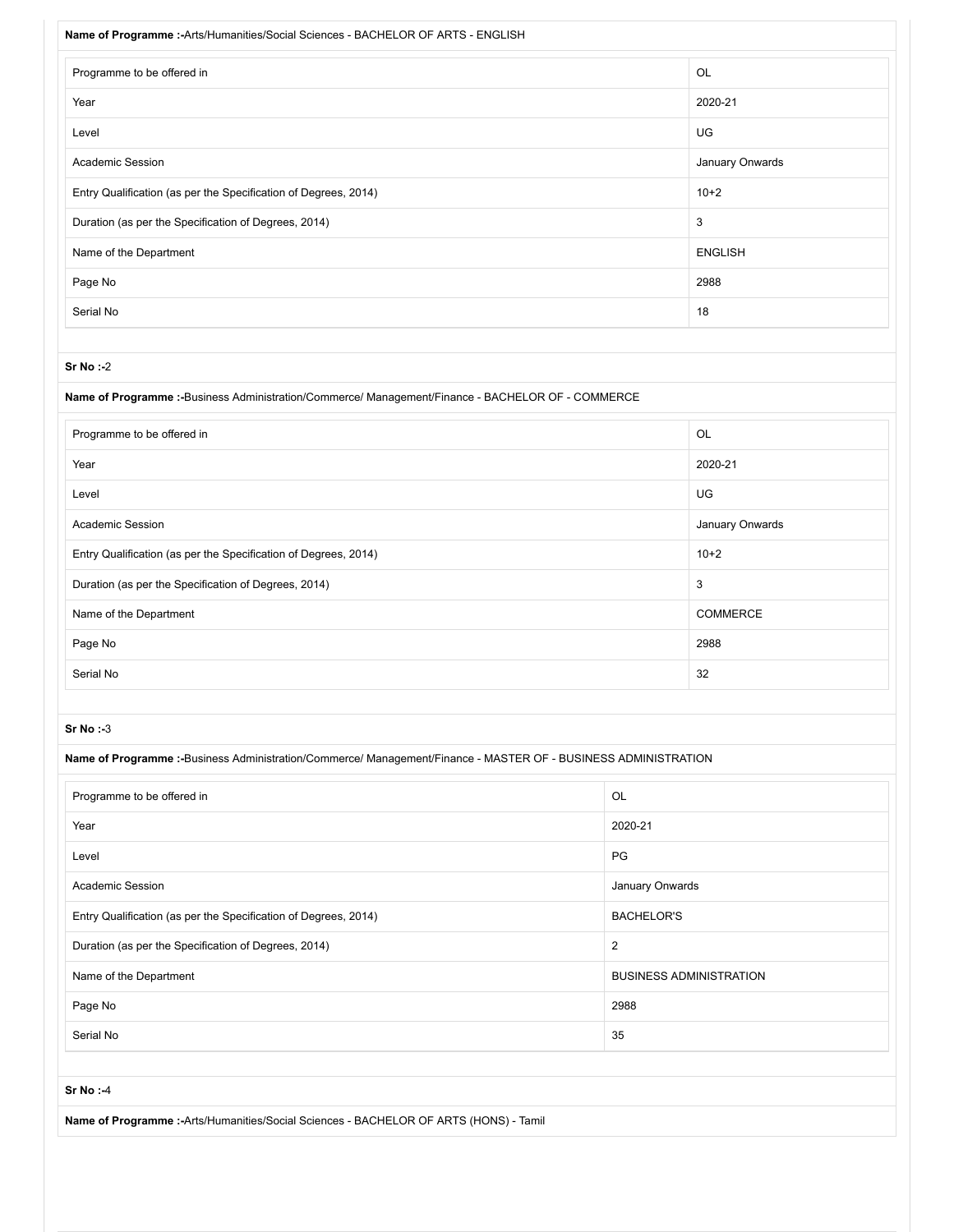**Name of Programme :-**Arts/Humanities/Social Sciences - BACHELOR OF ARTS - ENGLISH

| | |
|---|---|
| Programme to be offered in | OL |
| Year | 2020-21 |
| Level | UG |
| Academic Session | January Onwards |
| Entry Qualification (as per the Specification of Degrees, 2014) | 10+2 |
| Duration (as per the Specification of Degrees, 2014) | 3 |
| Name of the Department | ENGLISH |
| Page No | 2988 |
| Serial No | 18 |

**Sr No :-**2

**Name of Programme :-**Business Administration/Commerce/ Management/Finance - BACHELOR OF - COMMERCE

| | |
|---|---|
| Programme to be offered in | OL |
| Year | 2020-21 |
| Level | UG |
| Academic Session | January Onwards |
| Entry Qualification (as per the Specification of Degrees, 2014) | 10+2 |
| Duration (as per the Specification of Degrees, 2014) | 3 |
| Name of the Department | COMMERCE |
| Page No | 2988 |
| Serial No | 32 |

**Sr No :-**3

**Name of Programme :-**Business Administration/Commerce/ Management/Finance - MASTER OF - BUSINESS ADMINISTRATION

| | |
|---|---|
| Programme to be offered in | OL |
| Year | 2020-21 |
| Level | PG |
| Academic Session | January Onwards |
| Entry Qualification (as per the Specification of Degrees, 2014) | BACHELOR'S |
| Duration (as per the Specification of Degrees, 2014) | 2 |
| Name of the Department | BUSINESS ADMINISTRATION |
| Page No | 2988 |
| Serial No | 35 |

**Sr No :-**4

**Name of Programme :-**Arts/Humanities/Social Sciences - BACHELOR OF ARTS (HONS) - Tamil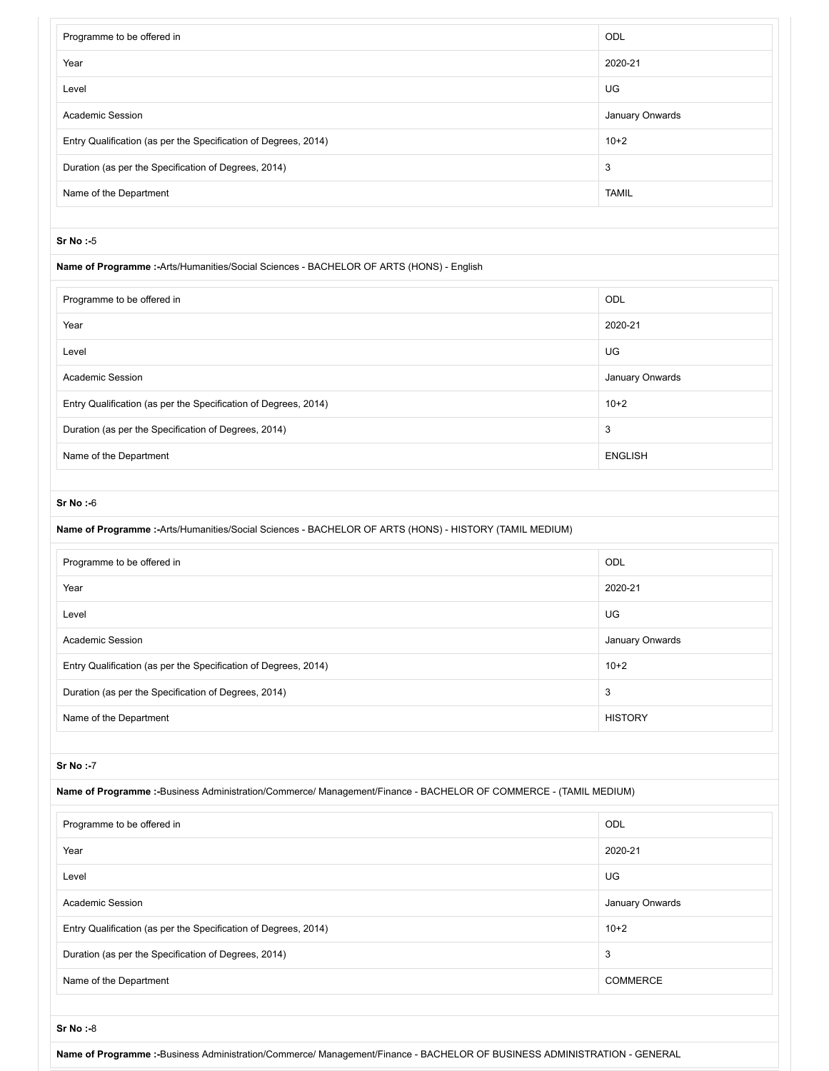| Programme to be offered in | ODL |
|---|---|
| Year | 2020-21 |
| Level | UG |
| Academic Session | January Onwards |
| Entry Qualification (as per the Specification of Degrees, 2014) | 10+2 |
| Duration (as per the Specification of Degrees, 2014) | 3 |
| Name of the Department | TAMIL |

**Sr No :-**5

**Name of Programme :-**Arts/Humanities/Social Sciences - BACHELOR OF ARTS (HONS) - English

| Programme to be offered in | ODL |
|---|---|
| Year | 2020-21 |
| Level | UG |
| Academic Session | January Onwards |
| Entry Qualification (as per the Specification of Degrees, 2014) | 10+2 |
| Duration (as per the Specification of Degrees, 2014) | 3 |
| Name of the Department | ENGLISH |

**Sr No :-**6

**Name of Programme :-**Arts/Humanities/Social Sciences - BACHELOR OF ARTS (HONS) - HISTORY (TAMIL MEDIUM)

| Programme to be offered in | ODL |
|---|---|
| Year | 2020-21 |
| Level | UG |
| Academic Session | January Onwards |
| Entry Qualification (as per the Specification of Degrees, 2014) | 10+2 |
| Duration (as per the Specification of Degrees, 2014) | 3 |
| Name of the Department | HISTORY |

**Sr No :-**7

**Name of Programme :-**Business Administration/Commerce/ Management/Finance - BACHELOR OF COMMERCE - (TAMIL MEDIUM)

| Programme to be offered in | ODL |
|---|---|
| Year | 2020-21 |
| Level | UG |
| Academic Session | January Onwards |
| Entry Qualification (as per the Specification of Degrees, 2014) | 10+2 |
| Duration (as per the Specification of Degrees, 2014) | 3 |
| Name of the Department | COMMERCE |

**Sr No :-**8

**Name of Programme :-**Business Administration/Commerce/ Management/Finance - BACHELOR OF BUSINESS ADMINISTRATION - GENERAL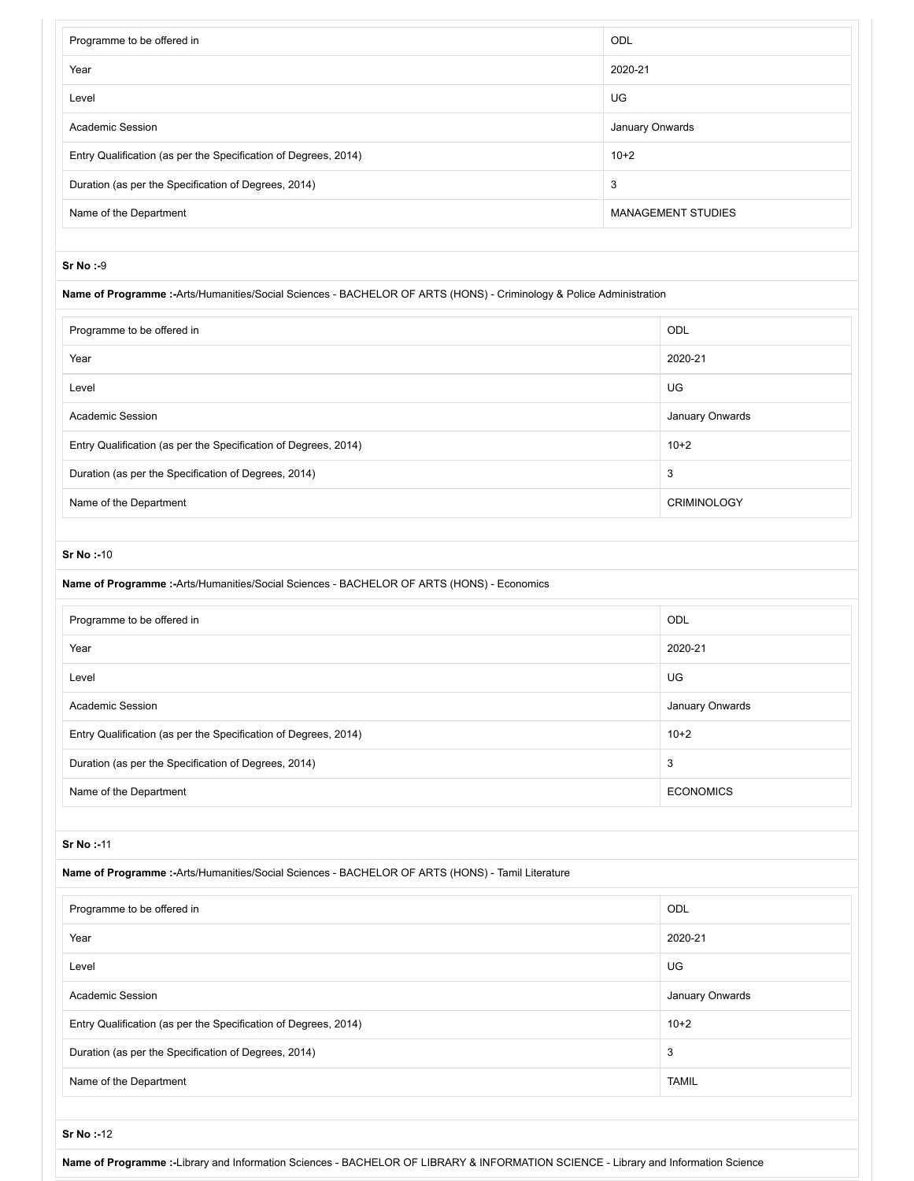| Programme to be offered in | ODL |
|---|---|
| Year | 2020-21 |
| Level | UG |
| Academic Session | January Onwards |
| Entry Qualification (as per the Specification of Degrees, 2014) | 10+2 |
| Duration (as per the Specification of Degrees, 2014) | 3 |
| Name of the Department | MANAGEMENT STUDIES |

**Sr No :-**9

**Name of Programme :-**Arts/Humanities/Social Sciences - BACHELOR OF ARTS (HONS) - Criminology & Police Administration

| Programme to be offered in | ODL |
|---|---|
| Year | 2020-21 |
| Level | UG |
| Academic Session | January Onwards |
| Entry Qualification (as per the Specification of Degrees, 2014) | 10+2 |
| Duration (as per the Specification of Degrees, 2014) | 3 |
| Name of the Department | CRIMINOLOGY |

**Sr No :-**10

**Name of Programme :-**Arts/Humanities/Social Sciences - BACHELOR OF ARTS (HONS) - Economics

| Programme to be offered in | ODL |
|---|---|
| Year | 2020-21 |
| Level | UG |
| Academic Session | January Onwards |
| Entry Qualification (as per the Specification of Degrees, 2014) | 10+2 |
| Duration (as per the Specification of Degrees, 2014) | 3 |
| Name of the Department | ECONOMICS |

**Sr No :-**11

**Name of Programme :-**Arts/Humanities/Social Sciences - BACHELOR OF ARTS (HONS) - Tamil Literature

| Programme to be offered in | ODL |
|---|---|
| Year | 2020-21 |
| Level | UG |
| Academic Session | January Onwards |
| Entry Qualification (as per the Specification of Degrees, 2014) | 10+2 |
| Duration (as per the Specification of Degrees, 2014) | 3 |
| Name of the Department | TAMIL |

**Sr No :-**12

**Name of Programme :-**Library and Information Sciences - BACHELOR OF LIBRARY & INFORMATION SCIENCE - Library and Information Science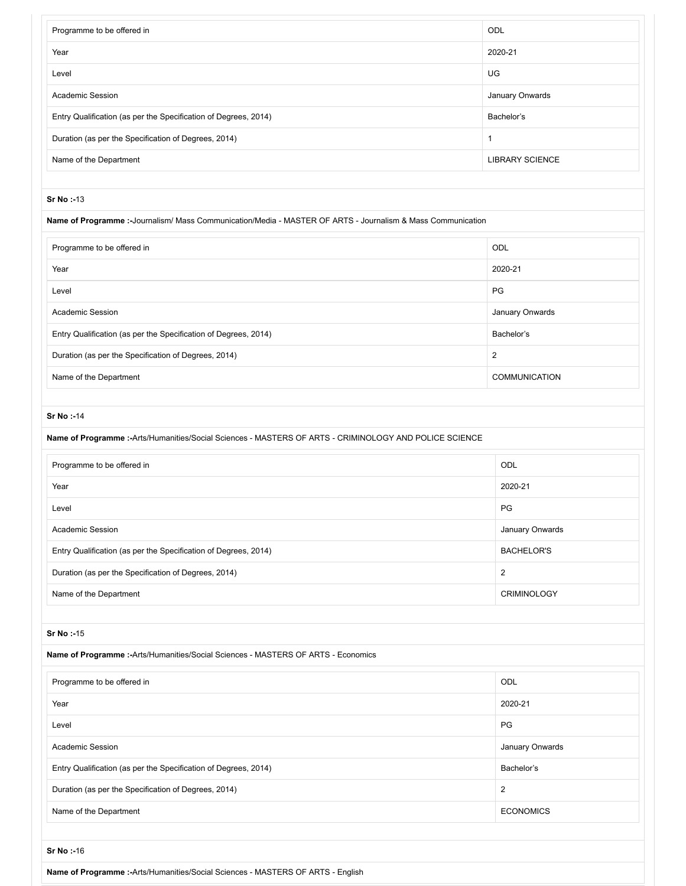| Programme to be offered in | ODL |
| --- | --- |
| Year | 2020-21 |
| Level | UG |
| Academic Session | January Onwards |
| Entry Qualification (as per the Specification of Degrees, 2014) | Bachelor's |
| Duration (as per the Specification of Degrees, 2014) | 1 |
| Name of the Department | LIBRARY SCIENCE |

**Sr No :-**13

**Name of Programme :-**Journalism/ Mass Communication/Media - MASTER OF ARTS - Journalism & Mass Communication

| Programme to be offered in | ODL |
| --- | --- |
| Year | 2020-21 |
| Level | PG |
| Academic Session | January Onwards |
| Entry Qualification (as per the Specification of Degrees, 2014) | Bachelor's |
| Duration (as per the Specification of Degrees, 2014) | 2 |
| Name of the Department | COMMUNICATION |

**Sr No :-**14

**Name of Programme :-**Arts/Humanities/Social Sciences - MASTERS OF ARTS - CRIMINOLOGY AND POLICE SCIENCE

| Programme to be offered in | ODL |
| --- | --- |
| Year | 2020-21 |
| Level | PG |
| Academic Session | January Onwards |
| Entry Qualification (as per the Specification of Degrees, 2014) | BACHELOR'S |
| Duration (as per the Specification of Degrees, 2014) | 2 |
| Name of the Department | CRIMINOLOGY |

**Sr No :-**15

**Name of Programme :-**Arts/Humanities/Social Sciences - MASTERS OF ARTS - Economics

| Programme to be offered in | ODL |
| --- | --- |
| Year | 2020-21 |
| Level | PG |
| Academic Session | January Onwards |
| Entry Qualification (as per the Specification of Degrees, 2014) | Bachelor's |
| Duration (as per the Specification of Degrees, 2014) | 2 |
| Name of the Department | ECONOMICS |

**Sr No :-**16

**Name of Programme :-**Arts/Humanities/Social Sciences - MASTERS OF ARTS - English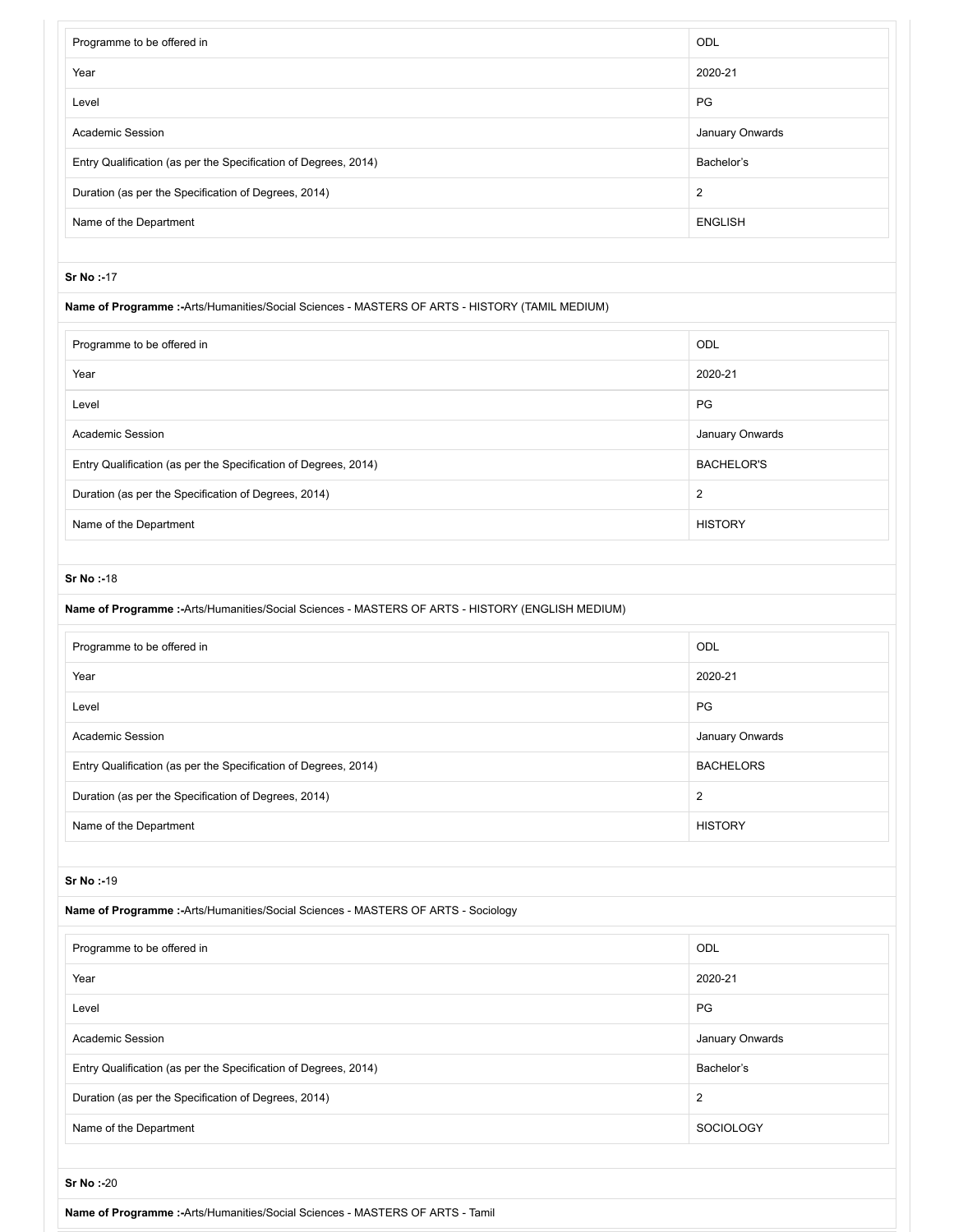| Programme to be offered in | ODL |
|---|---|
| Year | 2020-21 |
| Level | PG |
| Academic Session | January Onwards |
| Entry Qualification (as per the Specification of Degrees, 2014) | Bachelor's |
| Duration (as per the Specification of Degrees, 2014) | 2 |
| Name of the Department | ENGLISH |

**Sr No :-**17

**Name of Programme :-**Arts/Humanities/Social Sciences - MASTERS OF ARTS - HISTORY (TAMIL MEDIUM)

| Programme to be offered in | ODL |
|---|---|
| Year | 2020-21 |
| Level | PG |
| Academic Session | January Onwards |
| Entry Qualification (as per the Specification of Degrees, 2014) | BACHELOR'S |
| Duration (as per the Specification of Degrees, 2014) | 2 |
| Name of the Department | HISTORY |

**Sr No :-**18

**Name of Programme :-**Arts/Humanities/Social Sciences - MASTERS OF ARTS - HISTORY (ENGLISH MEDIUM)

| Programme to be offered in | ODL |
|---|---|
| Year | 2020-21 |
| Level | PG |
| Academic Session | January Onwards |
| Entry Qualification (as per the Specification of Degrees, 2014) | BACHELORS |
| Duration (as per the Specification of Degrees, 2014) | 2 |
| Name of the Department | HISTORY |

**Sr No :-**19

**Name of Programme :-**Arts/Humanities/Social Sciences - MASTERS OF ARTS - Sociology

| Programme to be offered in | ODL |
|---|---|
| Year | 2020-21 |
| Level | PG |
| Academic Session | January Onwards |
| Entry Qualification (as per the Specification of Degrees, 2014) | Bachelor's |
| Duration (as per the Specification of Degrees, 2014) | 2 |
| Name of the Department | SOCIOLOGY |

**Sr No :-**20

**Name of Programme :-**Arts/Humanities/Social Sciences - MASTERS OF ARTS - Tamil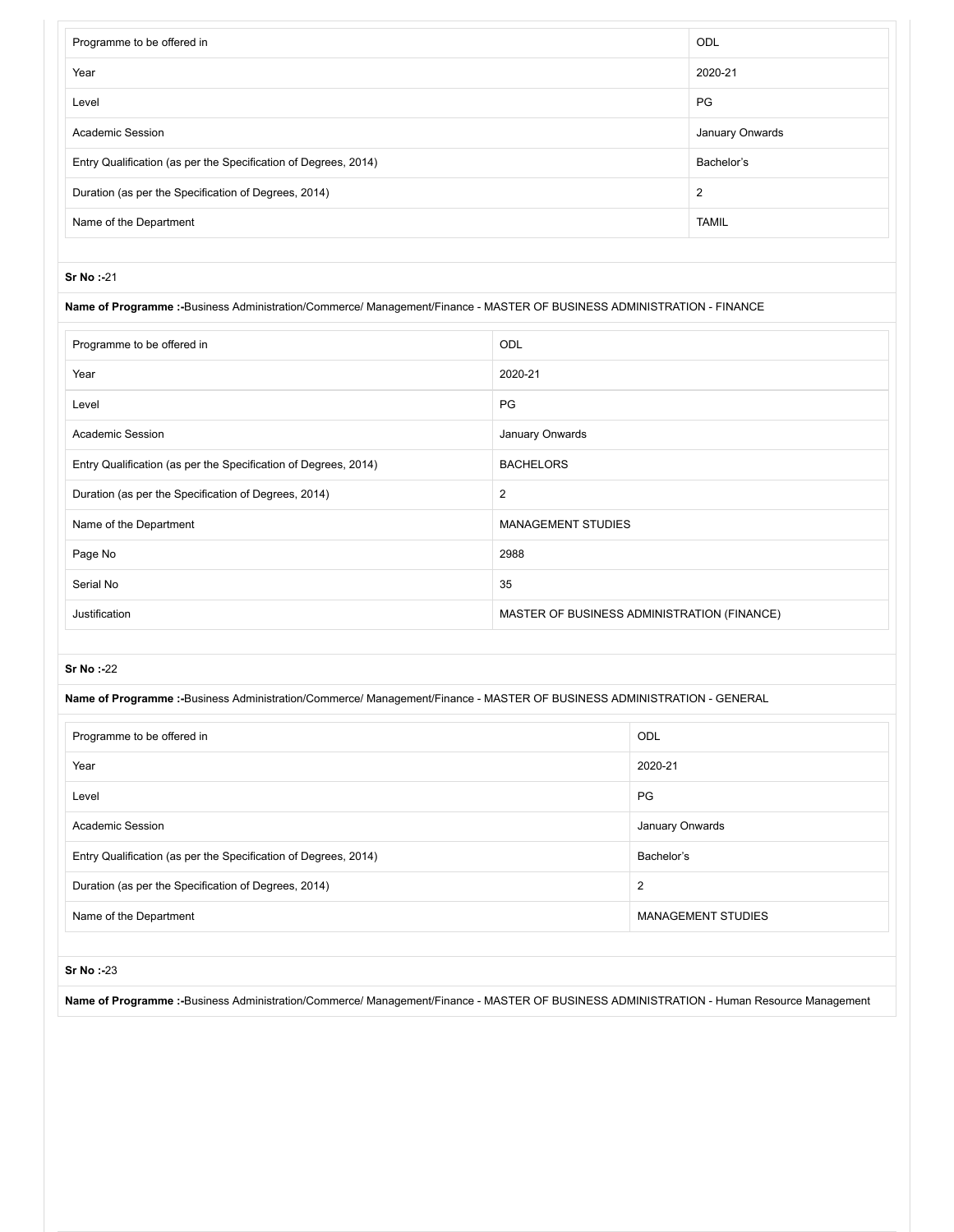| Programme to be offered in | ODL |
| --- | --- |
| Year | 2020-21 |
| Level | PG |
| Academic Session | January Onwards |
| Entry Qualification (as per the Specification of Degrees, 2014) | Bachelor's |
| Duration (as per the Specification of Degrees, 2014) | 2 |
| Name of the Department | TAMIL |

**Sr No :-**21

**Name of Programme :-**Business Administration/Commerce/ Management/Finance - MASTER OF BUSINESS ADMINISTRATION - FINANCE

| Programme to be offered in | ODL |
| --- | --- |
| Year | 2020-21 |
| Level | PG |
| Academic Session | January Onwards |
| Entry Qualification (as per the Specification of Degrees, 2014) | BACHELORS |
| Duration (as per the Specification of Degrees, 2014) | 2 |
| Name of the Department | MANAGEMENT STUDIES |
| Page No | 2988 |
| Serial No | 35 |
| Justification | MASTER OF BUSINESS ADMINISTRATION (FINANCE) |

**Sr No :-**22

**Name of Programme :-**Business Administration/Commerce/ Management/Finance - MASTER OF BUSINESS ADMINISTRATION - GENERAL

| Programme to be offered in | ODL |
| --- | --- |
| Year | 2020-21 |
| Level | PG |
| Academic Session | January Onwards |
| Entry Qualification (as per the Specification of Degrees, 2014) | Bachelor's |
| Duration (as per the Specification of Degrees, 2014) | 2 |
| Name of the Department | MANAGEMENT STUDIES |

**Sr No :-**23

**Name of Programme :-**Business Administration/Commerce/ Management/Finance - MASTER OF BUSINESS ADMINISTRATION - Human Resource Management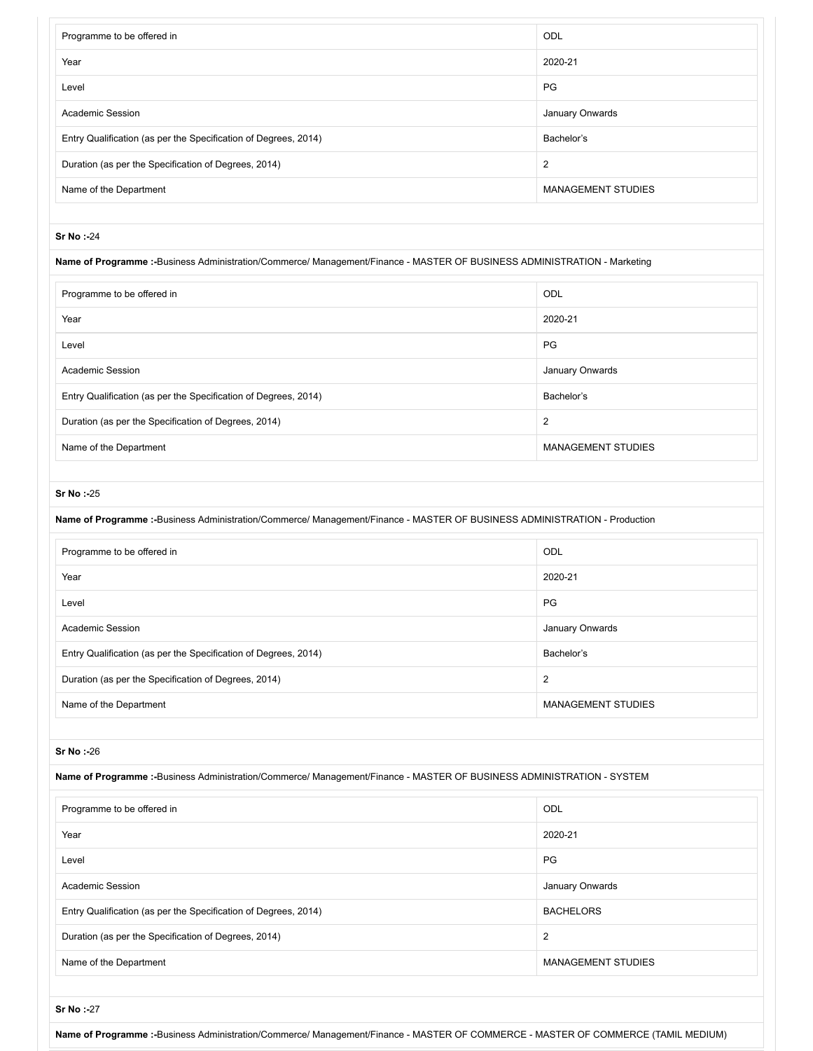| Programme to be offered in | ODL |
|---|---|
| Year | 2020-21 |
| Level | PG |
| Academic Session | January Onwards |
| Entry Qualification (as per the Specification of Degrees, 2014) | Bachelor's |
| Duration (as per the Specification of Degrees, 2014) | 2 |
| Name of the Department | MANAGEMENT STUDIES |

**Sr No :-**24

**Name of Programme :-**Business Administration/Commerce/ Management/Finance - MASTER OF BUSINESS ADMINISTRATION - Marketing

| Programme to be offered in | ODL |
|---|---|
| Year | 2020-21 |
| Level | PG |
| Academic Session | January Onwards |
| Entry Qualification (as per the Specification of Degrees, 2014) | Bachelor's |
| Duration (as per the Specification of Degrees, 2014) | 2 |
| Name of the Department | MANAGEMENT STUDIES |

**Sr No :-**25

**Name of Programme :-**Business Administration/Commerce/ Management/Finance - MASTER OF BUSINESS ADMINISTRATION - Production

| Programme to be offered in | ODL |
|---|---|
| Year | 2020-21 |
| Level | PG |
| Academic Session | January Onwards |
| Entry Qualification (as per the Specification of Degrees, 2014) | Bachelor's |
| Duration (as per the Specification of Degrees, 2014) | 2 |
| Name of the Department | MANAGEMENT STUDIES |

**Sr No :-**26

**Name of Programme :-**Business Administration/Commerce/ Management/Finance - MASTER OF BUSINESS ADMINISTRATION - SYSTEM

| Programme to be offered in | ODL |
|---|---|
| Year | 2020-21 |
| Level | PG |
| Academic Session | January Onwards |
| Entry Qualification (as per the Specification of Degrees, 2014) | BACHELORS |
| Duration (as per the Specification of Degrees, 2014) | 2 |
| Name of the Department | MANAGEMENT STUDIES |

**Sr No :-**27

**Name of Programme :-**Business Administration/Commerce/ Management/Finance - MASTER OF COMMERCE - MASTER OF COMMERCE (TAMIL MEDIUM)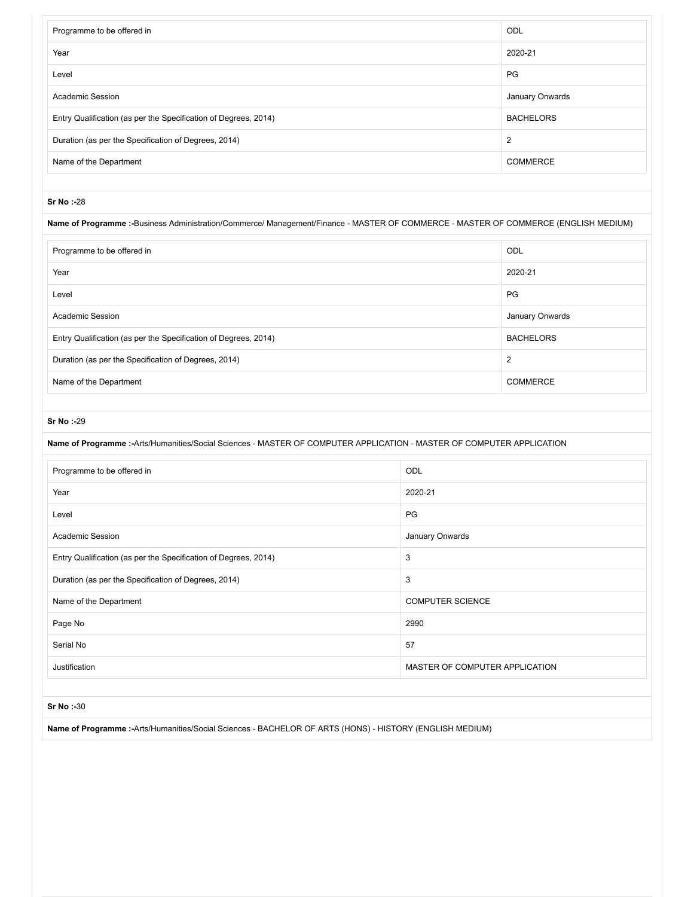| Programme to be offered in | ODL |
|---|---|
| Year | 2020-21 |
| Level | PG |
| Academic Session | January Onwards |
| Entry Qualification (as per the Specification of Degrees, 2014) | BACHELORS |
| Duration (as per the Specification of Degrees, 2014) | 2 |
| Name of the Department | COMMERCE |

**Sr No :-**28

**Name of Programme :-**Business Administration/Commerce/ Management/Finance - MASTER OF COMMERCE - MASTER OF COMMERCE (ENGLISH MEDIUM)

| Programme to be offered in | ODL |
|---|---|
| Year | 2020-21 |
| Level | PG |
| Academic Session | January Onwards |
| Entry Qualification (as per the Specification of Degrees, 2014) | BACHELORS |
| Duration (as per the Specification of Degrees, 2014) | 2 |
| Name of the Department | COMMERCE |

**Sr No :-**29

**Name of Programme :-**Arts/Humanities/Social Sciences - MASTER OF COMPUTER APPLICATION - MASTER OF COMPUTER APPLICATION

| Programme to be offered in | ODL |
|---|---|
| Year | 2020-21 |
| Level | PG |
| Academic Session | January Onwards |
| Entry Qualification (as per the Specification of Degrees, 2014) | 3 |
| Duration (as per the Specification of Degrees, 2014) | 3 |
| Name of the Department | COMPUTER SCIENCE |
| Page No | 2990 |
| Serial No | 57 |
| Justification | MASTER OF COMPUTER APPLICATION |

**Sr No :-**30

**Name of Programme :-**Arts/Humanities/Social Sciences - BACHELOR OF ARTS (HONS) - HISTORY (ENGLISH MEDIUM)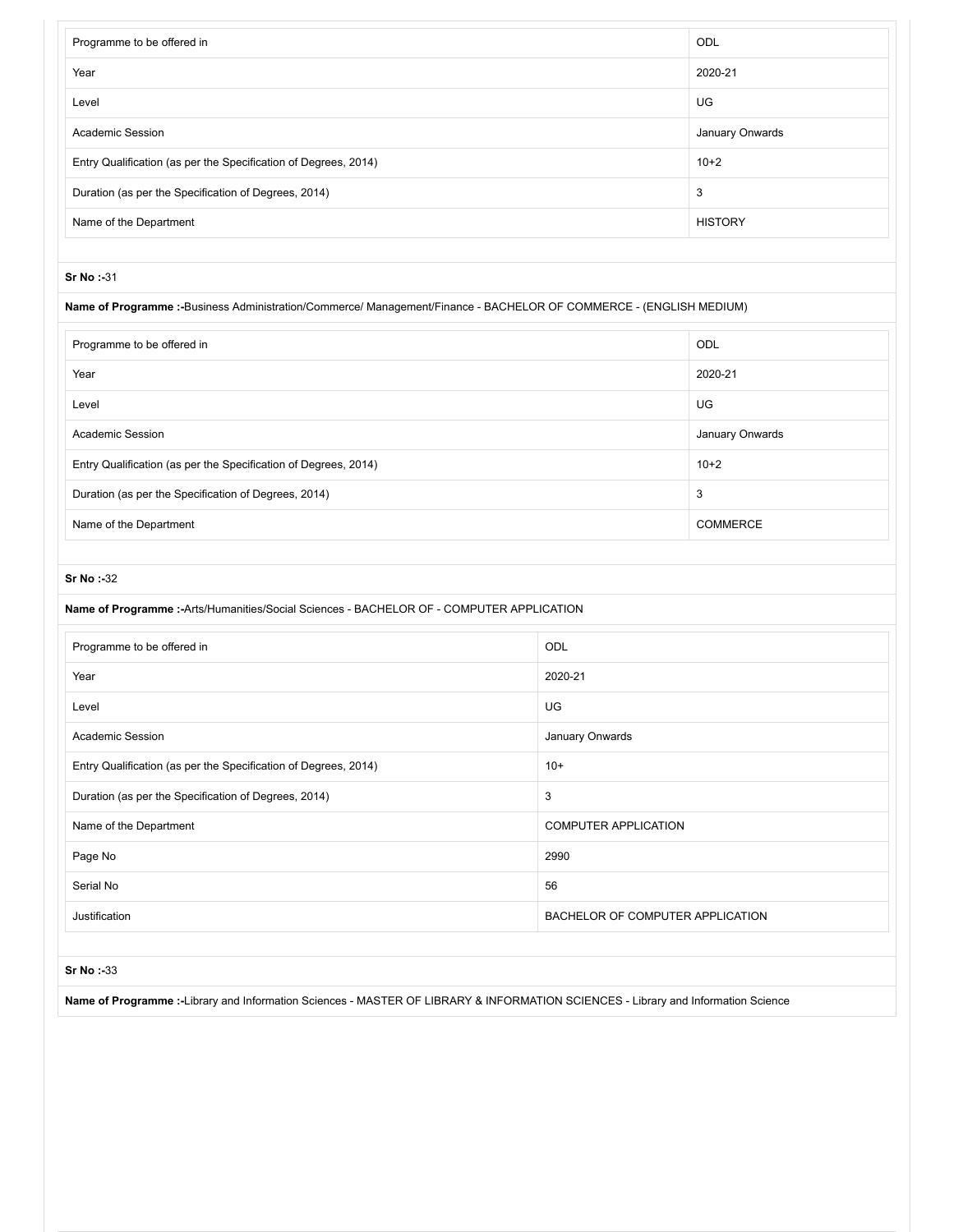| Programme to be offered in | ODL |
| --- | --- |
| Year | 2020-21 |
| Level | UG |
| Academic Session | January Onwards |
| Entry Qualification (as per the Specification of Degrees, 2014) | 10+2 |
| Duration (as per the Specification of Degrees, 2014) | 3 |
| Name of the Department | HISTORY |

**Sr No :-**31

**Name of Programme :-**Business Administration/Commerce/ Management/Finance - BACHELOR OF COMMERCE - (ENGLISH MEDIUM)

| Programme to be offered in | ODL |
| --- | --- |
| Year | 2020-21 |
| Level | UG |
| Academic Session | January Onwards |
| Entry Qualification (as per the Specification of Degrees, 2014) | 10+2 |
| Duration (as per the Specification of Degrees, 2014) | 3 |
| Name of the Department | COMMERCE |

**Sr No :-**32

**Name of Programme :-**Arts/Humanities/Social Sciences - BACHELOR OF - COMPUTER APPLICATION

| Programme to be offered in | ODL |
| --- | --- |
| Year | 2020-21 |
| Level | UG |
| Academic Session | January Onwards |
| Entry Qualification (as per the Specification of Degrees, 2014) | 10+ |
| Duration (as per the Specification of Degrees, 2014) | 3 |
| Name of the Department | COMPUTER APPLICATION |
| Page No | 2990 |
| Serial No | 56 |
| Justification | BACHELOR OF COMPUTER APPLICATION |

**Sr No :-**33

**Name of Programme :-**Library and Information Sciences - MASTER OF LIBRARY & INFORMATION SCIENCES - Library and Information Science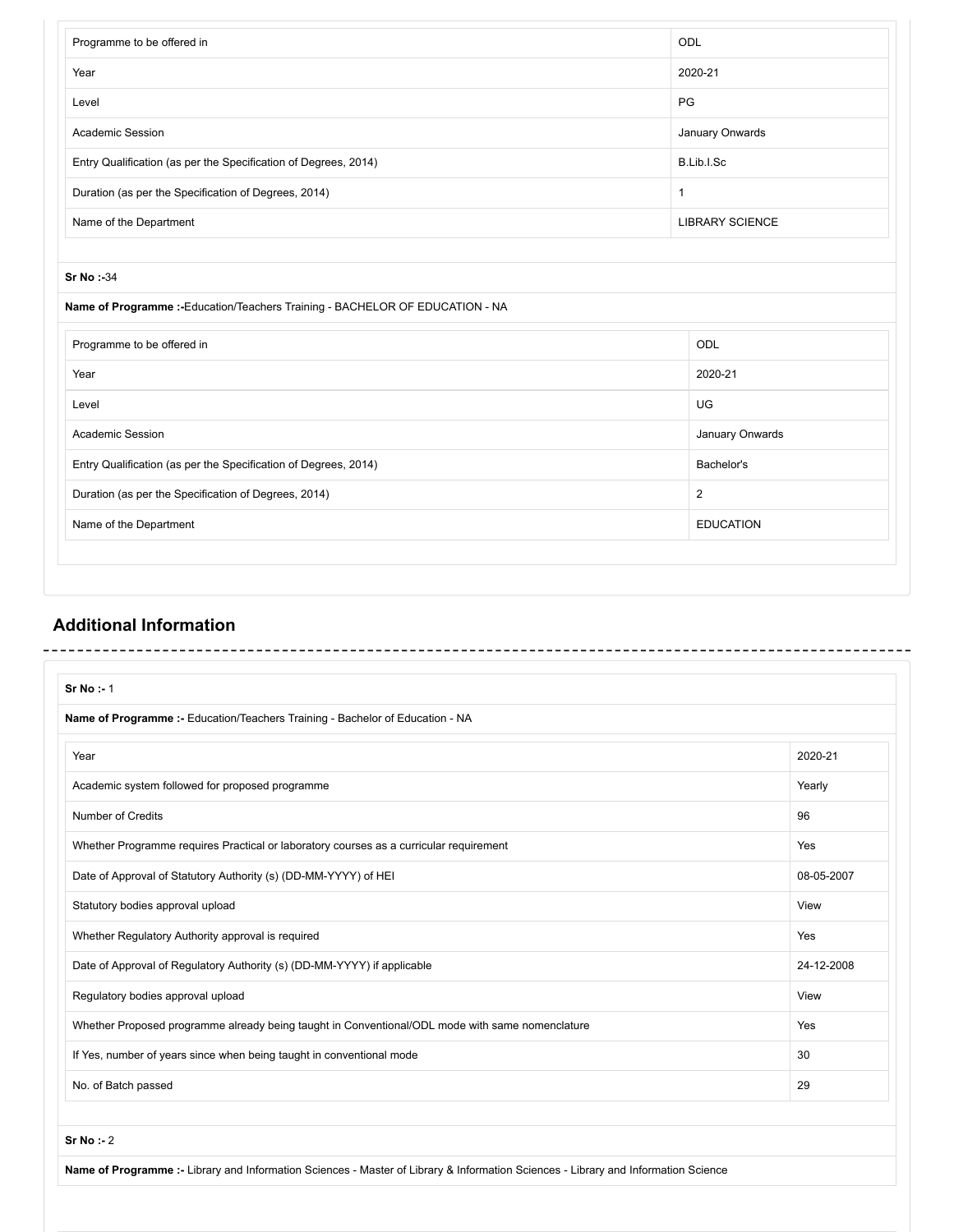| Programme to be offered in | ODL |
|---|---|
| Year | 2020-21 |
| Level | PG |
| Academic Session | January Onwards |
| Entry Qualification (as per the Specification of Degrees, 2014) | B.Lib.I.Sc |
| Duration (as per the Specification of Degrees, 2014) | 1 |
| Name of the Department | LIBRARY SCIENCE |

**Sr No :-**34

**Name of Programme :-**Education/Teachers Training - BACHELOR OF EDUCATION - NA

| Programme to be offered in | ODL |
|---|---|
| Year | 2020-21 |
| Level | UG |
| Academic Session | January Onwards |
| Entry Qualification (as per the Specification of Degrees, 2014) | Bachelor's |
| Duration (as per the Specification of Degrees, 2014) | 2 |
| Name of the Department | EDUCATION |

## Additional Information

**Sr No :-** 1

**Name of Programme :-** Education/Teachers Training - Bachelor of Education - NA

| Year | 2020-21 |
|---|---|
| Academic system followed for proposed programme | Yearly |
| Number of Credits | 96 |
| Whether Programme requires Practical or laboratory courses as a curricular requirement | Yes |
| Date of Approval of Statutory Authority (s) (DD-MM-YYYY) of HEI | 08-05-2007 |
| Statutory bodies approval upload | View |
| Whether Regulatory Authority approval is required | Yes |
| Date of Approval of Regulatory Authority (s) (DD-MM-YYYY) if applicable | 24-12-2008 |
| Regulatory bodies approval upload | View |
| Whether Proposed programme already being taught in Conventional/ODL mode with same nomenclature | Yes |
| If Yes, number of years since when being taught in conventional mode | 30 |
| No. of Batch passed | 29 |

**Sr No :-** 2

**Name of Programme :-** Library and Information Sciences - Master of Library & Information Sciences - Library and Information Science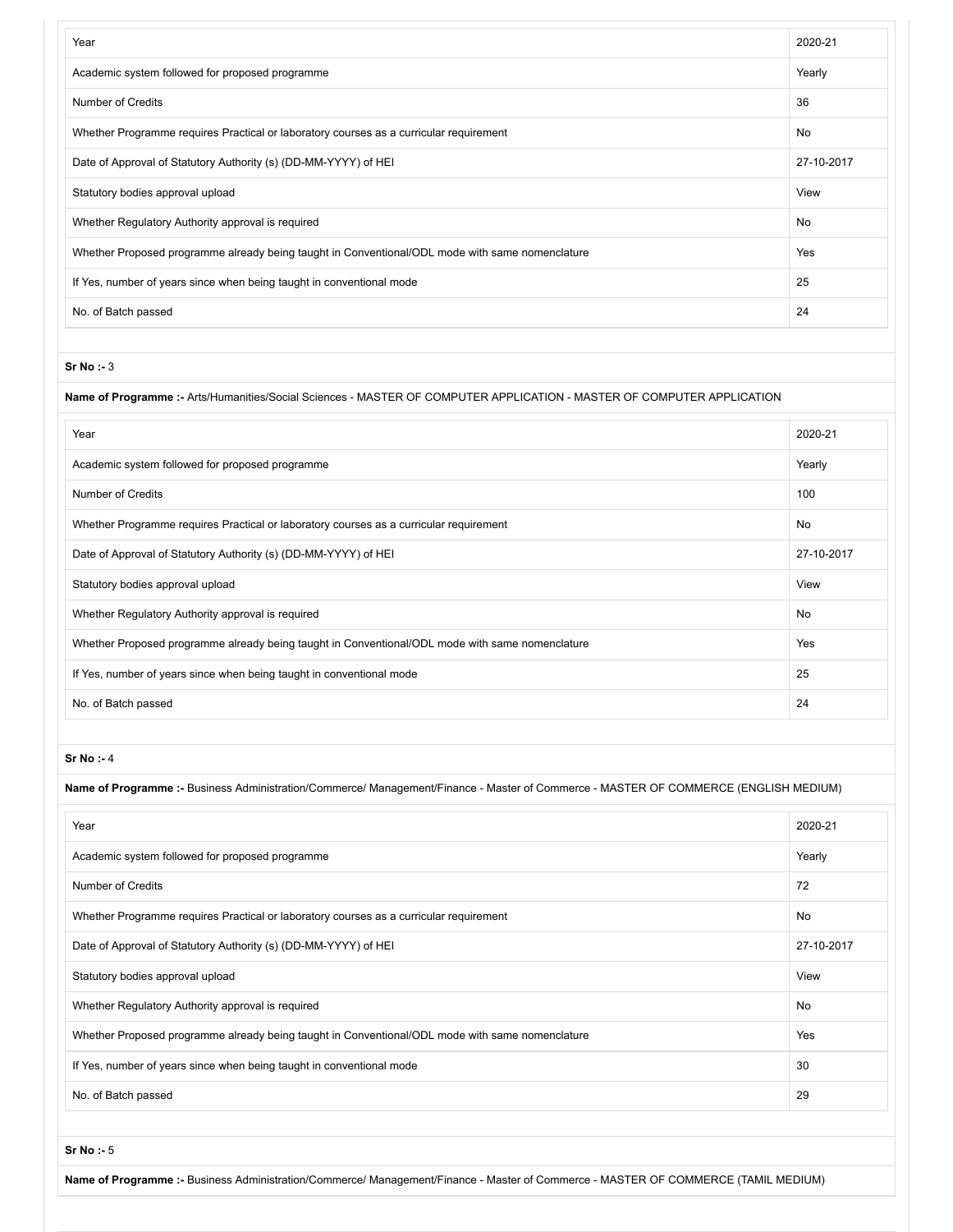| Year | 2020-21 |
|---|---|
| Academic system followed for proposed programme | Yearly |
| Number of Credits | 36 |
| Whether Programme requires Practical or laboratory courses as a curricular requirement | No |
| Date of Approval of Statutory Authority (s) (DD-MM-YYYY) of HEI | 27-10-2017 |
| Statutory bodies approval upload | View |
| Whether Regulatory Authority approval is required | No |
| Whether Proposed programme already being taught in Conventional/ODL mode with same nomenclature | Yes |
| If Yes, number of years since when being taught in conventional mode | 25 |
| No. of Batch passed | 24 |

**Sr No :-** 3

**Name of Programme :-** Arts/Humanities/Social Sciences - MASTER OF COMPUTER APPLICATION - MASTER OF COMPUTER APPLICATION

| Year | 2020-21 |
|---|---|
| Academic system followed for proposed programme | Yearly |
| Number of Credits | 100 |
| Whether Programme requires Practical or laboratory courses as a curricular requirement | No |
| Date of Approval of Statutory Authority (s) (DD-MM-YYYY) of HEI | 27-10-2017 |
| Statutory bodies approval upload | View |
| Whether Regulatory Authority approval is required | No |
| Whether Proposed programme already being taught in Conventional/ODL mode with same nomenclature | Yes |
| If Yes, number of years since when being taught in conventional mode | 25 |
| No. of Batch passed | 24 |

**Sr No :-** 4

**Name of Programme :-** Business Administration/Commerce/ Management/Finance - Master of Commerce - MASTER OF COMMERCE (ENGLISH MEDIUM)

| Year | 2020-21 |
|---|---|
| Academic system followed for proposed programme | Yearly |
| Number of Credits | 72 |
| Whether Programme requires Practical or laboratory courses as a curricular requirement | No |
| Date of Approval of Statutory Authority (s) (DD-MM-YYYY) of HEI | 27-10-2017 |
| Statutory bodies approval upload | View |
| Whether Regulatory Authority approval is required | No |
| Whether Proposed programme already being taught in Conventional/ODL mode with same nomenclature | Yes |
| If Yes, number of years since when being taught in conventional mode | 30 |
| No. of Batch passed | 29 |

**Sr No :-** 5

**Name of Programme :-** Business Administration/Commerce/ Management/Finance - Master of Commerce - MASTER OF COMMERCE (TAMIL MEDIUM)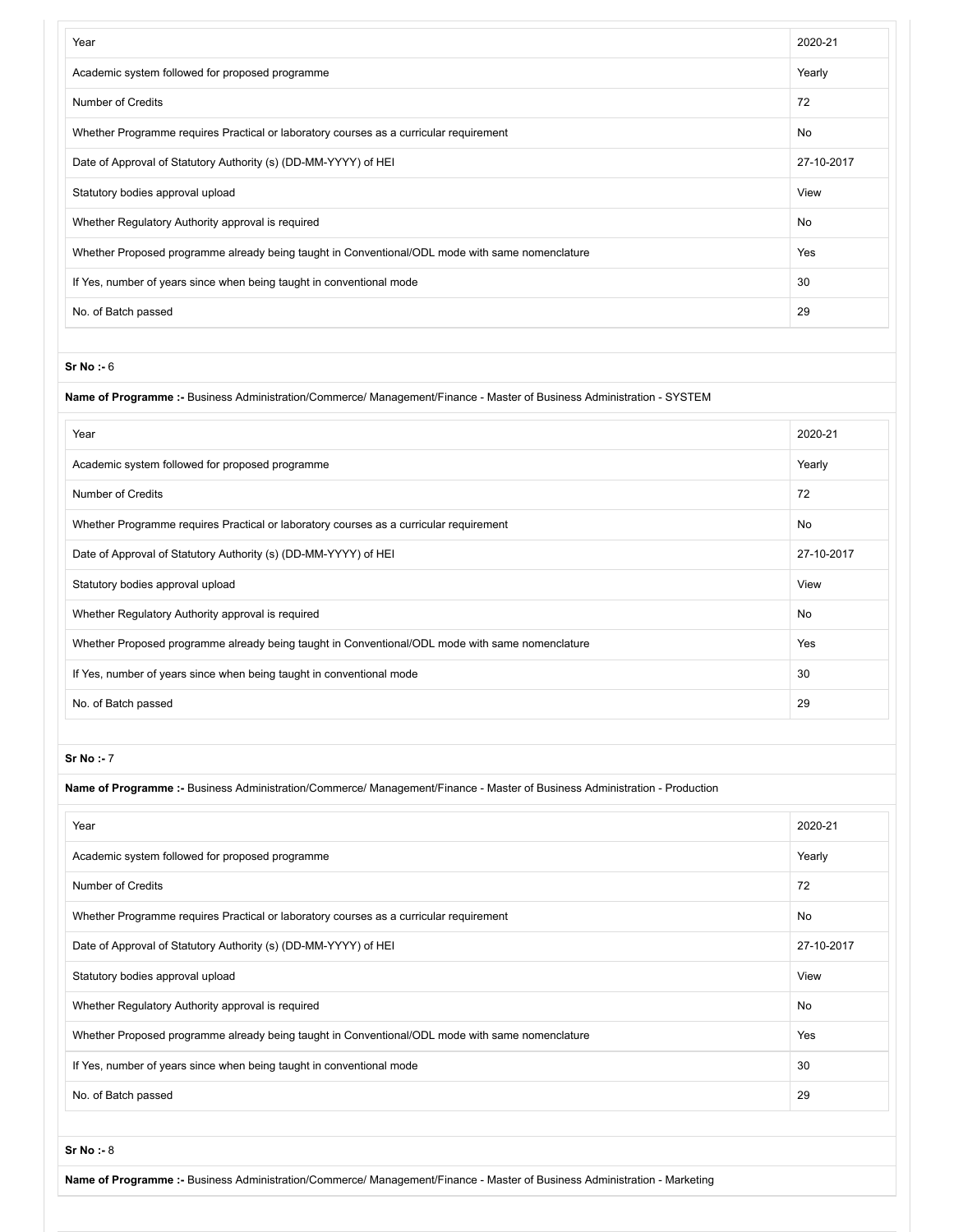| Year | 2020-21 |
|---|---|
| Academic system followed for proposed programme | Yearly |
| Number of Credits | 72 |
| Whether Programme requires Practical or laboratory courses as a curricular requirement | No |
| Date of Approval of Statutory Authority (s) (DD-MM-YYYY) of HEI | 27-10-2017 |
| Statutory bodies approval upload | View |
| Whether Regulatory Authority approval is required | No |
| Whether Proposed programme already being taught in Conventional/ODL mode with same nomenclature | Yes |
| If Yes, number of years since when being taught in conventional mode | 30 |
| No. of Batch passed | 29 |

**Sr No :-** 6

**Name of Programme :-** Business Administration/Commerce/ Management/Finance - Master of Business Administration - SYSTEM

| Year | 2020-21 |
|---|---|
| Academic system followed for proposed programme | Yearly |
| Number of Credits | 72 |
| Whether Programme requires Practical or laboratory courses as a curricular requirement | No |
| Date of Approval of Statutory Authority (s) (DD-MM-YYYY) of HEI | 27-10-2017 |
| Statutory bodies approval upload | View |
| Whether Regulatory Authority approval is required | No |
| Whether Proposed programme already being taught in Conventional/ODL mode with same nomenclature | Yes |
| If Yes, number of years since when being taught in conventional mode | 30 |
| No. of Batch passed | 29 |

**Sr No :-** 7

**Name of Programme :-** Business Administration/Commerce/ Management/Finance - Master of Business Administration - Production

| Year | 2020-21 |
|---|---|
| Academic system followed for proposed programme | Yearly |
| Number of Credits | 72 |
| Whether Programme requires Practical or laboratory courses as a curricular requirement | No |
| Date of Approval of Statutory Authority (s) (DD-MM-YYYY) of HEI | 27-10-2017 |
| Statutory bodies approval upload | View |
| Whether Regulatory Authority approval is required | No |
| Whether Proposed programme already being taught in Conventional/ODL mode with same nomenclature | Yes |
| If Yes, number of years since when being taught in conventional mode | 30 |
| No. of Batch passed | 29 |

**Sr No :-** 8

**Name of Programme :-** Business Administration/Commerce/ Management/Finance - Master of Business Administration - Marketing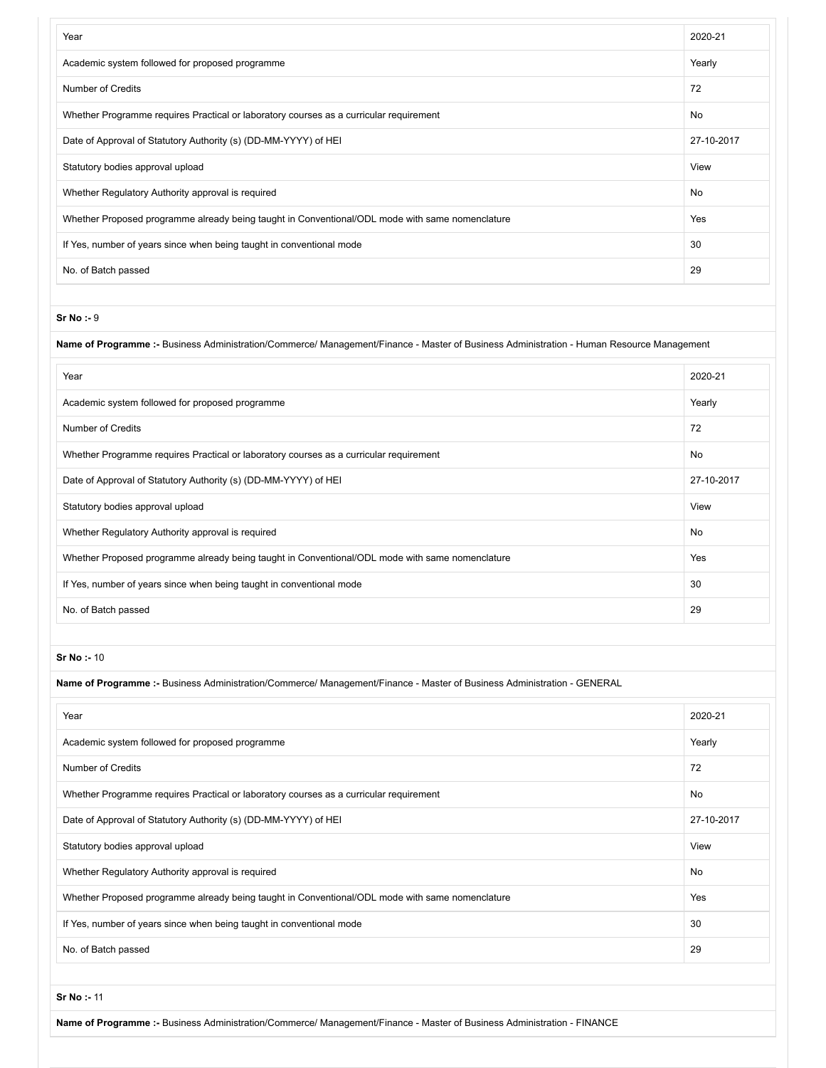| Year | 2020-21 |
| --- | --- |
| Academic system followed for proposed programme | Yearly |
| Number of Credits | 72 |
| Whether Programme requires Practical or laboratory courses as a curricular requirement | No |
| Date of Approval of Statutory Authority (s) (DD-MM-YYYY) of HEI | 27-10-2017 |
| Statutory bodies approval upload | View |
| Whether Regulatory Authority approval is required | No |
| Whether Proposed programme already being taught in Conventional/ODL mode with same nomenclature | Yes |
| If Yes, number of years since when being taught in conventional mode | 30 |
| No. of Batch passed | 29 |

**Sr No :-** 9

**Name of Programme :-** Business Administration/Commerce/ Management/Finance - Master of Business Administration - Human Resource Management

| Year | 2020-21 |
| --- | --- |
| Academic system followed for proposed programme | Yearly |
| Number of Credits | 72 |
| Whether Programme requires Practical or laboratory courses as a curricular requirement | No |
| Date of Approval of Statutory Authority (s) (DD-MM-YYYY) of HEI | 27-10-2017 |
| Statutory bodies approval upload | View |
| Whether Regulatory Authority approval is required | No |
| Whether Proposed programme already being taught in Conventional/ODL mode with same nomenclature | Yes |
| If Yes, number of years since when being taught in conventional mode | 30 |
| No. of Batch passed | 29 |

**Sr No :-** 10

**Name of Programme :-** Business Administration/Commerce/ Management/Finance - Master of Business Administration - GENERAL

| Year | 2020-21 |
| --- | --- |
| Academic system followed for proposed programme | Yearly |
| Number of Credits | 72 |
| Whether Programme requires Practical or laboratory courses as a curricular requirement | No |
| Date of Approval of Statutory Authority (s) (DD-MM-YYYY) of HEI | 27-10-2017 |
| Statutory bodies approval upload | View |
| Whether Regulatory Authority approval is required | No |
| Whether Proposed programme already being taught in Conventional/ODL mode with same nomenclature | Yes |
| If Yes, number of years since when being taught in conventional mode | 30 |
| No. of Batch passed | 29 |

**Sr No :-** 11

**Name of Programme :-** Business Administration/Commerce/ Management/Finance - Master of Business Administration - FINANCE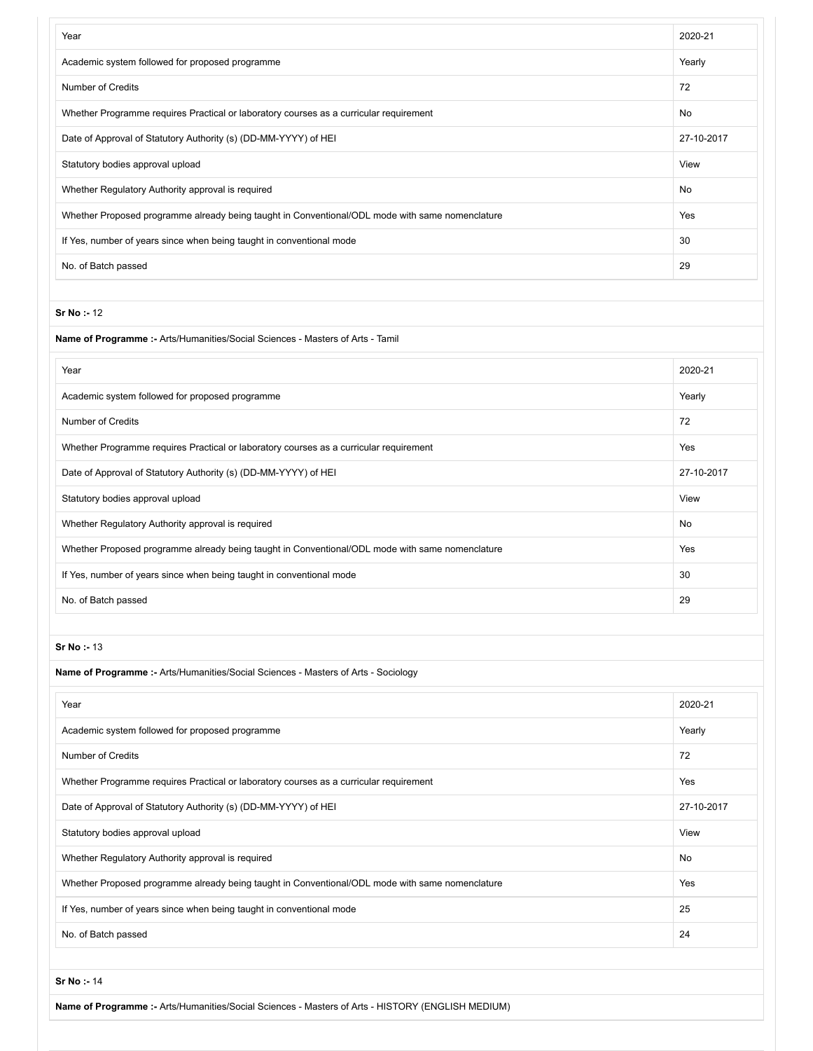| Year | 2020-21 |
|---|---|
| Academic system followed for proposed programme | Yearly |
| Number of Credits | 72 |
| Whether Programme requires Practical or laboratory courses as a curricular requirement | No |
| Date of Approval of Statutory Authority (s) (DD-MM-YYYY) of HEI | 27-10-2017 |
| Statutory bodies approval upload | View |
| Whether Regulatory Authority approval is required | No |
| Whether Proposed programme already being taught in Conventional/ODL mode with same nomenclature | Yes |
| If Yes, number of years since when being taught in conventional mode | 30 |
| No. of Batch passed | 29 |

**Sr No :-** 12

**Name of Programme :-** Arts/Humanities/Social Sciences - Masters of Arts - Tamil

| Year | 2020-21 |
|---|---|
| Academic system followed for proposed programme | Yearly |
| Number of Credits | 72 |
| Whether Programme requires Practical or laboratory courses as a curricular requirement | Yes |
| Date of Approval of Statutory Authority (s) (DD-MM-YYYY) of HEI | 27-10-2017 |
| Statutory bodies approval upload | View |
| Whether Regulatory Authority approval is required | No |
| Whether Proposed programme already being taught in Conventional/ODL mode with same nomenclature | Yes |
| If Yes, number of years since when being taught in conventional mode | 30 |
| No. of Batch passed | 29 |

**Sr No :-** 13

**Name of Programme :-** Arts/Humanities/Social Sciences - Masters of Arts - Sociology

| Year | 2020-21 |
|---|---|
| Academic system followed for proposed programme | Yearly |
| Number of Credits | 72 |
| Whether Programme requires Practical or laboratory courses as a curricular requirement | Yes |
| Date of Approval of Statutory Authority (s) (DD-MM-YYYY) of HEI | 27-10-2017 |
| Statutory bodies approval upload | View |
| Whether Regulatory Authority approval is required | No |
| Whether Proposed programme already being taught in Conventional/ODL mode with same nomenclature | Yes |
| If Yes, number of years since when being taught in conventional mode | 25 |
| No. of Batch passed | 24 |

**Sr No :-** 14

**Name of Programme :-** Arts/Humanities/Social Sciences - Masters of Arts - HISTORY (ENGLISH MEDIUM)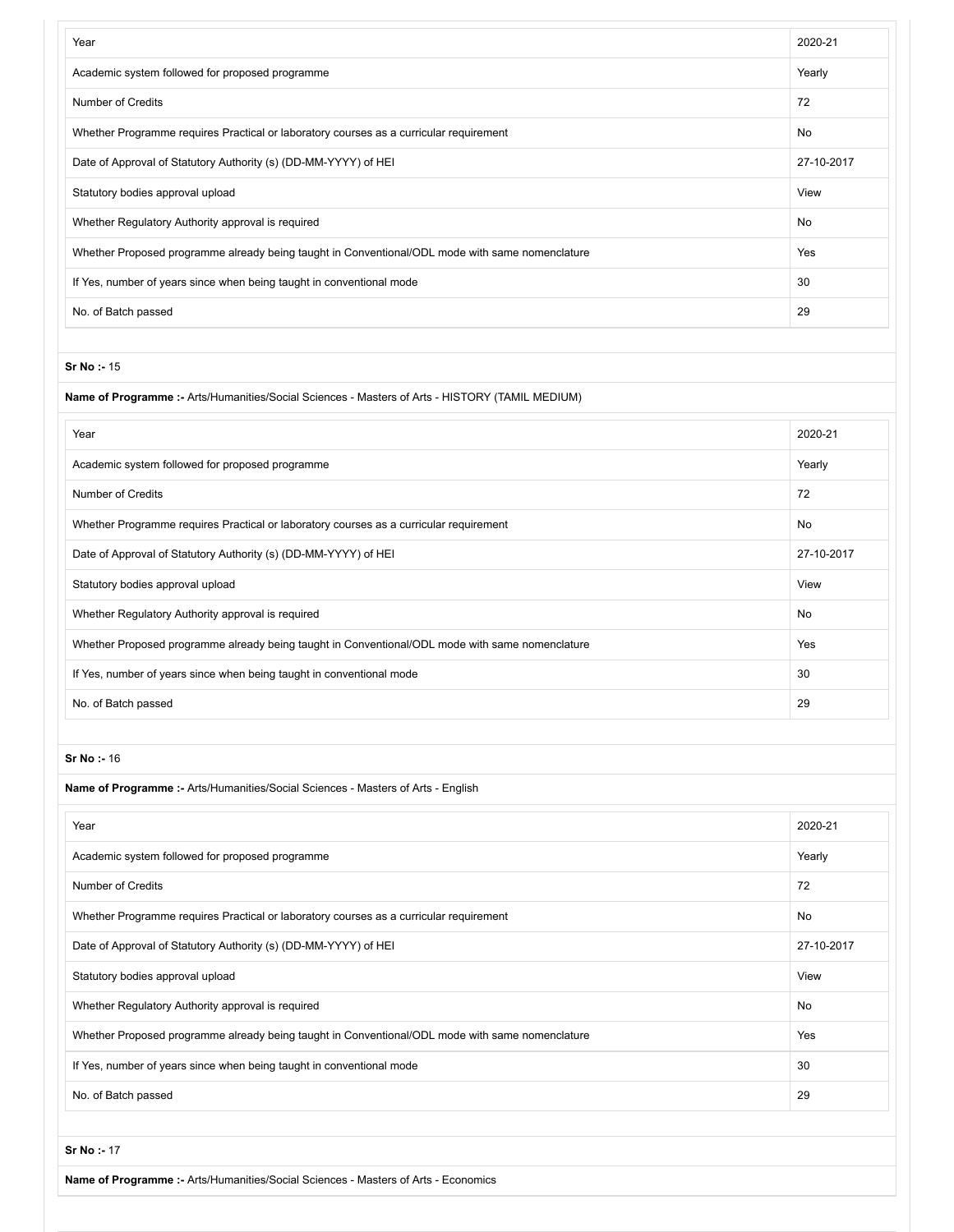| Year | 2020-21 |
|---|---|
| Academic system followed for proposed programme | Yearly |
| Number of Credits | 72 |
| Whether Programme requires Practical or laboratory courses as a curricular requirement | No |
| Date of Approval of Statutory Authority (s) (DD-MM-YYYY) of HEI | 27-10-2017 |
| Statutory bodies approval upload | View |
| Whether Regulatory Authority approval is required | No |
| Whether Proposed programme already being taught in Conventional/ODL mode with same nomenclature | Yes |
| If Yes, number of years since when being taught in conventional mode | 30 |
| No. of Batch passed | 29 |

**Sr No :-** 15

**Name of Programme :-** Arts/Humanities/Social Sciences - Masters of Arts - HISTORY (TAMIL MEDIUM)

| Year | 2020-21 |
|---|---|
| Academic system followed for proposed programme | Yearly |
| Number of Credits | 72 |
| Whether Programme requires Practical or laboratory courses as a curricular requirement | No |
| Date of Approval of Statutory Authority (s) (DD-MM-YYYY) of HEI | 27-10-2017 |
| Statutory bodies approval upload | View |
| Whether Regulatory Authority approval is required | No |
| Whether Proposed programme already being taught in Conventional/ODL mode with same nomenclature | Yes |
| If Yes, number of years since when being taught in conventional mode | 30 |
| No. of Batch passed | 29 |

**Sr No :-** 16

**Name of Programme :-** Arts/Humanities/Social Sciences - Masters of Arts - English

| Year | 2020-21 |
|---|---|
| Academic system followed for proposed programme | Yearly |
| Number of Credits | 72 |
| Whether Programme requires Practical or laboratory courses as a curricular requirement | No |
| Date of Approval of Statutory Authority (s) (DD-MM-YYYY) of HEI | 27-10-2017 |
| Statutory bodies approval upload | View |
| Whether Regulatory Authority approval is required | No |
| Whether Proposed programme already being taught in Conventional/ODL mode with same nomenclature | Yes |
| If Yes, number of years since when being taught in conventional mode | 30 |
| No. of Batch passed | 29 |

**Sr No :-** 17

**Name of Programme :-** Arts/Humanities/Social Sciences - Masters of Arts - Economics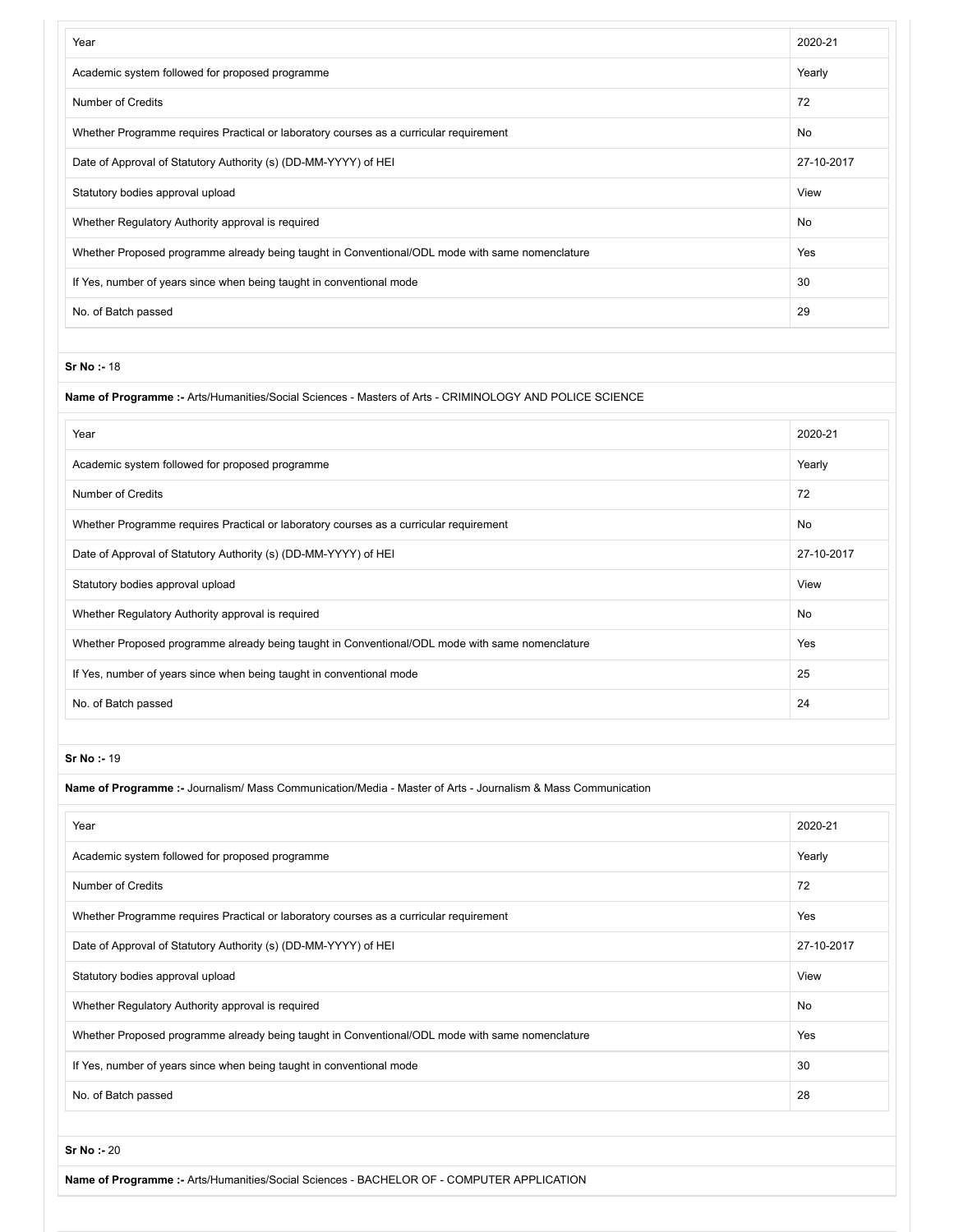| Year | 2020-21 |
| --- | --- |
| Academic system followed for proposed programme | Yearly |
| Number of Credits | 72 |
| Whether Programme requires Practical or laboratory courses as a curricular requirement | No |
| Date of Approval of Statutory Authority (s) (DD-MM-YYYY) of HEI | 27-10-2017 |
| Statutory bodies approval upload | View |
| Whether Regulatory Authority approval is required | No |
| Whether Proposed programme already being taught in Conventional/ODL mode with same nomenclature | Yes |
| If Yes, number of years since when being taught in conventional mode | 30 |
| No. of Batch passed | 29 |

**Sr No :-** 18

**Name of Programme :-** Arts/Humanities/Social Sciences - Masters of Arts - CRIMINOLOGY AND POLICE SCIENCE

| Year | 2020-21 |
| --- | --- |
| Academic system followed for proposed programme | Yearly |
| Number of Credits | 72 |
| Whether Programme requires Practical or laboratory courses as a curricular requirement | No |
| Date of Approval of Statutory Authority (s) (DD-MM-YYYY) of HEI | 27-10-2017 |
| Statutory bodies approval upload | View |
| Whether Regulatory Authority approval is required | No |
| Whether Proposed programme already being taught in Conventional/ODL mode with same nomenclature | Yes |
| If Yes, number of years since when being taught in conventional mode | 25 |
| No. of Batch passed | 24 |

**Sr No :-** 19

**Name of Programme :-** Journalism/ Mass Communication/Media - Master of Arts - Journalism & Mass Communication

| Year | 2020-21 |
| --- | --- |
| Academic system followed for proposed programme | Yearly |
| Number of Credits | 72 |
| Whether Programme requires Practical or laboratory courses as a curricular requirement | Yes |
| Date of Approval of Statutory Authority (s) (DD-MM-YYYY) of HEI | 27-10-2017 |
| Statutory bodies approval upload | View |
| Whether Regulatory Authority approval is required | No |
| Whether Proposed programme already being taught in Conventional/ODL mode with same nomenclature | Yes |
| If Yes, number of years since when being taught in conventional mode | 30 |
| No. of Batch passed | 28 |

**Sr No :-** 20

**Name of Programme :-** Arts/Humanities/Social Sciences - BACHELOR OF - COMPUTER APPLICATION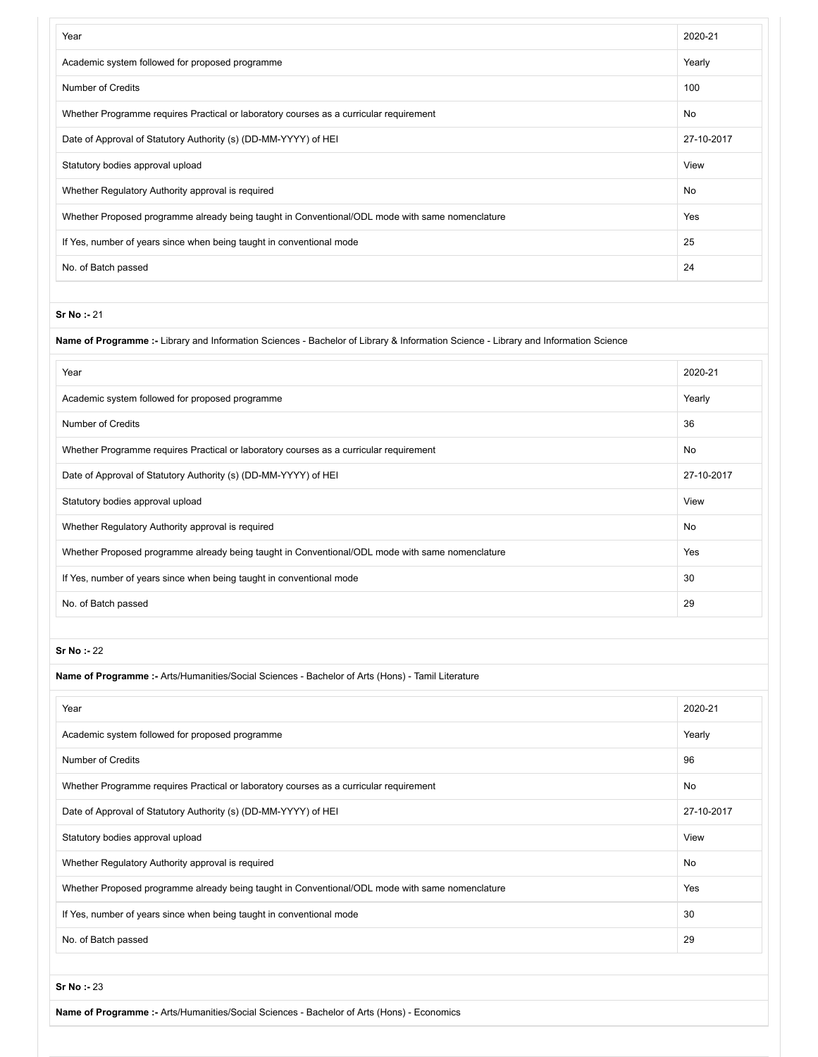| Year | 2020-21 |
| --- | --- |
| Academic system followed for proposed programme | Yearly |
| Number of Credits | 100 |
| Whether Programme requires Practical or laboratory courses as a curricular requirement | No |
| Date of Approval of Statutory Authority (s) (DD-MM-YYYY) of HEI | 27-10-2017 |
| Statutory bodies approval upload | View |
| Whether Regulatory Authority approval is required | No |
| Whether Proposed programme already being taught in Conventional/ODL mode with same nomenclature | Yes |
| If Yes, number of years since when being taught in conventional mode | 25 |
| No. of Batch passed | 24 |

**Sr No :-** 21

**Name of Programme :-** Library and Information Sciences - Bachelor of Library & Information Science - Library and Information Science

| Year | 2020-21 |
| --- | --- |
| Academic system followed for proposed programme | Yearly |
| Number of Credits | 36 |
| Whether Programme requires Practical or laboratory courses as a curricular requirement | No |
| Date of Approval of Statutory Authority (s) (DD-MM-YYYY) of HEI | 27-10-2017 |
| Statutory bodies approval upload | View |
| Whether Regulatory Authority approval is required | No |
| Whether Proposed programme already being taught in Conventional/ODL mode with same nomenclature | Yes |
| If Yes, number of years since when being taught in conventional mode | 30 |
| No. of Batch passed | 29 |

**Sr No :-** 22

**Name of Programme :-** Arts/Humanities/Social Sciences - Bachelor of Arts (Hons) - Tamil Literature

| Year | 2020-21 |
| --- | --- |
| Academic system followed for proposed programme | Yearly |
| Number of Credits | 96 |
| Whether Programme requires Practical or laboratory courses as a curricular requirement | No |
| Date of Approval of Statutory Authority (s) (DD-MM-YYYY) of HEI | 27-10-2017 |
| Statutory bodies approval upload | View |
| Whether Regulatory Authority approval is required | No |
| Whether Proposed programme already being taught in Conventional/ODL mode with same nomenclature | Yes |
| If Yes, number of years since when being taught in conventional mode | 30 |
| No. of Batch passed | 29 |

**Sr No :-** 23

**Name of Programme :-** Arts/Humanities/Social Sciences - Bachelor of Arts (Hons) - Economics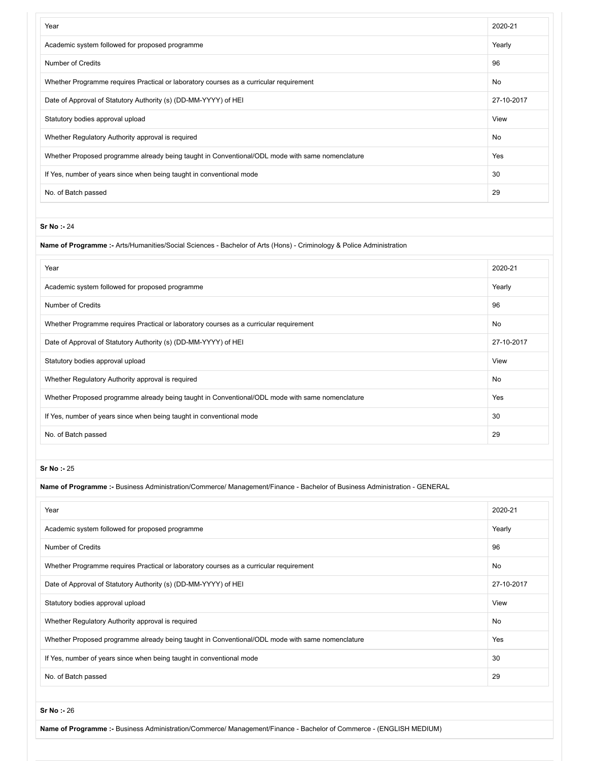| Year | 2020-21 |
| --- | --- |
| Academic system followed for proposed programme | Yearly |
| Number of Credits | 96 |
| Whether Programme requires Practical or laboratory courses as a curricular requirement | No |
| Date of Approval of Statutory Authority (s) (DD-MM-YYYY) of HEI | 27-10-2017 |
| Statutory bodies approval upload | View |
| Whether Regulatory Authority approval is required | No |
| Whether Proposed programme already being taught in Conventional/ODL mode with same nomenclature | Yes |
| If Yes, number of years since when being taught in conventional mode | 30 |
| No. of Batch passed | 29 |

**Sr No :-** 24

**Name of Programme :-** Arts/Humanities/Social Sciences - Bachelor of Arts (Hons) - Criminology & Police Administration

| Year | 2020-21 |
| --- | --- |
| Academic system followed for proposed programme | Yearly |
| Number of Credits | 96 |
| Whether Programme requires Practical or laboratory courses as a curricular requirement | No |
| Date of Approval of Statutory Authority (s) (DD-MM-YYYY) of HEI | 27-10-2017 |
| Statutory bodies approval upload | View |
| Whether Regulatory Authority approval is required | No |
| Whether Proposed programme already being taught in Conventional/ODL mode with same nomenclature | Yes |
| If Yes, number of years since when being taught in conventional mode | 30 |
| No. of Batch passed | 29 |

**Sr No :-** 25

**Name of Programme :-** Business Administration/Commerce/ Management/Finance - Bachelor of Business Administration - GENERAL

| Year | 2020-21 |
| --- | --- |
| Academic system followed for proposed programme | Yearly |
| Number of Credits | 96 |
| Whether Programme requires Practical or laboratory courses as a curricular requirement | No |
| Date of Approval of Statutory Authority (s) (DD-MM-YYYY) of HEI | 27-10-2017 |
| Statutory bodies approval upload | View |
| Whether Regulatory Authority approval is required | No |
| Whether Proposed programme already being taught in Conventional/ODL mode with same nomenclature | Yes |
| If Yes, number of years since when being taught in conventional mode | 30 |
| No. of Batch passed | 29 |

**Sr No :-** 26

**Name of Programme :-** Business Administration/Commerce/ Management/Finance - Bachelor of Commerce - (ENGLISH MEDIUM)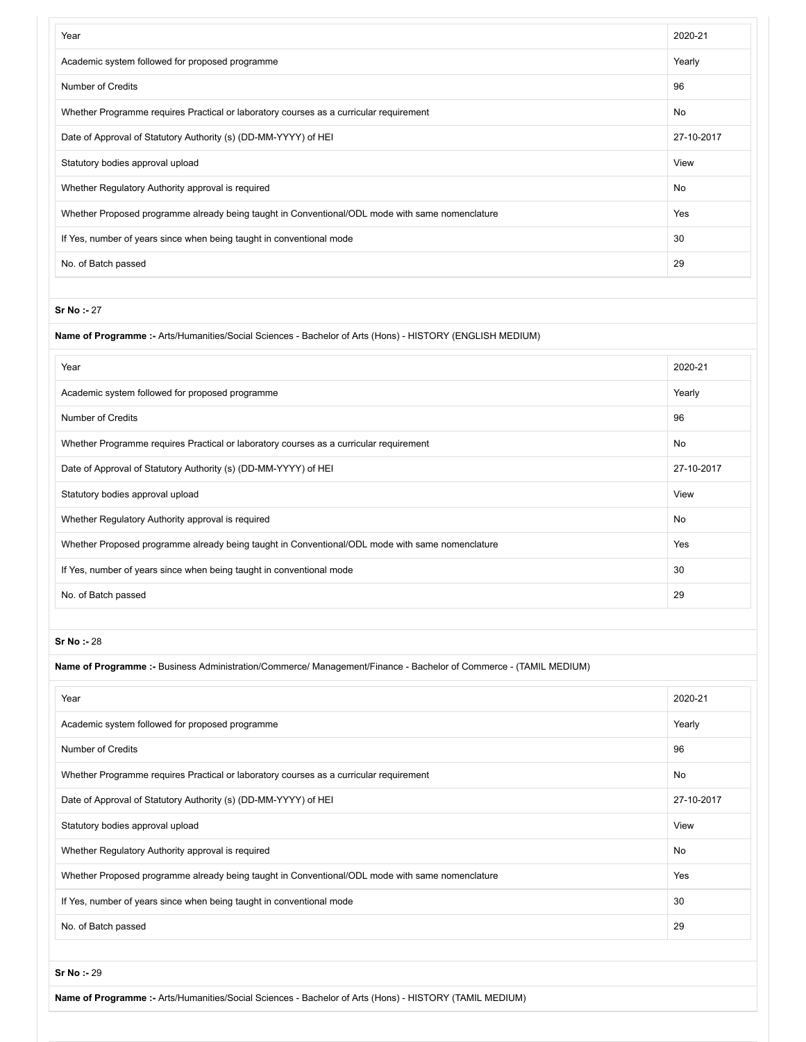| Year | 2020-21 |
| --- | --- |
| Academic system followed for proposed programme | Yearly |
| Number of Credits | 96 |
| Whether Programme requires Practical or laboratory courses as a curricular requirement | No |
| Date of Approval of Statutory Authority (s) (DD-MM-YYYY) of HEI | 27-10-2017 |
| Statutory bodies approval upload | View |
| Whether Regulatory Authority approval is required | No |
| Whether Proposed programme already being taught in Conventional/ODL mode with same nomenclature | Yes |
| If Yes, number of years since when being taught in conventional mode | 30 |
| No. of Batch passed | 29 |

**Sr No :-** 27

**Name of Programme :-** Arts/Humanities/Social Sciences - Bachelor of Arts (Hons) - HISTORY (ENGLISH MEDIUM)

| Year | 2020-21 |
| --- | --- |
| Academic system followed for proposed programme | Yearly |
| Number of Credits | 96 |
| Whether Programme requires Practical or laboratory courses as a curricular requirement | No |
| Date of Approval of Statutory Authority (s) (DD-MM-YYYY) of HEI | 27-10-2017 |
| Statutory bodies approval upload | View |
| Whether Regulatory Authority approval is required | No |
| Whether Proposed programme already being taught in Conventional/ODL mode with same nomenclature | Yes |
| If Yes, number of years since when being taught in conventional mode | 30 |
| No. of Batch passed | 29 |

**Sr No :-** 28

**Name of Programme :-** Business Administration/Commerce/ Management/Finance - Bachelor of Commerce - (TAMIL MEDIUM)

| Year | 2020-21 |
| --- | --- |
| Academic system followed for proposed programme | Yearly |
| Number of Credits | 96 |
| Whether Programme requires Practical or laboratory courses as a curricular requirement | No |
| Date of Approval of Statutory Authority (s) (DD-MM-YYYY) of HEI | 27-10-2017 |
| Statutory bodies approval upload | View |
| Whether Regulatory Authority approval is required | No |
| Whether Proposed programme already being taught in Conventional/ODL mode with same nomenclature | Yes |
| If Yes, number of years since when being taught in conventional mode | 30 |
| No. of Batch passed | 29 |

**Sr No :-** 29

**Name of Programme :-** Arts/Humanities/Social Sciences - Bachelor of Arts (Hons) - HISTORY (TAMIL MEDIUM)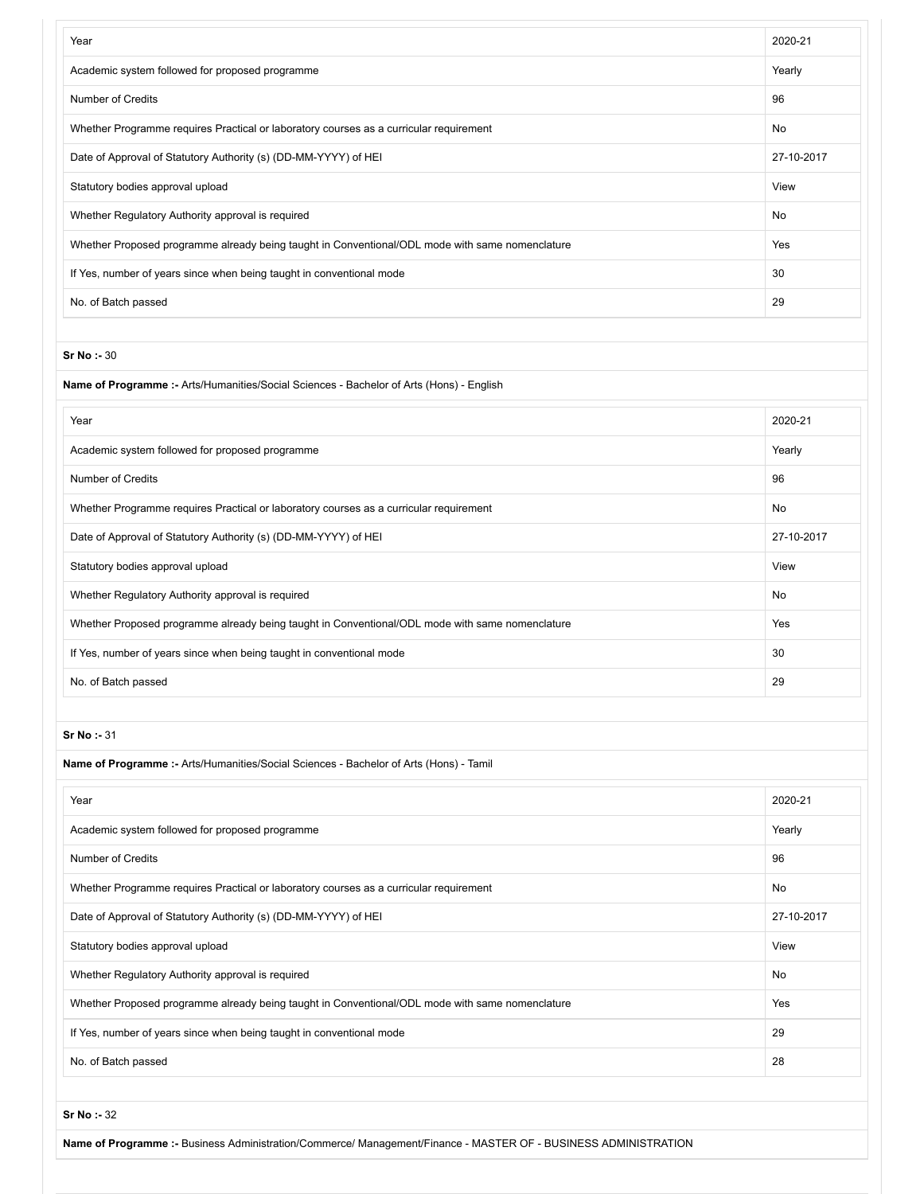| Year | 2020-21 |
|---|---|
| Academic system followed for proposed programme | Yearly |
| Number of Credits | 96 |
| Whether Programme requires Practical or laboratory courses as a curricular requirement | No |
| Date of Approval of Statutory Authority (s) (DD-MM-YYYY) of HEI | 27-10-2017 |
| Statutory bodies approval upload | View |
| Whether Regulatory Authority approval is required | No |
| Whether Proposed programme already being taught in Conventional/ODL mode with same nomenclature | Yes |
| If Yes, number of years since when being taught in conventional mode | 30 |
| No. of Batch passed | 29 |

**Sr No :-** 30

**Name of Programme :-** Arts/Humanities/Social Sciences - Bachelor of Arts (Hons) - English

| Year | 2020-21 |
|---|---|
| Academic system followed for proposed programme | Yearly |
| Number of Credits | 96 |
| Whether Programme requires Practical or laboratory courses as a curricular requirement | No |
| Date of Approval of Statutory Authority (s) (DD-MM-YYYY) of HEI | 27-10-2017 |
| Statutory bodies approval upload | View |
| Whether Regulatory Authority approval is required | No |
| Whether Proposed programme already being taught in Conventional/ODL mode with same nomenclature | Yes |
| If Yes, number of years since when being taught in conventional mode | 30 |
| No. of Batch passed | 29 |

**Sr No :-** 31

**Name of Programme :-** Arts/Humanities/Social Sciences - Bachelor of Arts (Hons) - Tamil

| Year | 2020-21 |
|---|---|
| Academic system followed for proposed programme | Yearly |
| Number of Credits | 96 |
| Whether Programme requires Practical or laboratory courses as a curricular requirement | No |
| Date of Approval of Statutory Authority (s) (DD-MM-YYYY) of HEI | 27-10-2017 |
| Statutory bodies approval upload | View |
| Whether Regulatory Authority approval is required | No |
| Whether Proposed programme already being taught in Conventional/ODL mode with same nomenclature | Yes |
| If Yes, number of years since when being taught in conventional mode | 29 |
| No. of Batch passed | 28 |

**Sr No :-** 32

**Name of Programme :-** Business Administration/Commerce/ Management/Finance - MASTER OF - BUSINESS ADMINISTRATION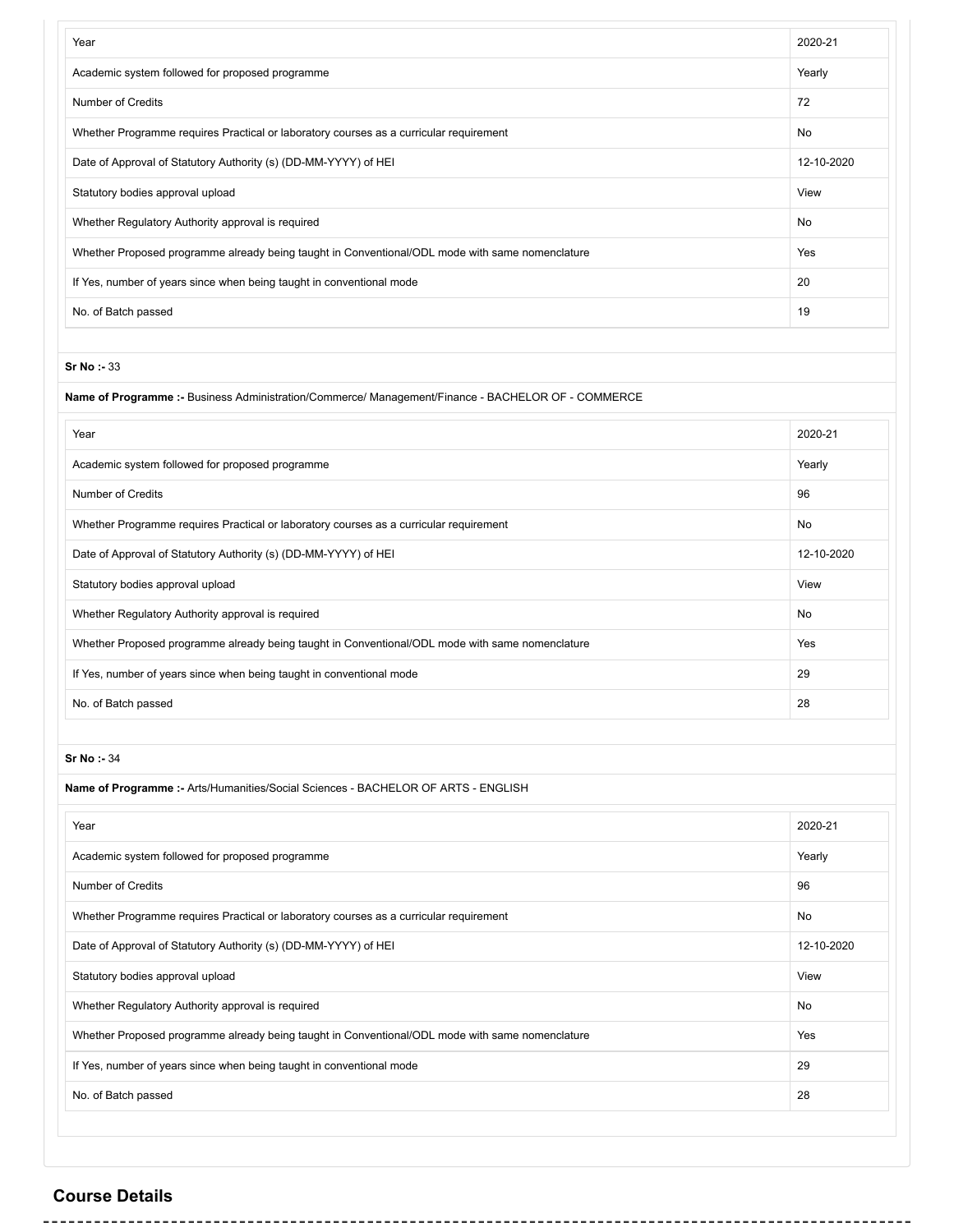| Year | 2020-21 |
| --- | --- |
| Academic system followed for proposed programme | Yearly |
| Number of Credits | 72 |
| Whether Programme requires Practical or laboratory courses as a curricular requirement | No |
| Date of Approval of Statutory Authority (s) (DD-MM-YYYY) of HEI | 12-10-2020 |
| Statutory bodies approval upload | View |
| Whether Regulatory Authority approval is required | No |
| Whether Proposed programme already being taught in Conventional/ODL mode with same nomenclature | Yes |
| If Yes, number of years since when being taught in conventional mode | 20 |
| No. of Batch passed | 19 |

**Sr No :-** 33

**Name of Programme :-** Business Administration/Commerce/ Management/Finance - BACHELOR OF - COMMERCE

| Year | 2020-21 |
| --- | --- |
| Academic system followed for proposed programme | Yearly |
| Number of Credits | 96 |
| Whether Programme requires Practical or laboratory courses as a curricular requirement | No |
| Date of Approval of Statutory Authority (s) (DD-MM-YYYY) of HEI | 12-10-2020 |
| Statutory bodies approval upload | View |
| Whether Regulatory Authority approval is required | No |
| Whether Proposed programme already being taught in Conventional/ODL mode with same nomenclature | Yes |
| If Yes, number of years since when being taught in conventional mode | 29 |
| No. of Batch passed | 28 |

**Sr No :-** 34

**Name of Programme :-** Arts/Humanities/Social Sciences - BACHELOR OF ARTS - ENGLISH

| Year | 2020-21 |
| --- | --- |
| Academic system followed for proposed programme | Yearly |
| Number of Credits | 96 |
| Whether Programme requires Practical or laboratory courses as a curricular requirement | No |
| Date of Approval of Statutory Authority (s) (DD-MM-YYYY) of HEI | 12-10-2020 |
| Statutory bodies approval upload | View |
| Whether Regulatory Authority approval is required | No |
| Whether Proposed programme already being taught in Conventional/ODL mode with same nomenclature | Yes |
| If Yes, number of years since when being taught in conventional mode | 29 |
| No. of Batch passed | 28 |

## Course Details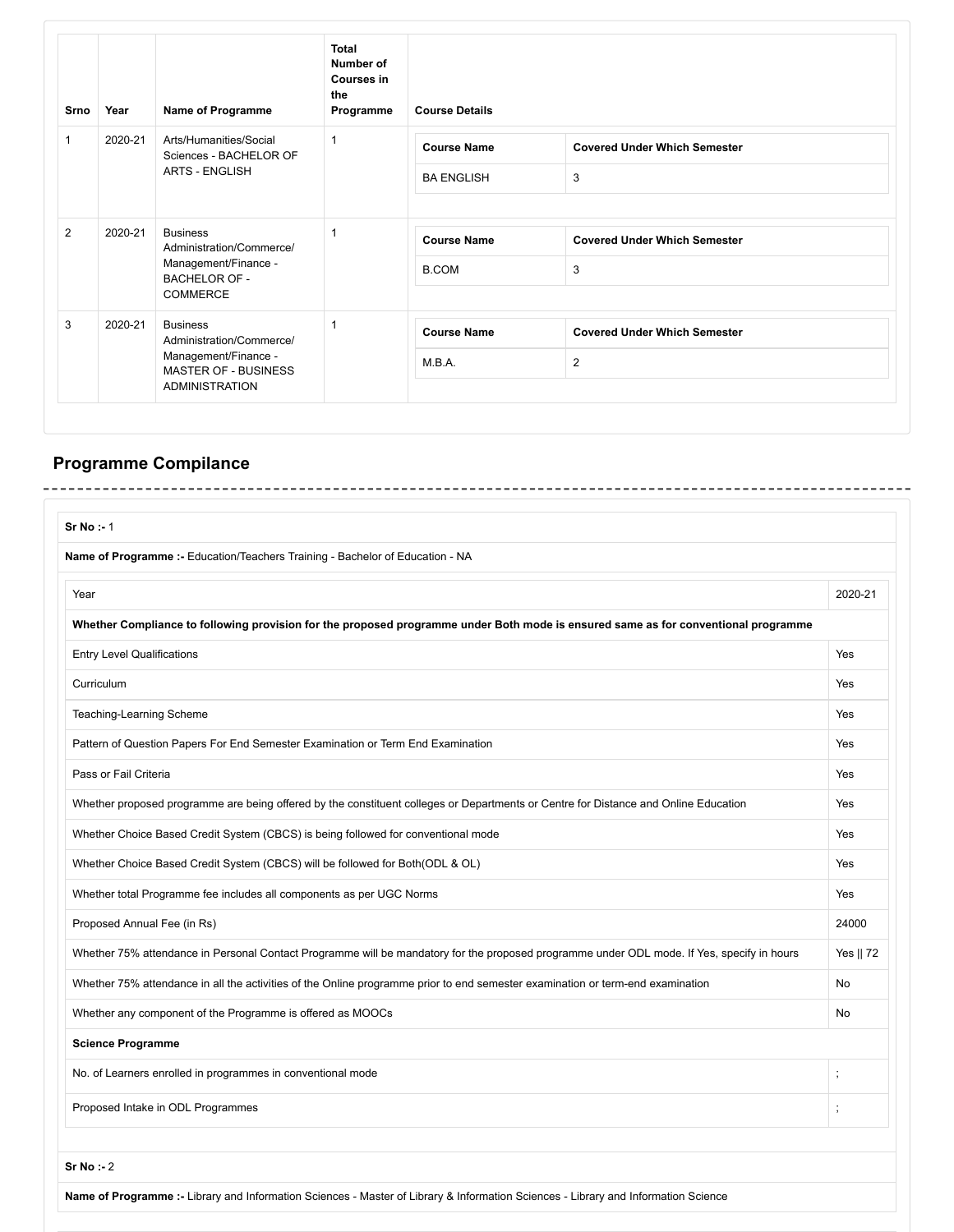| Srno | Year | Name of Programme | Total Number of Courses in the Programme | Course Details | |
|---|---|---|---|---|---|
| | | | | Course Name | Covered Under Which Semester |
| 1 | 2020-21 | Arts/Humanities/Social Sciences - BACHELOR OF ARTS - ENGLISH | 1 | BA ENGLISH | 3 |
| 2 | 2020-21 | Business Administration/Commerce/ Management/Finance - BACHELOR OF - COMMERCE | 1 | B.COM | 3 |
| 3 | 2020-21 | Business Administration/Commerce/ Management/Finance - MASTER OF - BUSINESS ADMINISTRATION | 1 | M.B.A. | 2 |

## Programme Compilance

**Sr No :-** 1

**Name of Programme :-** Education/Teachers Training - Bachelor of Education - NA

| Year | 2020-21 |
|---|---|
| **Whether Compliance to following provision for the proposed programme under Both mode is ensured same as for conventional programme** | |
| Entry Level Qualifications | Yes |
| Curriculum | Yes |
| Teaching-Learning Scheme | Yes |
| Pattern of Question Papers For End Semester Examination or Term End Examination | Yes |
| Pass or Fail Criteria | Yes |
| Whether proposed programme are being offered by the constituent colleges or Departments or Centre for Distance and Online Education | Yes |
| Whether Choice Based Credit System (CBCS) is being followed for conventional mode | Yes |
| Whether Choice Based Credit System (CBCS) will be followed for Both(ODL & OL) | Yes |
| Whether total Programme fee includes all components as per UGC Norms | Yes |
| Proposed Annual Fee (in Rs) | 24000 |
| Whether 75% attendance in Personal Contact Programme will be mandatory for the proposed programme under ODL mode. If Yes, specify in hours | Yes \|\| 72 |
| Whether 75% attendance in all the activities of the Online programme prior to end semester examination or term-end examination | No |
| Whether any component of the Programme is offered as MOOCs | No |
| **Science Programme** | |
| No. of Learners enrolled in programmes in conventional mode | ; |
| Proposed Intake in ODL Programmes | ; |

**Sr No :-** 2

**Name of Programme :-** Library and Information Sciences - Master of Library & Information Sciences - Library and Information Science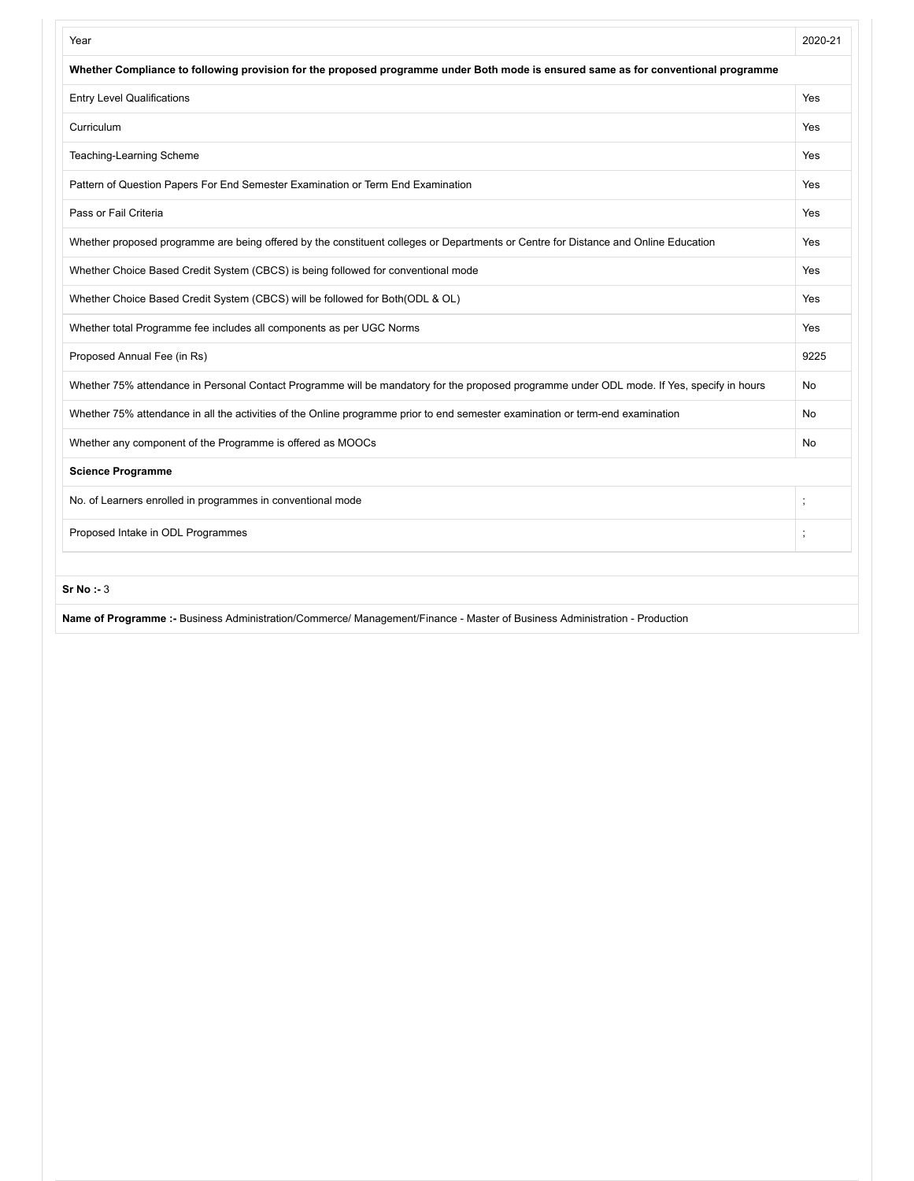| Year | 2020-21 |
| --- | --- |
| **Whether Compliance to following provision for the proposed programme under Both mode is ensured same as for conventional programme** | |
| Entry Level Qualifications | Yes |
| Curriculum | Yes |
| Teaching-Learning Scheme | Yes |
| Pattern of Question Papers For End Semester Examination or Term End Examination | Yes |
| Pass or Fail Criteria | Yes |
| Whether proposed programme are being offered by the constituent colleges or Departments or Centre for Distance and Online Education | Yes |
| Whether Choice Based Credit System (CBCS) is being followed for conventional mode | Yes |
| Whether Choice Based Credit System (CBCS) will be followed for Both(ODL & OL) | Yes |
| Whether total Programme fee includes all components as per UGC Norms | Yes |
| Proposed Annual Fee (in Rs) | 9225 |
| Whether 75% attendance in Personal Contact Programme will be mandatory for the proposed programme under ODL mode. If Yes, specify in hours | No |
| Whether 75% attendance in all the activities of the Online programme prior to end semester examination or term-end examination | No |
| Whether any component of the Programme is offered as MOOCs | No |
| **Science Programme** | |
| No. of Learners enrolled in programmes in conventional mode | ; |
| Proposed Intake in ODL Programmes | ; |

**Sr No :-** 3

**Name of Programme :-** Business Administration/Commerce/ Management/Finance - Master of Business Administration - Production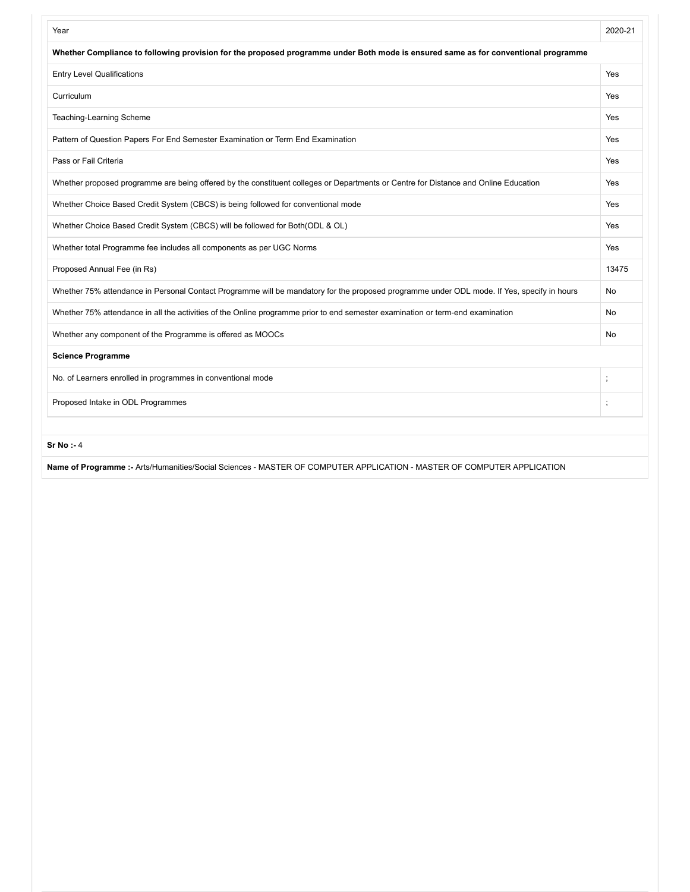| Year | 2020-21 |
| --- | --- |
| **Whether Compliance to following provision for the proposed programme under Both mode is ensured same as for conventional programme** | |
| Entry Level Qualifications | Yes |
| Curriculum | Yes |
| Teaching-Learning Scheme | Yes |
| Pattern of Question Papers For End Semester Examination or Term End Examination | Yes |
| Pass or Fail Criteria | Yes |
| Whether proposed programme are being offered by the constituent colleges or Departments or Centre for Distance and Online Education | Yes |
| Whether Choice Based Credit System (CBCS) is being followed for conventional mode | Yes |
| Whether Choice Based Credit System (CBCS) will be followed for Both(ODL & OL) | Yes |
| Whether total Programme fee includes all components as per UGC Norms | Yes |
| Proposed Annual Fee (in Rs) | 13475 |
| Whether 75% attendance in Personal Contact Programme will be mandatory for the proposed programme under ODL mode. If Yes, specify in hours | No |
| Whether 75% attendance in all the activities of the Online programme prior to end semester examination or term-end examination | No |
| Whether any component of the Programme is offered as MOOCs | No |
| **Science Programme** | |
| No. of Learners enrolled in programmes in conventional mode | ; |
| Proposed Intake in ODL Programmes | ; |

**Sr No :-** 4

**Name of Programme :-** Arts/Humanities/Social Sciences - MASTER OF COMPUTER APPLICATION - MASTER OF COMPUTER APPLICATION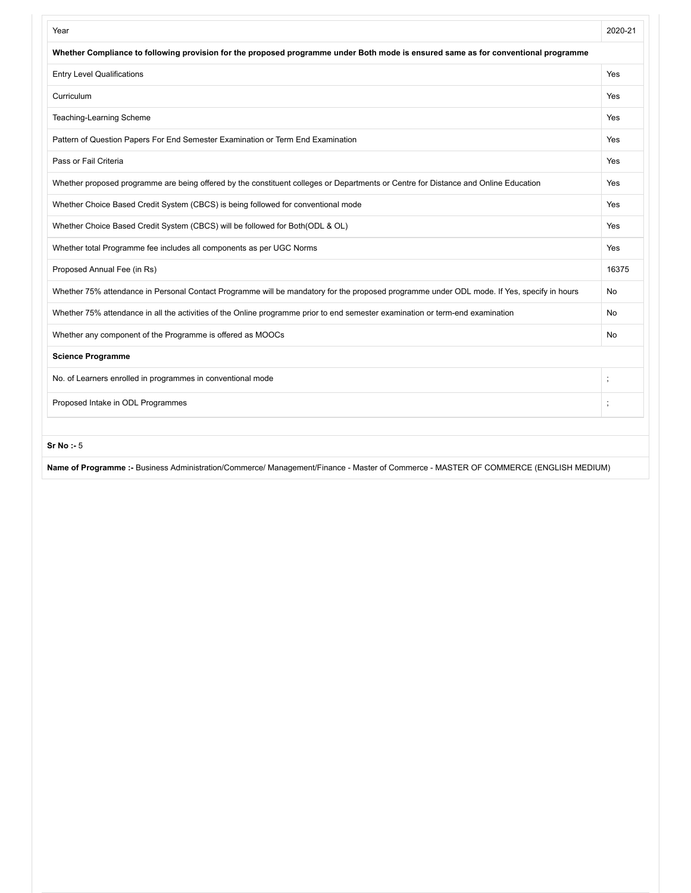| Year | 2020-21 |
|---|---|
| **Whether Compliance to following provision for the proposed programme under Both mode is ensured same as for conventional programme** | |
| Entry Level Qualifications | Yes |
| Curriculum | Yes |
| Teaching-Learning Scheme | Yes |
| Pattern of Question Papers For End Semester Examination or Term End Examination | Yes |
| Pass or Fail Criteria | Yes |
| Whether proposed programme are being offered by the constituent colleges or Departments or Centre for Distance and Online Education | Yes |
| Whether Choice Based Credit System (CBCS) is being followed for conventional mode | Yes |
| Whether Choice Based Credit System (CBCS) will be followed for Both(ODL & OL) | Yes |
| Whether total Programme fee includes all components as per UGC Norms | Yes |
| Proposed Annual Fee (in Rs) | 16375 |
| Whether 75% attendance in Personal Contact Programme will be mandatory for the proposed programme under ODL mode. If Yes, specify in hours | No |
| Whether 75% attendance in all the activities of the Online programme prior to end semester examination or term-end examination | No |
| Whether any component of the Programme is offered as MOOCs | No |
| **Science Programme** | |
| No. of Learners enrolled in programmes in conventional mode | ; |
| Proposed Intake in ODL Programmes | ; |

**Sr No :-** 5

**Name of Programme :-** Business Administration/Commerce/ Management/Finance - Master of Commerce - MASTER OF COMMERCE (ENGLISH MEDIUM)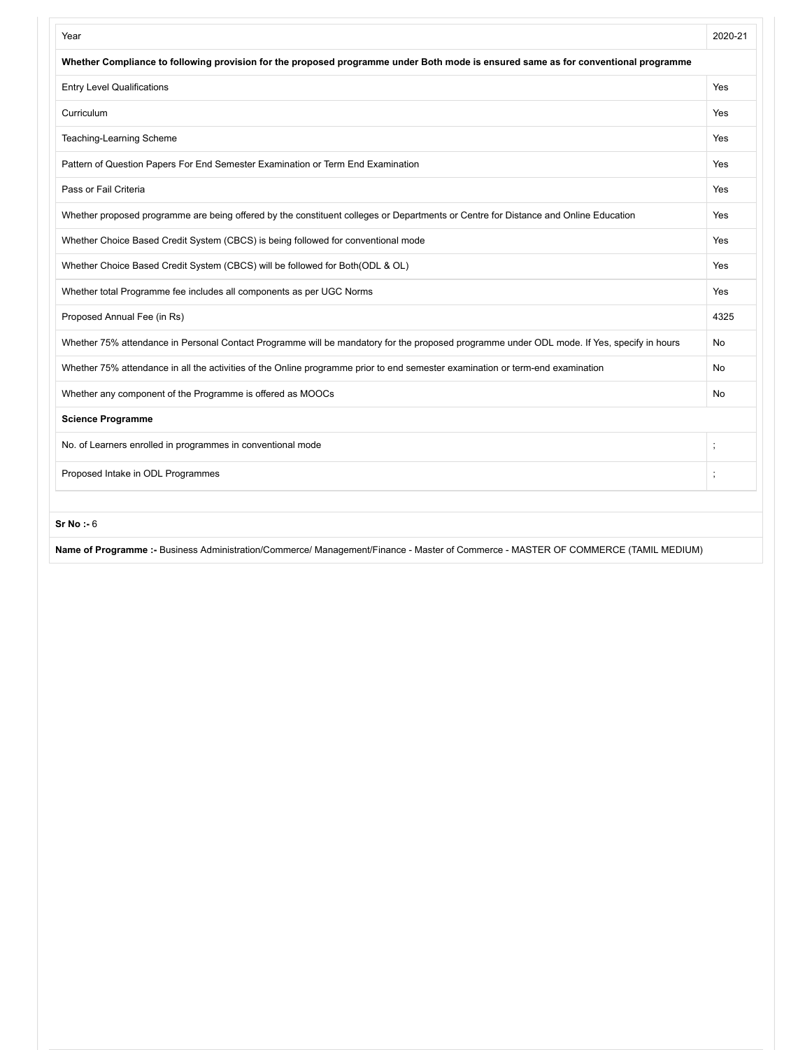| Year | 2020-21 |
| --- | --- |
| **Whether Compliance to following provision for the proposed programme under Both mode is ensured same as for conventional programme** | |
| Entry Level Qualifications | Yes |
| Curriculum | Yes |
| Teaching-Learning Scheme | Yes |
| Pattern of Question Papers For End Semester Examination or Term End Examination | Yes |
| Pass or Fail Criteria | Yes |
| Whether proposed programme are being offered by the constituent colleges or Departments or Centre for Distance and Online Education | Yes |
| Whether Choice Based Credit System (CBCS) is being followed for conventional mode | Yes |
| Whether Choice Based Credit System (CBCS) will be followed for Both(ODL & OL) | Yes |
| Whether total Programme fee includes all components as per UGC Norms | Yes |
| Proposed Annual Fee (in Rs) | 4325 |
| Whether 75% attendance in Personal Contact Programme will be mandatory for the proposed programme under ODL mode. If Yes, specify in hours | No |
| Whether 75% attendance in all the activities of the Online programme prior to end semester examination or term-end examination | No |
| Whether any component of the Programme is offered as MOOCs | No |
| **Science Programme** | |
| No. of Learners enrolled in programmes in conventional mode | ; |
| Proposed Intake in ODL Programmes | ; |

**Sr No :-** 6

**Name of Programme :-** Business Administration/Commerce/ Management/Finance - Master of Commerce - MASTER OF COMMERCE (TAMIL MEDIUM)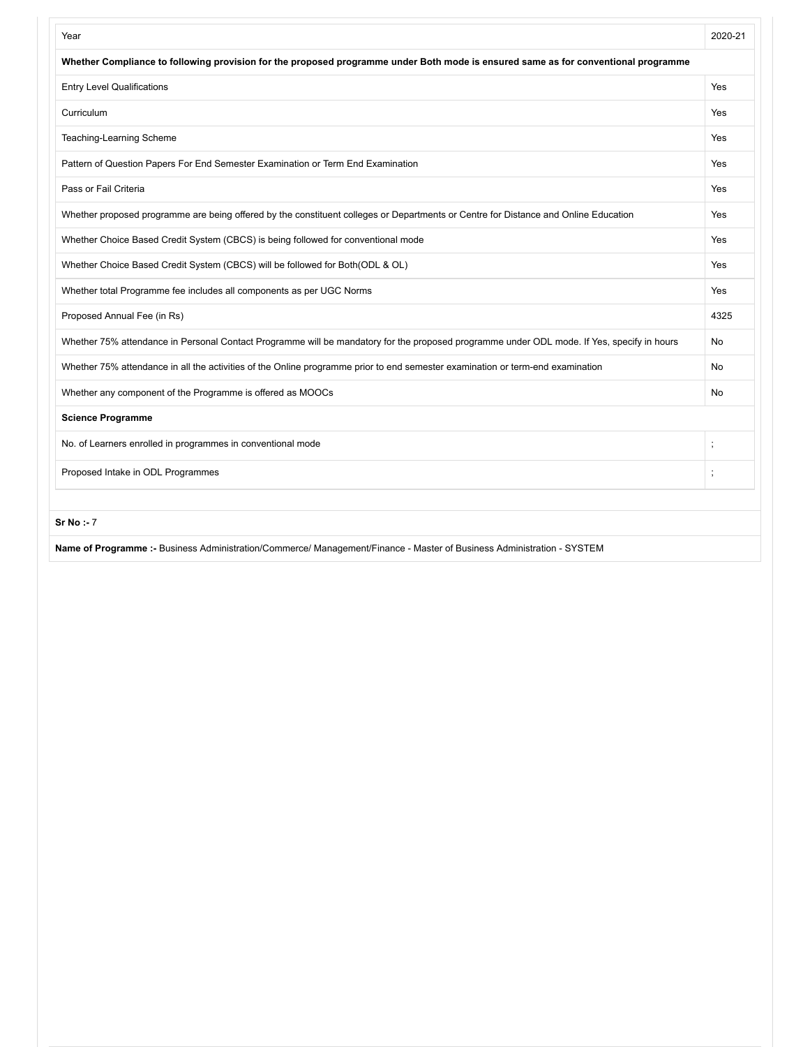| Year | 2020-21 |
| --- | --- |
| **Whether Compliance to following provision for the proposed programme under Both mode is ensured same as for conventional programme** | |
| Entry Level Qualifications | Yes |
| Curriculum | Yes |
| Teaching-Learning Scheme | Yes |
| Pattern of Question Papers For End Semester Examination or Term End Examination | Yes |
| Pass or Fail Criteria | Yes |
| Whether proposed programme are being offered by the constituent colleges or Departments or Centre for Distance and Online Education | Yes |
| Whether Choice Based Credit System (CBCS) is being followed for conventional mode | Yes |
| Whether Choice Based Credit System (CBCS) will be followed for Both(ODL & OL) | Yes |
| Whether total Programme fee includes all components as per UGC Norms | Yes |
| Proposed Annual Fee (in Rs) | 4325 |
| Whether 75% attendance in Personal Contact Programme will be mandatory for the proposed programme under ODL mode. If Yes, specify in hours | No |
| Whether 75% attendance in all the activities of the Online programme prior to end semester examination or term-end examination | No |
| Whether any component of the Programme is offered as MOOCs | No |
| **Science Programme** | |
| No. of Learners enrolled in programmes in conventional mode | ; |
| Proposed Intake in ODL Programmes | ; |

**Sr No :-** 7

**Name of Programme :-** Business Administration/Commerce/ Management/Finance - Master of Business Administration - SYSTEM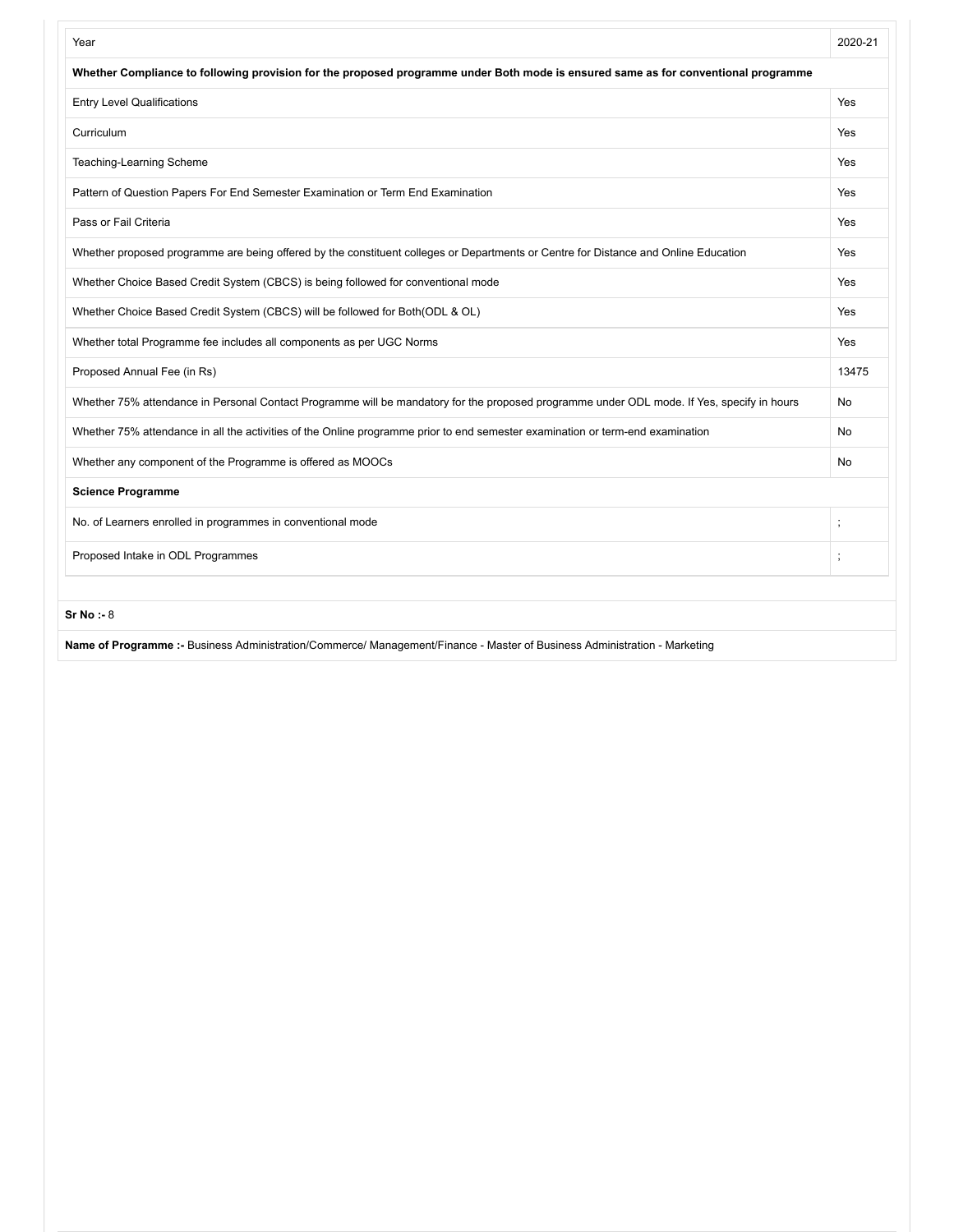| Year | 2020-21 |
| --- | --- |
| **Whether Compliance to following provision for the proposed programme under Both mode is ensured same as for conventional programme** | |
| Entry Level Qualifications | Yes |
| Curriculum | Yes |
| Teaching-Learning Scheme | Yes |
| Pattern of Question Papers For End Semester Examination or Term End Examination | Yes |
| Pass or Fail Criteria | Yes |
| Whether proposed programme are being offered by the constituent colleges or Departments or Centre for Distance and Online Education | Yes |
| Whether Choice Based Credit System (CBCS) is being followed for conventional mode | Yes |
| Whether Choice Based Credit System (CBCS) will be followed for Both(ODL & OL) | Yes |
| Whether total Programme fee includes all components as per UGC Norms | Yes |
| Proposed Annual Fee (in Rs) | 13475 |
| Whether 75% attendance in Personal Contact Programme will be mandatory for the proposed programme under ODL mode. If Yes, specify in hours | No |
| Whether 75% attendance in all the activities of the Online programme prior to end semester examination or term-end examination | No |
| Whether any component of the Programme is offered as MOOCs | No |
| **Science Programme** | |
| No. of Learners enrolled in programmes in conventional mode | ; |
| Proposed Intake in ODL Programmes | ; |

**Sr No :-** 8

**Name of Programme :-** Business Administration/Commerce/ Management/Finance - Master of Business Administration - Marketing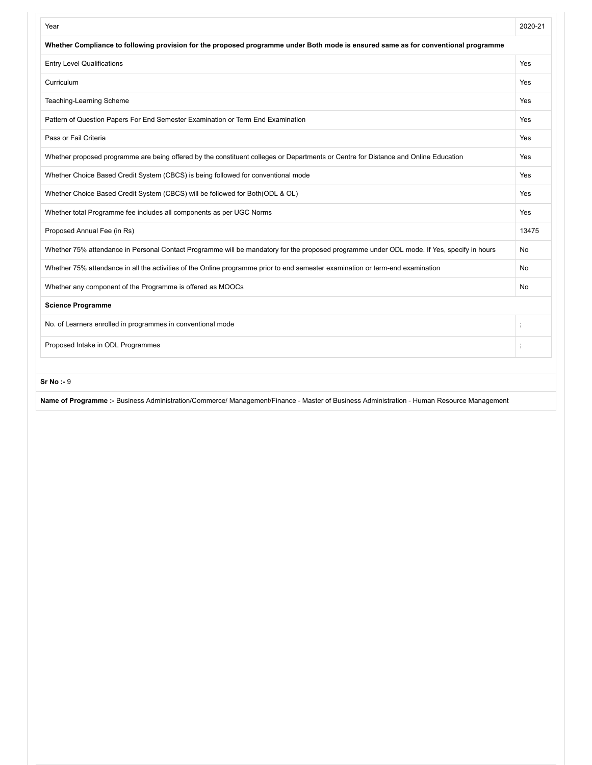| Year | 2020-21 |
|---|---|
| **Whether Compliance to following provision for the proposed programme under Both mode is ensured same as for conventional programme** | |
| Entry Level Qualifications | Yes |
| Curriculum | Yes |
| Teaching-Learning Scheme | Yes |
| Pattern of Question Papers For End Semester Examination or Term End Examination | Yes |
| Pass or Fail Criteria | Yes |
| Whether proposed programme are being offered by the constituent colleges or Departments or Centre for Distance and Online Education | Yes |
| Whether Choice Based Credit System (CBCS) is being followed for conventional mode | Yes |
| Whether Choice Based Credit System (CBCS) will be followed for Both(ODL & OL) | Yes |
| Whether total Programme fee includes all components as per UGC Norms | Yes |
| Proposed Annual Fee (in Rs) | 13475 |
| Whether 75% attendance in Personal Contact Programme will be mandatory for the proposed programme under ODL mode. If Yes, specify in hours | No |
| Whether 75% attendance in all the activities of the Online programme prior to end semester examination or term-end examination | No |
| Whether any component of the Programme is offered as MOOCs | No |
| **Science Programme** | |
| No. of Learners enrolled in programmes in conventional mode | ; |
| Proposed Intake in ODL Programmes | ; |

**Sr No :-** 9

**Name of Programme :-** Business Administration/Commerce/ Management/Finance - Master of Business Administration - Human Resource Management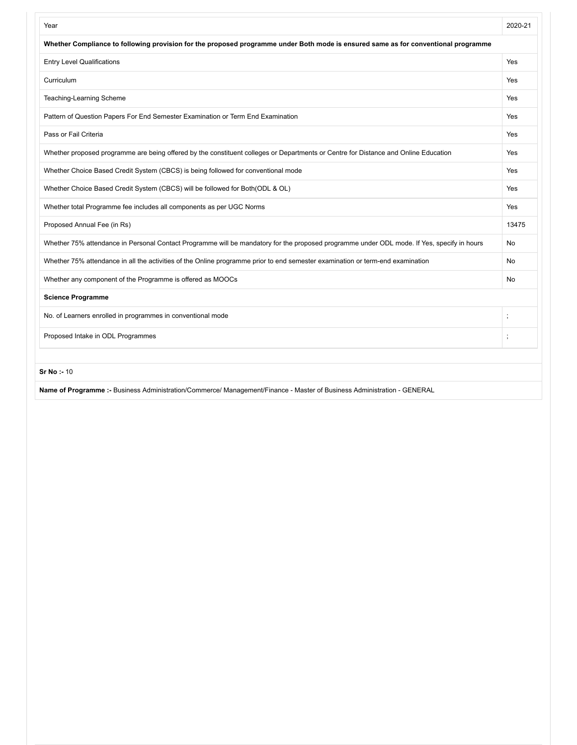| Year | 2020-21 |
| --- | --- |
| **Whether Compliance to following provision for the proposed programme under Both mode is ensured same as for conventional programme** | |
| Entry Level Qualifications | Yes |
| Curriculum | Yes |
| Teaching-Learning Scheme | Yes |
| Pattern of Question Papers For End Semester Examination or Term End Examination | Yes |
| Pass or Fail Criteria | Yes |
| Whether proposed programme are being offered by the constituent colleges or Departments or Centre for Distance and Online Education | Yes |
| Whether Choice Based Credit System (CBCS) is being followed for conventional mode | Yes |
| Whether Choice Based Credit System (CBCS) will be followed for Both(ODL & OL) | Yes |
| Whether total Programme fee includes all components as per UGC Norms | Yes |
| Proposed Annual Fee (in Rs) | 13475 |
| Whether 75% attendance in Personal Contact Programme will be mandatory for the proposed programme under ODL mode. If Yes, specify in hours | No |
| Whether 75% attendance in all the activities of the Online programme prior to end semester examination or term-end examination | No |
| Whether any component of the Programme is offered as MOOCs | No |
| **Science Programme** | |
| No. of Learners enrolled in programmes in conventional mode | ; |
| Proposed Intake in ODL Programmes | ; |

**Sr No :-** 10

**Name of Programme :-** Business Administration/Commerce/ Management/Finance - Master of Business Administration - GENERAL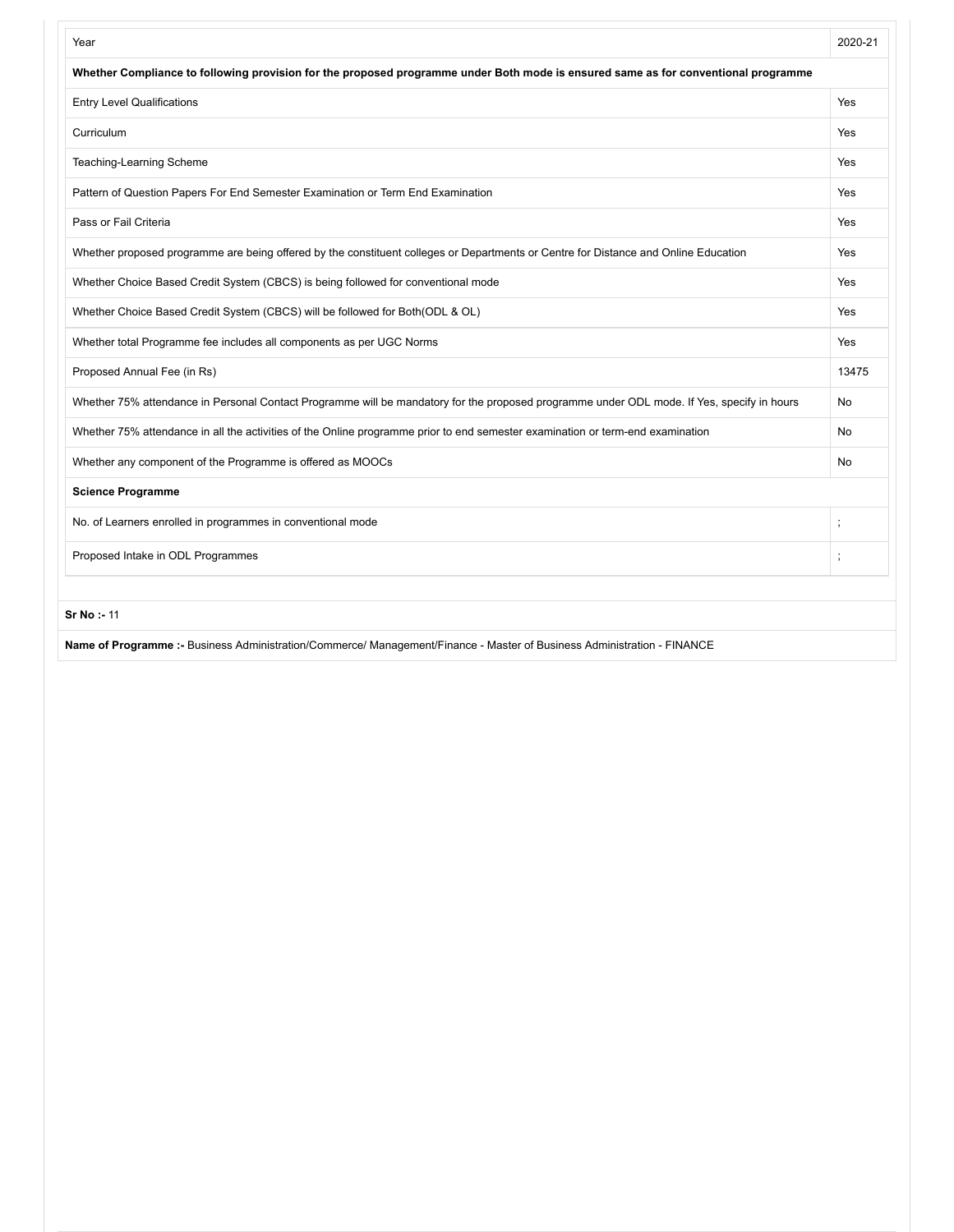| Year | 2020-21 |
|---|---|
| **Whether Compliance to following provision for the proposed programme under Both mode is ensured same as for conventional programme** | |
| Entry Level Qualifications | Yes |
| Curriculum | Yes |
| Teaching-Learning Scheme | Yes |
| Pattern of Question Papers For End Semester Examination or Term End Examination | Yes |
| Pass or Fail Criteria | Yes |
| Whether proposed programme are being offered by the constituent colleges or Departments or Centre for Distance and Online Education | Yes |
| Whether Choice Based Credit System (CBCS) is being followed for conventional mode | Yes |
| Whether Choice Based Credit System (CBCS) will be followed for Both(ODL & OL) | Yes |
| Whether total Programme fee includes all components as per UGC Norms | Yes |
| Proposed Annual Fee (in Rs) | 13475 |
| Whether 75% attendance in Personal Contact Programme will be mandatory for the proposed programme under ODL mode. If Yes, specify in hours | No |
| Whether 75% attendance in all the activities of the Online programme prior to end semester examination or term-end examination | No |
| Whether any component of the Programme is offered as MOOCs | No |
| **Science Programme** | |
| No. of Learners enrolled in programmes in conventional mode | ; |
| Proposed Intake in ODL Programmes | ; |

**Sr No :-** 11

**Name of Programme :-** Business Administration/Commerce/ Management/Finance - Master of Business Administration - FINANCE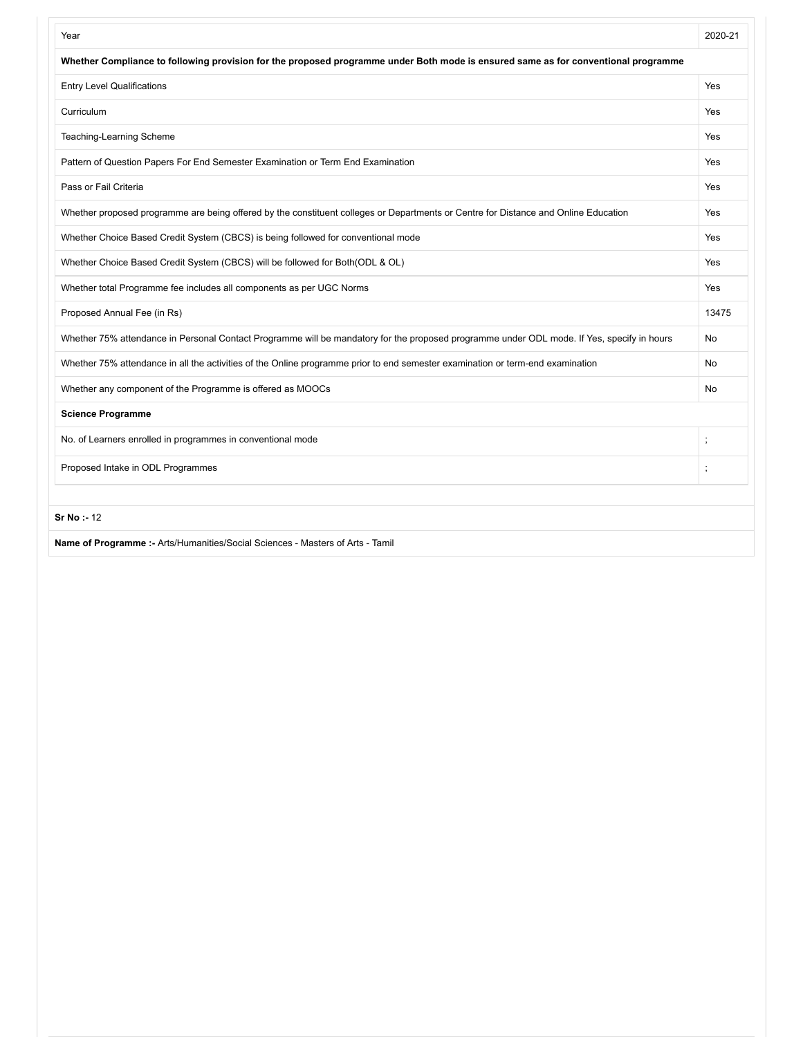| Year | 2020-21 |
| --- | --- |
| **Whether Compliance to following provision for the proposed programme under Both mode is ensured same as for conventional programme** | |
| Entry Level Qualifications | Yes |
| Curriculum | Yes |
| Teaching-Learning Scheme | Yes |
| Pattern of Question Papers For End Semester Examination or Term End Examination | Yes |
| Pass or Fail Criteria | Yes |
| Whether proposed programme are being offered by the constituent colleges or Departments or Centre for Distance and Online Education | Yes |
| Whether Choice Based Credit System (CBCS) is being followed for conventional mode | Yes |
| Whether Choice Based Credit System (CBCS) will be followed for Both(ODL & OL) | Yes |
| Whether total Programme fee includes all components as per UGC Norms | Yes |
| Proposed Annual Fee (in Rs) | 13475 |
| Whether 75% attendance in Personal Contact Programme will be mandatory for the proposed programme under ODL mode. If Yes, specify in hours | No |
| Whether 75% attendance in all the activities of the Online programme prior to end semester examination or term-end examination | No |
| Whether any component of the Programme is offered as MOOCs | No |
| **Science Programme** | |
| No. of Learners enrolled in programmes in conventional mode | ; |
| Proposed Intake in ODL Programmes | ; |

**Sr No :-** 12

**Name of Programme :-** Arts/Humanities/Social Sciences - Masters of Arts - Tamil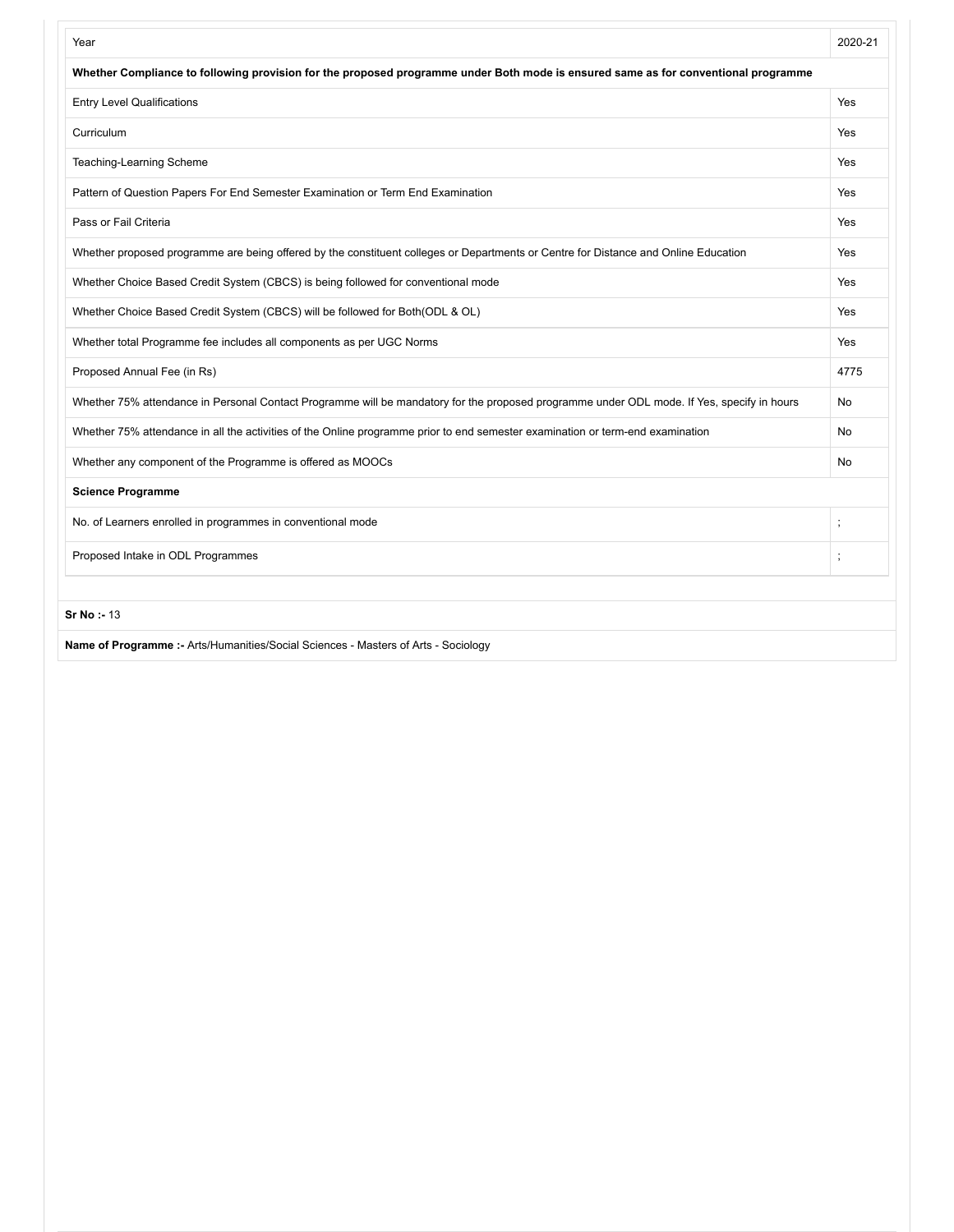| Year | 2020-21 |
| --- | --- |
| **Whether Compliance to following provision for the proposed programme under Both mode is ensured same as for conventional programme** | |
| Entry Level Qualifications | Yes |
| Curriculum | Yes |
| Teaching-Learning Scheme | Yes |
| Pattern of Question Papers For End Semester Examination or Term End Examination | Yes |
| Pass or Fail Criteria | Yes |
| Whether proposed programme are being offered by the constituent colleges or Departments or Centre for Distance and Online Education | Yes |
| Whether Choice Based Credit System (CBCS) is being followed for conventional mode | Yes |
| Whether Choice Based Credit System (CBCS) will be followed for Both(ODL & OL) | Yes |
| Whether total Programme fee includes all components as per UGC Norms | Yes |
| Proposed Annual Fee (in Rs) | 4775 |
| Whether 75% attendance in Personal Contact Programme will be mandatory for the proposed programme under ODL mode. If Yes, specify in hours | No |
| Whether 75% attendance in all the activities of the Online programme prior to end semester examination or term-end examination | No |
| Whether any component of the Programme is offered as MOOCs | No |
| **Science Programme** | |
| No. of Learners enrolled in programmes in conventional mode | ; |
| Proposed Intake in ODL Programmes | ; |

**Sr No :-** 13

**Name of Programme :-** Arts/Humanities/Social Sciences - Masters of Arts - Sociology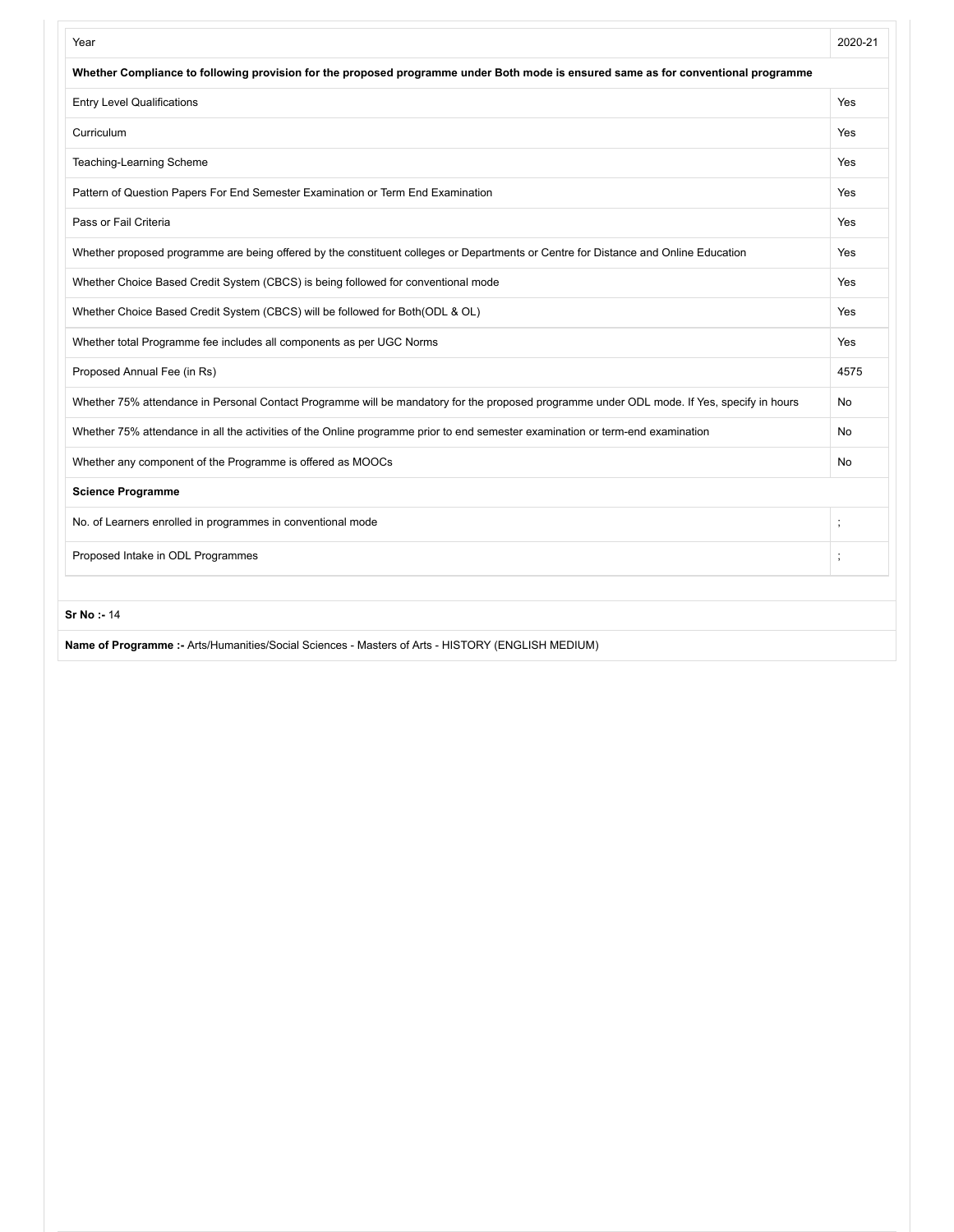| Year | 2020-21 |
|---|---|
| **Whether Compliance to following provision for the proposed programme under Both mode is ensured same as for conventional programme** | |
| Entry Level Qualifications | Yes |
| Curriculum | Yes |
| Teaching-Learning Scheme | Yes |
| Pattern of Question Papers For End Semester Examination or Term End Examination | Yes |
| Pass or Fail Criteria | Yes |
| Whether proposed programme are being offered by the constituent colleges or Departments or Centre for Distance and Online Education | Yes |
| Whether Choice Based Credit System (CBCS) is being followed for conventional mode | Yes |
| Whether Choice Based Credit System (CBCS) will be followed for Both(ODL & OL) | Yes |
| Whether total Programme fee includes all components as per UGC Norms | Yes |
| Proposed Annual Fee (in Rs) | 4575 |
| Whether 75% attendance in Personal Contact Programme will be mandatory for the proposed programme under ODL mode. If Yes, specify in hours | No |
| Whether 75% attendance in all the activities of the Online programme prior to end semester examination or term-end examination | No |
| Whether any component of the Programme is offered as MOOCs | No |
| **Science Programme** | |
| No. of Learners enrolled in programmes in conventional mode | ; |
| Proposed Intake in ODL Programmes | ; |

**Sr No :-** 14

**Name of Programme :-** Arts/Humanities/Social Sciences - Masters of Arts - HISTORY (ENGLISH MEDIUM)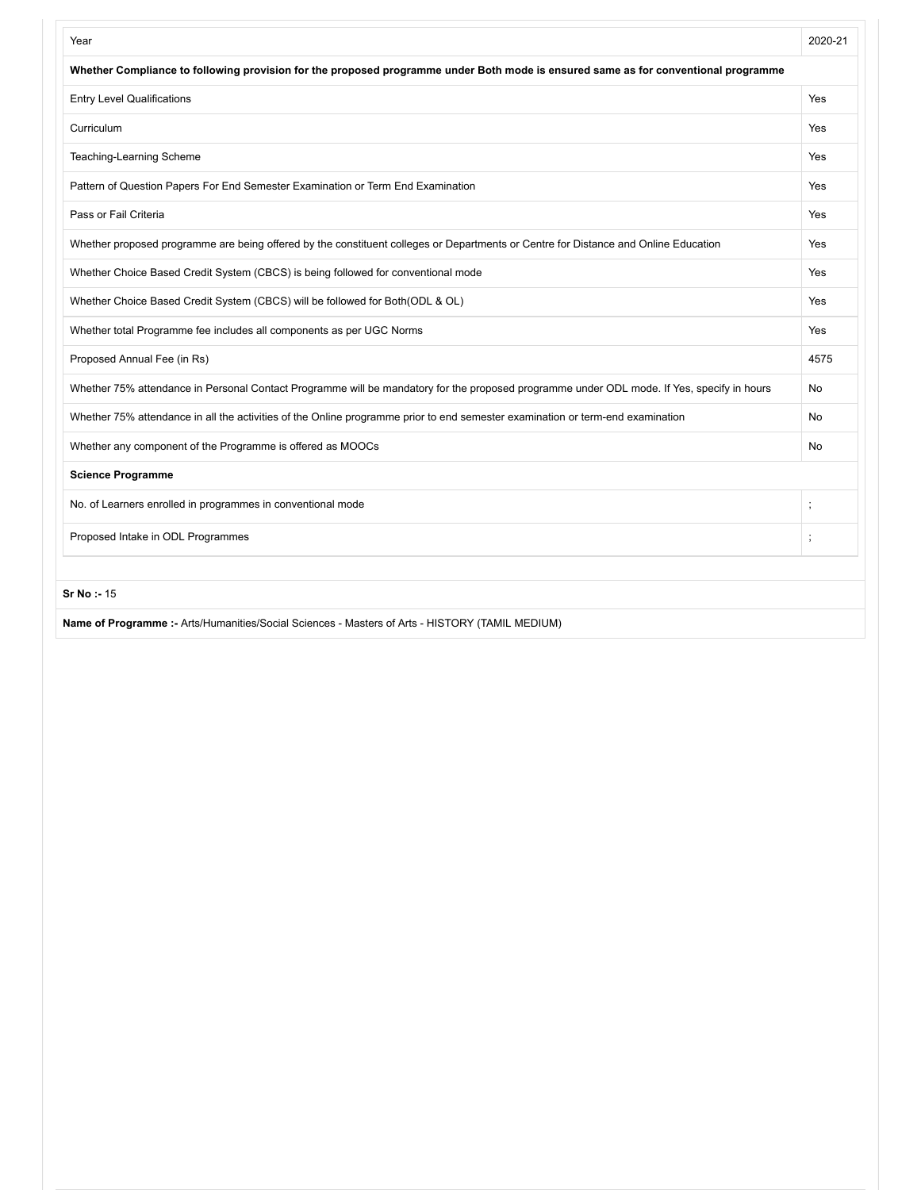| Year | 2020-21 |
| --- | --- |
| **Whether Compliance to following provision for the proposed programme under Both mode is ensured same as for conventional programme** | |
| Entry Level Qualifications | Yes |
| Curriculum | Yes |
| Teaching-Learning Scheme | Yes |
| Pattern of Question Papers For End Semester Examination or Term End Examination | Yes |
| Pass or Fail Criteria | Yes |
| Whether proposed programme are being offered by the constituent colleges or Departments or Centre for Distance and Online Education | Yes |
| Whether Choice Based Credit System (CBCS) is being followed for conventional mode | Yes |
| Whether Choice Based Credit System (CBCS) will be followed for Both(ODL & OL) | Yes |
| Whether total Programme fee includes all components as per UGC Norms | Yes |
| Proposed Annual Fee (in Rs) | 4575 |
| Whether 75% attendance in Personal Contact Programme will be mandatory for the proposed programme under ODL mode. If Yes, specify in hours | No |
| Whether 75% attendance in all the activities of the Online programme prior to end semester examination or term-end examination | No |
| Whether any component of the Programme is offered as MOOCs | No |
| **Science Programme** | |
| No. of Learners enrolled in programmes in conventional mode | ; |
| Proposed Intake in ODL Programmes | ; |

**Sr No :-** 15

**Name of Programme :-** Arts/Humanities/Social Sciences - Masters of Arts - HISTORY (TAMIL MEDIUM)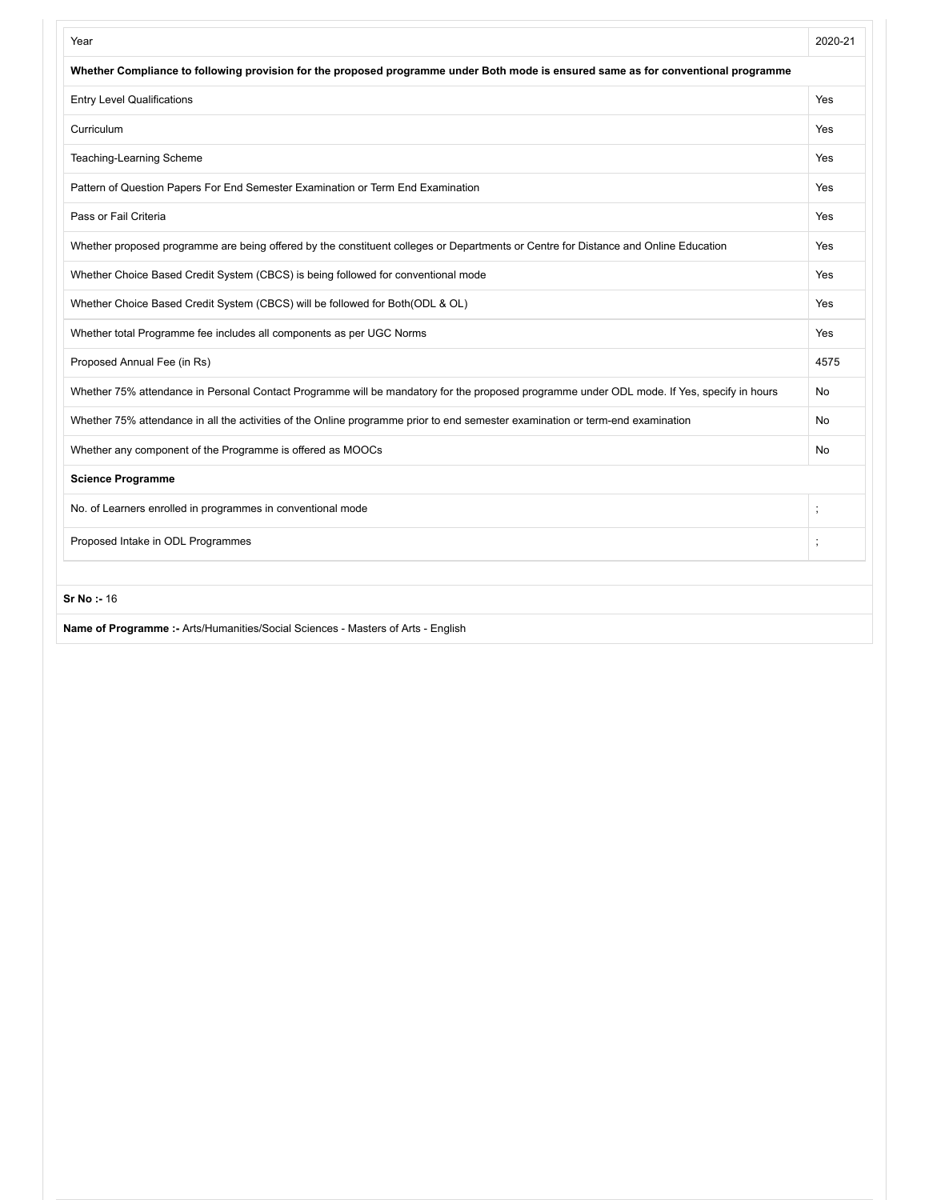| Year | 2020-21 |
|---|---|
| **Whether Compliance to following provision for the proposed programme under Both mode is ensured same as for conventional programme** | |
| Entry Level Qualifications | Yes |
| Curriculum | Yes |
| Teaching-Learning Scheme | Yes |
| Pattern of Question Papers For End Semester Examination or Term End Examination | Yes |
| Pass or Fail Criteria | Yes |
| Whether proposed programme are being offered by the constituent colleges or Departments or Centre for Distance and Online Education | Yes |
| Whether Choice Based Credit System (CBCS) is being followed for conventional mode | Yes |
| Whether Choice Based Credit System (CBCS) will be followed for Both(ODL & OL) | Yes |
| Whether total Programme fee includes all components as per UGC Norms | Yes |
| Proposed Annual Fee (in Rs) | 4575 |
| Whether 75% attendance in Personal Contact Programme will be mandatory for the proposed programme under ODL mode. If Yes, specify in hours | No |
| Whether 75% attendance in all the activities of the Online programme prior to end semester examination or term-end examination | No |
| Whether any component of the Programme is offered as MOOCs | No |
| **Science Programme** | |
| No. of Learners enrolled in programmes in conventional mode | ; |
| Proposed Intake in ODL Programmes | ; |

**Sr No :-** 16

**Name of Programme :-** Arts/Humanities/Social Sciences - Masters of Arts - English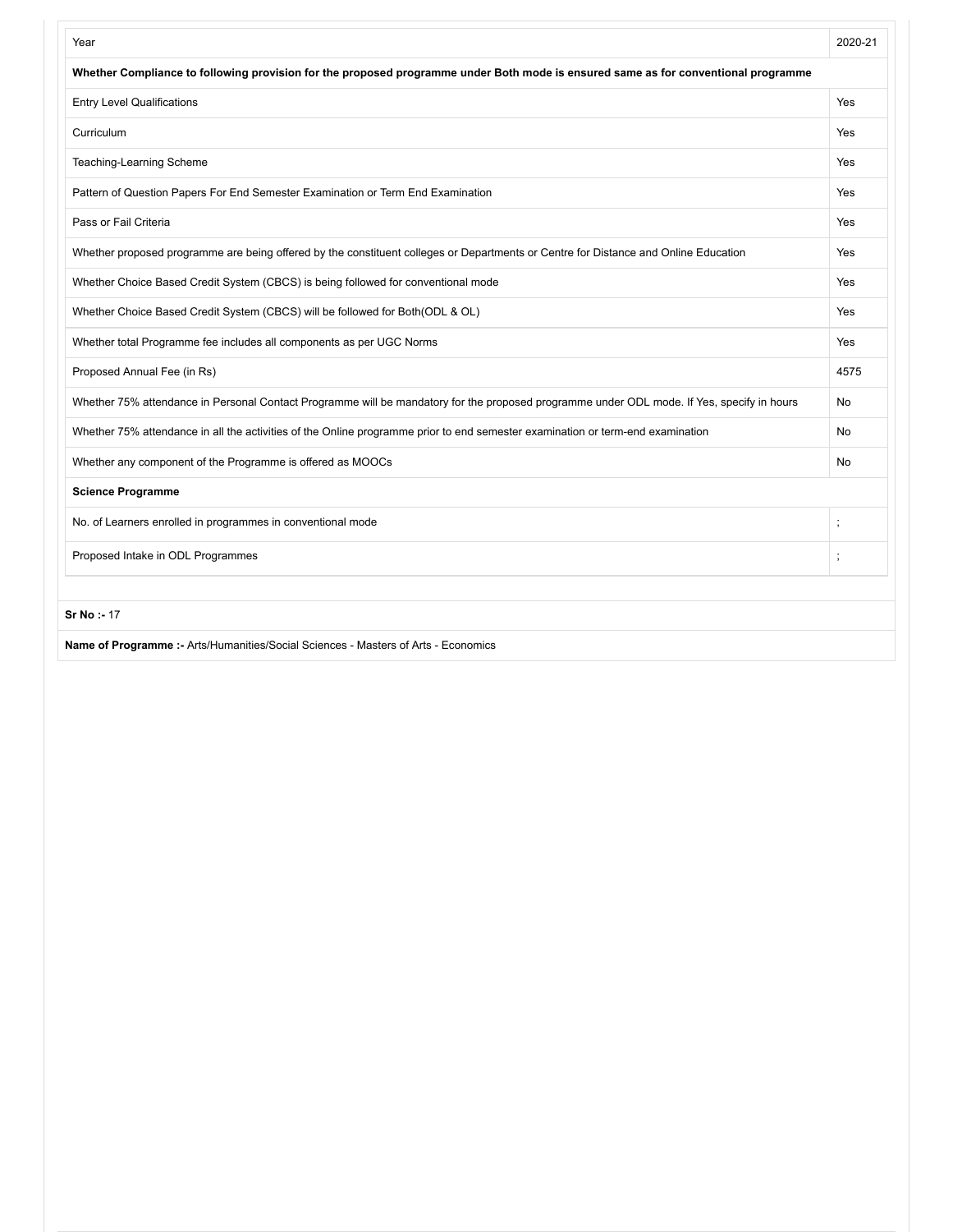| Year | 2020-21 |
|---|---|
| **Whether Compliance to following provision for the proposed programme under Both mode is ensured same as for conventional programme** | |
| Entry Level Qualifications | Yes |
| Curriculum | Yes |
| Teaching-Learning Scheme | Yes |
| Pattern of Question Papers For End Semester Examination or Term End Examination | Yes |
| Pass or Fail Criteria | Yes |
| Whether proposed programme are being offered by the constituent colleges or Departments or Centre for Distance and Online Education | Yes |
| Whether Choice Based Credit System (CBCS) is being followed for conventional mode | Yes |
| Whether Choice Based Credit System (CBCS) will be followed for Both(ODL & OL) | Yes |
| Whether total Programme fee includes all components as per UGC Norms | Yes |
| Proposed Annual Fee (in Rs) | 4575 |
| Whether 75% attendance in Personal Contact Programme will be mandatory for the proposed programme under ODL mode. If Yes, specify in hours | No |
| Whether 75% attendance in all the activities of the Online programme prior to end semester examination or term-end examination | No |
| Whether any component of the Programme is offered as MOOCs | No |
| **Science Programme** | |
| No. of Learners enrolled in programmes in conventional mode | ; |
| Proposed Intake in ODL Programmes | ; |

**Sr No :-** 17

**Name of Programme :-** Arts/Humanities/Social Sciences - Masters of Arts - Economics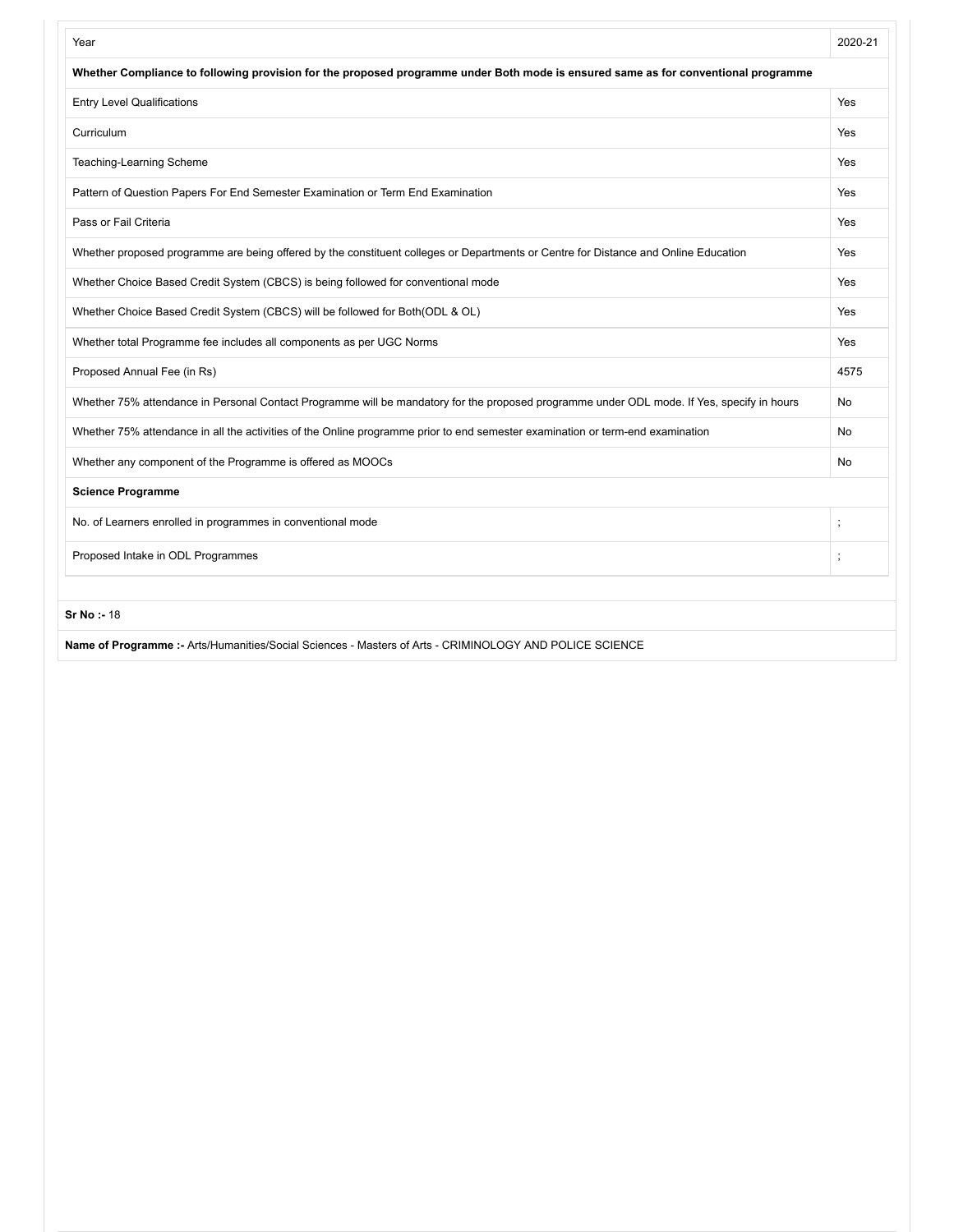| Year | 2020-21 |
|---|---|
| **Whether Compliance to following provision for the proposed programme under Both mode is ensured same as for conventional programme** | |
| Entry Level Qualifications | Yes |
| Curriculum | Yes |
| Teaching-Learning Scheme | Yes |
| Pattern of Question Papers For End Semester Examination or Term End Examination | Yes |
| Pass or Fail Criteria | Yes |
| Whether proposed programme are being offered by the constituent colleges or Departments or Centre for Distance and Online Education | Yes |
| Whether Choice Based Credit System (CBCS) is being followed for conventional mode | Yes |
| Whether Choice Based Credit System (CBCS) will be followed for Both(ODL & OL) | Yes |
| Whether total Programme fee includes all components as per UGC Norms | Yes |
| Proposed Annual Fee (in Rs) | 4575 |
| Whether 75% attendance in Personal Contact Programme will be mandatory for the proposed programme under ODL mode. If Yes, specify in hours | No |
| Whether 75% attendance in all the activities of the Online programme prior to end semester examination or term-end examination | No |
| Whether any component of the Programme is offered as MOOCs | No |
| **Science Programme** | |
| No. of Learners enrolled in programmes in conventional mode | ; |
| Proposed Intake in ODL Programmes | ; |

**Sr No :-** 18

**Name of Programme :-** Arts/Humanities/Social Sciences - Masters of Arts - CRIMINOLOGY AND POLICE SCIENCE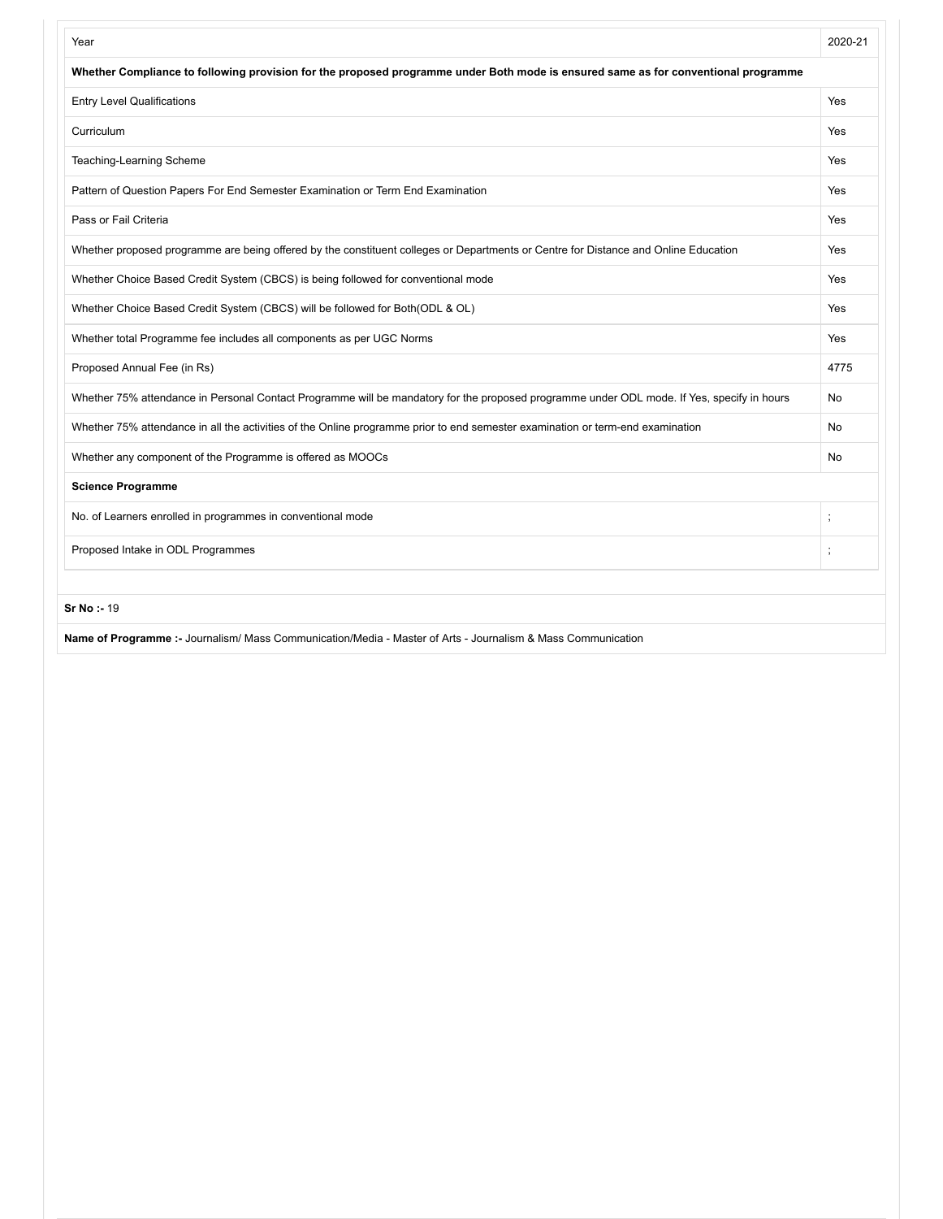| Year | 2020-21 |
| --- | --- |
| **Whether Compliance to following provision for the proposed programme under Both mode is ensured same as for conventional programme** | |
| Entry Level Qualifications | Yes |
| Curriculum | Yes |
| Teaching-Learning Scheme | Yes |
| Pattern of Question Papers For End Semester Examination or Term End Examination | Yes |
| Pass or Fail Criteria | Yes |
| Whether proposed programme are being offered by the constituent colleges or Departments or Centre for Distance and Online Education | Yes |
| Whether Choice Based Credit System (CBCS) is being followed for conventional mode | Yes |
| Whether Choice Based Credit System (CBCS) will be followed for Both(ODL & OL) | Yes |
| Whether total Programme fee includes all components as per UGC Norms | Yes |
| Proposed Annual Fee (in Rs) | 4775 |
| Whether 75% attendance in Personal Contact Programme will be mandatory for the proposed programme under ODL mode. If Yes, specify in hours | No |
| Whether 75% attendance in all the activities of the Online programme prior to end semester examination or term-end examination | No |
| Whether any component of the Programme is offered as MOOCs | No |
| **Science Programme** | |
| No. of Learners enrolled in programmes in conventional mode | ; |
| Proposed Intake in ODL Programmes | ; |

**Sr No :-** 19

**Name of Programme :-** Journalism/ Mass Communication/Media - Master of Arts - Journalism & Mass Communication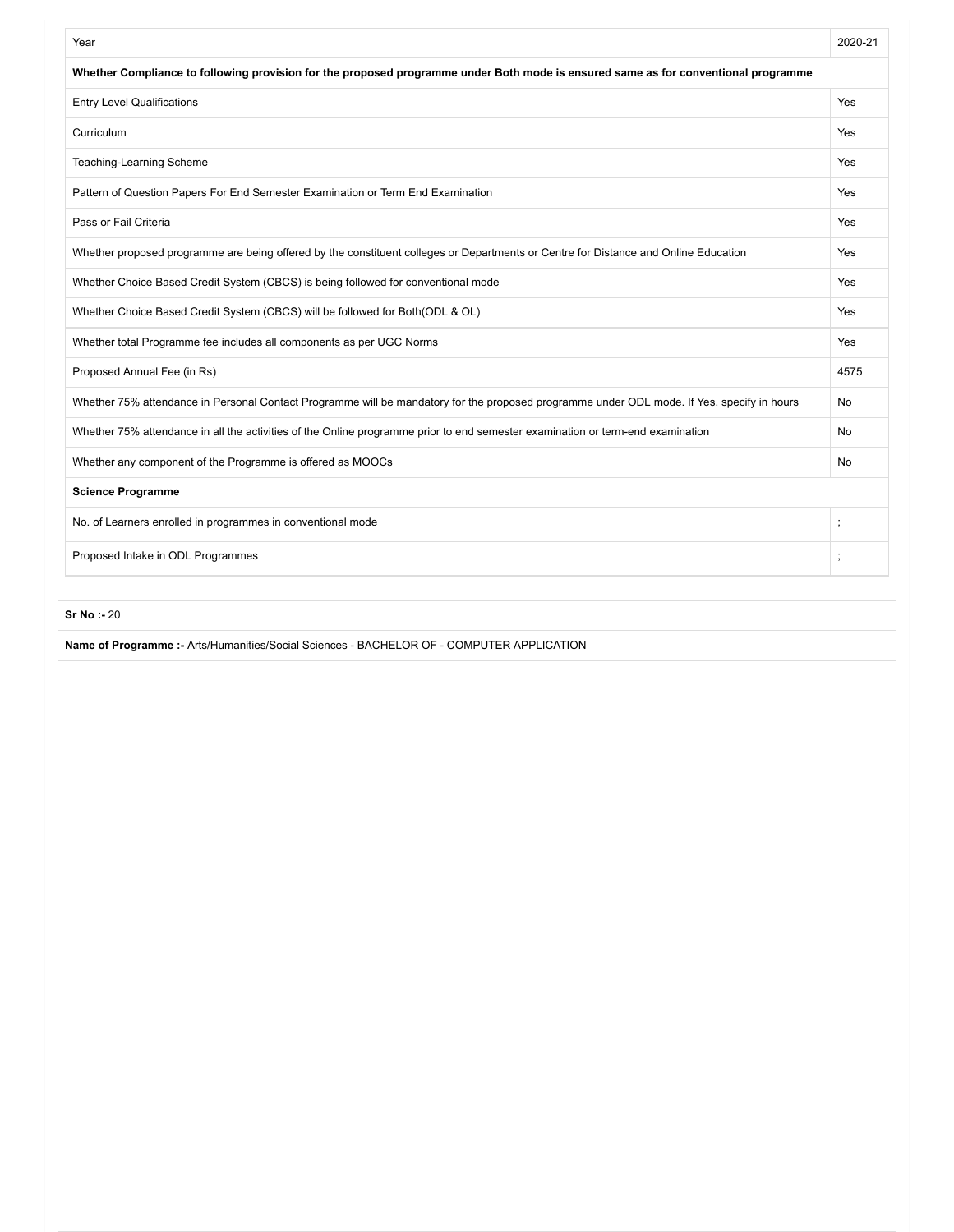| Year | 2020-21 |
| --- | --- |
| **Whether Compliance to following provision for the proposed programme under Both mode is ensured same as for conventional programme** | |
| Entry Level Qualifications | Yes |
| Curriculum | Yes |
| Teaching-Learning Scheme | Yes |
| Pattern of Question Papers For End Semester Examination or Term End Examination | Yes |
| Pass or Fail Criteria | Yes |
| Whether proposed programme are being offered by the constituent colleges or Departments or Centre for Distance and Online Education | Yes |
| Whether Choice Based Credit System (CBCS) is being followed for conventional mode | Yes |
| Whether Choice Based Credit System (CBCS) will be followed for Both(ODL & OL) | Yes |
| Whether total Programme fee includes all components as per UGC Norms | Yes |
| Proposed Annual Fee (in Rs) | 4575 |
| Whether 75% attendance in Personal Contact Programme will be mandatory for the proposed programme under ODL mode. If Yes, specify in hours | No |
| Whether 75% attendance in all the activities of the Online programme prior to end semester examination or term-end examination | No |
| Whether any component of the Programme is offered as MOOCs | No |
| **Science Programme** | |
| No. of Learners enrolled in programmes in conventional mode | ; |
| Proposed Intake in ODL Programmes | ; |

**Sr No :-** 20

**Name of Programme :-** Arts/Humanities/Social Sciences - BACHELOR OF - COMPUTER APPLICATION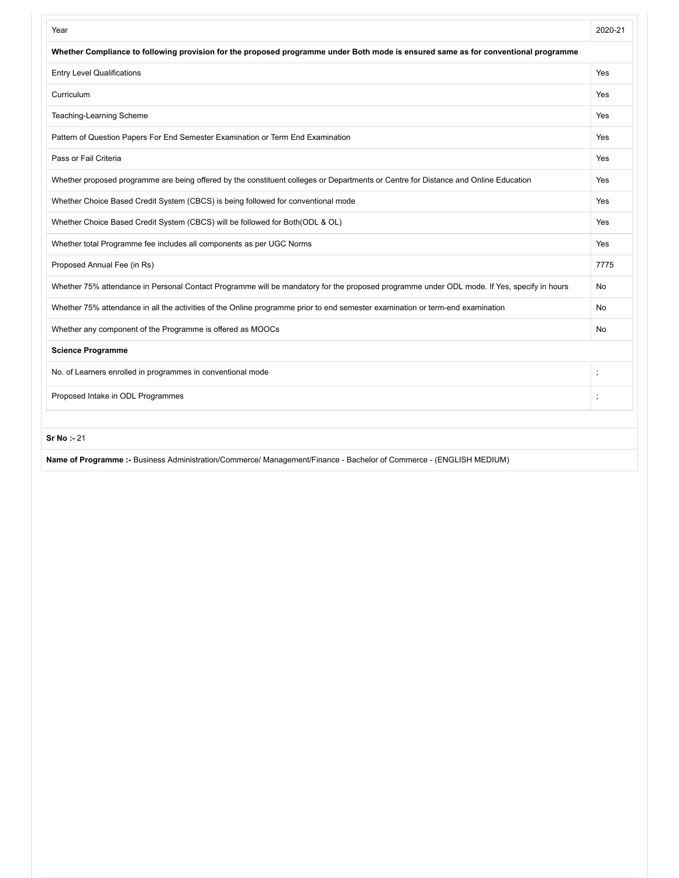| Year | 2020-21 |
| --- | --- |
| **Whether Compliance to following provision for the proposed programme under Both mode is ensured same as for conventional programme** | |
| Entry Level Qualifications | Yes |
| Curriculum | Yes |
| Teaching-Learning Scheme | Yes |
| Pattern of Question Papers For End Semester Examination or Term End Examination | Yes |
| Pass or Fail Criteria | Yes |
| Whether proposed programme are being offered by the constituent colleges or Departments or Centre for Distance and Online Education | Yes |
| Whether Choice Based Credit System (CBCS) is being followed for conventional mode | Yes |
| Whether Choice Based Credit System (CBCS) will be followed for Both(ODL & OL) | Yes |
| Whether total Programme fee includes all components as per UGC Norms | Yes |
| Proposed Annual Fee (in Rs) | 7775 |
| Whether 75% attendance in Personal Contact Programme will be mandatory for the proposed programme under ODL mode. If Yes, specify in hours | No |
| Whether 75% attendance in all the activities of the Online programme prior to end semester examination or term-end examination | No |
| Whether any component of the Programme is offered as MOOCs | No |
| **Science Programme** | |
| No. of Learners enrolled in programmes in conventional mode | ; |
| Proposed Intake in ODL Programmes | ; |

**Sr No :-** 21

**Name of Programme :-** Business Administration/Commerce/ Management/Finance - Bachelor of Commerce - (ENGLISH MEDIUM)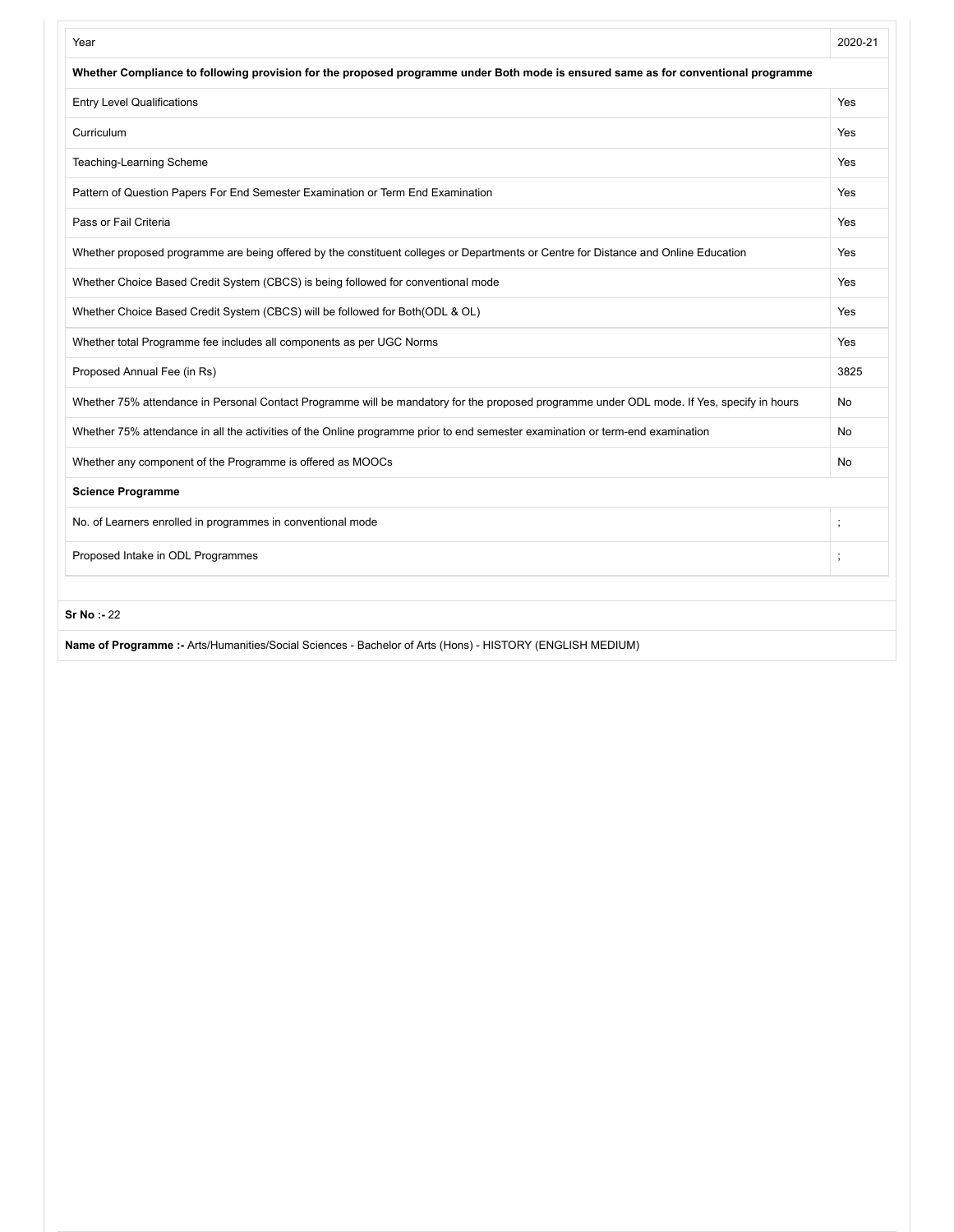| Year | 2020-21 |
|---|---|
| **Whether Compliance to following provision for the proposed programme under Both mode is ensured same as for conventional programme** | |
| Entry Level Qualifications | Yes |
| Curriculum | Yes |
| Teaching-Learning Scheme | Yes |
| Pattern of Question Papers For End Semester Examination or Term End Examination | Yes |
| Pass or Fail Criteria | Yes |
| Whether proposed programme are being offered by the constituent colleges or Departments or Centre for Distance and Online Education | Yes |
| Whether Choice Based Credit System (CBCS) is being followed for conventional mode | Yes |
| Whether Choice Based Credit System (CBCS) will be followed for Both(ODL & OL) | Yes |
| Whether total Programme fee includes all components as per UGC Norms | Yes |
| Proposed Annual Fee (in Rs) | 3825 |
| Whether 75% attendance in Personal Contact Programme will be mandatory for the proposed programme under ODL mode. If Yes, specify in hours | No |
| Whether 75% attendance in all the activities of the Online programme prior to end semester examination or term-end examination | No |
| Whether any component of the Programme is offered as MOOCs | No |
| **Science Programme** | |
| No. of Learners enrolled in programmes in conventional mode | ; |
| Proposed Intake in ODL Programmes | ; |

**Sr No :-** 22

**Name of Programme :-** Arts/Humanities/Social Sciences - Bachelor of Arts (Hons) - HISTORY (ENGLISH MEDIUM)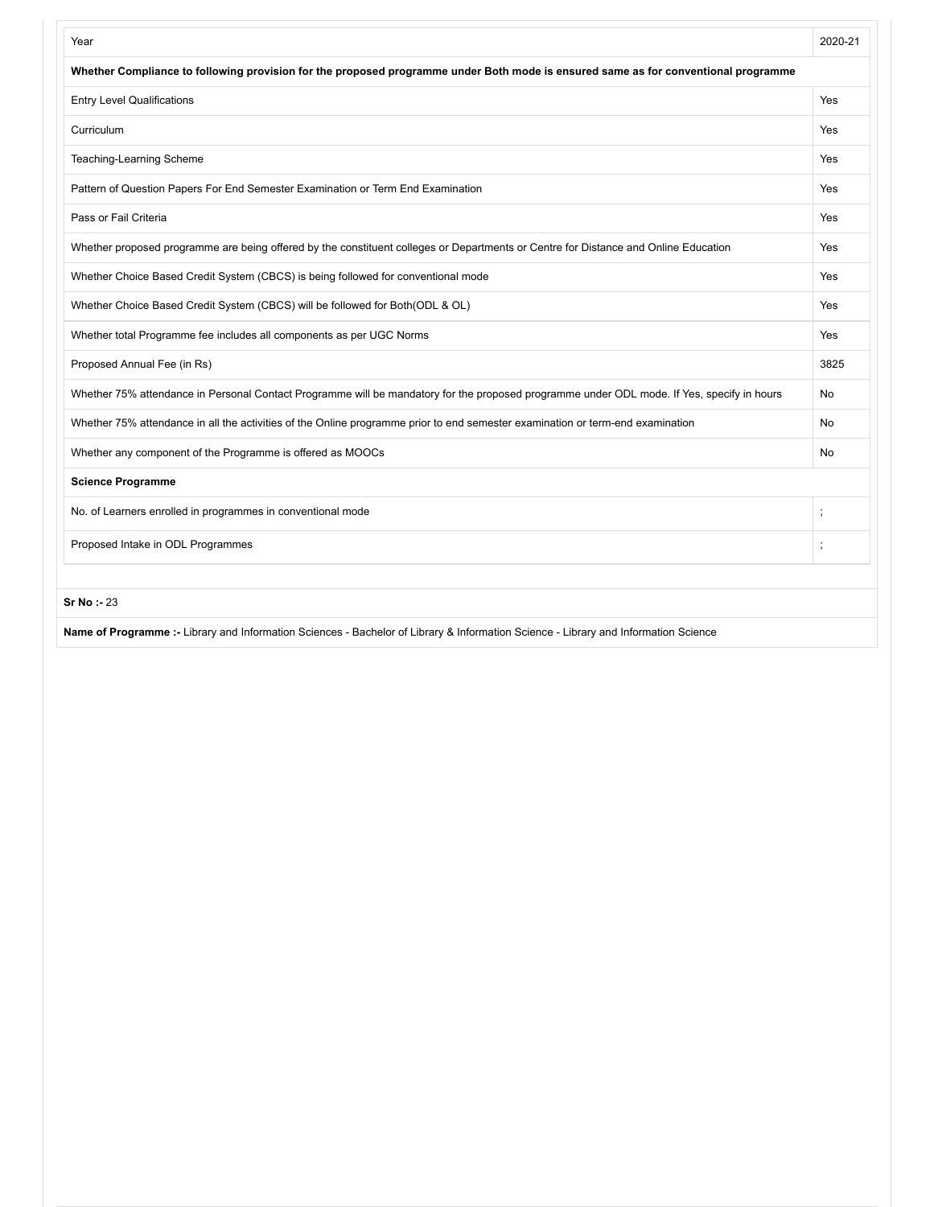| Year | 2020-21 |
|---|---|
| **Whether Compliance to following provision for the proposed programme under Both mode is ensured same as for conventional programme** | |
| Entry Level Qualifications | Yes |
| Curriculum | Yes |
| Teaching-Learning Scheme | Yes |
| Pattern of Question Papers For End Semester Examination or Term End Examination | Yes |
| Pass or Fail Criteria | Yes |
| Whether proposed programme are being offered by the constituent colleges or Departments or Centre for Distance and Online Education | Yes |
| Whether Choice Based Credit System (CBCS) is being followed for conventional mode | Yes |
| Whether Choice Based Credit System (CBCS) will be followed for Both(ODL & OL) | Yes |
| Whether total Programme fee includes all components as per UGC Norms | Yes |
| Proposed Annual Fee (in Rs) | 3825 |
| Whether 75% attendance in Personal Contact Programme will be mandatory for the proposed programme under ODL mode. If Yes, specify in hours | No |
| Whether 75% attendance in all the activities of the Online programme prior to end semester examination or term-end examination | No |
| Whether any component of the Programme is offered as MOOCs | No |
| **Science Programme** | |
| No. of Learners enrolled in programmes in conventional mode | ; |
| Proposed Intake in ODL Programmes | ; |

**Sr No :-** 23

**Name of Programme :-** Library and Information Sciences - Bachelor of Library & Information Science - Library and Information Science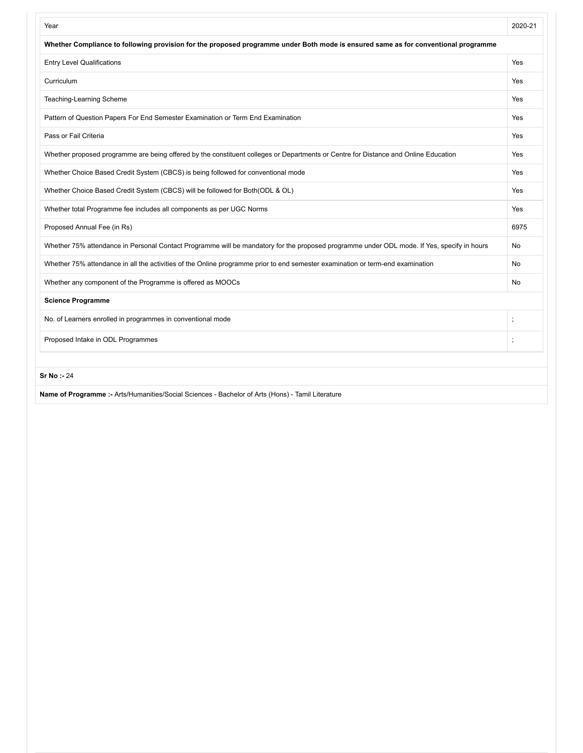| Year | 2020-21 |
|---|---|
| **Whether Compliance to following provision for the proposed programme under Both mode is ensured same as for conventional programme** | |
| Entry Level Qualifications | Yes |
| Curriculum | Yes |
| Teaching-Learning Scheme | Yes |
| Pattern of Question Papers For End Semester Examination or Term End Examination | Yes |
| Pass or Fail Criteria | Yes |
| Whether proposed programme are being offered by the constituent colleges or Departments or Centre for Distance and Online Education | Yes |
| Whether Choice Based Credit System (CBCS) is being followed for conventional mode | Yes |
| Whether Choice Based Credit System (CBCS) will be followed for Both(ODL & OL) | Yes |
| Whether total Programme fee includes all components as per UGC Norms | Yes |
| Proposed Annual Fee (in Rs) | 6975 |
| Whether 75% attendance in Personal Contact Programme will be mandatory for the proposed programme under ODL mode. If Yes, specify in hours | No |
| Whether 75% attendance in all the activities of the Online programme prior to end semester examination or term-end examination | No |
| Whether any component of the Programme is offered as MOOCs | No |
| **Science Programme** | |
| No. of Learners enrolled in programmes in conventional mode | ; |
| Proposed Intake in ODL Programmes | ; |

**Sr No :-** 24

**Name of Programme :-** Arts/Humanities/Social Sciences - Bachelor of Arts (Hons) - Tamil Literature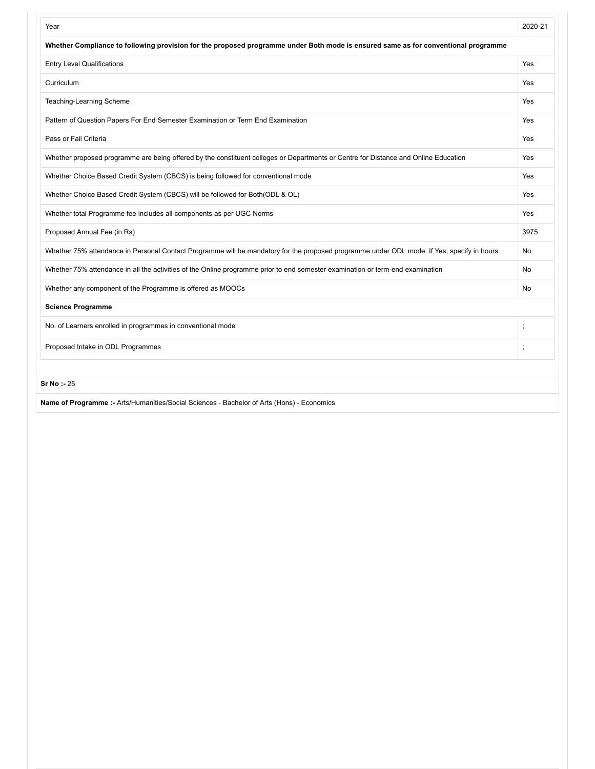| Year | 2020-21 |
|---|---|
| **Whether Compliance to following provision for the proposed programme under Both mode is ensured same as for conventional programme** | |
| Entry Level Qualifications | Yes |
| Curriculum | Yes |
| Teaching-Learning Scheme | Yes |
| Pattern of Question Papers For End Semester Examination or Term End Examination | Yes |
| Pass or Fail Criteria | Yes |
| Whether proposed programme are being offered by the constituent colleges or Departments or Centre for Distance and Online Education | Yes |
| Whether Choice Based Credit System (CBCS) is being followed for conventional mode | Yes |
| Whether Choice Based Credit System (CBCS) will be followed for Both(ODL & OL) | Yes |
| Whether total Programme fee includes all components as per UGC Norms | Yes |
| Proposed Annual Fee (in Rs) | 3975 |
| Whether 75% attendance in Personal Contact Programme will be mandatory for the proposed programme under ODL mode. If Yes, specify in hours | No |
| Whether 75% attendance in all the activities of the Online programme prior to end semester examination or term-end examination | No |
| Whether any component of the Programme is offered as MOOCs | No |
| **Science Programme** | |
| No. of Learners enrolled in programmes in conventional mode | ; |
| Proposed Intake in ODL Programmes | ; |

**Sr No :-** 25

**Name of Programme :-** Arts/Humanities/Social Sciences - Bachelor of Arts (Hons) - Economics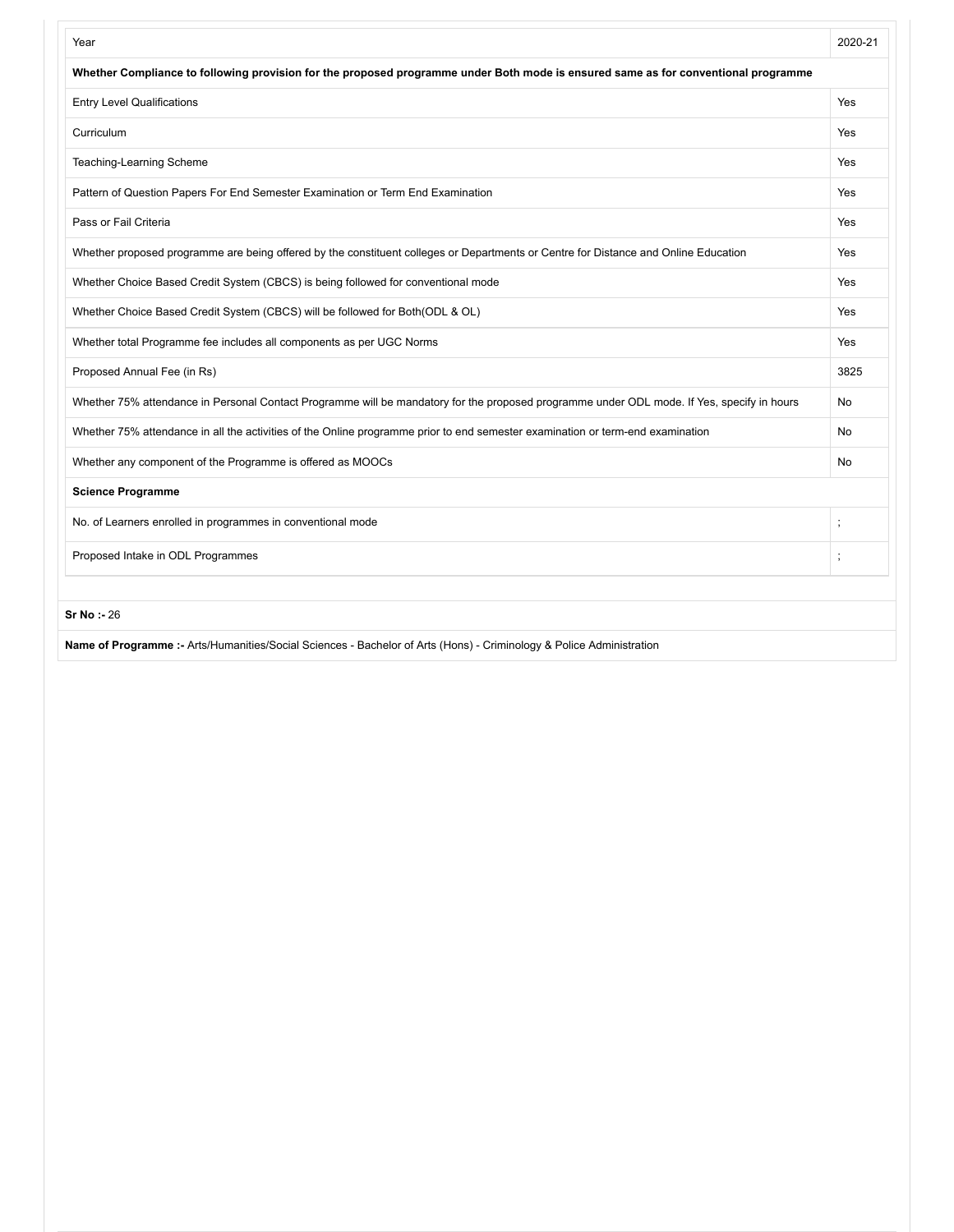| Year | 2020-21 |
| --- | --- |
| **Whether Compliance to following provision for the proposed programme under Both mode is ensured same as for conventional programme** | |
| Entry Level Qualifications | Yes |
| Curriculum | Yes |
| Teaching-Learning Scheme | Yes |
| Pattern of Question Papers For End Semester Examination or Term End Examination | Yes |
| Pass or Fail Criteria | Yes |
| Whether proposed programme are being offered by the constituent colleges or Departments or Centre for Distance and Online Education | Yes |
| Whether Choice Based Credit System (CBCS) is being followed for conventional mode | Yes |
| Whether Choice Based Credit System (CBCS) will be followed for Both(ODL & OL) | Yes |
| Whether total Programme fee includes all components as per UGC Norms | Yes |
| Proposed Annual Fee (in Rs) | 3825 |
| Whether 75% attendance in Personal Contact Programme will be mandatory for the proposed programme under ODL mode. If Yes, specify in hours | No |
| Whether 75% attendance in all the activities of the Online programme prior to end semester examination or term-end examination | No |
| Whether any component of the Programme is offered as MOOCs | No |
| **Science Programme** | |
| No. of Learners enrolled in programmes in conventional mode | ; |
| Proposed Intake in ODL Programmes | ; |

**Sr No :-** 26

**Name of Programme :-** Arts/Humanities/Social Sciences - Bachelor of Arts (Hons) - Criminology & Police Administration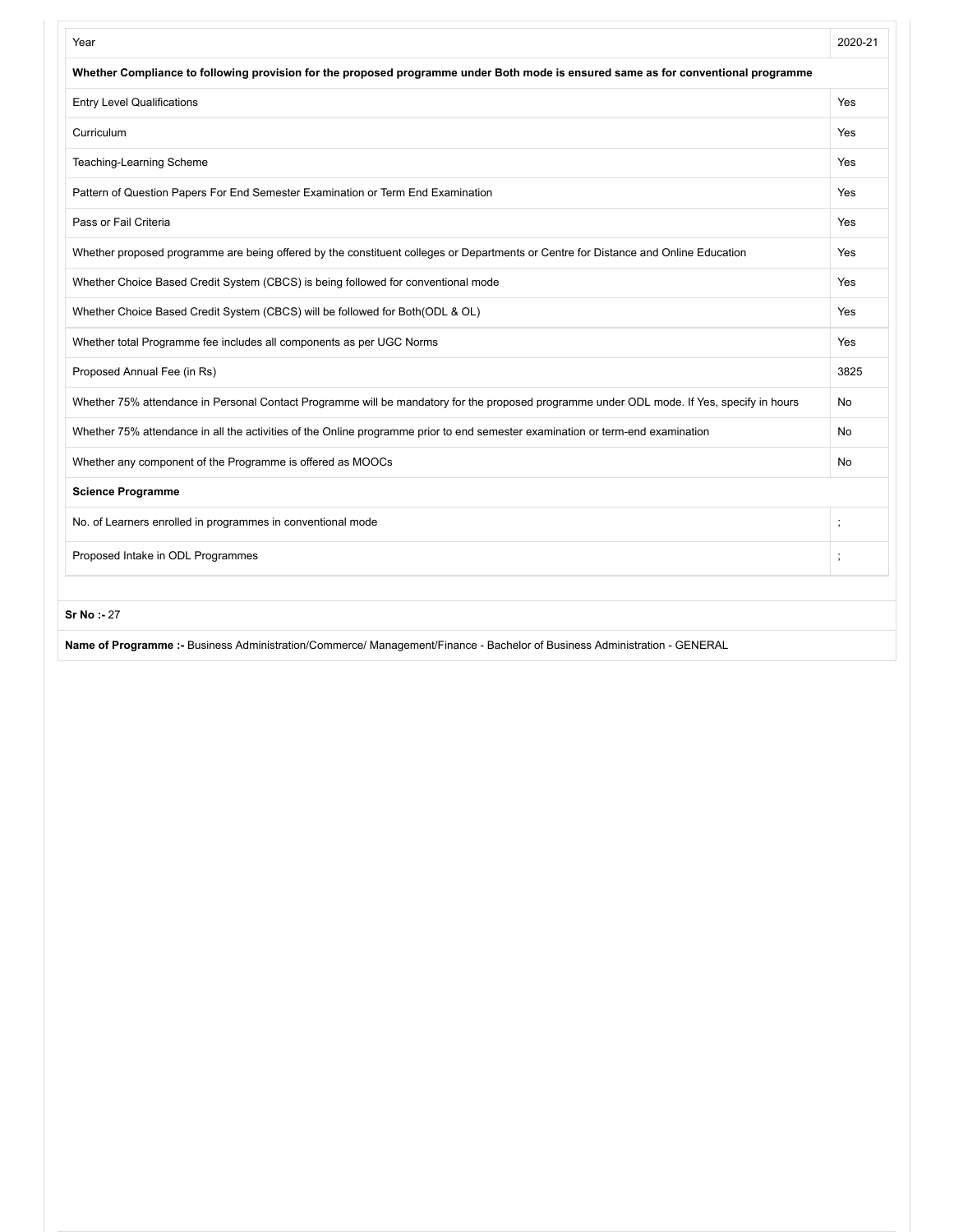| Year | 2020-21 |
| --- | --- |
| **Whether Compliance to following provision for the proposed programme under Both mode is ensured same as for conventional programme** | |
| Entry Level Qualifications | Yes |
| Curriculum | Yes |
| Teaching-Learning Scheme | Yes |
| Pattern of Question Papers For End Semester Examination or Term End Examination | Yes |
| Pass or Fail Criteria | Yes |
| Whether proposed programme are being offered by the constituent colleges or Departments or Centre for Distance and Online Education | Yes |
| Whether Choice Based Credit System (CBCS) is being followed for conventional mode | Yes |
| Whether Choice Based Credit System (CBCS) will be followed for Both(ODL & OL) | Yes |
| Whether total Programme fee includes all components as per UGC Norms | Yes |
| Proposed Annual Fee (in Rs) | 3825 |
| Whether 75% attendance in Personal Contact Programme will be mandatory for the proposed programme under ODL mode. If Yes, specify in hours | No |
| Whether 75% attendance in all the activities of the Online programme prior to end semester examination or term-end examination | No |
| Whether any component of the Programme is offered as MOOCs | No |
| **Science Programme** | |
| No. of Learners enrolled in programmes in conventional mode | ; |
| Proposed Intake in ODL Programmes | ; |

**Sr No :-** 27

**Name of Programme :-** Business Administration/Commerce/ Management/Finance - Bachelor of Business Administration - GENERAL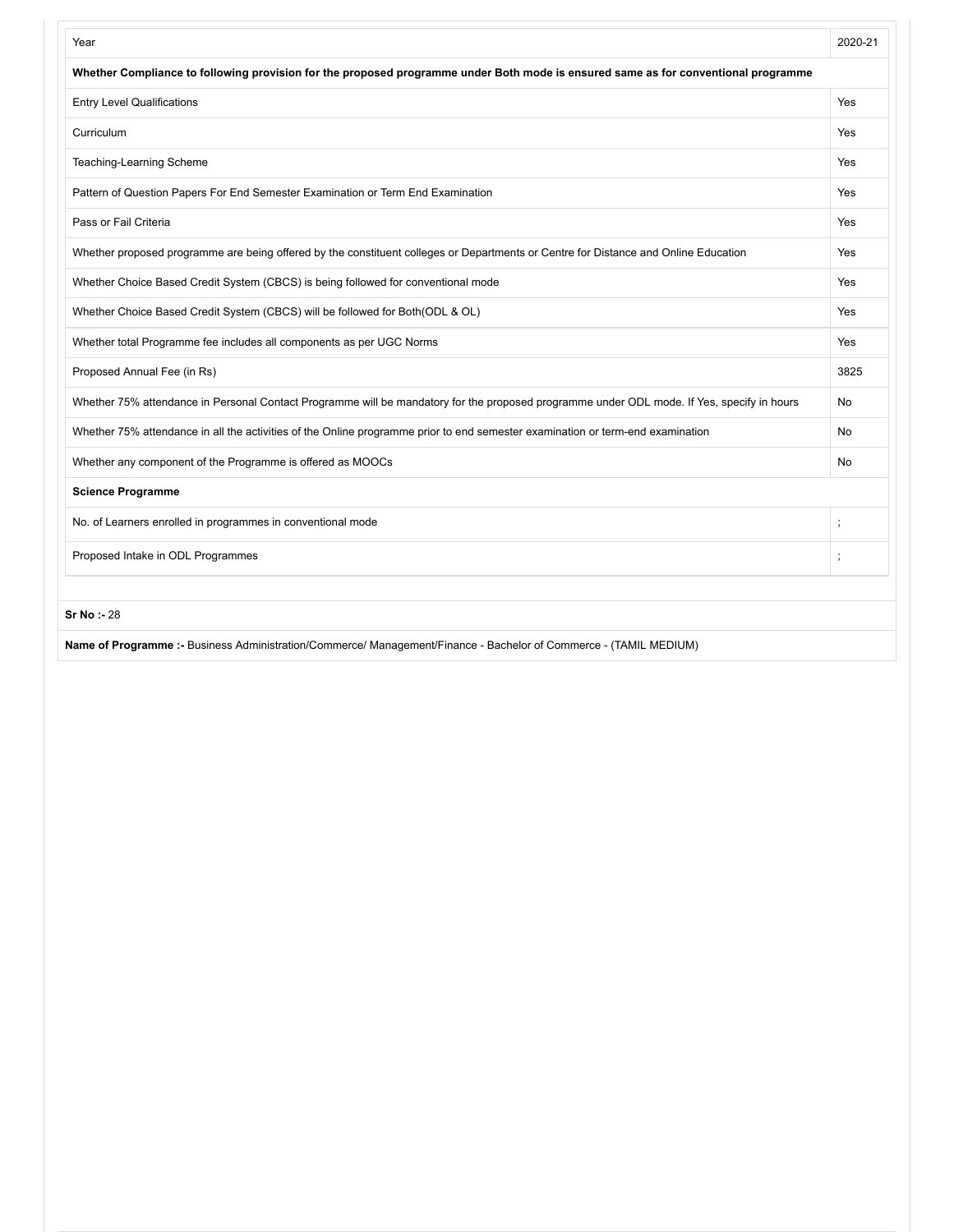| Year | 2020-21 |
|---|---|
| **Whether Compliance to following provision for the proposed programme under Both mode is ensured same as for conventional programme** | |
| Entry Level Qualifications | Yes |
| Curriculum | Yes |
| Teaching-Learning Scheme | Yes |
| Pattern of Question Papers For End Semester Examination or Term End Examination | Yes |
| Pass or Fail Criteria | Yes |
| Whether proposed programme are being offered by the constituent colleges or Departments or Centre for Distance and Online Education | Yes |
| Whether Choice Based Credit System (CBCS) is being followed for conventional mode | Yes |
| Whether Choice Based Credit System (CBCS) will be followed for Both(ODL & OL) | Yes |
| Whether total Programme fee includes all components as per UGC Norms | Yes |
| Proposed Annual Fee (in Rs) | 3825 |
| Whether 75% attendance in Personal Contact Programme will be mandatory for the proposed programme under ODL mode. If Yes, specify in hours | No |
| Whether 75% attendance in all the activities of the Online programme prior to end semester examination or term-end examination | No |
| Whether any component of the Programme is offered as MOOCs | No |
| **Science Programme** | |
| No. of Learners enrolled in programmes in conventional mode | ; |
| Proposed Intake in ODL Programmes | ; |

**Sr No :-** 28

**Name of Programme :-** Business Administration/Commerce/ Management/Finance - Bachelor of Commerce - (TAMIL MEDIUM)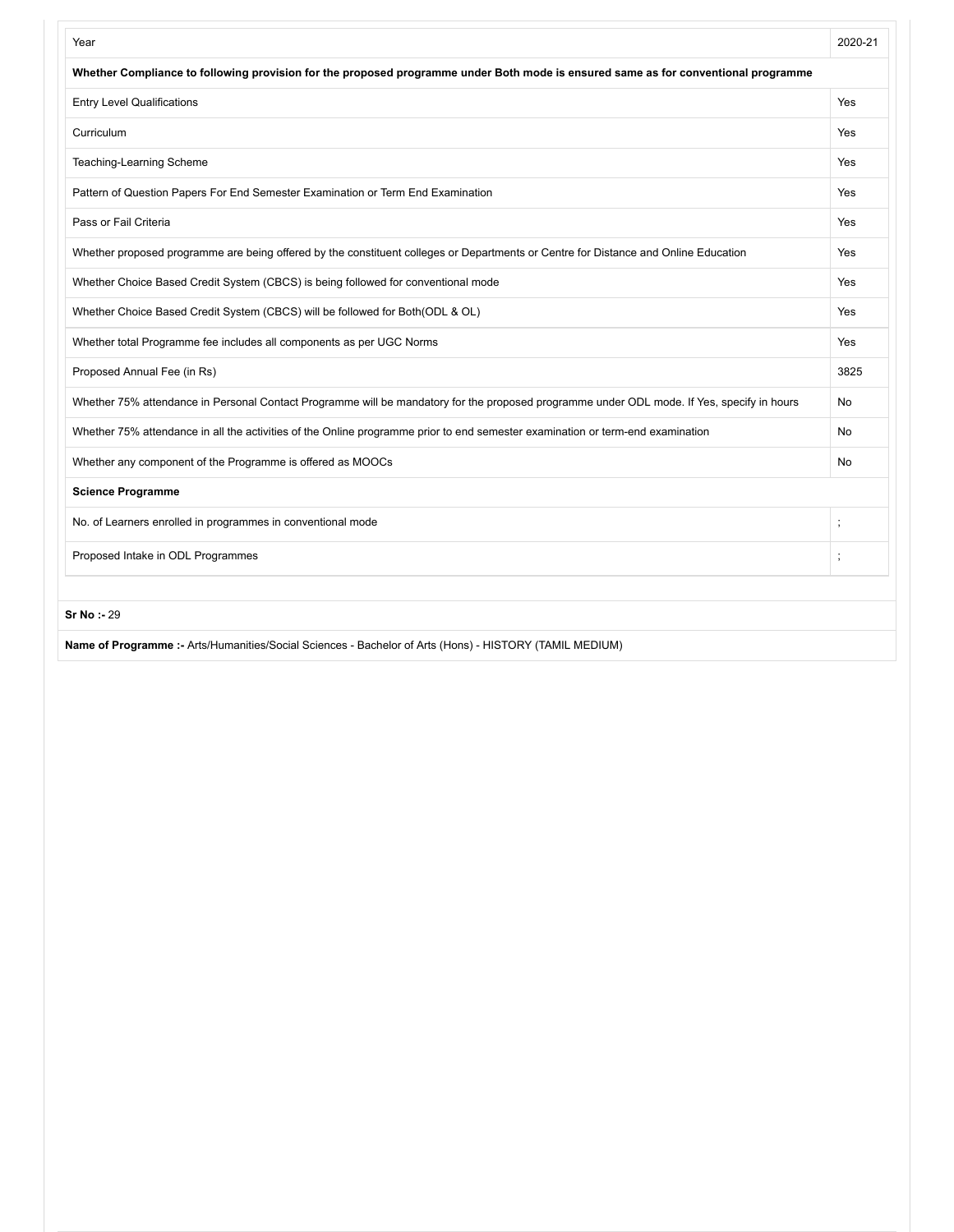| Year | 2020-21 |
|---|---|
| **Whether Compliance to following provision for the proposed programme under Both mode is ensured same as for conventional programme** | |
| Entry Level Qualifications | Yes |
| Curriculum | Yes |
| Teaching-Learning Scheme | Yes |
| Pattern of Question Papers For End Semester Examination or Term End Examination | Yes |
| Pass or Fail Criteria | Yes |
| Whether proposed programme are being offered by the constituent colleges or Departments or Centre for Distance and Online Education | Yes |
| Whether Choice Based Credit System (CBCS) is being followed for conventional mode | Yes |
| Whether Choice Based Credit System (CBCS) will be followed for Both(ODL & OL) | Yes |
| Whether total Programme fee includes all components as per UGC Norms | Yes |
| Proposed Annual Fee (in Rs) | 3825 |
| Whether 75% attendance in Personal Contact Programme will be mandatory for the proposed programme under ODL mode. If Yes, specify in hours | No |
| Whether 75% attendance in all the activities of the Online programme prior to end semester examination or term-end examination | No |
| Whether any component of the Programme is offered as MOOCs | No |
| **Science Programme** | |
| No. of Learners enrolled in programmes in conventional mode | ; |
| Proposed Intake in ODL Programmes | ; |

**Sr No :-** 29

**Name of Programme :-** Arts/Humanities/Social Sciences - Bachelor of Arts (Hons) - HISTORY (TAMIL MEDIUM)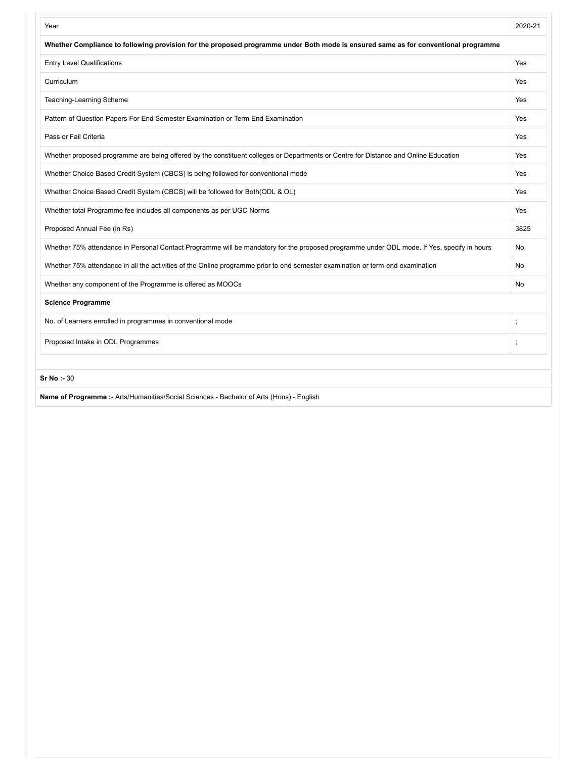| Year | 2020-21 |
|---|---|
| **Whether Compliance to following provision for the proposed programme under Both mode is ensured same as for conventional programme** | |
| Entry Level Qualifications | Yes |
| Curriculum | Yes |
| Teaching-Learning Scheme | Yes |
| Pattern of Question Papers For End Semester Examination or Term End Examination | Yes |
| Pass or Fail Criteria | Yes |
| Whether proposed programme are being offered by the constituent colleges or Departments or Centre for Distance and Online Education | Yes |
| Whether Choice Based Credit System (CBCS) is being followed for conventional mode | Yes |
| Whether Choice Based Credit System (CBCS) will be followed for Both(ODL & OL) | Yes |
| Whether total Programme fee includes all components as per UGC Norms | Yes |
| Proposed Annual Fee (in Rs) | 3825 |
| Whether 75% attendance in Personal Contact Programme will be mandatory for the proposed programme under ODL mode. If Yes, specify in hours | No |
| Whether 75% attendance in all the activities of the Online programme prior to end semester examination or term-end examination | No |
| Whether any component of the Programme is offered as MOOCs | No |
| **Science Programme** | |
| No. of Learners enrolled in programmes in conventional mode | ; |
| Proposed Intake in ODL Programmes | ; |

**Sr No :-** 30

**Name of Programme :-** Arts/Humanities/Social Sciences - Bachelor of Arts (Hons) - English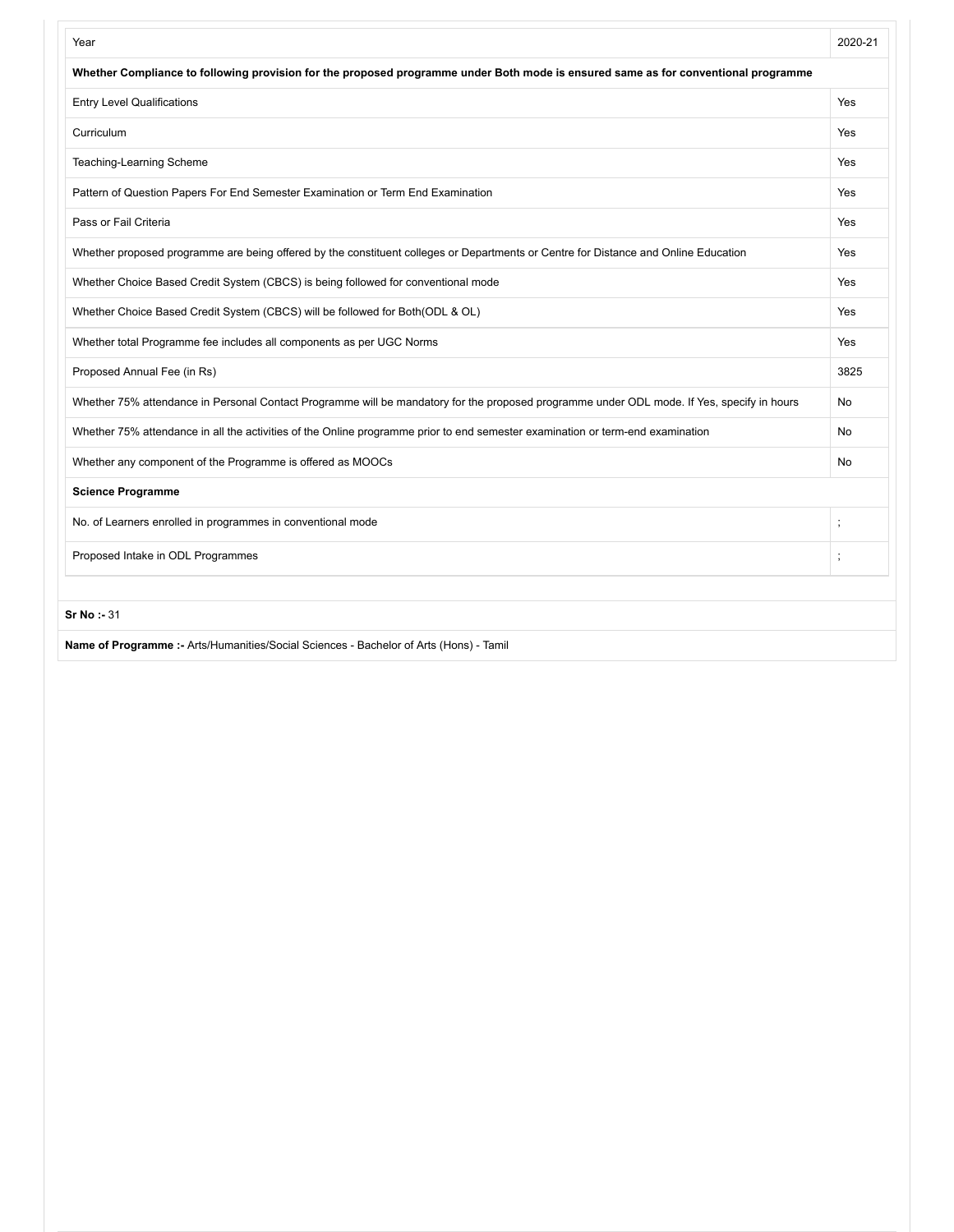| Year | 2020-21 |
| --- | --- |
| **Whether Compliance to following provision for the proposed programme under Both mode is ensured same as for conventional programme** | |
| Entry Level Qualifications | Yes |
| Curriculum | Yes |
| Teaching-Learning Scheme | Yes |
| Pattern of Question Papers For End Semester Examination or Term End Examination | Yes |
| Pass or Fail Criteria | Yes |
| Whether proposed programme are being offered by the constituent colleges or Departments or Centre for Distance and Online Education | Yes |
| Whether Choice Based Credit System (CBCS) is being followed for conventional mode | Yes |
| Whether Choice Based Credit System (CBCS) will be followed for Both(ODL & OL) | Yes |
| Whether total Programme fee includes all components as per UGC Norms | Yes |
| Proposed Annual Fee (in Rs) | 3825 |
| Whether 75% attendance in Personal Contact Programme will be mandatory for the proposed programme under ODL mode. If Yes, specify in hours | No |
| Whether 75% attendance in all the activities of the Online programme prior to end semester examination or term-end examination | No |
| Whether any component of the Programme is offered as MOOCs | No |
| **Science Programme** | |
| No. of Learners enrolled in programmes in conventional mode | ; |
| Proposed Intake in ODL Programmes | ; |

**Sr No :-** 31

**Name of Programme :-** Arts/Humanities/Social Sciences - Bachelor of Arts (Hons) - Tamil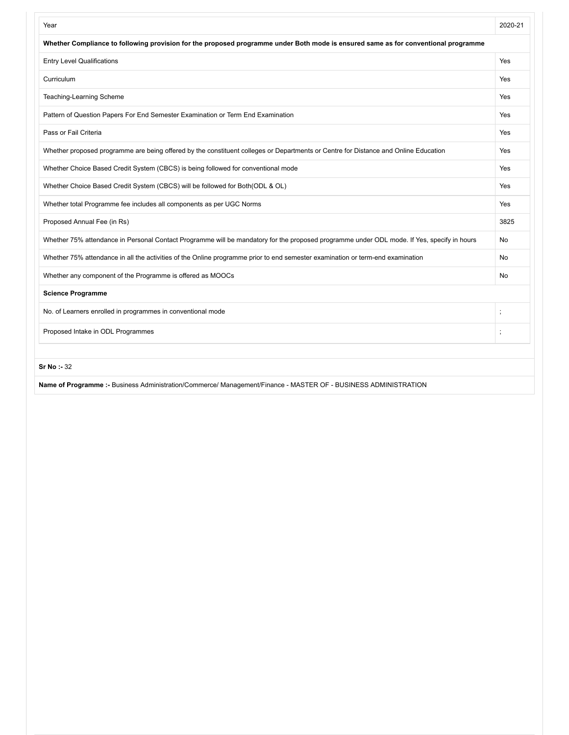| Year | 2020-21 |
|---|---|
| **Whether Compliance to following provision for the proposed programme under Both mode is ensured same as for conventional programme** | |
| Entry Level Qualifications | Yes |
| Curriculum | Yes |
| Teaching-Learning Scheme | Yes |
| Pattern of Question Papers For End Semester Examination or Term End Examination | Yes |
| Pass or Fail Criteria | Yes |
| Whether proposed programme are being offered by the constituent colleges or Departments or Centre for Distance and Online Education | Yes |
| Whether Choice Based Credit System (CBCS) is being followed for conventional mode | Yes |
| Whether Choice Based Credit System (CBCS) will be followed for Both(ODL & OL) | Yes |
| Whether total Programme fee includes all components as per UGC Norms | Yes |
| Proposed Annual Fee (in Rs) | 3825 |
| Whether 75% attendance in Personal Contact Programme will be mandatory for the proposed programme under ODL mode. If Yes, specify in hours | No |
| Whether 75% attendance in all the activities of the Online programme prior to end semester examination or term-end examination | No |
| Whether any component of the Programme is offered as MOOCs | No |
| **Science Programme** | |
| No. of Learners enrolled in programmes in conventional mode | ; |
| Proposed Intake in ODL Programmes | ; |

**Sr No :-** 32

**Name of Programme :-** Business Administration/Commerce/ Management/Finance - MASTER OF - BUSINESS ADMINISTRATION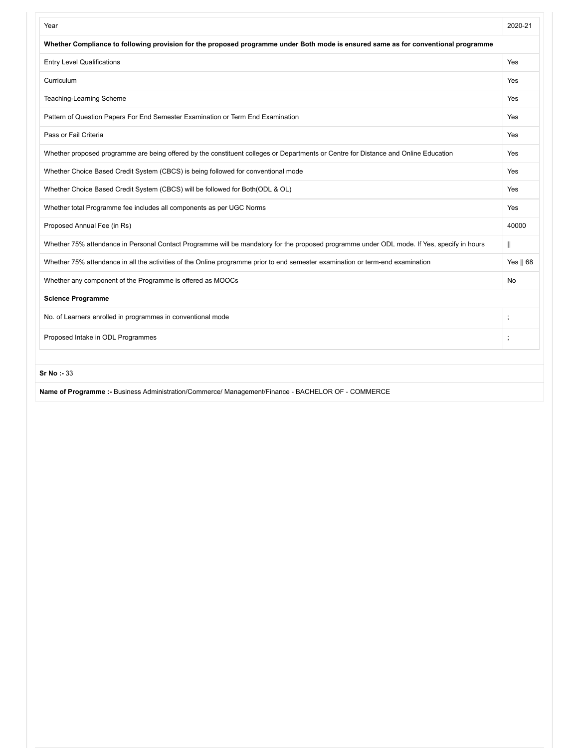| Year | 2020-21 |
|---|---|
| **Whether Compliance to following provision for the proposed programme under Both mode is ensured same as for conventional programme** | |
| Entry Level Qualifications | Yes |
| Curriculum | Yes |
| Teaching-Learning Scheme | Yes |
| Pattern of Question Papers For End Semester Examination or Term End Examination | Yes |
| Pass or Fail Criteria | Yes |
| Whether proposed programme are being offered by the constituent colleges or Departments or Centre for Distance and Online Education | Yes |
| Whether Choice Based Credit System (CBCS) is being followed for conventional mode | Yes |
| Whether Choice Based Credit System (CBCS) will be followed for Both(ODL & OL) | Yes |
| Whether total Programme fee includes all components as per UGC Norms | Yes |
| Proposed Annual Fee (in Rs) | 40000 |
| Whether 75% attendance in Personal Contact Programme will be mandatory for the proposed programme under ODL mode. If Yes, specify in hours | \|\| |
| Whether 75% attendance in all the activities of the Online programme prior to end semester examination or term-end examination | Yes \|\| 68 |
| Whether any component of the Programme is offered as MOOCs | No |
| **Science Programme** | |
| No. of Learners enrolled in programmes in conventional mode | ; |
| Proposed Intake in ODL Programmes | ; |

**Sr No :-** 33

**Name of Programme :-** Business Administration/Commerce/ Management/Finance - BACHELOR OF - COMMERCE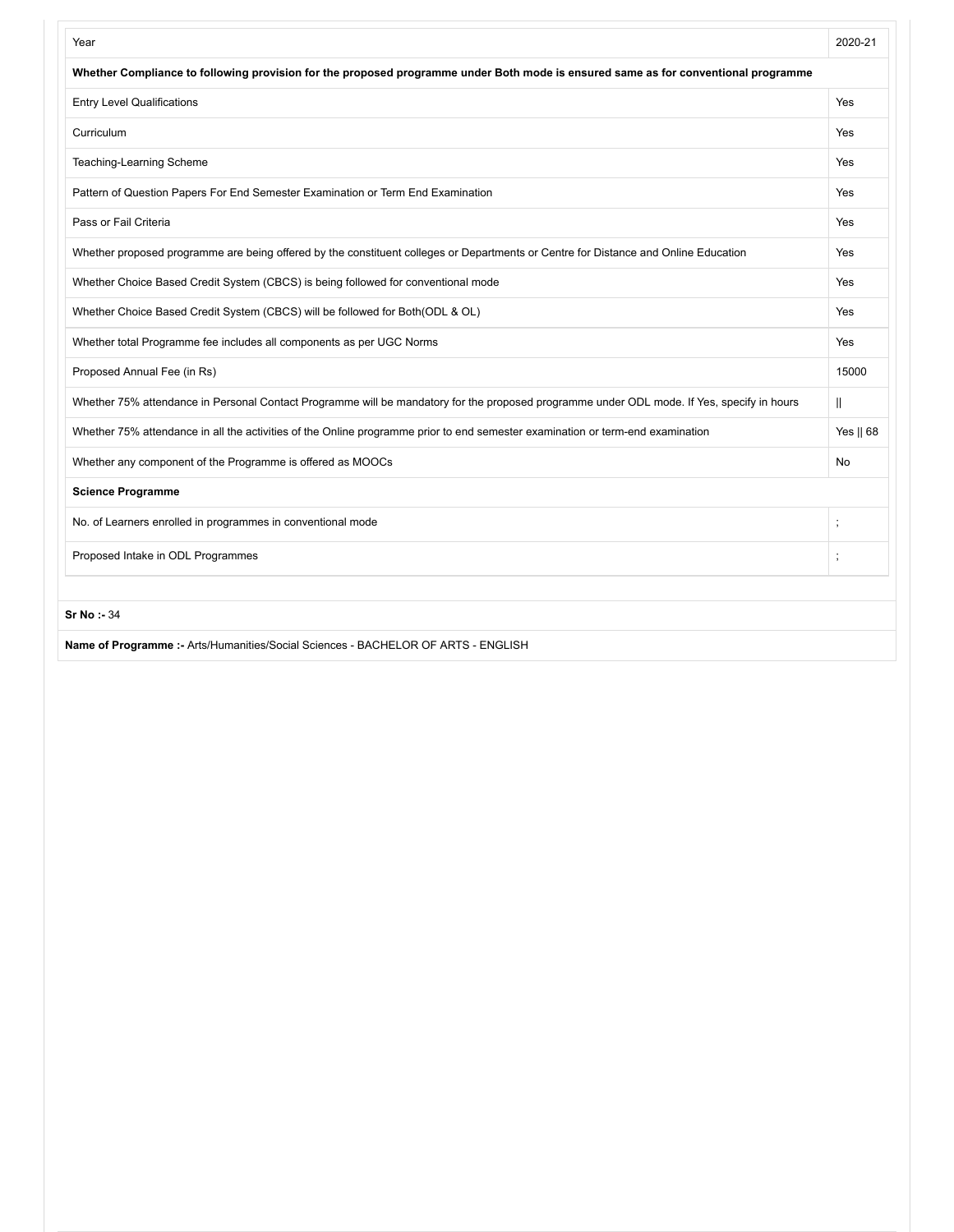| Year | 2020-21 |
|---|---|
| **Whether Compliance to following provision for the proposed programme under Both mode is ensured same as for conventional programme** | |
| Entry Level Qualifications | Yes |
| Curriculum | Yes |
| Teaching-Learning Scheme | Yes |
| Pattern of Question Papers For End Semester Examination or Term End Examination | Yes |
| Pass or Fail Criteria | Yes |
| Whether proposed programme are being offered by the constituent colleges or Departments or Centre for Distance and Online Education | Yes |
| Whether Choice Based Credit System (CBCS) is being followed for conventional mode | Yes |
| Whether Choice Based Credit System (CBCS) will be followed for Both(ODL & OL) | Yes |
| Whether total Programme fee includes all components as per UGC Norms | Yes |
| Proposed Annual Fee (in Rs) | 15000 |
| Whether 75% attendance in Personal Contact Programme will be mandatory for the proposed programme under ODL mode. If Yes, specify in hours | \|\| |
| Whether 75% attendance in all the activities of the Online programme prior to end semester examination or term-end examination | Yes \|\| 68 |
| Whether any component of the Programme is offered as MOOCs | No |
| **Science Programme** | |
| No. of Learners enrolled in programmes in conventional mode | ; |
| Proposed Intake in ODL Programmes | ; |

**Sr No :-** 34

**Name of Programme :-** Arts/Humanities/Social Sciences - BACHELOR OF ARTS - ENGLISH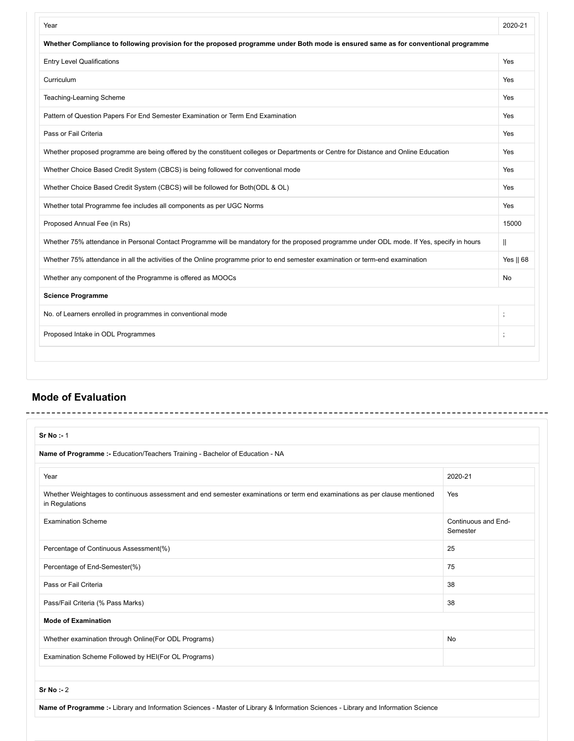| Year | 2020-21 |
| --- | --- |
| **Whether Compliance to following provision for the proposed programme under Both mode is ensured same as for conventional programme** | |
| Entry Level Qualifications | Yes |
| Curriculum | Yes |
| Teaching-Learning Scheme | Yes |
| Pattern of Question Papers For End Semester Examination or Term End Examination | Yes |
| Pass or Fail Criteria | Yes |
| Whether proposed programme are being offered by the constituent colleges or Departments or Centre for Distance and Online Education | Yes |
| Whether Choice Based Credit System (CBCS) is being followed for conventional mode | Yes |
| Whether Choice Based Credit System (CBCS) will be followed for Both(ODL & OL) | Yes |
| Whether total Programme fee includes all components as per UGC Norms | Yes |
| Proposed Annual Fee (in Rs) | 15000 |
| Whether 75% attendance in Personal Contact Programme will be mandatory for the proposed programme under ODL mode. If Yes, specify in hours | \|\| |
| Whether 75% attendance in all the activities of the Online programme prior to end semester examination or term-end examination | Yes \|\| 68 |
| Whether any component of the Programme is offered as MOOCs | No |
| **Science Programme** | |
| No. of Learners enrolled in programmes in conventional mode | ; |
| Proposed Intake in ODL Programmes | ; |

## Mode of Evaluation

**Sr No :-** 1

**Name of Programme :-** Education/Teachers Training - Bachelor of Education - NA

| Year | 2020-21 |
| --- | --- |
| Whether Weightages to continuous assessment and end semester examinations or term end examinations as per clause mentioned in Regulations | Yes |
| Examination Scheme | Continuous and End-Semester |
| Percentage of Continuous Assessment(%) | 25 |
| Percentage of End-Semester(%) | 75 |
| Pass or Fail Criteria | 38 |
| Pass/Fail Criteria (% Pass Marks) | 38 |
| **Mode of Examination** | |
| Whether examination through Online(For ODL Programs) | No |
| Examination Scheme Followed by HEI(For OL Programs) | |

**Sr No :-** 2

**Name of Programme :-** Library and Information Sciences - Master of Library & Information Sciences - Library and Information Science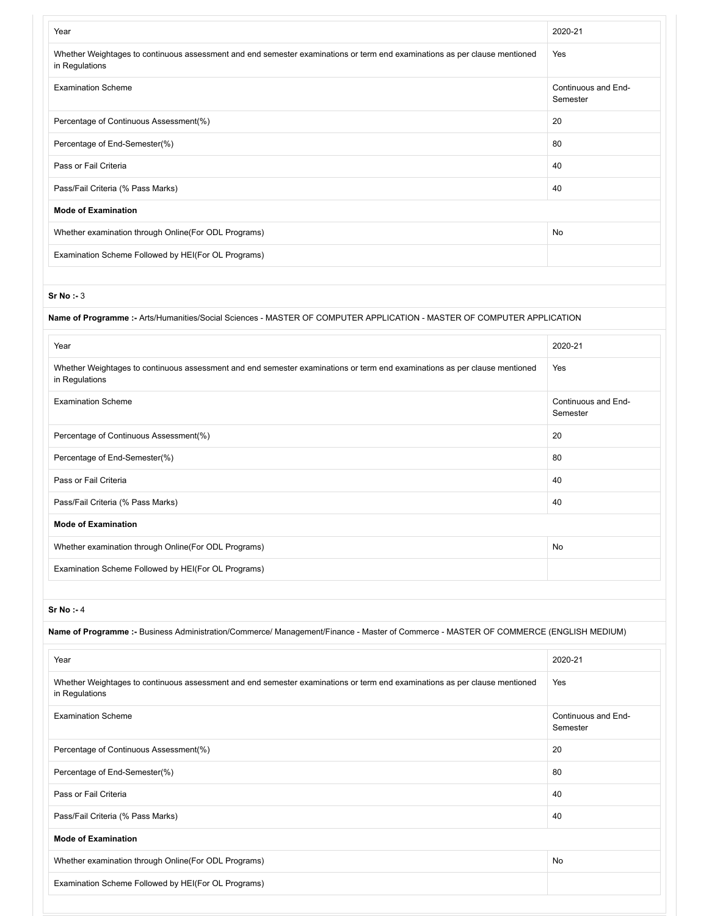| Year | 2020-21 |
|---|---|
| Whether Weightages to continuous assessment and end semester examinations or term end examinations as per clause mentioned in Regulations | Yes |
| Examination Scheme | Continuous and End-Semester |
| Percentage of Continuous Assessment(%) | 20 |
| Percentage of End-Semester(%) | 80 |
| Pass or Fail Criteria | 40 |
| Pass/Fail Criteria (% Pass Marks) | 40 |
| **Mode of Examination** | |
| Whether examination through Online(For ODL Programs) | No |
| Examination Scheme Followed by HEI(For OL Programs) | |

**Sr No :-** 3

**Name of Programme :-** Arts/Humanities/Social Sciences - MASTER OF COMPUTER APPLICATION - MASTER OF COMPUTER APPLICATION

| Year | 2020-21 |
|---|---|
| Whether Weightages to continuous assessment and end semester examinations or term end examinations as per clause mentioned in Regulations | Yes |
| Examination Scheme | Continuous and End-Semester |
| Percentage of Continuous Assessment(%) | 20 |
| Percentage of End-Semester(%) | 80 |
| Pass or Fail Criteria | 40 |
| Pass/Fail Criteria (% Pass Marks) | 40 |
| **Mode of Examination** | |
| Whether examination through Online(For ODL Programs) | No |
| Examination Scheme Followed by HEI(For OL Programs) | |

**Sr No :-** 4

**Name of Programme :-** Business Administration/Commerce/ Management/Finance - Master of Commerce - MASTER OF COMMERCE (ENGLISH MEDIUM)

| Year | 2020-21 |
|---|---|
| Whether Weightages to continuous assessment and end semester examinations or term end examinations as per clause mentioned in Regulations | Yes |
| Examination Scheme | Continuous and End-Semester |
| Percentage of Continuous Assessment(%) | 20 |
| Percentage of End-Semester(%) | 80 |
| Pass or Fail Criteria | 40 |
| Pass/Fail Criteria (% Pass Marks) | 40 |
| **Mode of Examination** | |
| Whether examination through Online(For ODL Programs) | No |
| Examination Scheme Followed by HEI(For OL Programs) | |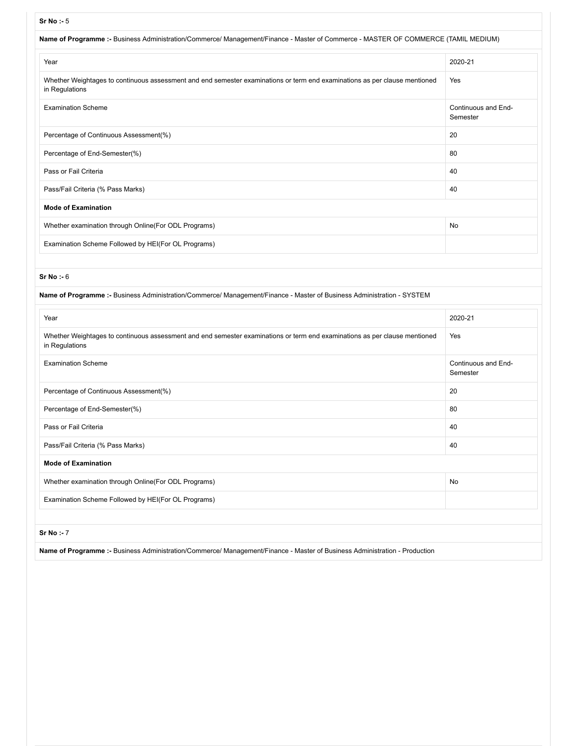**Sr No :-** 5

**Name of Programme :-** Business Administration/Commerce/ Management/Finance - Master of Commerce - MASTER OF COMMERCE (TAMIL MEDIUM)

| Year | 2020-21 |
|---|---|
| Whether Weightages to continuous assessment and end semester examinations or term end examinations as per clause mentioned in Regulations | Yes |
| Examination Scheme | Continuous and End-Semester |
| Percentage of Continuous Assessment(%) | 20 |
| Percentage of End-Semester(%) | 80 |
| Pass or Fail Criteria | 40 |
| Pass/Fail Criteria (% Pass Marks) | 40 |
| **Mode of Examination** | |
| Whether examination through Online(For ODL Programs) | No |
| Examination Scheme Followed by HEI(For OL Programs) | |

**Sr No :-** 6

**Name of Programme :-** Business Administration/Commerce/ Management/Finance - Master of Business Administration - SYSTEM

| Year | 2020-21 |
|---|---|
| Whether Weightages to continuous assessment and end semester examinations or term end examinations as per clause mentioned in Regulations | Yes |
| Examination Scheme | Continuous and End-Semester |
| Percentage of Continuous Assessment(%) | 20 |
| Percentage of End-Semester(%) | 80 |
| Pass or Fail Criteria | 40 |
| Pass/Fail Criteria (% Pass Marks) | 40 |
| **Mode of Examination** | |
| Whether examination through Online(For ODL Programs) | No |
| Examination Scheme Followed by HEI(For OL Programs) | |

**Sr No :-** 7

**Name of Programme :-** Business Administration/Commerce/ Management/Finance - Master of Business Administration - Production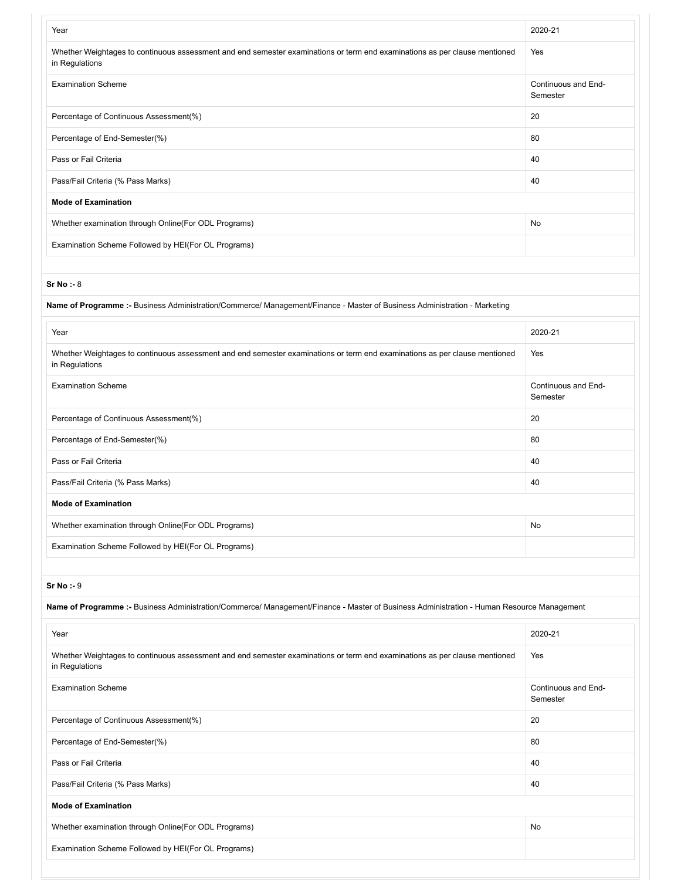| Year | 2020-21 |
|---|---|
| Whether Weightages to continuous assessment and end semester examinations or term end examinations as per clause mentioned in Regulations | Yes |
| Examination Scheme | Continuous and End-Semester |
| Percentage of Continuous Assessment(%) | 20 |
| Percentage of End-Semester(%) | 80 |
| Pass or Fail Criteria | 40 |
| Pass/Fail Criteria (% Pass Marks) | 40 |
| **Mode of Examination** | |
| Whether examination through Online(For ODL Programs) | No |
| Examination Scheme Followed by HEI(For OL Programs) | |

**Sr No :-** 8

**Name of Programme :-** Business Administration/Commerce/ Management/Finance - Master of Business Administration - Marketing

| Year | 2020-21 |
|---|---|
| Whether Weightages to continuous assessment and end semester examinations or term end examinations as per clause mentioned in Regulations | Yes |
| Examination Scheme | Continuous and End-Semester |
| Percentage of Continuous Assessment(%) | 20 |
| Percentage of End-Semester(%) | 80 |
| Pass or Fail Criteria | 40 |
| Pass/Fail Criteria (% Pass Marks) | 40 |
| **Mode of Examination** | |
| Whether examination through Online(For ODL Programs) | No |
| Examination Scheme Followed by HEI(For OL Programs) | |

**Sr No :-** 9

**Name of Programme :-** Business Administration/Commerce/ Management/Finance - Master of Business Administration - Human Resource Management

| Year | 2020-21 |
|---|---|
| Whether Weightages to continuous assessment and end semester examinations or term end examinations as per clause mentioned in Regulations | Yes |
| Examination Scheme | Continuous and End-Semester |
| Percentage of Continuous Assessment(%) | 20 |
| Percentage of End-Semester(%) | 80 |
| Pass or Fail Criteria | 40 |
| Pass/Fail Criteria (% Pass Marks) | 40 |
| **Mode of Examination** | |
| Whether examination through Online(For ODL Programs) | No |
| Examination Scheme Followed by HEI(For OL Programs) | |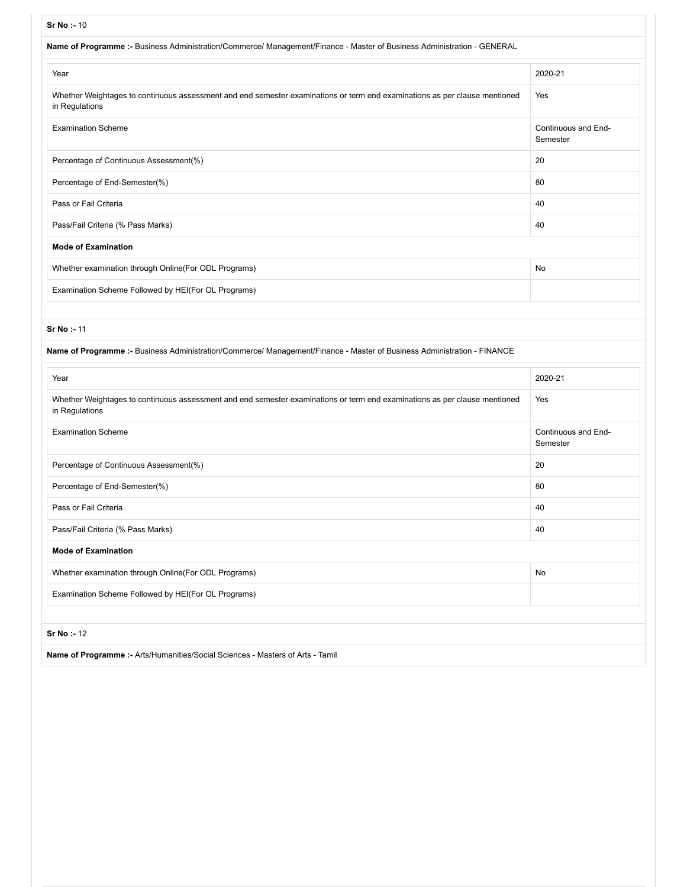**Sr No :-** 10

**Name of Programme :-** Business Administration/Commerce/ Management/Finance - Master of Business Administration - GENERAL

| Year | 2020-21 |
|---|---|
| Whether Weightages to continuous assessment and end semester examinations or term end examinations as per clause mentioned in Regulations | Yes |
| Examination Scheme | Continuous and End-Semester |
| Percentage of Continuous Assessment(%) | 20 |
| Percentage of End-Semester(%) | 80 |
| Pass or Fail Criteria | 40 |
| Pass/Fail Criteria (% Pass Marks) | 40 |
| **Mode of Examination** | |
| Whether examination through Online(For ODL Programs) | No |
| Examination Scheme Followed by HEI(For OL Programs) | |

**Sr No :-** 11

**Name of Programme :-** Business Administration/Commerce/ Management/Finance - Master of Business Administration - FINANCE

| Year | 2020-21 |
|---|---|
| Whether Weightages to continuous assessment and end semester examinations or term end examinations as per clause mentioned in Regulations | Yes |
| Examination Scheme | Continuous and End-Semester |
| Percentage of Continuous Assessment(%) | 20 |
| Percentage of End-Semester(%) | 80 |
| Pass or Fail Criteria | 40 |
| Pass/Fail Criteria (% Pass Marks) | 40 |
| **Mode of Examination** | |
| Whether examination through Online(For ODL Programs) | No |
| Examination Scheme Followed by HEI(For OL Programs) | |

**Sr No :-** 12

**Name of Programme :-** Arts/Humanities/Social Sciences - Masters of Arts - Tamil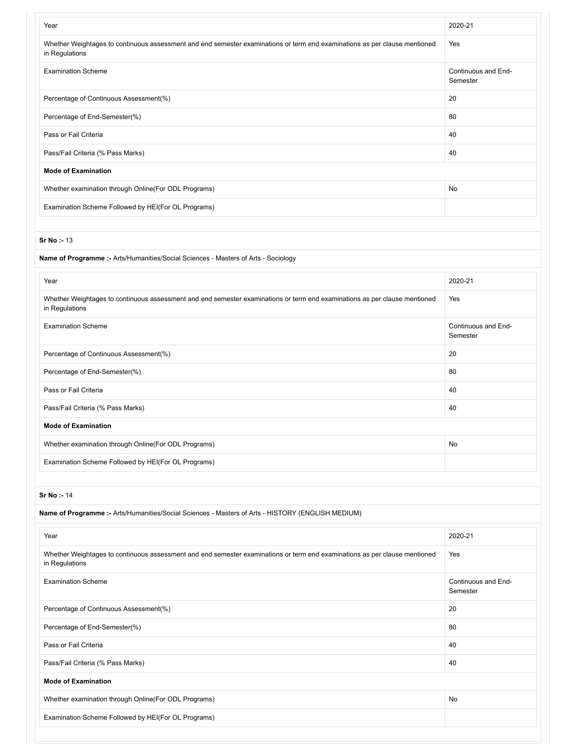| Year | 2020-21 |
| --- | --- |
| Whether Weightages to continuous assessment and end semester examinations or term end examinations as per clause mentioned in Regulations | Yes |
| Examination Scheme | Continuous and End-Semester |
| Percentage of Continuous Assessment(%) | 20 |
| Percentage of End-Semester(%) | 80 |
| Pass or Fail Criteria | 40 |
| Pass/Fail Criteria (% Pass Marks) | 40 |
| **Mode of Examination** | |
| Whether examination through Online(For ODL Programs) | No |
| Examination Scheme Followed by HEI(For OL Programs) | |

**Sr No :-** 13

**Name of Programme :-** Arts/Humanities/Social Sciences - Masters of Arts - Sociology

| Year | 2020-21 |
| --- | --- |
| Whether Weightages to continuous assessment and end semester examinations or term end examinations as per clause mentioned in Regulations | Yes |
| Examination Scheme | Continuous and End-Semester |
| Percentage of Continuous Assessment(%) | 20 |
| Percentage of End-Semester(%) | 80 |
| Pass or Fail Criteria | 40 |
| Pass/Fail Criteria (% Pass Marks) | 40 |
| **Mode of Examination** | |
| Whether examination through Online(For ODL Programs) | No |
| Examination Scheme Followed by HEI(For OL Programs) | |

**Sr No :-** 14

**Name of Programme :-** Arts/Humanities/Social Sciences - Masters of Arts - HISTORY (ENGLISH MEDIUM)

| Year | 2020-21 |
| --- | --- |
| Whether Weightages to continuous assessment and end semester examinations or term end examinations as per clause mentioned in Regulations | Yes |
| Examination Scheme | Continuous and End-Semester |
| Percentage of Continuous Assessment(%) | 20 |
| Percentage of End-Semester(%) | 80 |
| Pass or Fail Criteria | 40 |
| Pass/Fail Criteria (% Pass Marks) | 40 |
| **Mode of Examination** | |
| Whether examination through Online(For ODL Programs) | No |
| Examination Scheme Followed by HEI(For OL Programs) | |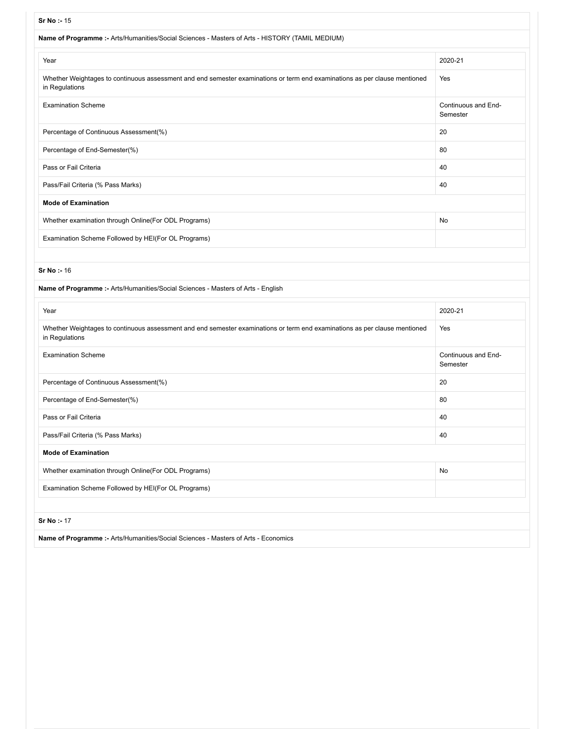**Sr No :-** 15

**Name of Programme :-** Arts/Humanities/Social Sciences - Masters of Arts - HISTORY (TAMIL MEDIUM)

| Year | 2020-21 |
|---|---|
| Whether Weightages to continuous assessment and end semester examinations or term end examinations as per clause mentioned in Regulations | Yes |
| Examination Scheme | Continuous and End-Semester |
| Percentage of Continuous Assessment(%) | 20 |
| Percentage of End-Semester(%) | 80 |
| Pass or Fail Criteria | 40 |
| Pass/Fail Criteria (% Pass Marks) | 40 |
| **Mode of Examination** | |
| Whether examination through Online(For ODL Programs) | No |
| Examination Scheme Followed by HEI(For OL Programs) | |

**Sr No :-** 16

**Name of Programme :-** Arts/Humanities/Social Sciences - Masters of Arts - English

| Year | 2020-21 |
|---|---|
| Whether Weightages to continuous assessment and end semester examinations or term end examinations as per clause mentioned in Regulations | Yes |
| Examination Scheme | Continuous and End-Semester |
| Percentage of Continuous Assessment(%) | 20 |
| Percentage of End-Semester(%) | 80 |
| Pass or Fail Criteria | 40 |
| Pass/Fail Criteria (% Pass Marks) | 40 |
| **Mode of Examination** | |
| Whether examination through Online(For ODL Programs) | No |
| Examination Scheme Followed by HEI(For OL Programs) | |

**Sr No :-** 17

**Name of Programme :-** Arts/Humanities/Social Sciences - Masters of Arts - Economics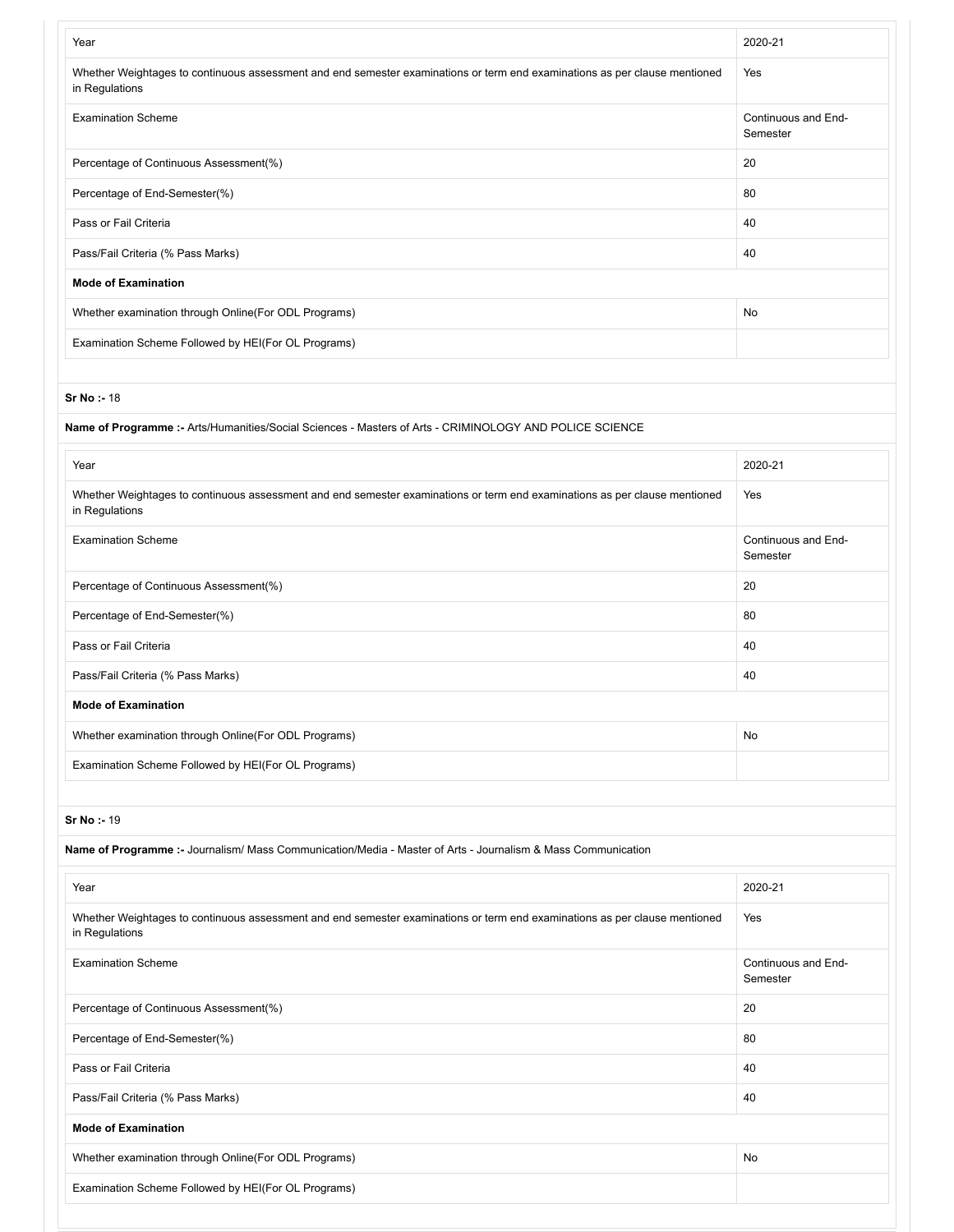| Year | 2020-21 |
|---|---|
| Whether Weightages to continuous assessment and end semester examinations or term end examinations as per clause mentioned in Regulations | Yes |
| Examination Scheme | Continuous and End-Semester |
| Percentage of Continuous Assessment(%) | 20 |
| Percentage of End-Semester(%) | 80 |
| Pass or Fail Criteria | 40 |
| Pass/Fail Criteria (% Pass Marks) | 40 |
| **Mode of Examination** | |
| Whether examination through Online(For ODL Programs) | No |
| Examination Scheme Followed by HEI(For OL Programs) | |

**Sr No :-** 18

**Name of Programme :-** Arts/Humanities/Social Sciences - Masters of Arts - CRIMINOLOGY AND POLICE SCIENCE

| Year | 2020-21 |
|---|---|
| Whether Weightages to continuous assessment and end semester examinations or term end examinations as per clause mentioned in Regulations | Yes |
| Examination Scheme | Continuous and End-Semester |
| Percentage of Continuous Assessment(%) | 20 |
| Percentage of End-Semester(%) | 80 |
| Pass or Fail Criteria | 40 |
| Pass/Fail Criteria (% Pass Marks) | 40 |
| **Mode of Examination** | |
| Whether examination through Online(For ODL Programs) | No |
| Examination Scheme Followed by HEI(For OL Programs) | |

**Sr No :-** 19

**Name of Programme :-** Journalism/ Mass Communication/Media - Master of Arts - Journalism & Mass Communication

| Year | 2020-21 |
|---|---|
| Whether Weightages to continuous assessment and end semester examinations or term end examinations as per clause mentioned in Regulations | Yes |
| Examination Scheme | Continuous and End-Semester |
| Percentage of Continuous Assessment(%) | 20 |
| Percentage of End-Semester(%) | 80 |
| Pass or Fail Criteria | 40 |
| Pass/Fail Criteria (% Pass Marks) | 40 |
| **Mode of Examination** | |
| Whether examination through Online(For ODL Programs) | No |
| Examination Scheme Followed by HEI(For OL Programs) | |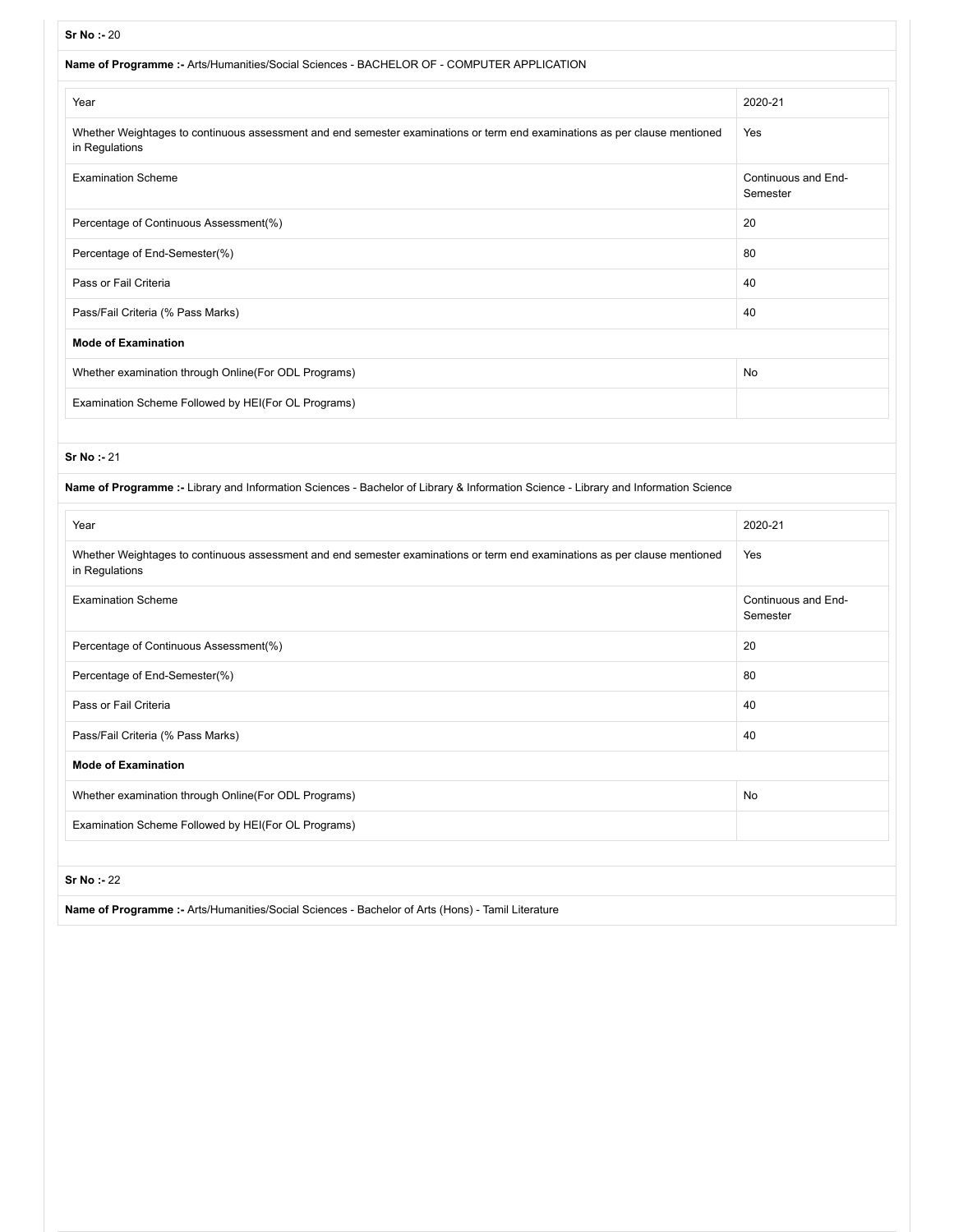**Sr No :-** 20

**Name of Programme :-** Arts/Humanities/Social Sciences - BACHELOR OF - COMPUTER APPLICATION

| Year | 2020-21 |
|---|---|
| Whether Weightages to continuous assessment and end semester examinations or term end examinations as per clause mentioned in Regulations | Yes |
| Examination Scheme | Continuous and End-Semester |
| Percentage of Continuous Assessment(%) | 20 |
| Percentage of End-Semester(%) | 80 |
| Pass or Fail Criteria | 40 |
| Pass/Fail Criteria (% Pass Marks) | 40 |
| **Mode of Examination** | |
| Whether examination through Online(For ODL Programs) | No |
| Examination Scheme Followed by HEI(For OL Programs) | |

**Sr No :-** 21

**Name of Programme :-** Library and Information Sciences - Bachelor of Library & Information Science - Library and Information Science

| Year | 2020-21 |
|---|---|
| Whether Weightages to continuous assessment and end semester examinations or term end examinations as per clause mentioned in Regulations | Yes |
| Examination Scheme | Continuous and End-Semester |
| Percentage of Continuous Assessment(%) | 20 |
| Percentage of End-Semester(%) | 80 |
| Pass or Fail Criteria | 40 |
| Pass/Fail Criteria (% Pass Marks) | 40 |
| **Mode of Examination** | |
| Whether examination through Online(For ODL Programs) | No |
| Examination Scheme Followed by HEI(For OL Programs) | |

**Sr No :-** 22

**Name of Programme :-** Arts/Humanities/Social Sciences - Bachelor of Arts (Hons) - Tamil Literature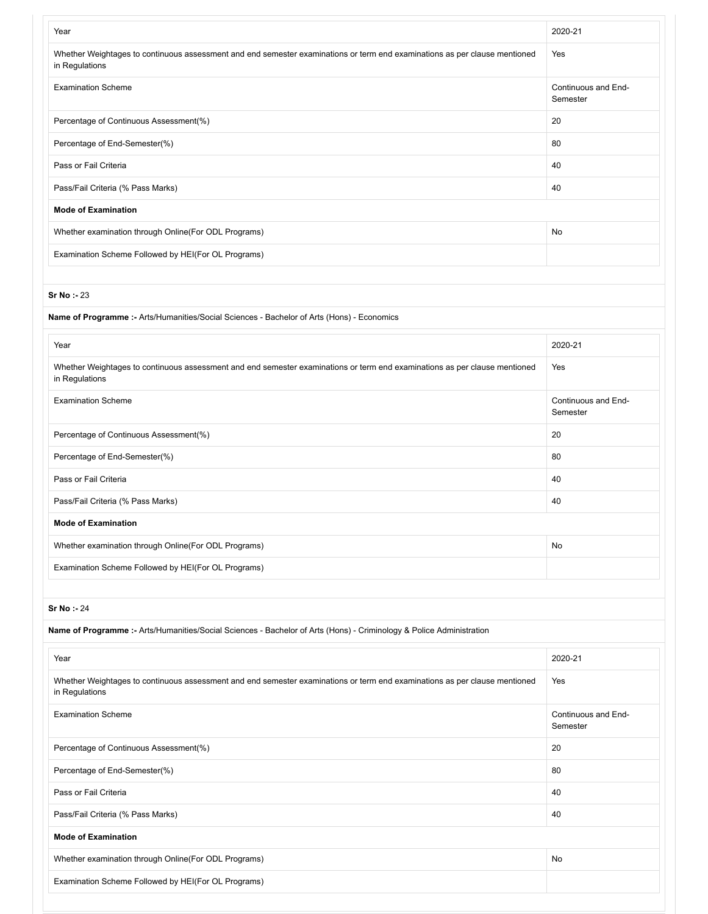| Year | 2020-21 |
| --- | --- |
| Whether Weightages to continuous assessment and end semester examinations or term end examinations as per clause mentioned in Regulations | Yes |
| Examination Scheme | Continuous and End-Semester |
| Percentage of Continuous Assessment(%) | 20 |
| Percentage of End-Semester(%) | 80 |
| Pass or Fail Criteria | 40 |
| Pass/Fail Criteria (% Pass Marks) | 40 |
| **Mode of Examination** | |
| Whether examination through Online(For ODL Programs) | No |
| Examination Scheme Followed by HEI(For OL Programs) | |

**Sr No :-** 23

**Name of Programme :-** Arts/Humanities/Social Sciences - Bachelor of Arts (Hons) - Economics

| Year | 2020-21 |
| --- | --- |
| Whether Weightages to continuous assessment and end semester examinations or term end examinations as per clause mentioned in Regulations | Yes |
| Examination Scheme | Continuous and End-Semester |
| Percentage of Continuous Assessment(%) | 20 |
| Percentage of End-Semester(%) | 80 |
| Pass or Fail Criteria | 40 |
| Pass/Fail Criteria (% Pass Marks) | 40 |
| **Mode of Examination** | |
| Whether examination through Online(For ODL Programs) | No |
| Examination Scheme Followed by HEI(For OL Programs) | |

**Sr No :-** 24

**Name of Programme :-** Arts/Humanities/Social Sciences - Bachelor of Arts (Hons) - Criminology & Police Administration

| Year | 2020-21 |
| --- | --- |
| Whether Weightages to continuous assessment and end semester examinations or term end examinations as per clause mentioned in Regulations | Yes |
| Examination Scheme | Continuous and End-Semester |
| Percentage of Continuous Assessment(%) | 20 |
| Percentage of End-Semester(%) | 80 |
| Pass or Fail Criteria | 40 |
| Pass/Fail Criteria (% Pass Marks) | 40 |
| **Mode of Examination** | |
| Whether examination through Online(For ODL Programs) | No |
| Examination Scheme Followed by HEI(For OL Programs) | |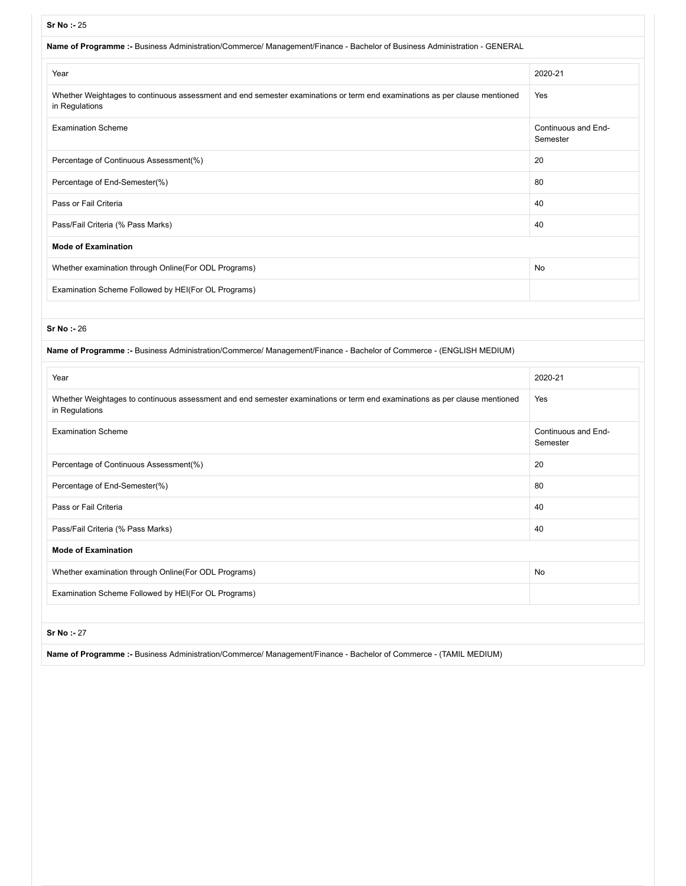**Sr No :-** 25

**Name of Programme :-** Business Administration/Commerce/ Management/Finance - Bachelor of Business Administration - GENERAL

| Year | 2020-21 |
|---|---|
| Whether Weightages to continuous assessment and end semester examinations or term end examinations as per clause mentioned in Regulations | Yes |
| Examination Scheme | Continuous and End-Semester |
| Percentage of Continuous Assessment(%) | 20 |
| Percentage of End-Semester(%) | 80 |
| Pass or Fail Criteria | 40 |
| Pass/Fail Criteria (% Pass Marks) | 40 |
| **Mode of Examination** | |
| Whether examination through Online(For ODL Programs) | No |
| Examination Scheme Followed by HEI(For OL Programs) | |

**Sr No :-** 26

**Name of Programme :-** Business Administration/Commerce/ Management/Finance - Bachelor of Commerce - (ENGLISH MEDIUM)

| Year | 2020-21 |
|---|---|
| Whether Weightages to continuous assessment and end semester examinations or term end examinations as per clause mentioned in Regulations | Yes |
| Examination Scheme | Continuous and End-Semester |
| Percentage of Continuous Assessment(%) | 20 |
| Percentage of End-Semester(%) | 80 |
| Pass or Fail Criteria | 40 |
| Pass/Fail Criteria (% Pass Marks) | 40 |
| **Mode of Examination** | |
| Whether examination through Online(For ODL Programs) | No |
| Examination Scheme Followed by HEI(For OL Programs) | |

**Sr No :-** 27

**Name of Programme :-** Business Administration/Commerce/ Management/Finance - Bachelor of Commerce - (TAMIL MEDIUM)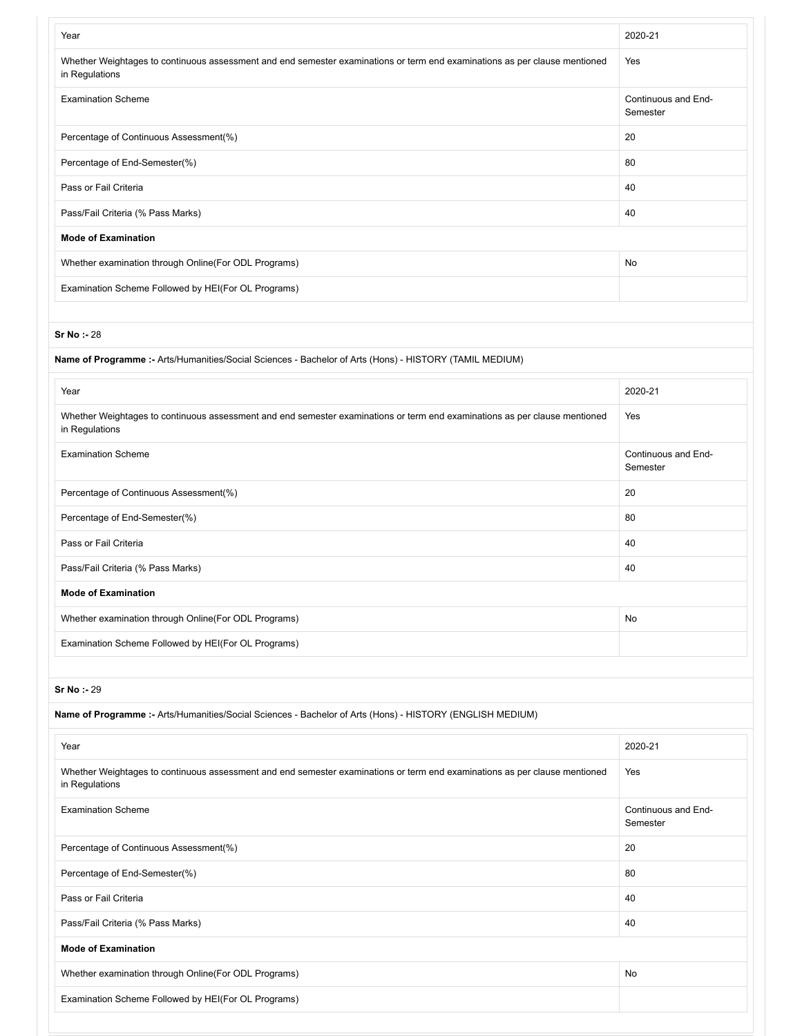| Year | 2020-21 |
|---|---|
| Whether Weightages to continuous assessment and end semester examinations or term end examinations as per clause mentioned in Regulations | Yes |
| Examination Scheme | Continuous and End-Semester |
| Percentage of Continuous Assessment(%) | 20 |
| Percentage of End-Semester(%) | 80 |
| Pass or Fail Criteria | 40 |
| Pass/Fail Criteria (% Pass Marks) | 40 |
| **Mode of Examination** | |
| Whether examination through Online(For ODL Programs) | No |
| Examination Scheme Followed by HEI(For OL Programs) | |

**Sr No :-** 28

**Name of Programme :-** Arts/Humanities/Social Sciences - Bachelor of Arts (Hons) - HISTORY (TAMIL MEDIUM)

| Year | 2020-21 |
|---|---|
| Whether Weightages to continuous assessment and end semester examinations or term end examinations as per clause mentioned in Regulations | Yes |
| Examination Scheme | Continuous and End-Semester |
| Percentage of Continuous Assessment(%) | 20 |
| Percentage of End-Semester(%) | 80 |
| Pass or Fail Criteria | 40 |
| Pass/Fail Criteria (% Pass Marks) | 40 |
| **Mode of Examination** | |
| Whether examination through Online(For ODL Programs) | No |
| Examination Scheme Followed by HEI(For OL Programs) | |

**Sr No :-** 29

**Name of Programme :-** Arts/Humanities/Social Sciences - Bachelor of Arts (Hons) - HISTORY (ENGLISH MEDIUM)

| Year | 2020-21 |
|---|---|
| Whether Weightages to continuous assessment and end semester examinations or term end examinations as per clause mentioned in Regulations | Yes |
| Examination Scheme | Continuous and End-Semester |
| Percentage of Continuous Assessment(%) | 20 |
| Percentage of End-Semester(%) | 80 |
| Pass or Fail Criteria | 40 |
| Pass/Fail Criteria (% Pass Marks) | 40 |
| **Mode of Examination** | |
| Whether examination through Online(For ODL Programs) | No |
| Examination Scheme Followed by HEI(For OL Programs) | |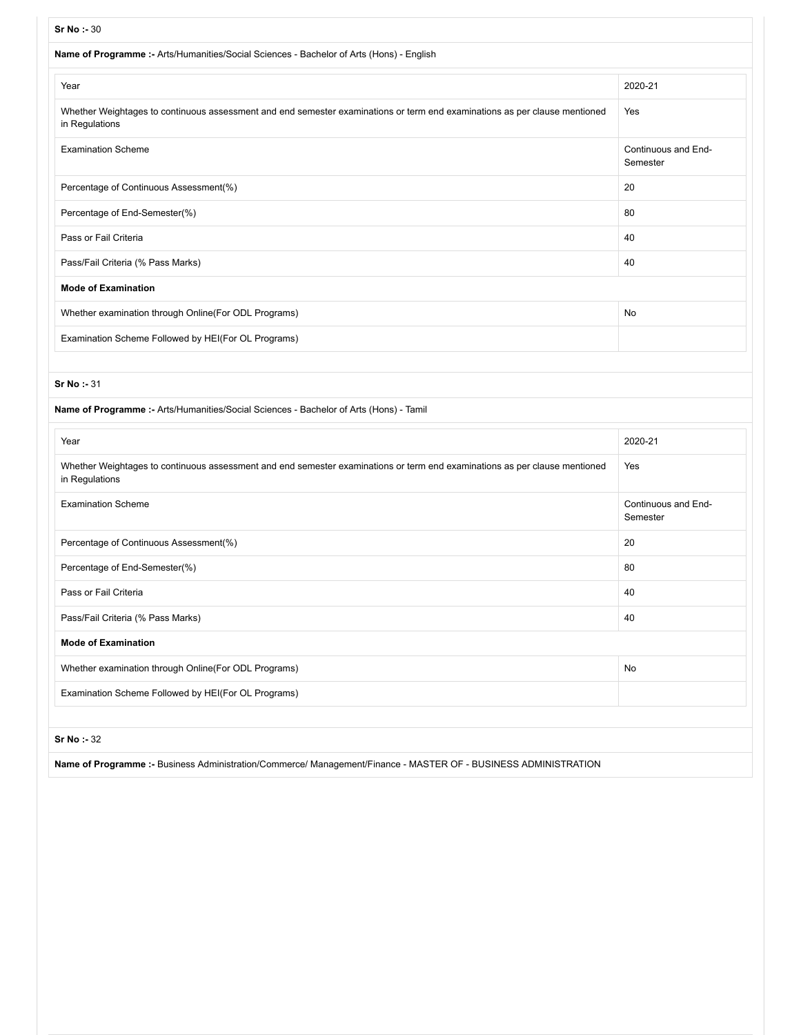**Sr No :-** 30

**Name of Programme :-** Arts/Humanities/Social Sciences - Bachelor of Arts (Hons) - English

| Year | 2020-21 |
|---|---|
| Whether Weightages to continuous assessment and end semester examinations or term end examinations as per clause mentioned in Regulations | Yes |
| Examination Scheme | Continuous and End-Semester |
| Percentage of Continuous Assessment(%) | 20 |
| Percentage of End-Semester(%) | 80 |
| Pass or Fail Criteria | 40 |
| Pass/Fail Criteria (% Pass Marks) | 40 |
| **Mode of Examination** | |
| Whether examination through Online(For ODL Programs) | No |
| Examination Scheme Followed by HEI(For OL Programs) | |

**Sr No :-** 31

**Name of Programme :-** Arts/Humanities/Social Sciences - Bachelor of Arts (Hons) - Tamil

| Year | 2020-21 |
|---|---|
| Whether Weightages to continuous assessment and end semester examinations or term end examinations as per clause mentioned in Regulations | Yes |
| Examination Scheme | Continuous and End-Semester |
| Percentage of Continuous Assessment(%) | 20 |
| Percentage of End-Semester(%) | 80 |
| Pass or Fail Criteria | 40 |
| Pass/Fail Criteria (% Pass Marks) | 40 |
| **Mode of Examination** | |
| Whether examination through Online(For ODL Programs) | No |
| Examination Scheme Followed by HEI(For OL Programs) | |

**Sr No :-** 32

**Name of Programme :-** Business Administration/Commerce/ Management/Finance - MASTER OF - BUSINESS ADMINISTRATION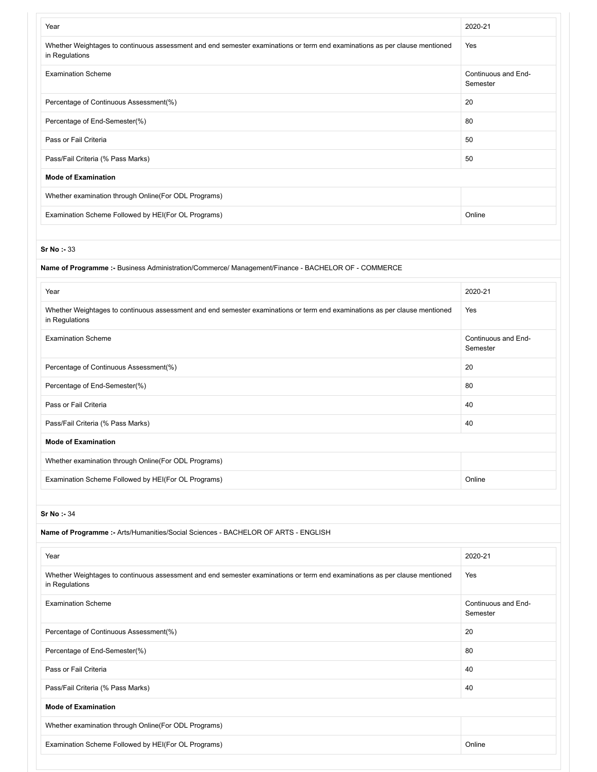| Year | 2020-21 |
|---|---|
| Whether Weightages to continuous assessment and end semester examinations or term end examinations as per clause mentioned in Regulations | Yes |
| Examination Scheme | Continuous and End-Semester |
| Percentage of Continuous Assessment(%) | 20 |
| Percentage of End-Semester(%) | 80 |
| Pass or Fail Criteria | 50 |
| Pass/Fail Criteria (% Pass Marks) | 50 |
| **Mode of Examination** | |
| Whether examination through Online(For ODL Programs) | |
| Examination Scheme Followed by HEI(For OL Programs) | Online |

**Sr No :-** 33

**Name of Programme :-** Business Administration/Commerce/ Management/Finance - BACHELOR OF - COMMERCE

| Year | 2020-21 |
|---|---|
| Whether Weightages to continuous assessment and end semester examinations or term end examinations as per clause mentioned in Regulations | Yes |
| Examination Scheme | Continuous and End-Semester |
| Percentage of Continuous Assessment(%) | 20 |
| Percentage of End-Semester(%) | 80 |
| Pass or Fail Criteria | 40 |
| Pass/Fail Criteria (% Pass Marks) | 40 |
| **Mode of Examination** | |
| Whether examination through Online(For ODL Programs) | |
| Examination Scheme Followed by HEI(For OL Programs) | Online |

**Sr No :-** 34

**Name of Programme :-** Arts/Humanities/Social Sciences - BACHELOR OF ARTS - ENGLISH

| Year | 2020-21 |
|---|---|
| Whether Weightages to continuous assessment and end semester examinations or term end examinations as per clause mentioned in Regulations | Yes |
| Examination Scheme | Continuous and End-Semester |
| Percentage of Continuous Assessment(%) | 20 |
| Percentage of End-Semester(%) | 80 |
| Pass or Fail Criteria | 40 |
| Pass/Fail Criteria (% Pass Marks) | 40 |
| **Mode of Examination** | |
| Whether examination through Online(For ODL Programs) | |
| Examination Scheme Followed by HEI(For OL Programs) | Online |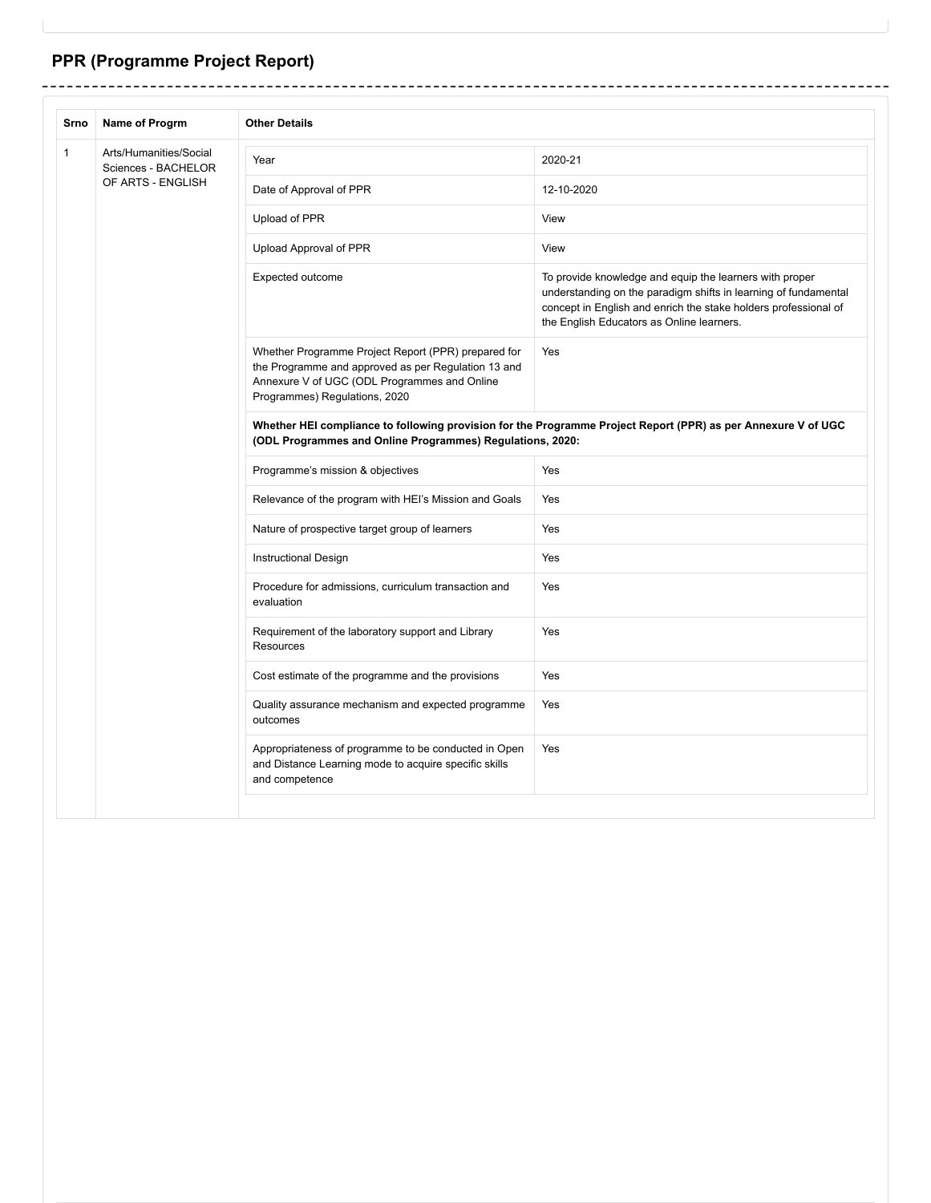## PPR (Programme Project Report)

| Srno | Name of Progrm | Other Details | |
|---|---|---|---|
| 1 | Arts/Humanities/Social Sciences - BACHELOR OF ARTS - ENGLISH | Year | 2020-21 |
| | | Date of Approval of PPR | 12-10-2020 |
| | | Upload of PPR | View |
| | | Upload Approval of PPR | View |
| | | Expected outcome | To provide knowledge and equip the learners with proper understanding on the paradigm shifts in learning of fundamental concept in English and enrich the stake holders professional of the English Educators as Online learners. |
| | | Whether Programme Project Report (PPR) prepared for the Programme and approved as per Regulation 13 and Annexure V of UGC (ODL Programmes and Online Programmes) Regulations, 2020 | Yes |
| | | **Whether HEI compliance to following provision for the Programme Project Report (PPR) as per Annexure V of UGC (ODL Programmes and Online Programmes) Regulations, 2020:** | |
| | | Programme's mission & objectives | Yes |
| | | Relevance of the program with HEI's Mission and Goals | Yes |
| | | Nature of prospective target group of learners | Yes |
| | | Instructional Design | Yes |
| | | Procedure for admissions, curriculum transaction and evaluation | Yes |
| | | Requirement of the laboratory support and Library Resources | Yes |
| | | Cost estimate of the programme and the provisions | Yes |
| | | Quality assurance mechanism and expected programme outcomes | Yes |
| | | Appropriateness of programme to be conducted in Open and Distance Learning mode to acquire specific skills and competence | Yes |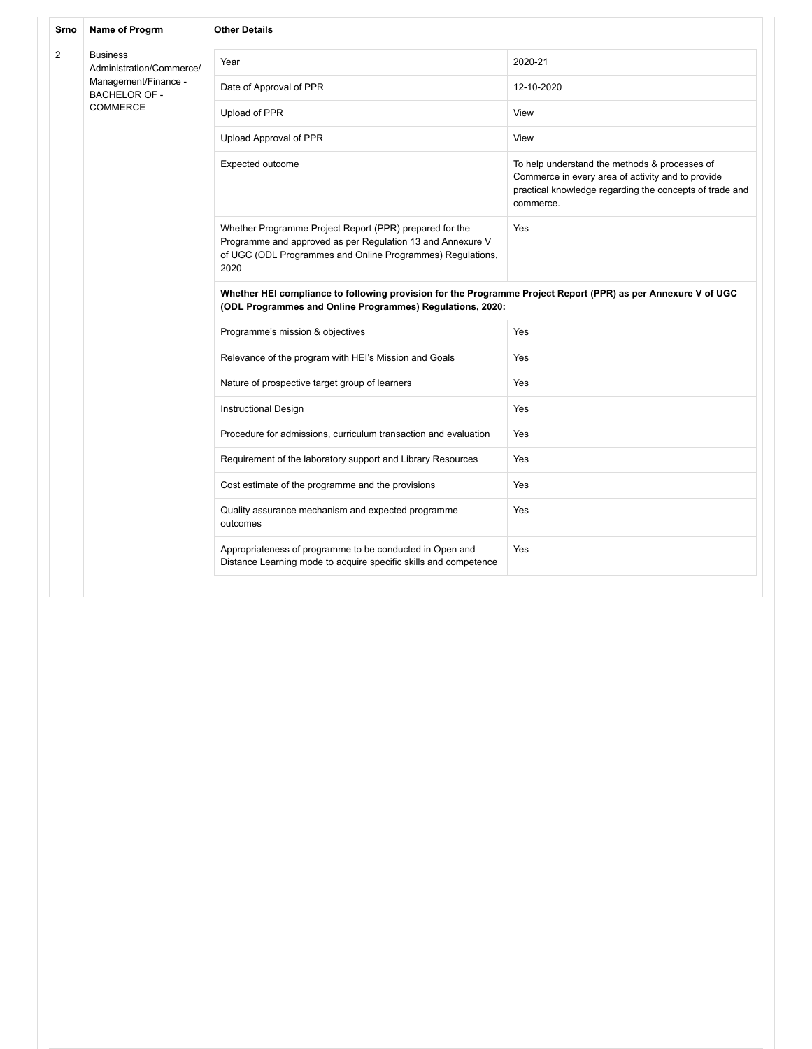| Srno | Name of Progrm | Other Details | |
|---|---|---|---|
| 2 | Business Administration/Commerce/ Management/Finance - BACHELOR OF - COMMERCE | Year | 2020-21 |
| | | Date of Approval of PPR | 12-10-2020 |
| | | Upload of PPR | View |
| | | Upload Approval of PPR | View |
| | | Expected outcome | To help understand the methods & processes of Commerce in every area of activity and to provide practical knowledge regarding the concepts of trade and commerce. |
| | | Whether Programme Project Report (PPR) prepared for the Programme and approved as per Regulation 13 and Annexure V of UGC (ODL Programmes and Online Programmes) Regulations, 2020 | Yes |
| | | **Whether HEI compliance to following provision for the Programme Project Report (PPR) as per Annexure V of UGC (ODL Programmes and Online Programmes) Regulations, 2020:** | |
| | | Programme's mission & objectives | Yes |
| | | Relevance of the program with HEI's Mission and Goals | Yes |
| | | Nature of prospective target group of learners | Yes |
| | | Instructional Design | Yes |
| | | Procedure for admissions, curriculum transaction and evaluation | Yes |
| | | Requirement of the laboratory support and Library Resources | Yes |
| | | Cost estimate of the programme and the provisions | Yes |
| | | Quality assurance mechanism and expected programme outcomes | Yes |
| | | Appropriateness of programme to be conducted in Open and Distance Learning mode to acquire specific skills and competence | Yes |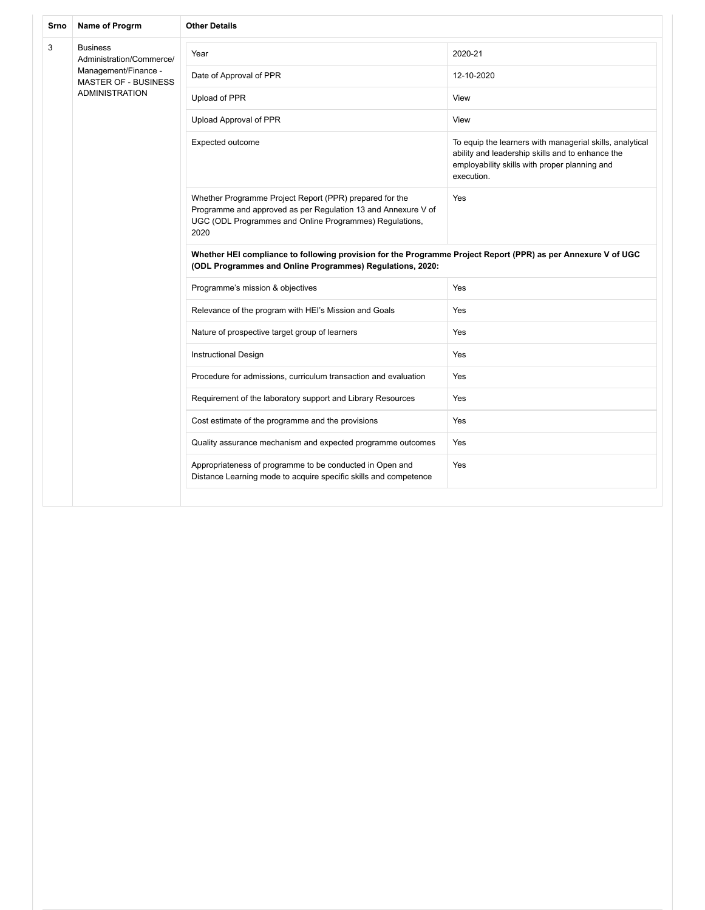| Srno | Name of Progrm | Other Details | |
|---|---|---|---|
| 3 | Business Administration/Commerce/ Management/Finance - MASTER OF - BUSINESS ADMINISTRATION | Year | 2020-21 |
| | | Date of Approval of PPR | 12-10-2020 |
| | | Upload of PPR | View |
| | | Upload Approval of PPR | View |
| | | Expected outcome | To equip the learners with managerial skills, analytical ability and leadership skills and to enhance the employability skills with proper planning and execution. |
| | | Whether Programme Project Report (PPR) prepared for the Programme and approved as per Regulation 13 and Annexure V of UGC (ODL Programmes and Online Programmes) Regulations, 2020 | Yes |
| | | **Whether HEI compliance to following provision for the Programme Project Report (PPR) as per Annexure V of UGC (ODL Programmes and Online Programmes) Regulations, 2020:** | |
| | | Programme's mission & objectives | Yes |
| | | Relevance of the program with HEI's Mission and Goals | Yes |
| | | Nature of prospective target group of learners | Yes |
| | | Instructional Design | Yes |
| | | Procedure for admissions, curriculum transaction and evaluation | Yes |
| | | Requirement of the laboratory support and Library Resources | Yes |
| | | Cost estimate of the programme and the provisions | Yes |
| | | Quality assurance mechanism and expected programme outcomes | Yes |
| | | Appropriateness of programme to be conducted in Open and Distance Learning mode to acquire specific skills and competence | Yes |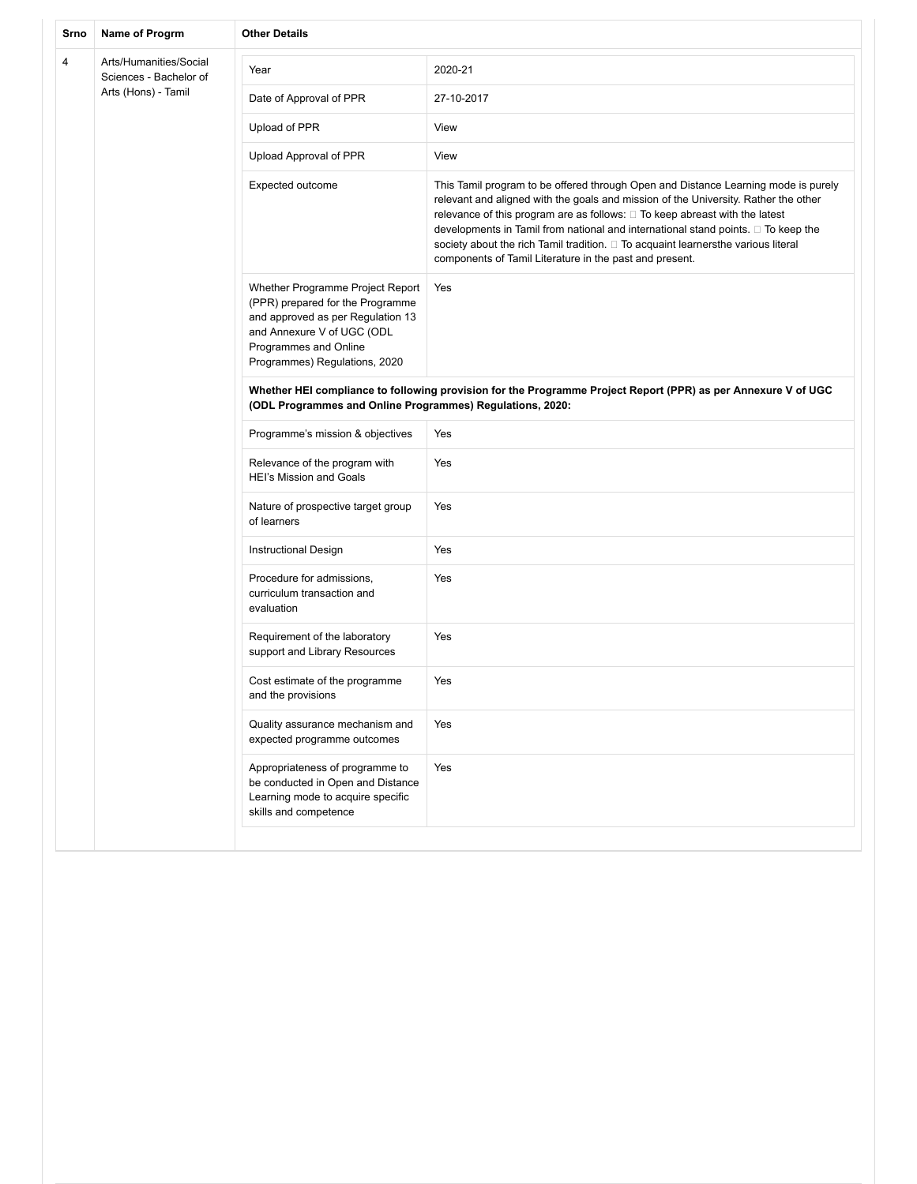| Srno | Name of Progrm | Other Details | |
|---|---|---|---|
| 4 | Arts/Humanities/Social Sciences - Bachelor of Arts (Hons) - Tamil | Year | 2020-21 |
| | | Date of Approval of PPR | 27-10-2017 |
| | | Upload of PPR | View |
| | | Upload Approval of PPR | View |
| | | Expected outcome | This Tamil program to be offered through Open and Distance Learning mode is purely relevant and aligned with the goals and mission of the University. Rather the other relevance of this program are as follows:  To keep abreast with the latest developments in Tamil from national and international stand points.  To keep the society about the rich Tamil tradition.  To acquaint learnersthe various literal components of Tamil Literature in the past and present. |
| | | Whether Programme Project Report (PPR) prepared for the Programme and approved as per Regulation 13 and Annexure V of UGC (ODL Programmes and Online Programmes) Regulations, 2020 | Yes |
| | | **Whether HEI compliance to following provision for the Programme Project Report (PPR) as per Annexure V of UGC (ODL Programmes and Online Programmes) Regulations, 2020:** | |
| | | Programme's mission & objectives | Yes |
| | | Relevance of the program with HEI's Mission and Goals | Yes |
| | | Nature of prospective target group of learners | Yes |
| | | Instructional Design | Yes |
| | | Procedure for admissions, curriculum transaction and evaluation | Yes |
| | | Requirement of the laboratory support and Library Resources | Yes |
| | | Cost estimate of the programme and the provisions | Yes |
| | | Quality assurance mechanism and expected programme outcomes | Yes |
| | | Appropriateness of programme to be conducted in Open and Distance Learning mode to acquire specific skills and competence | Yes |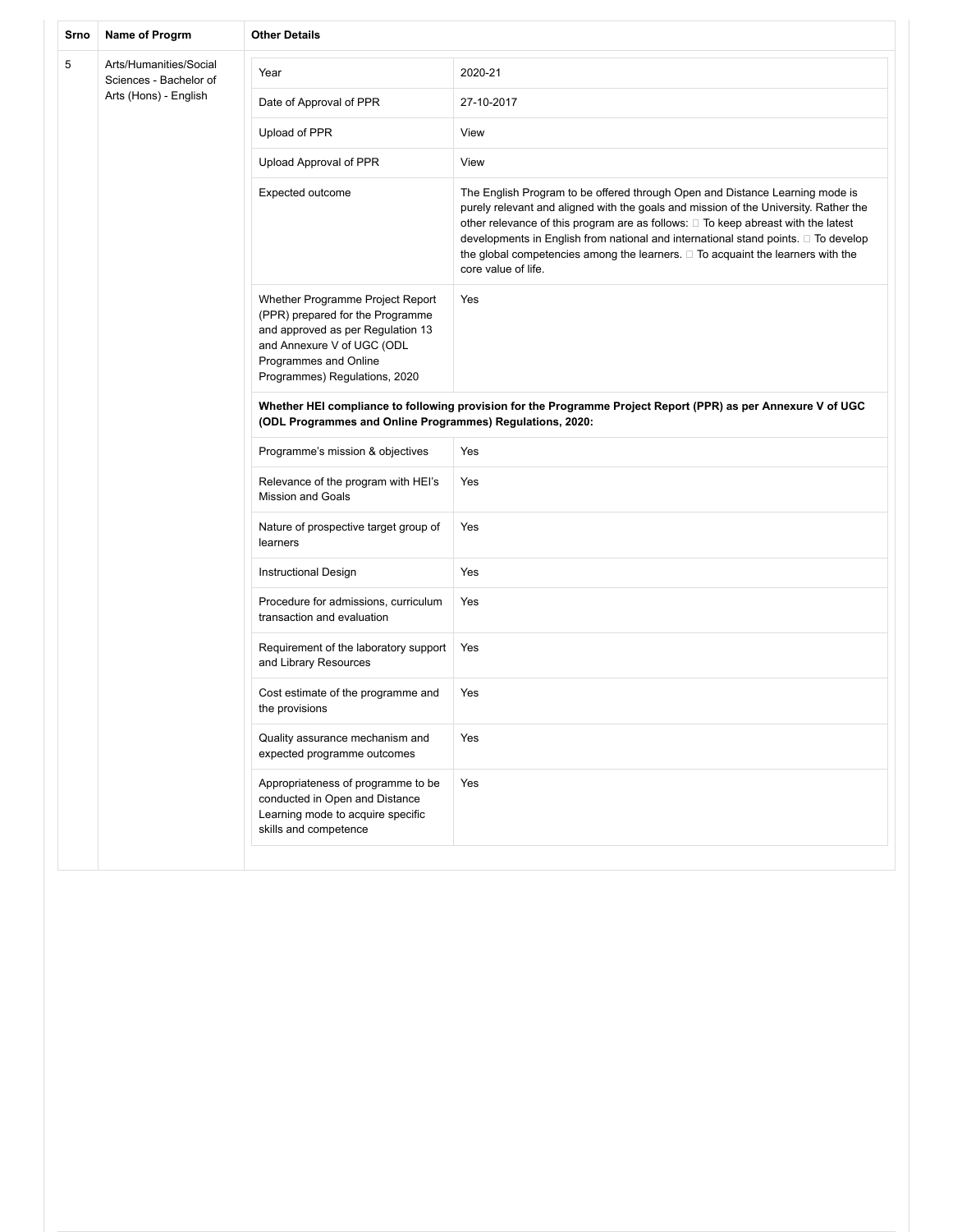| Srno | Name of Progrm | Other Details | |
|---|---|---|---|
| 5 | Arts/Humanities/Social Sciences - Bachelor of Arts (Hons) - English | Year | 2020-21 |
| | | Date of Approval of PPR | 27-10-2017 |
| | | Upload of PPR | View |
| | | Upload Approval of PPR | View |
| | | Expected outcome | The English Program to be offered through Open and Distance Learning mode is purely relevant and aligned with the goals and mission of the University. Rather the other relevance of this program are as follows:  To keep abreast with the latest developments in English from national and international stand points.  To develop the global competencies among the learners.  To acquaint the learners with the core value of life. |
| | | Whether Programme Project Report (PPR) prepared for the Programme and approved as per Regulation 13 and Annexure V of UGC (ODL Programmes and Online Programmes) Regulations, 2020 | Yes |
| | | **Whether HEI compliance to following provision for the Programme Project Report (PPR) as per Annexure V of UGC (ODL Programmes and Online Programmes) Regulations, 2020:** | |
| | | Programme's mission & objectives | Yes |
| | | Relevance of the program with HEI's Mission and Goals | Yes |
| | | Nature of prospective target group of learners | Yes |
| | | Instructional Design | Yes |
| | | Procedure for admissions, curriculum transaction and evaluation | Yes |
| | | Requirement of the laboratory support and Library Resources | Yes |
| | | Cost estimate of the programme and the provisions | Yes |
| | | Quality assurance mechanism and expected programme outcomes | Yes |
| | | Appropriateness of programme to be conducted in Open and Distance Learning mode to acquire specific skills and competence | Yes |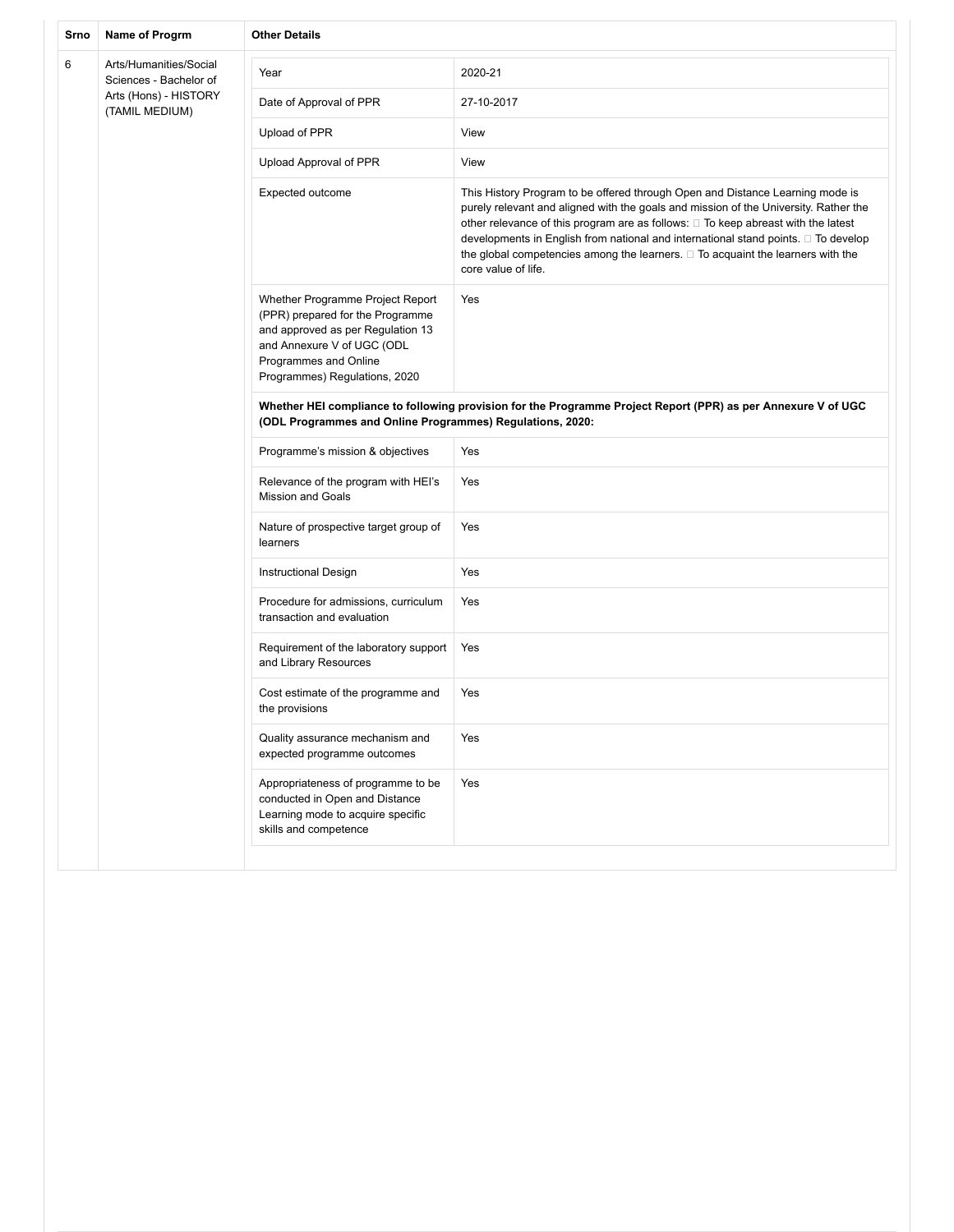| Srno | Name of Progrm | Other Details | |
|---|---|---|---|
| 6 | Arts/Humanities/Social Sciences - Bachelor of Arts (Hons) - HISTORY (TAMIL MEDIUM) | Year | 2020-21 |
| | | Date of Approval of PPR | 27-10-2017 |
| | | Upload of PPR | View |
| | | Upload Approval of PPR | View |
| | | Expected outcome | This History Program to be offered through Open and Distance Learning mode is purely relevant and aligned with the goals and mission of the University. Rather the other relevance of this program are as follows:  To keep abreast with the latest developments in English from national and international stand points.  To develop the global competencies among the learners.  To acquaint the learners with the core value of life. |
| | | Whether Programme Project Report (PPR) prepared for the Programme and approved as per Regulation 13 and Annexure V of UGC (ODL Programmes and Online Programmes) Regulations, 2020 | Yes |
| | | **Whether HEI compliance to following provision for the Programme Project Report (PPR) as per Annexure V of UGC (ODL Programmes and Online Programmes) Regulations, 2020:** | |
| | | Programme's mission & objectives | Yes |
| | | Relevance of the program with HEI's Mission and Goals | Yes |
| | | Nature of prospective target group of learners | Yes |
| | | Instructional Design | Yes |
| | | Procedure for admissions, curriculum transaction and evaluation | Yes |
| | | Requirement of the laboratory support and Library Resources | Yes |
| | | Cost estimate of the programme and the provisions | Yes |
| | | Quality assurance mechanism and expected programme outcomes | Yes |
| | | Appropriateness of programme to be conducted in Open and Distance Learning mode to acquire specific skills and competence | Yes |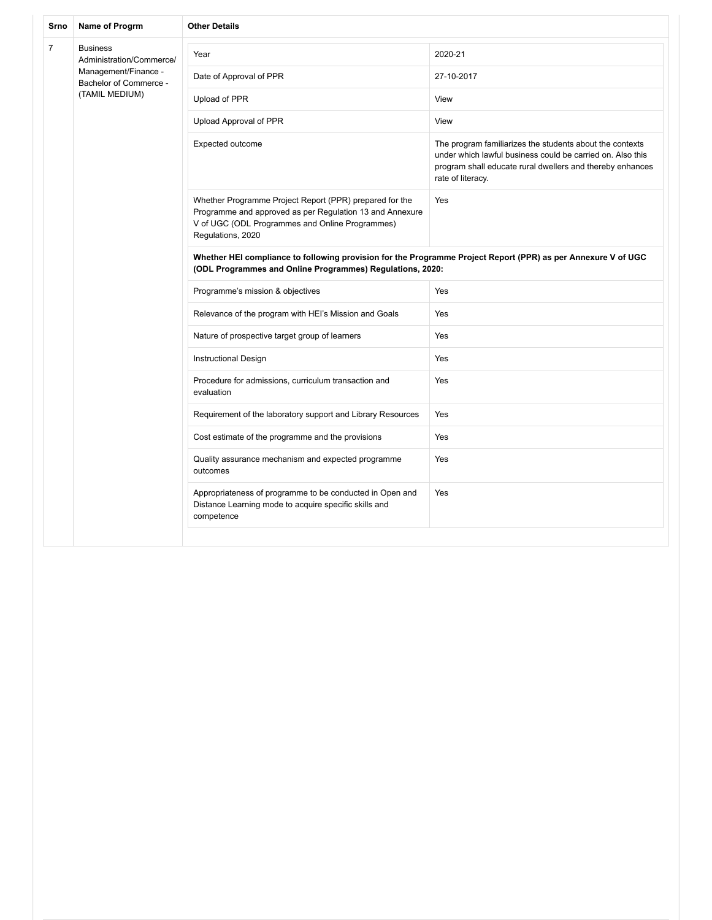| Srno | Name of Progrm | Other Details | |
|---|---|---|---|
| 7 | Business Administration/Commerce/ Management/Finance - Bachelor of Commerce - (TAMIL MEDIUM) | Year | 2020-21 |
| | | Date of Approval of PPR | 27-10-2017 |
| | | Upload of PPR | View |
| | | Upload Approval of PPR | View |
| | | Expected outcome | The program familiarizes the students about the contexts under which lawful business could be carried on. Also this program shall educate rural dwellers and thereby enhances rate of literacy. |
| | | Whether Programme Project Report (PPR) prepared for the Programme and approved as per Regulation 13 and Annexure V of UGC (ODL Programmes and Online Programmes) Regulations, 2020 | Yes |
| | | **Whether HEI compliance to following provision for the Programme Project Report (PPR) as per Annexure V of UGC (ODL Programmes and Online Programmes) Regulations, 2020:** | |
| | | Programme's mission & objectives | Yes |
| | | Relevance of the program with HEI's Mission and Goals | Yes |
| | | Nature of prospective target group of learners | Yes |
| | | Instructional Design | Yes |
| | | Procedure for admissions, curriculum transaction and evaluation | Yes |
| | | Requirement of the laboratory support and Library Resources | Yes |
| | | Cost estimate of the programme and the provisions | Yes |
| | | Quality assurance mechanism and expected programme outcomes | Yes |
| | | Appropriateness of programme to be conducted in Open and Distance Learning mode to acquire specific skills and competence | Yes |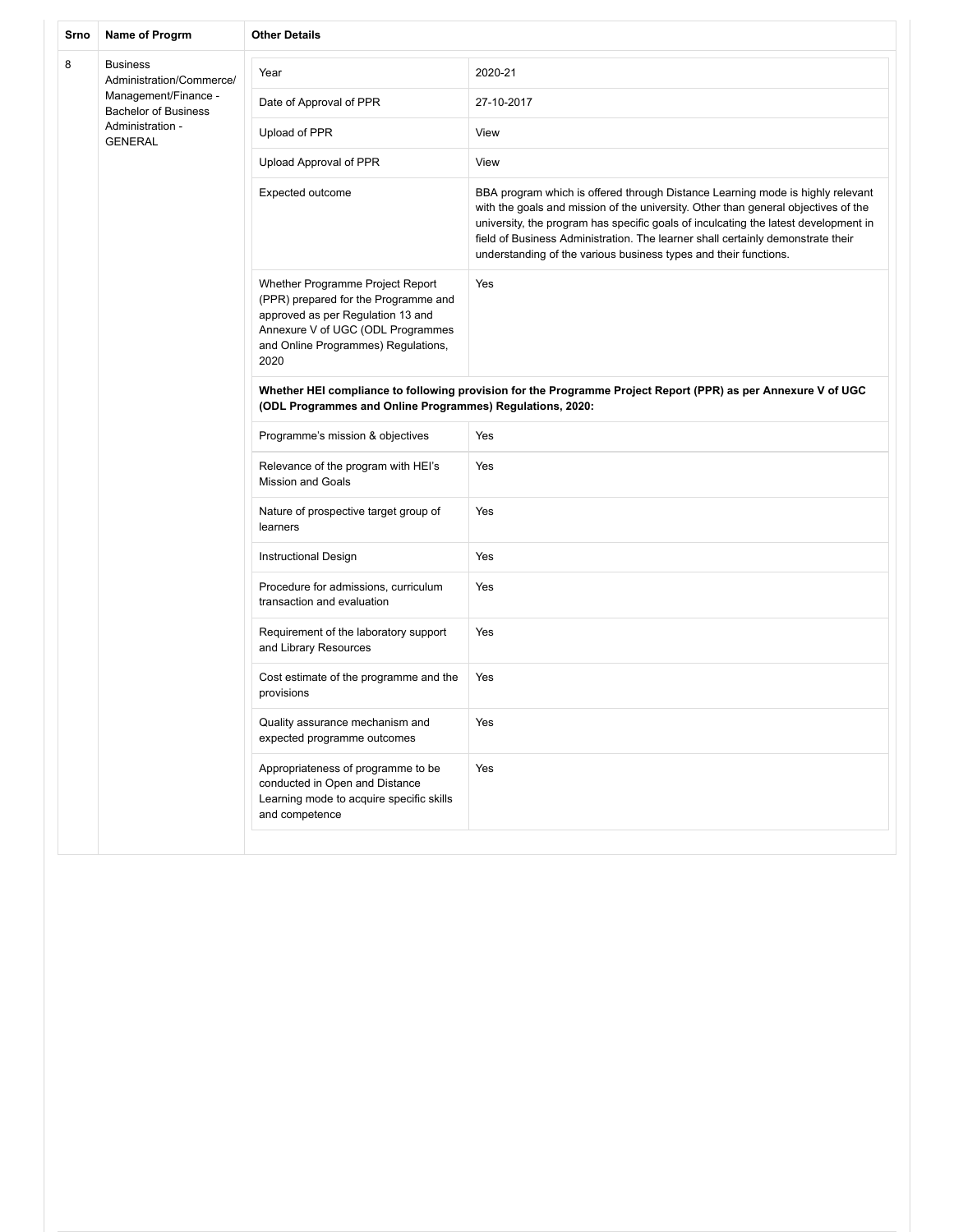| Srno | Name of Progrm | Other Details | |
|---|---|---|---|
| 8 | Business Administration/Commerce/ Management/Finance - Bachelor of Business Administration - GENERAL | Year | 2020-21 |
| | | Date of Approval of PPR | 27-10-2017 |
| | | Upload of PPR | View |
| | | Upload Approval of PPR | View |
| | | Expected outcome | BBA program which is offered through Distance Learning mode is highly relevant with the goals and mission of the university. Other than general objectives of the university, the program has specific goals of inculcating the latest development in field of Business Administration. The learner shall certainly demonstrate their understanding of the various business types and their functions. |
| | | Whether Programme Project Report (PPR) prepared for the Programme and approved as per Regulation 13 and Annexure V of UGC (ODL Programmes and Online Programmes) Regulations, 2020 | Yes |
| | | **Whether HEI compliance to following provision for the Programme Project Report (PPR) as per Annexure V of UGC (ODL Programmes and Online Programmes) Regulations, 2020:** | |
| | | Programme's mission & objectives | Yes |
| | | Relevance of the program with HEI's Mission and Goals | Yes |
| | | Nature of prospective target group of learners | Yes |
| | | Instructional Design | Yes |
| | | Procedure for admissions, curriculum transaction and evaluation | Yes |
| | | Requirement of the laboratory support and Library Resources | Yes |
| | | Cost estimate of the programme and the provisions | Yes |
| | | Quality assurance mechanism and expected programme outcomes | Yes |
| | | Appropriateness of programme to be conducted in Open and Distance Learning mode to acquire specific skills and competence | Yes |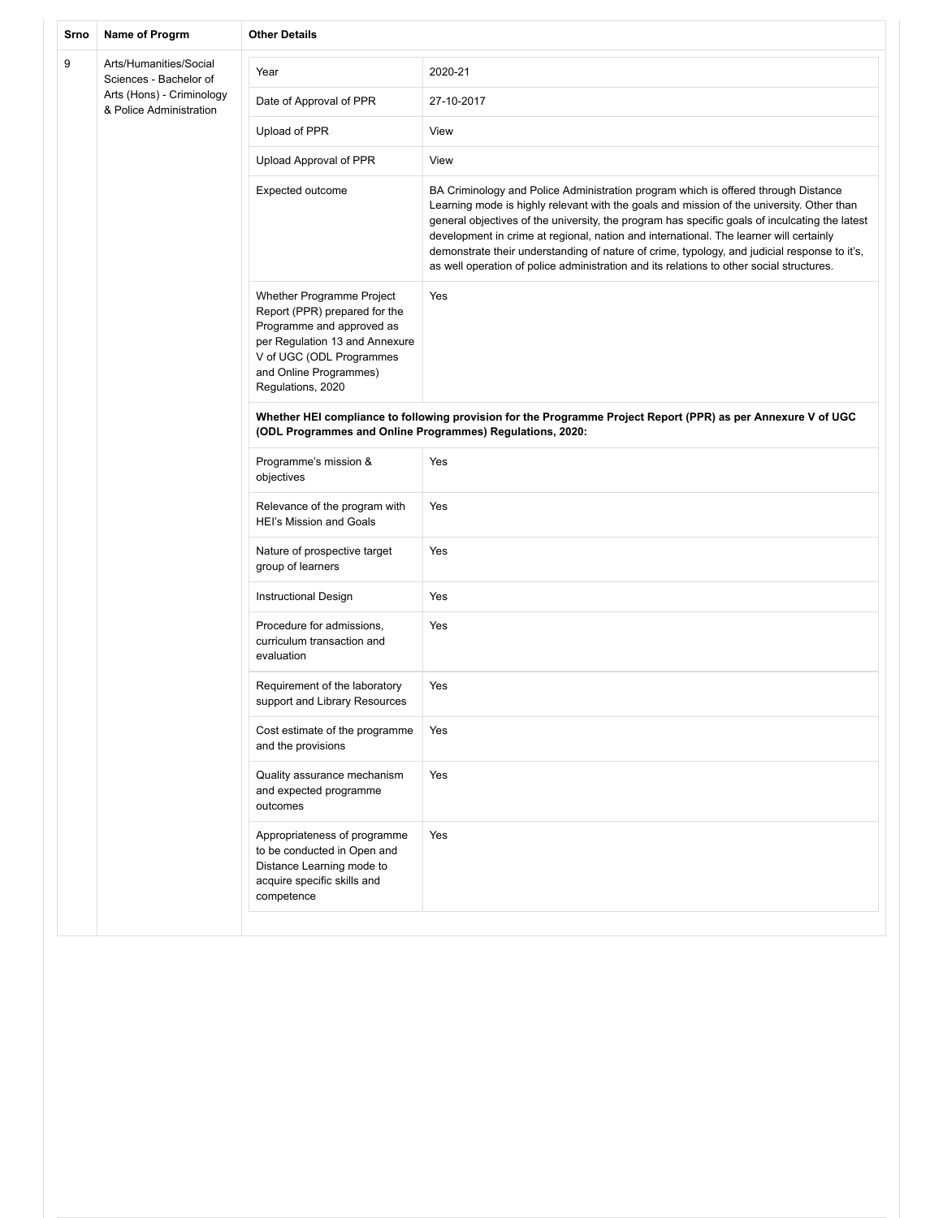| Srno | Name of Progrm | Other Details | |
|---|---|---|---|
| 9 | Arts/Humanities/Social Sciences - Bachelor of Arts (Hons) - Criminology & Police Administration | Year | 2020-21 |
| | | Date of Approval of PPR | 27-10-2017 |
| | | Upload of PPR | View |
| | | Upload Approval of PPR | View |
| | | Expected outcome | BA Criminology and Police Administration program which is offered through Distance Learning mode is highly relevant with the goals and mission of the university. Other than general objectives of the university, the program has specific goals of inculcating the latest development in crime at regional, nation and international. The learner will certainly demonstrate their understanding of nature of crime, typology, and judicial response to it's, as well operation of police administration and its relations to other social structures. |
| | | Whether Programme Project Report (PPR) prepared for the Programme and approved as per Regulation 13 and Annexure V of UGC (ODL Programmes and Online Programmes) Regulations, 2020 | Yes |
| | | **Whether HEI compliance to following provision for the Programme Project Report (PPR) as per Annexure V of UGC (ODL Programmes and Online Programmes) Regulations, 2020:** | |
| | | Programme's mission & objectives | Yes |
| | | Relevance of the program with HEI's Mission and Goals | Yes |
| | | Nature of prospective target group of learners | Yes |
| | | Instructional Design | Yes |
| | | Procedure for admissions, curriculum transaction and evaluation | Yes |
| | | Requirement of the laboratory support and Library Resources | Yes |
| | | Cost estimate of the programme and the provisions | Yes |
| | | Quality assurance mechanism and expected programme outcomes | Yes |
| | | Appropriateness of programme to be conducted in Open and Distance Learning mode to acquire specific skills and competence | Yes |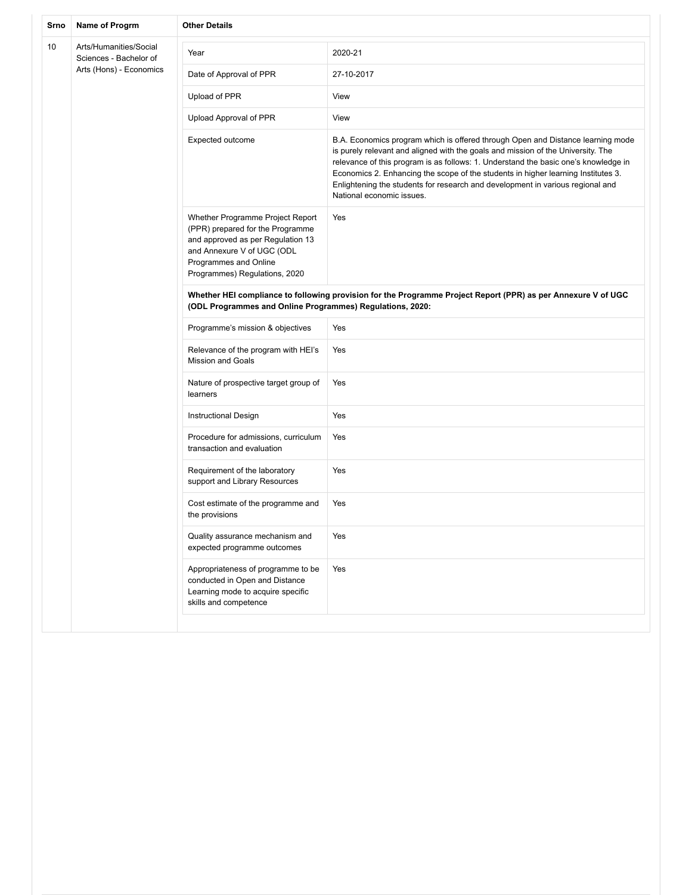| Srno | Name of Progrm | Other Details | |
|---|---|---|---|
| 10 | Arts/Humanities/Social Sciences - Bachelor of Arts (Hons) - Economics | Year | 2020-21 |
| | | Date of Approval of PPR | 27-10-2017 |
| | | Upload of PPR | View |
| | | Upload Approval of PPR | View |
| | | Expected outcome | B.A. Economics program which is offered through Open and Distance learning mode is purely relevant and aligned with the goals and mission of the University. The relevance of this program is as follows: 1. Understand the basic one's knowledge in Economics 2. Enhancing the scope of the students in higher learning Institutes 3. Enlightening the students for research and development in various regional and National economic issues. |
| | | Whether Programme Project Report (PPR) prepared for the Programme and approved as per Regulation 13 and Annexure V of UGC (ODL Programmes and Online Programmes) Regulations, 2020 | Yes |
| | | **Whether HEI compliance to following provision for the Programme Project Report (PPR) as per Annexure V of UGC (ODL Programmes and Online Programmes) Regulations, 2020:** | |
| | | Programme's mission & objectives | Yes |
| | | Relevance of the program with HEI's Mission and Goals | Yes |
| | | Nature of prospective target group of learners | Yes |
| | | Instructional Design | Yes |
| | | Procedure for admissions, curriculum transaction and evaluation | Yes |
| | | Requirement of the laboratory support and Library Resources | Yes |
| | | Cost estimate of the programme and the provisions | Yes |
| | | Quality assurance mechanism and expected programme outcomes | Yes |
| | | Appropriateness of programme to be conducted in Open and Distance Learning mode to acquire specific skills and competence | Yes |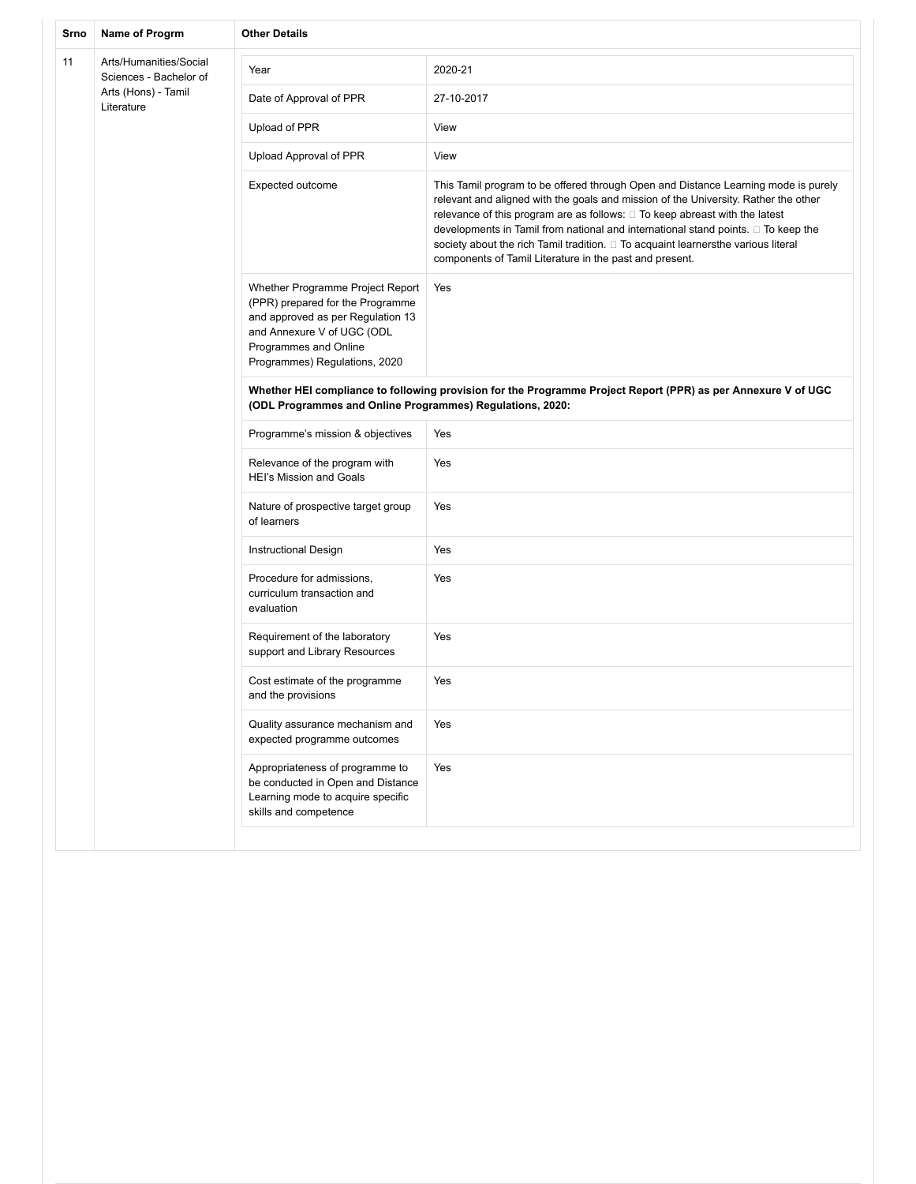| Srno | Name of Progrm | Other Details | |
|---|---|---|---|
| 11 | Arts/Humanities/Social Sciences - Bachelor of Arts (Hons) - Tamil Literature | Year | 2020-21 |
| | | Date of Approval of PPR | 27-10-2017 |
| | | Upload of PPR | View |
| | | Upload Approval of PPR | View |
| | | Expected outcome | This Tamil program to be offered through Open and Distance Learning mode is purely relevant and aligned with the goals and mission of the University. Rather the other relevance of this program are as follows:  To keep abreast with the latest developments in Tamil from national and international stand points.  To keep the society about the rich Tamil tradition.  To acquaint learnersthe various literal components of Tamil Literature in the past and present. |
| | | Whether Programme Project Report (PPR) prepared for the Programme and approved as per Regulation 13 and Annexure V of UGC (ODL Programmes and Online Programmes) Regulations, 2020 | Yes |
| | | **Whether HEI compliance to following provision for the Programme Project Report (PPR) as per Annexure V of UGC (ODL Programmes and Online Programmes) Regulations, 2020:** | |
| | | Programme's mission & objectives | Yes |
| | | Relevance of the program with HEI's Mission and Goals | Yes |
| | | Nature of prospective target group of learners | Yes |
| | | Instructional Design | Yes |
| | | Procedure for admissions, curriculum transaction and evaluation | Yes |
| | | Requirement of the laboratory support and Library Resources | Yes |
| | | Cost estimate of the programme and the provisions | Yes |
| | | Quality assurance mechanism and expected programme outcomes | Yes |
| | | Appropriateness of programme to be conducted in Open and Distance Learning mode to acquire specific skills and competence | Yes |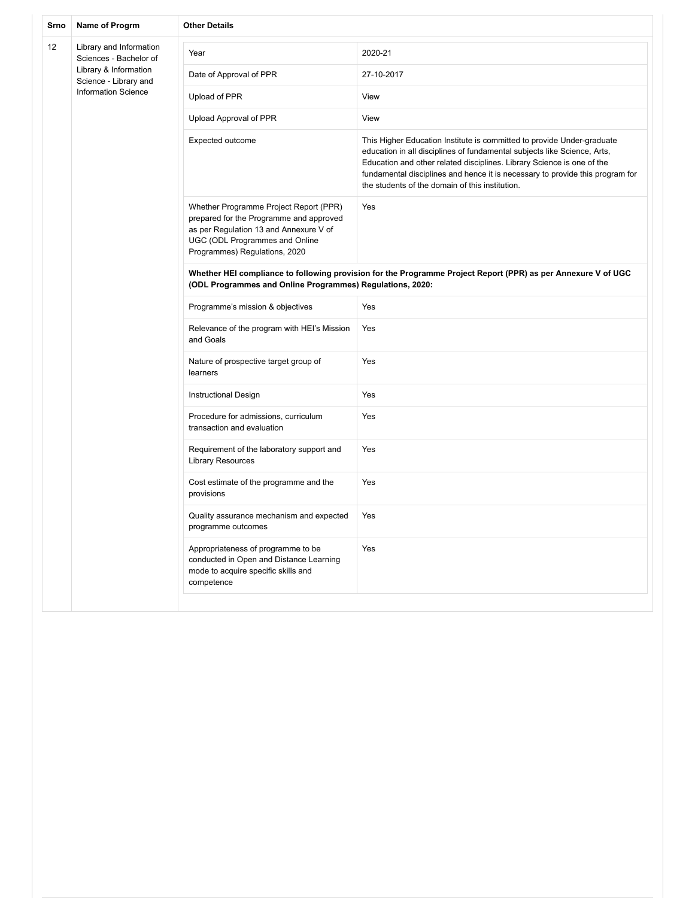| Srno | Name of Progrm | Other Details | |
|---|---|---|---|
| 12 | Library and Information Sciences - Bachelor of Library & Information Science - Library and Information Science | Year | 2020-21 |
| | | Date of Approval of PPR | 27-10-2017 |
| | | Upload of PPR | View |
| | | Upload Approval of PPR | View |
| | | Expected outcome | This Higher Education Institute is committed to provide Under-graduate education in all disciplines of fundamental subjects like Science, Arts, Education and other related disciplines. Library Science is one of the fundamental disciplines and hence it is necessary to provide this program for the students of the domain of this institution. |
| | | Whether Programme Project Report (PPR) prepared for the Programme and approved as per Regulation 13 and Annexure V of UGC (ODL Programmes and Online Programmes) Regulations, 2020 | Yes |
| | | **Whether HEI compliance to following provision for the Programme Project Report (PPR) as per Annexure V of UGC (ODL Programmes and Online Programmes) Regulations, 2020:** | |
| | | Programme's mission & objectives | Yes |
| | | Relevance of the program with HEI's Mission and Goals | Yes |
| | | Nature of prospective target group of learners | Yes |
| | | Instructional Design | Yes |
| | | Procedure for admissions, curriculum transaction and evaluation | Yes |
| | | Requirement of the laboratory support and Library Resources | Yes |
| | | Cost estimate of the programme and the provisions | Yes |
| | | Quality assurance mechanism and expected programme outcomes | Yes |
| | | Appropriateness of programme to be conducted in Open and Distance Learning mode to acquire specific skills and competence | Yes |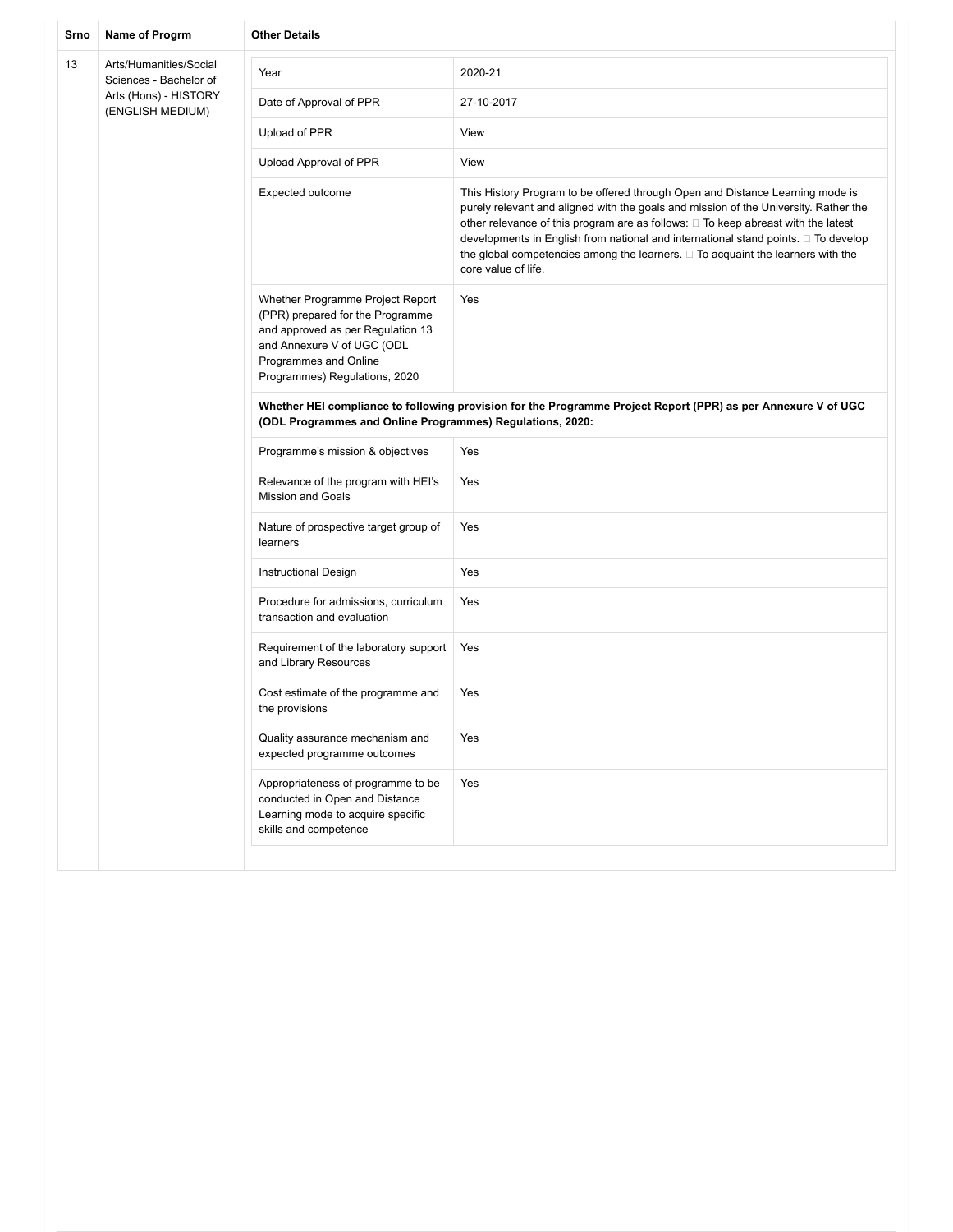| Srno | Name of Progrm | Other Details | |
|---|---|---|---|
| 13 | Arts/Humanities/Social Sciences - Bachelor of Arts (Hons) - HISTORY (ENGLISH MEDIUM) | Year | 2020-21 |
| | | Date of Approval of PPR | 27-10-2017 |
| | | Upload of PPR | View |
| | | Upload Approval of PPR | View |
| | | Expected outcome | This History Program to be offered through Open and Distance Learning mode is purely relevant and aligned with the goals and mission of the University. Rather the other relevance of this program are as follows:  To keep abreast with the latest developments in English from national and international stand points.  To develop the global competencies among the learners.  To acquaint the learners with the core value of life. |
| | | Whether Programme Project Report (PPR) prepared for the Programme and approved as per Regulation 13 and Annexure V of UGC (ODL Programmes and Online Programmes) Regulations, 2020 | Yes |
| | | **Whether HEI compliance to following provision for the Programme Project Report (PPR) as per Annexure V of UGC (ODL Programmes and Online Programmes) Regulations, 2020:** | |
| | | Programme's mission & objectives | Yes |
| | | Relevance of the program with HEI's Mission and Goals | Yes |
| | | Nature of prospective target group of learners | Yes |
| | | Instructional Design | Yes |
| | | Procedure for admissions, curriculum transaction and evaluation | Yes |
| | | Requirement of the laboratory support and Library Resources | Yes |
| | | Cost estimate of the programme and the provisions | Yes |
| | | Quality assurance mechanism and expected programme outcomes | Yes |
| | | Appropriateness of programme to be conducted in Open and Distance Learning mode to acquire specific skills and competence | Yes |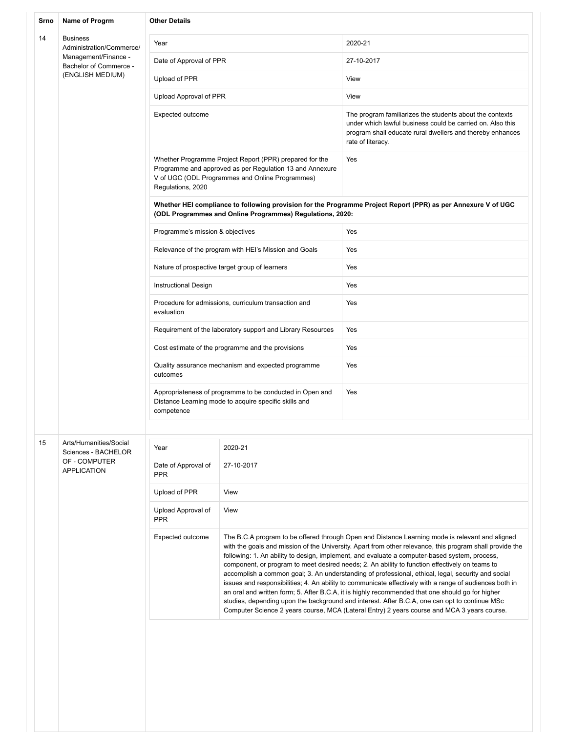| Srno | Name of Progrm | Other Details |
|---|---|---|
| 14 | Business Administration/Commerce/ Management/Finance - Bachelor of Commerce - (ENGLISH MEDIUM) | |

| | |
|---|---|
| Year | 2020-21 |
| Date of Approval of PPR | 27-10-2017 |
| Upload of PPR | View |
| Upload Approval of PPR | View |
| Expected outcome | The program familiarizes the students about the contexts under which lawful business could be carried on. Also this program shall educate rural dwellers and thereby enhances rate of literacy. |
| Whether Programme Project Report (PPR) prepared for the Programme and approved as per Regulation 13 and Annexure V of UGC (ODL Programmes and Online Programmes) Regulations, 2020 | Yes |
| **Whether HEI compliance to following provision for the Programme Project Report (PPR) as per Annexure V of UGC (ODL Programmes and Online Programmes) Regulations, 2020:** | |
| Programme's mission & objectives | Yes |
| Relevance of the program with HEI's Mission and Goals | Yes |
| Nature of prospective target group of learners | Yes |
| Instructional Design | Yes |
| Procedure for admissions, curriculum transaction and evaluation | Yes |
| Requirement of the laboratory support and Library Resources | Yes |
| Cost estimate of the programme and the provisions | Yes |
| Quality assurance mechanism and expected programme outcomes | Yes |
| Appropriateness of programme to be conducted in Open and Distance Learning mode to acquire specific skills and competence | Yes |

| Srno | Name of Progrm | Other Details |
|---|---|---|
| 15 | Arts/Humanities/Social Sciences - BACHELOR OF - COMPUTER APPLICATION | |

| | |
|---|---|
| Year | 2020-21 |
| Date of Approval of PPR | 27-10-2017 |
| Upload of PPR | View |
| Upload Approval of PPR | View |
| Expected outcome | The B.C.A program to be offered through Open and Distance Learning mode is relevant and aligned with the goals and mission of the University. Apart from other relevance, this program shall provide the following: 1. An ability to design, implement, and evaluate a computer-based system, process, component, or program to meet desired needs; 2. An ability to function effectively on teams to accomplish a common goal; 3. An understanding of professional, ethical, legal, security and social issues and responsibilities; 4. An ability to communicate effectively with a range of audiences both in an oral and written form; 5. After B.C.A, it is highly recommended that one should go for higher studies, depending upon the background and interest. After B.C.A, one can opt to continue MSc Computer Science 2 years course, MCA (Lateral Entry) 2 years course and MCA 3 years course. |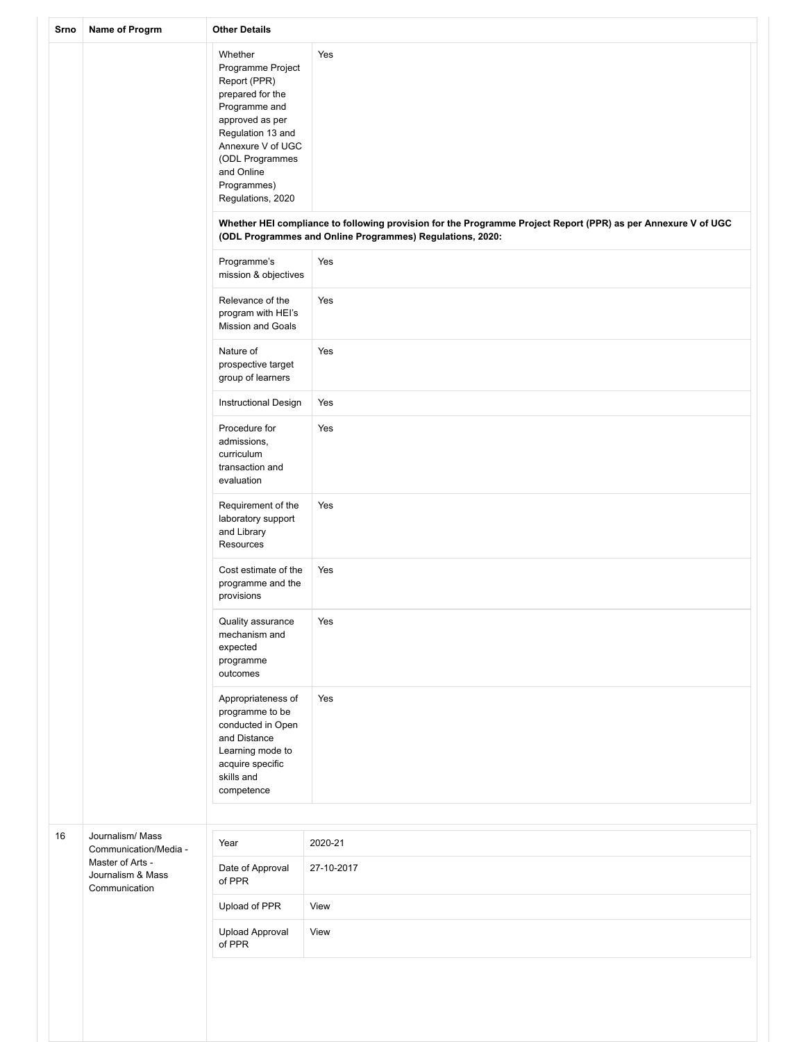| Srno | Name of Progrm | Other Details | |
|---|---|---|---|
| | | Whether Programme Project Report (PPR) prepared for the Programme and approved as per Regulation 13 and Annexure V of UGC (ODL Programmes and Online Programmes) Regulations, 2020 | Yes |
| | | **Whether HEI compliance to following provision for the Programme Project Report (PPR) as per Annexure V of UGC (ODL Programmes and Online Programmes) Regulations, 2020:** | |
| | | Programme's mission & objectives | Yes |
| | | Relevance of the program with HEI's Mission and Goals | Yes |
| | | Nature of prospective target group of learners | Yes |
| | | Instructional Design | Yes |
| | | Procedure for admissions, curriculum transaction and evaluation | Yes |
| | | Requirement of the laboratory support and Library Resources | Yes |
| | | Cost estimate of the programme and the provisions | Yes |
| | | Quality assurance mechanism and expected programme outcomes | Yes |
| | | Appropriateness of programme to be conducted in Open and Distance Learning mode to acquire specific skills and competence | Yes |
| 16 | Journalism/ Mass Communication/Media - Master of Arts - Journalism & Mass Communication | Year | 2020-21 |
| | | Date of Approval of PPR | 27-10-2017 |
| | | Upload of PPR | View |
| | | Upload Approval of PPR | View |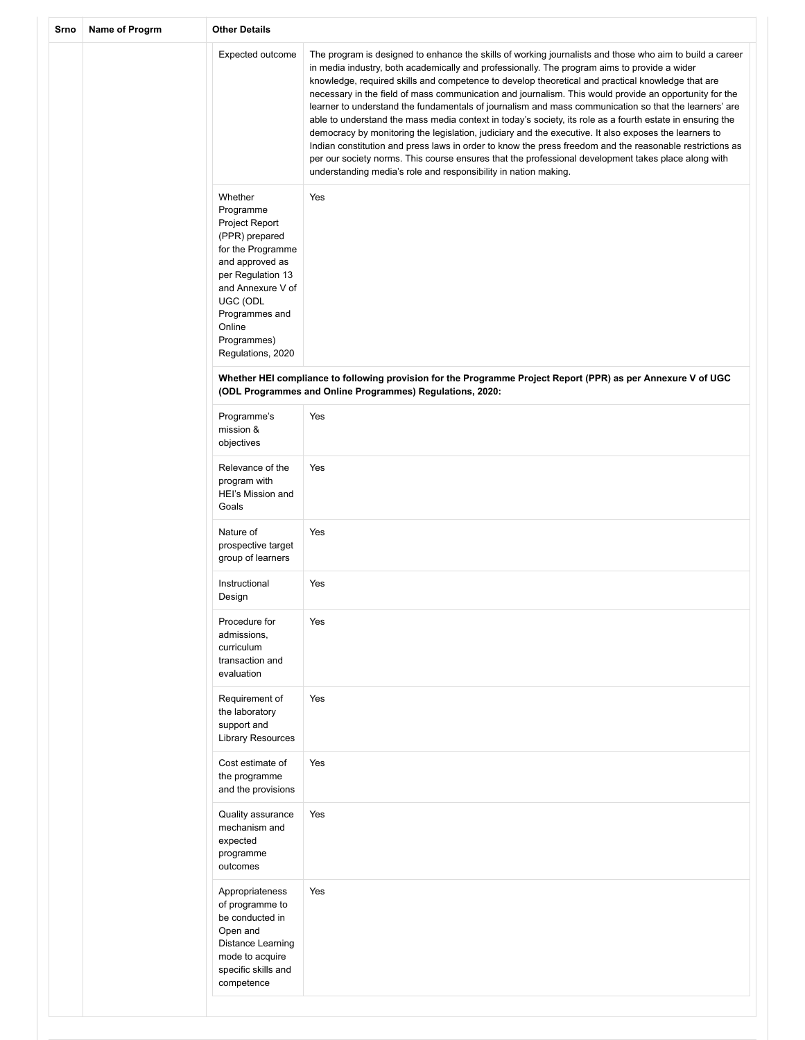| Srno | Name of Progrm | Other Details | |
|---|---|---|---|
| | | Expected outcome | The program is designed to enhance the skills of working journalists and those who aim to build a career in media industry, both academically and professionally. The program aims to provide a wider knowledge, required skills and competence to develop theoretical and practical knowledge that are necessary in the field of mass communication and journalism. This would provide an opportunity for the learner to understand the fundamentals of journalism and mass communication so that the learners' are able to understand the mass media context in today's society, its role as a fourth estate in ensuring the democracy by monitoring the legislation, judiciary and the executive. It also exposes the learners to Indian constitution and press laws in order to know the press freedom and the reasonable restrictions as per our society norms. This course ensures that the professional development takes place along with understanding media's role and responsibility in nation making. |
| | | Whether Programme Project Report (PPR) prepared for the Programme and approved as per Regulation 13 and Annexure V of UGC (ODL Programmes and Online Programmes) Regulations, 2020 | Yes |
| | | **Whether HEI compliance to following provision for the Programme Project Report (PPR) as per Annexure V of UGC (ODL Programmes and Online Programmes) Regulations, 2020:** | |
| | | Programme's mission & objectives | Yes |
| | | Relevance of the program with HEI's Mission and Goals | Yes |
| | | Nature of prospective target group of learners | Yes |
| | | Instructional Design | Yes |
| | | Procedure for admissions, curriculum transaction and evaluation | Yes |
| | | Requirement of the laboratory support and Library Resources | Yes |
| | | Cost estimate of the programme and the provisions | Yes |
| | | Quality assurance mechanism and expected programme outcomes | Yes |
| | | Appropriateness of programme to be conducted in Open and Distance Learning mode to acquire specific skills and competence | Yes |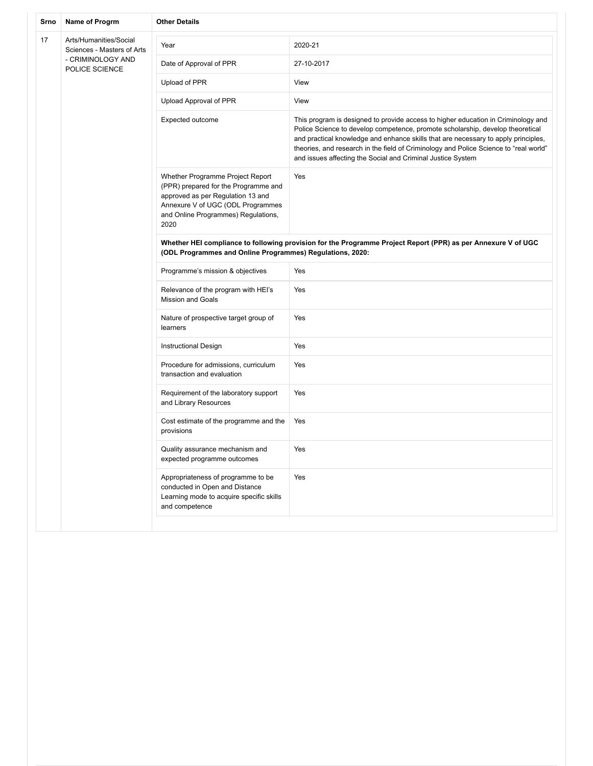| Srno | Name of Progrm | Other Details | |
|---|---|---|---|
| 17 | Arts/Humanities/Social Sciences - Masters of Arts - CRIMINOLOGY AND POLICE SCIENCE | Year | 2020-21 |
| | | Date of Approval of PPR | 27-10-2017 |
| | | Upload of PPR | View |
| | | Upload Approval of PPR | View |
| | | Expected outcome | This program is designed to provide access to higher education in Criminology and Police Science to develop competence, promote scholarship, develop theoretical and practical knowledge and enhance skills that are necessary to apply principles, theories, and research in the field of Criminology and Police Science to "real world" and issues affecting the Social and Criminal Justice System |
| | | Whether Programme Project Report (PPR) prepared for the Programme and approved as per Regulation 13 and Annexure V of UGC (ODL Programmes and Online Programmes) Regulations, 2020 | Yes |
| | | **Whether HEI compliance to following provision for the Programme Project Report (PPR) as per Annexure V of UGC (ODL Programmes and Online Programmes) Regulations, 2020:** | |
| | | Programme's mission & objectives | Yes |
| | | Relevance of the program with HEI's Mission and Goals | Yes |
| | | Nature of prospective target group of learners | Yes |
| | | Instructional Design | Yes |
| | | Procedure for admissions, curriculum transaction and evaluation | Yes |
| | | Requirement of the laboratory support and Library Resources | Yes |
| | | Cost estimate of the programme and the provisions | Yes |
| | | Quality assurance mechanism and expected programme outcomes | Yes |
| | | Appropriateness of programme to be conducted in Open and Distance Learning mode to acquire specific skills and competence | Yes |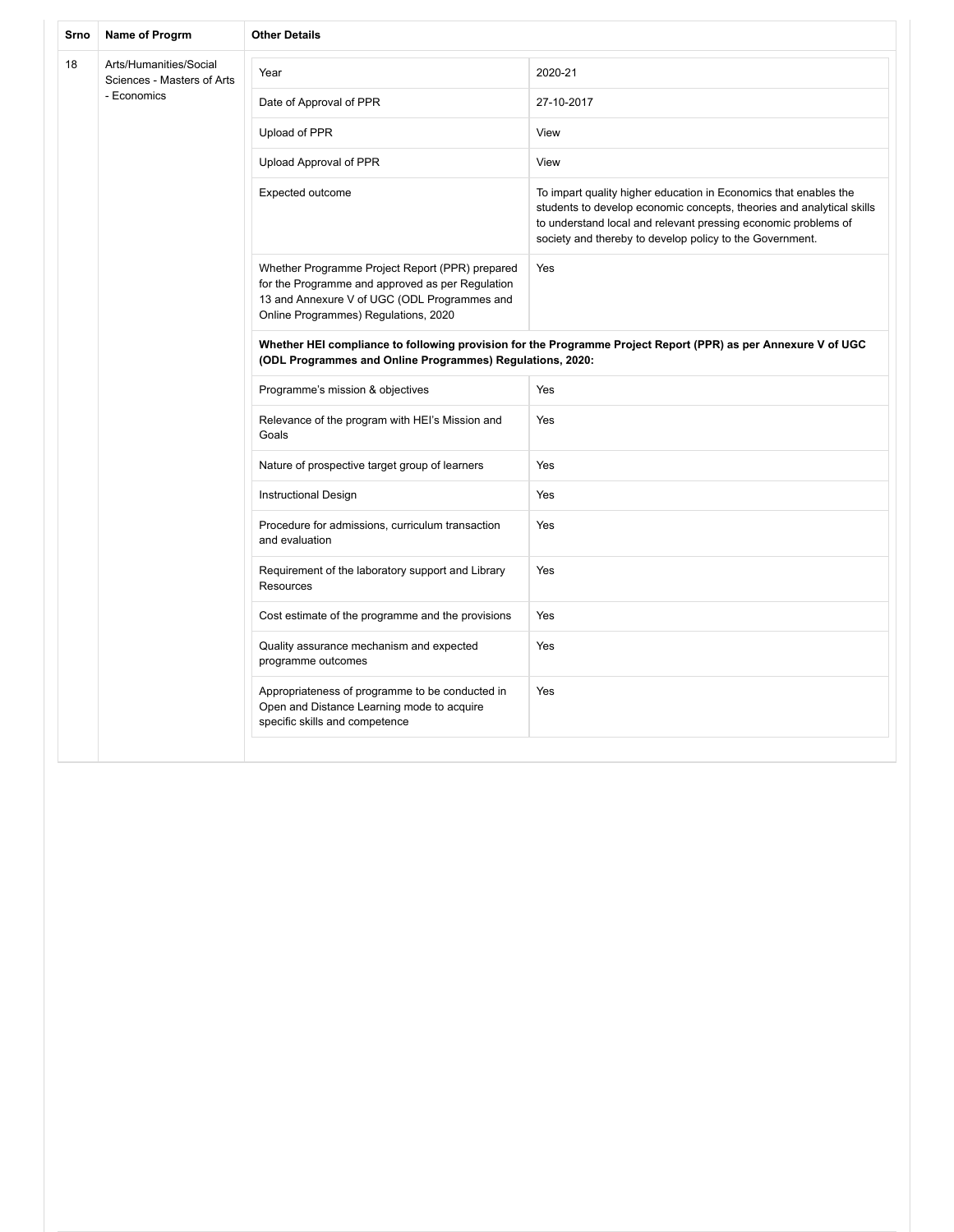| Srno | Name of Progrm | Other Details | |
|---|---|---|---|
| 18 | Arts/Humanities/Social Sciences - Masters of Arts - Economics | Year | 2020-21 |
| | | Date of Approval of PPR | 27-10-2017 |
| | | Upload of PPR | View |
| | | Upload Approval of PPR | View |
| | | Expected outcome | To impart quality higher education in Economics that enables the students to develop economic concepts, theories and analytical skills to understand local and relevant pressing economic problems of society and thereby to develop policy to the Government. |
| | | Whether Programme Project Report (PPR) prepared for the Programme and approved as per Regulation 13 and Annexure V of UGC (ODL Programmes and Online Programmes) Regulations, 2020 | Yes |
| | | **Whether HEI compliance to following provision for the Programme Project Report (PPR) as per Annexure V of UGC (ODL Programmes and Online Programmes) Regulations, 2020:** | |
| | | Programme's mission & objectives | Yes |
| | | Relevance of the program with HEI's Mission and Goals | Yes |
| | | Nature of prospective target group of learners | Yes |
| | | Instructional Design | Yes |
| | | Procedure for admissions, curriculum transaction and evaluation | Yes |
| | | Requirement of the laboratory support and Library Resources | Yes |
| | | Cost estimate of the programme and the provisions | Yes |
| | | Quality assurance mechanism and expected programme outcomes | Yes |
| | | Appropriateness of programme to be conducted in Open and Distance Learning mode to acquire specific skills and competence | Yes |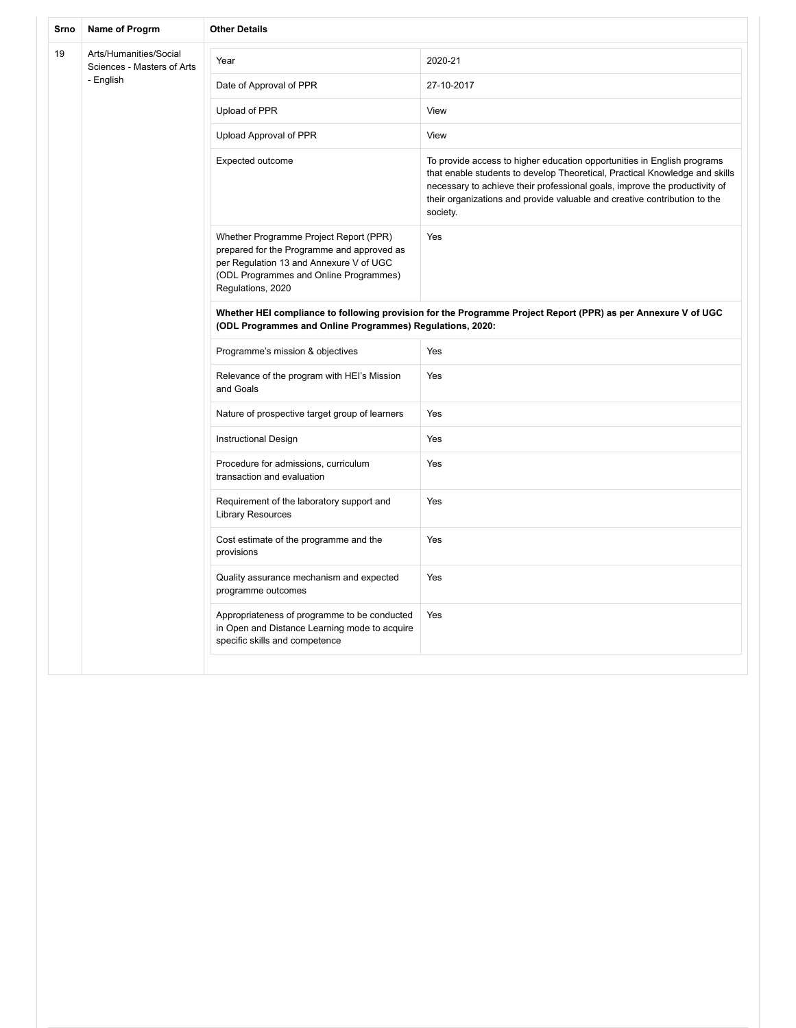| Srno | Name of Progrm | Other Details | |
|---|---|---|---|
| 19 | Arts/Humanities/Social Sciences - Masters of Arts - English | Year | 2020-21 |
| | | Date of Approval of PPR | 27-10-2017 |
| | | Upload of PPR | View |
| | | Upload Approval of PPR | View |
| | | Expected outcome | To provide access to higher education opportunities in English programs that enable students to develop Theoretical, Practical Knowledge and skills necessary to achieve their professional goals, improve the productivity of their organizations and provide valuable and creative contribution to the society. |
| | | Whether Programme Project Report (PPR) prepared for the Programme and approved as per Regulation 13 and Annexure V of UGC (ODL Programmes and Online Programmes) Regulations, 2020 | Yes |
| | | **Whether HEI compliance to following provision for the Programme Project Report (PPR) as per Annexure V of UGC (ODL Programmes and Online Programmes) Regulations, 2020:** | |
| | | Programme's mission & objectives | Yes |
| | | Relevance of the program with HEI's Mission and Goals | Yes |
| | | Nature of prospective target group of learners | Yes |
| | | Instructional Design | Yes |
| | | Procedure for admissions, curriculum transaction and evaluation | Yes |
| | | Requirement of the laboratory support and Library Resources | Yes |
| | | Cost estimate of the programme and the provisions | Yes |
| | | Quality assurance mechanism and expected programme outcomes | Yes |
| | | Appropriateness of programme to be conducted in Open and Distance Learning mode to acquire specific skills and competence | Yes |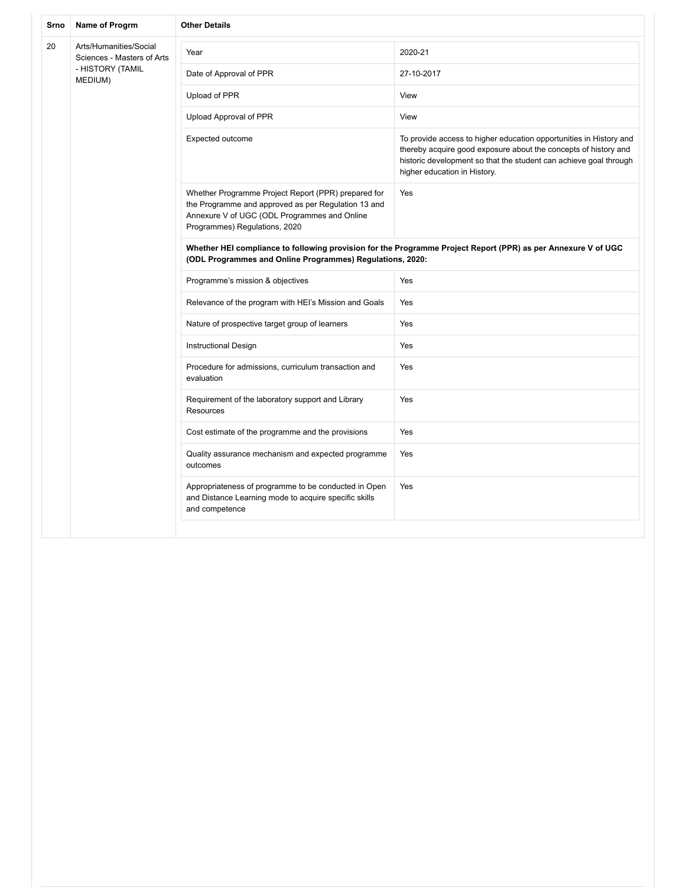| Srno | Name of Progrm | Other Details |
|---|---|---|
| 20 | Arts/Humanities/Social Sciences - Masters of Arts - HISTORY (TAMIL MEDIUM) | |

| | |
|---|---|
| Year | 2020-21 |
| Date of Approval of PPR | 27-10-2017 |
| Upload of PPR | View |
| Upload Approval of PPR | View |
| Expected outcome | To provide access to higher education opportunities in History and thereby acquire good exposure about the concepts of history and historic development so that the student can achieve goal through higher education in History. |
| Whether Programme Project Report (PPR) prepared for the Programme and approved as per Regulation 13 and Annexure V of UGC (ODL Programmes and Online Programmes) Regulations, 2020 | Yes |
| **Whether HEI compliance to following provision for the Programme Project Report (PPR) as per Annexure V of UGC (ODL Programmes and Online Programmes) Regulations, 2020:** | |
| Programme's mission & objectives | Yes |
| Relevance of the program with HEI's Mission and Goals | Yes |
| Nature of prospective target group of learners | Yes |
| Instructional Design | Yes |
| Procedure for admissions, curriculum transaction and evaluation | Yes |
| Requirement of the laboratory support and Library Resources | Yes |
| Cost estimate of the programme and the provisions | Yes |
| Quality assurance mechanism and expected programme outcomes | Yes |
| Appropriateness of programme to be conducted in Open and Distance Learning mode to acquire specific skills and competence | Yes |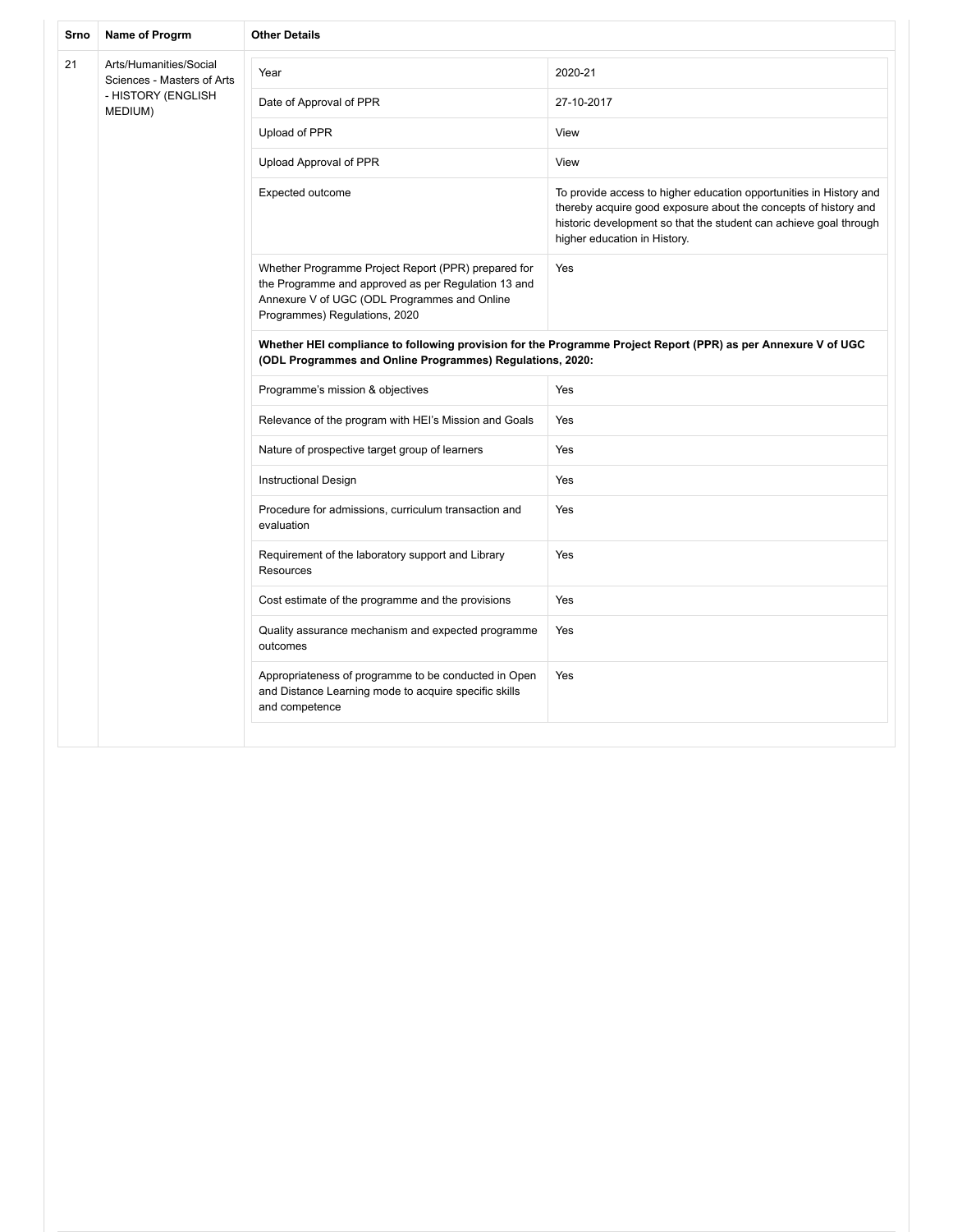| Srno | Name of Progrm | Other Details | |
|---|---|---|---|
| 21 | Arts/Humanities/Social Sciences - Masters of Arts - HISTORY (ENGLISH MEDIUM) | Year | 2020-21 |
| | | Date of Approval of PPR | 27-10-2017 |
| | | Upload of PPR | View |
| | | Upload Approval of PPR | View |
| | | Expected outcome | To provide access to higher education opportunities in History and thereby acquire good exposure about the concepts of history and historic development so that the student can achieve goal through higher education in History. |
| | | Whether Programme Project Report (PPR) prepared for the Programme and approved as per Regulation 13 and Annexure V of UGC (ODL Programmes and Online Programmes) Regulations, 2020 | Yes |
| | | **Whether HEI compliance to following provision for the Programme Project Report (PPR) as per Annexure V of UGC (ODL Programmes and Online Programmes) Regulations, 2020:** | |
| | | Programme's mission & objectives | Yes |
| | | Relevance of the program with HEI's Mission and Goals | Yes |
| | | Nature of prospective target group of learners | Yes |
| | | Instructional Design | Yes |
| | | Procedure for admissions, curriculum transaction and evaluation | Yes |
| | | Requirement of the laboratory support and Library Resources | Yes |
| | | Cost estimate of the programme and the provisions | Yes |
| | | Quality assurance mechanism and expected programme outcomes | Yes |
| | | Appropriateness of programme to be conducted in Open and Distance Learning mode to acquire specific skills and competence | Yes |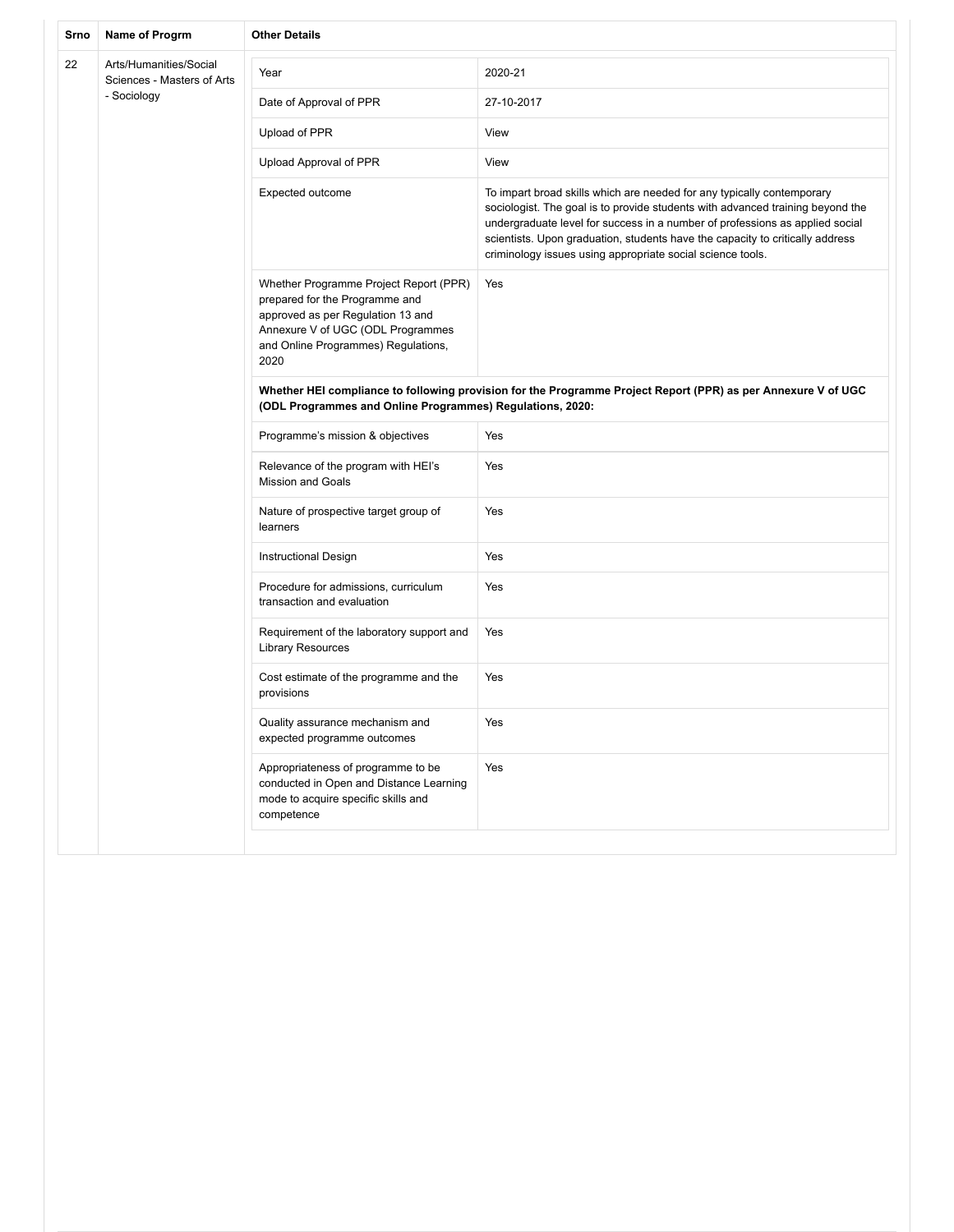| Srno | Name of Progrm | Other Details | |
|---|---|---|---|
| 22 | Arts/Humanities/Social Sciences - Masters of Arts - Sociology | Year | 2020-21 |
| | | Date of Approval of PPR | 27-10-2017 |
| | | Upload of PPR | View |
| | | Upload Approval of PPR | View |
| | | Expected outcome | To impart broad skills which are needed for any typically contemporary sociologist. The goal is to provide students with advanced training beyond the undergraduate level for success in a number of professions as applied social scientists. Upon graduation, students have the capacity to critically address criminology issues using appropriate social science tools. |
| | | Whether Programme Project Report (PPR) prepared for the Programme and approved as per Regulation 13 and Annexure V of UGC (ODL Programmes and Online Programmes) Regulations, 2020 | Yes |
| | | **Whether HEI compliance to following provision for the Programme Project Report (PPR) as per Annexure V of UGC (ODL Programmes and Online Programmes) Regulations, 2020:** | |
| | | Programme's mission & objectives | Yes |
| | | Relevance of the program with HEI's Mission and Goals | Yes |
| | | Nature of prospective target group of learners | Yes |
| | | Instructional Design | Yes |
| | | Procedure for admissions, curriculum transaction and evaluation | Yes |
| | | Requirement of the laboratory support and Library Resources | Yes |
| | | Cost estimate of the programme and the provisions | Yes |
| | | Quality assurance mechanism and expected programme outcomes | Yes |
| | | Appropriateness of programme to be conducted in Open and Distance Learning mode to acquire specific skills and competence | Yes |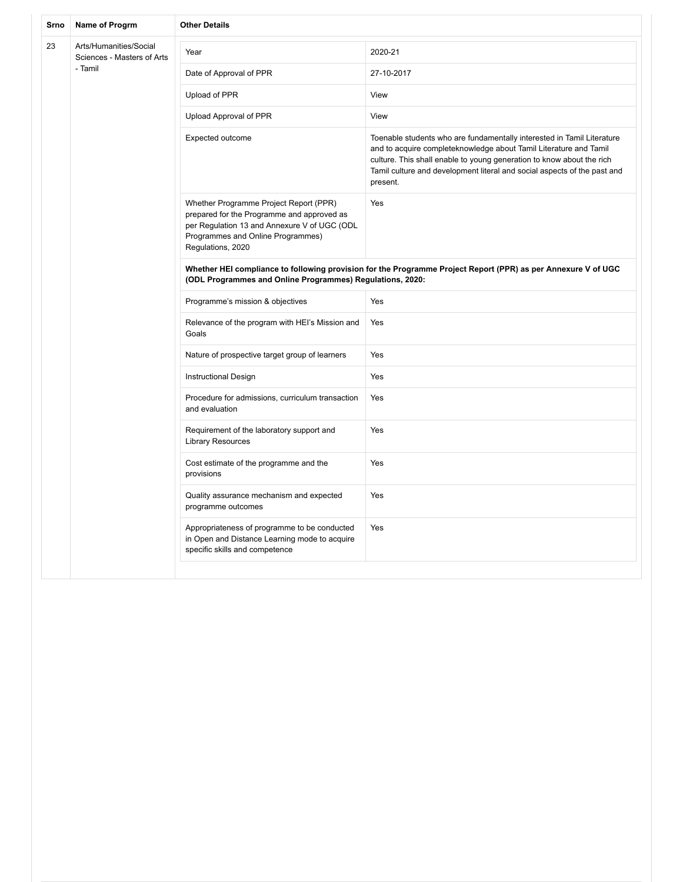| Srno | Name of Progrm | Other Details | |
|---|---|---|---|
| 23 | Arts/Humanities/Social Sciences - Masters of Arts - Tamil | Year | 2020-21 |
| | | Date of Approval of PPR | 27-10-2017 |
| | | Upload of PPR | View |
| | | Upload Approval of PPR | View |
| | | Expected outcome | Toenable students who are fundamentally interested in Tamil Literature and to acquire completeknowledge about Tamil Literature and Tamil culture. This shall enable to young generation to know about the rich Tamil culture and development literal and social aspects of the past and present. |
| | | Whether Programme Project Report (PPR) prepared for the Programme and approved as per Regulation 13 and Annexure V of UGC (ODL Programmes and Online Programmes) Regulations, 2020 | Yes |
| | | **Whether HEI compliance to following provision for the Programme Project Report (PPR) as per Annexure V of UGC (ODL Programmes and Online Programmes) Regulations, 2020:** | |
| | | Programme's mission & objectives | Yes |
| | | Relevance of the program with HEI's Mission and Goals | Yes |
| | | Nature of prospective target group of learners | Yes |
| | | Instructional Design | Yes |
| | | Procedure for admissions, curriculum transaction and evaluation | Yes |
| | | Requirement of the laboratory support and Library Resources | Yes |
| | | Cost estimate of the programme and the provisions | Yes |
| | | Quality assurance mechanism and expected programme outcomes | Yes |
| | | Appropriateness of programme to be conducted in Open and Distance Learning mode to acquire specific skills and competence | Yes |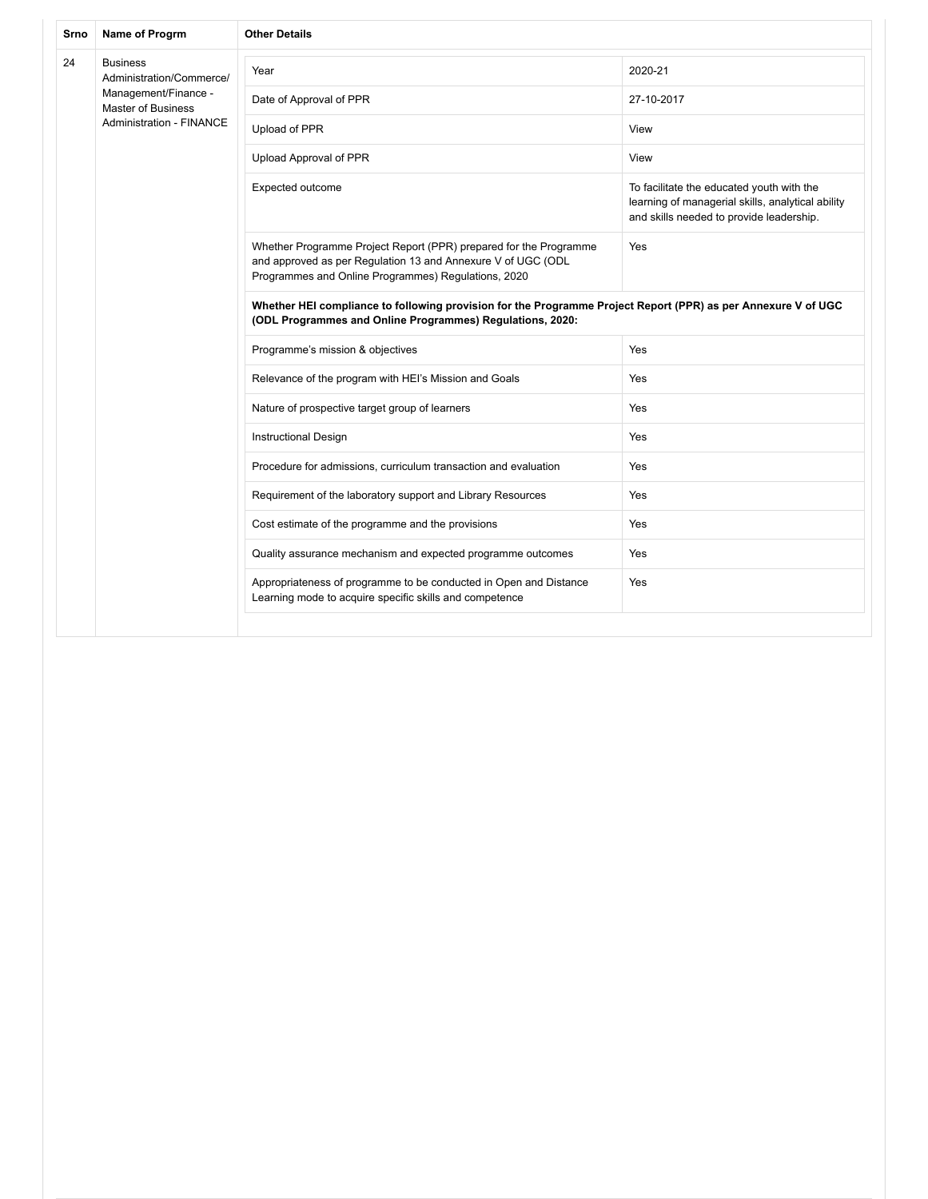| Srno | Name of Progrm | Other Details | |
|---|---|---|---|
| 24 | Business Administration/Commerce/ Management/Finance - Master of Business Administration - FINANCE | Year | 2020-21 |
| | | Date of Approval of PPR | 27-10-2017 |
| | | Upload of PPR | View |
| | | Upload Approval of PPR | View |
| | | Expected outcome | To facilitate the educated youth with the learning of managerial skills, analytical ability and skills needed to provide leadership. |
| | | Whether Programme Project Report (PPR) prepared for the Programme and approved as per Regulation 13 and Annexure V of UGC (ODL Programmes and Online Programmes) Regulations, 2020 | Yes |
| | | **Whether HEI compliance to following provision for the Programme Project Report (PPR) as per Annexure V of UGC (ODL Programmes and Online Programmes) Regulations, 2020:** | |
| | | Programme's mission & objectives | Yes |
| | | Relevance of the program with HEI's Mission and Goals | Yes |
| | | Nature of prospective target group of learners | Yes |
| | | Instructional Design | Yes |
| | | Procedure for admissions, curriculum transaction and evaluation | Yes |
| | | Requirement of the laboratory support and Library Resources | Yes |
| | | Cost estimate of the programme and the provisions | Yes |
| | | Quality assurance mechanism and expected programme outcomes | Yes |
| | | Appropriateness of programme to be conducted in Open and Distance Learning mode to acquire specific skills and competence | Yes |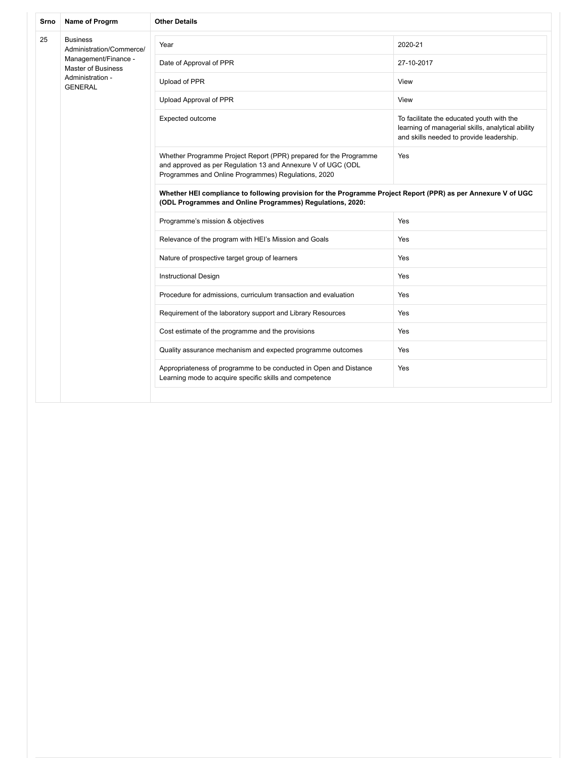| Srno | Name of Progrm | Other Details | |
|---|---|---|---|
| 25 | Business Administration/Commerce/ Management/Finance - Master of Business Administration - GENERAL | Year | 2020-21 |
| | | Date of Approval of PPR | 27-10-2017 |
| | | Upload of PPR | View |
| | | Upload Approval of PPR | View |
| | | Expected outcome | To facilitate the educated youth with the learning of managerial skills, analytical ability and skills needed to provide leadership. |
| | | Whether Programme Project Report (PPR) prepared for the Programme and approved as per Regulation 13 and Annexure V of UGC (ODL Programmes and Online Programmes) Regulations, 2020 | Yes |
| | | **Whether HEI compliance to following provision for the Programme Project Report (PPR) as per Annexure V of UGC (ODL Programmes and Online Programmes) Regulations, 2020:** | |
| | | Programme's mission & objectives | Yes |
| | | Relevance of the program with HEI's Mission and Goals | Yes |
| | | Nature of prospective target group of learners | Yes |
| | | Instructional Design | Yes |
| | | Procedure for admissions, curriculum transaction and evaluation | Yes |
| | | Requirement of the laboratory support and Library Resources | Yes |
| | | Cost estimate of the programme and the provisions | Yes |
| | | Quality assurance mechanism and expected programme outcomes | Yes |
| | | Appropriateness of programme to be conducted in Open and Distance Learning mode to acquire specific skills and competence | Yes |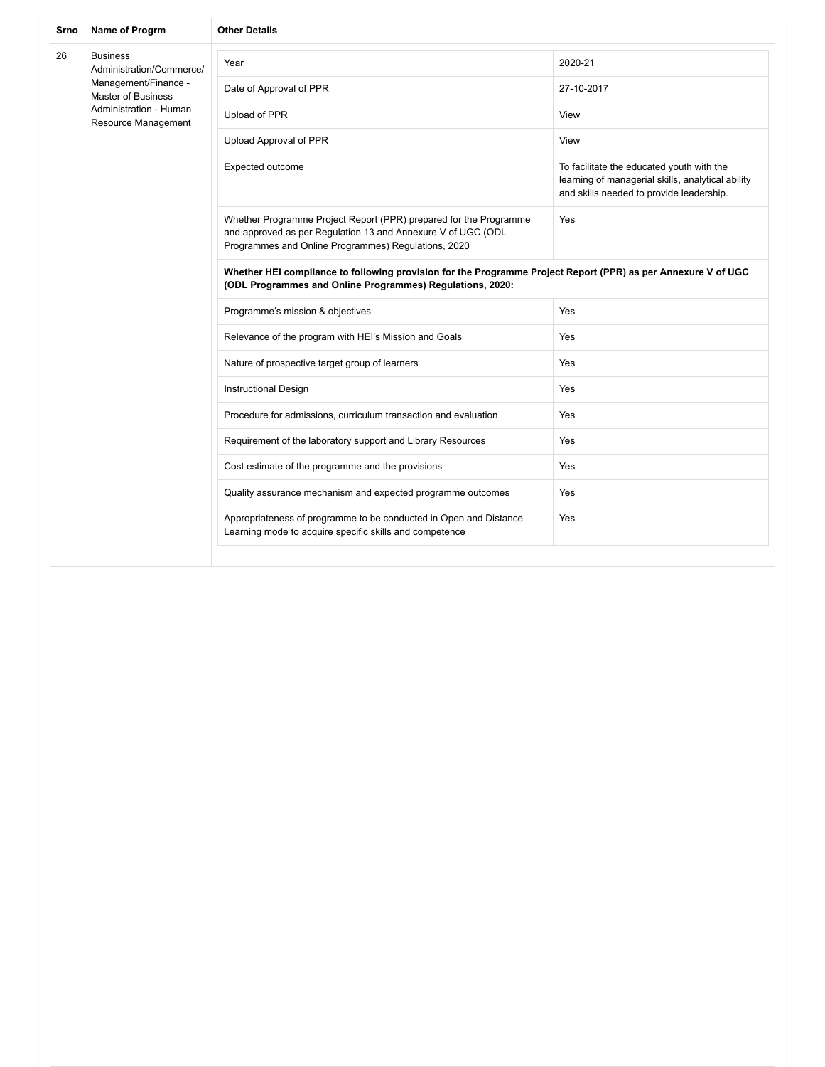| Srno | Name of Progrm | Other Details | |
|---|---|---|---|
| 26 | Business Administration/Commerce/ Management/Finance - Master of Business Administration - Human Resource Management | Year | 2020-21 |
| | | Date of Approval of PPR | 27-10-2017 |
| | | Upload of PPR | View |
| | | Upload Approval of PPR | View |
| | | Expected outcome | To facilitate the educated youth with the learning of managerial skills, analytical ability and skills needed to provide leadership. |
| | | Whether Programme Project Report (PPR) prepared for the Programme and approved as per Regulation 13 and Annexure V of UGC (ODL Programmes and Online Programmes) Regulations, 2020 | Yes |
| | | **Whether HEI compliance to following provision for the Programme Project Report (PPR) as per Annexure V of UGC (ODL Programmes and Online Programmes) Regulations, 2020:** | |
| | | Programme's mission & objectives | Yes |
| | | Relevance of the program with HEI's Mission and Goals | Yes |
| | | Nature of prospective target group of learners | Yes |
| | | Instructional Design | Yes |
| | | Procedure for admissions, curriculum transaction and evaluation | Yes |
| | | Requirement of the laboratory support and Library Resources | Yes |
| | | Cost estimate of the programme and the provisions | Yes |
| | | Quality assurance mechanism and expected programme outcomes | Yes |
| | | Appropriateness of programme to be conducted in Open and Distance Learning mode to acquire specific skills and competence | Yes |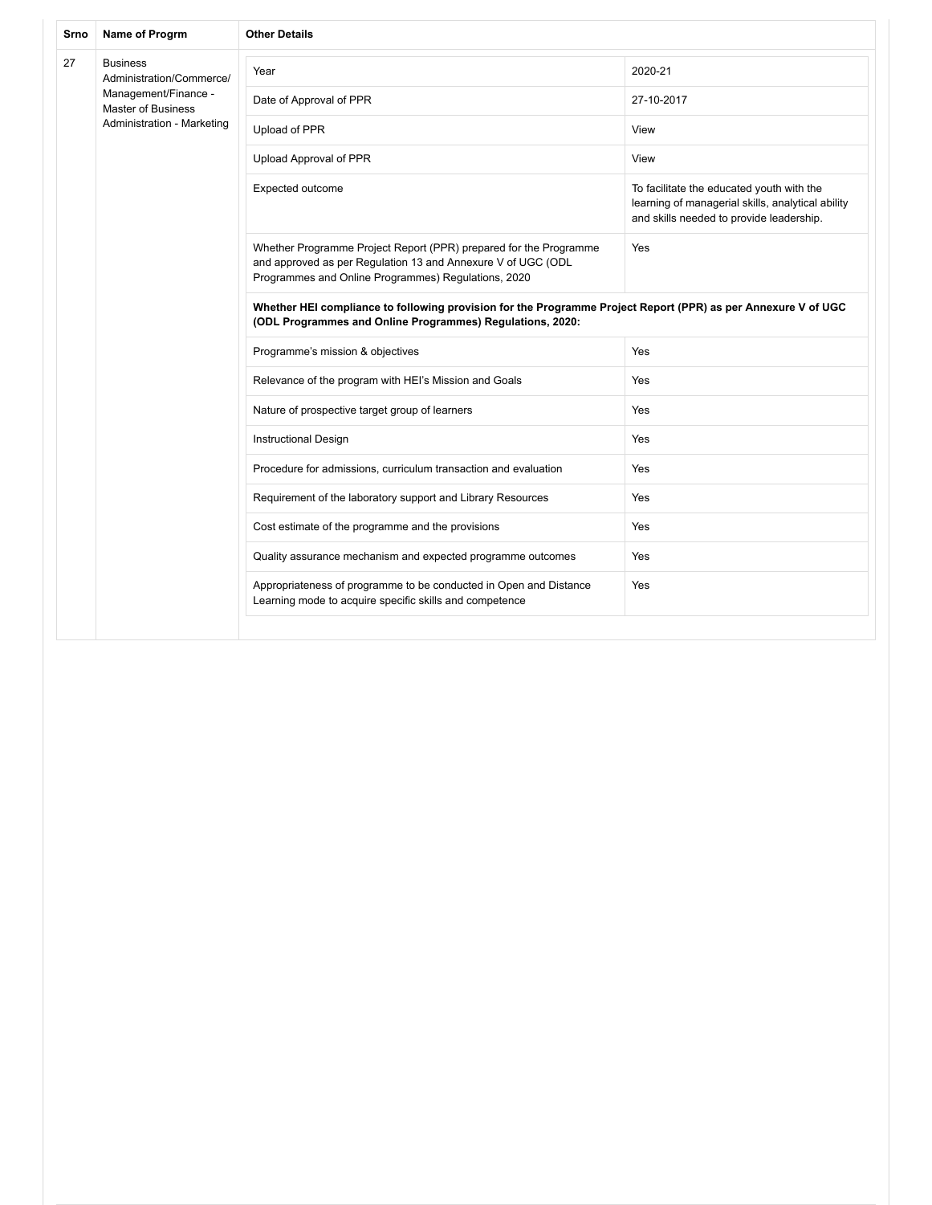| Srno | Name of Progrm | Other Details | |
|---|---|---|---|
| 27 | Business Administration/Commerce/ Management/Finance - Master of Business Administration - Marketing | Year | 2020-21 |
| | | Date of Approval of PPR | 27-10-2017 |
| | | Upload of PPR | View |
| | | Upload Approval of PPR | View |
| | | Expected outcome | To facilitate the educated youth with the learning of managerial skills, analytical ability and skills needed to provide leadership. |
| | | Whether Programme Project Report (PPR) prepared for the Programme and approved as per Regulation 13 and Annexure V of UGC (ODL Programmes and Online Programmes) Regulations, 2020 | Yes |
| | | **Whether HEI compliance to following provision for the Programme Project Report (PPR) as per Annexure V of UGC (ODL Programmes and Online Programmes) Regulations, 2020:** | |
| | | Programme's mission & objectives | Yes |
| | | Relevance of the program with HEI's Mission and Goals | Yes |
| | | Nature of prospective target group of learners | Yes |
| | | Instructional Design | Yes |
| | | Procedure for admissions, curriculum transaction and evaluation | Yes |
| | | Requirement of the laboratory support and Library Resources | Yes |
| | | Cost estimate of the programme and the provisions | Yes |
| | | Quality assurance mechanism and expected programme outcomes | Yes |
| | | Appropriateness of programme to be conducted in Open and Distance Learning mode to acquire specific skills and competence | Yes |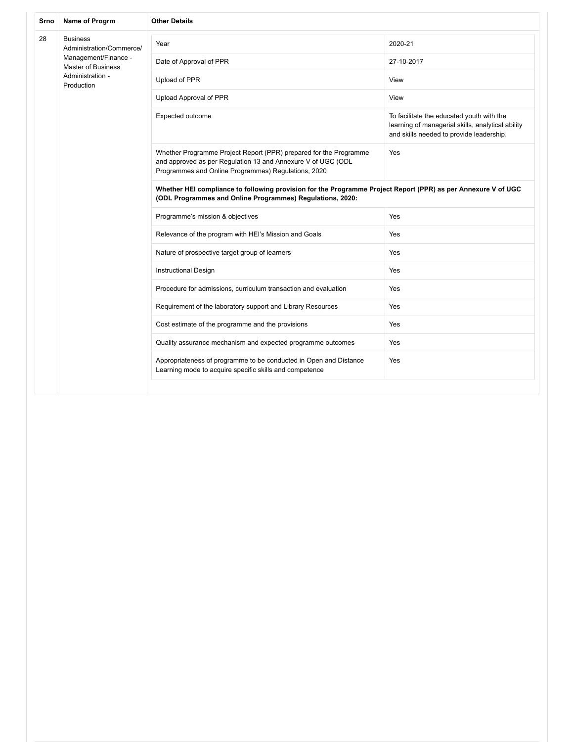| Srno | Name of Progrm | Other Details | |
|---|---|---|---|
| 28 | Business Administration/Commerce/ Management/Finance - Master of Business Administration - Production | Year | 2020-21 |
| | | Date of Approval of PPR | 27-10-2017 |
| | | Upload of PPR | View |
| | | Upload Approval of PPR | View |
| | | Expected outcome | To facilitate the educated youth with the learning of managerial skills, analytical ability and skills needed to provide leadership. |
| | | Whether Programme Project Report (PPR) prepared for the Programme and approved as per Regulation 13 and Annexure V of UGC (ODL Programmes and Online Programmes) Regulations, 2020 | Yes |
| | | **Whether HEI compliance to following provision for the Programme Project Report (PPR) as per Annexure V of UGC (ODL Programmes and Online Programmes) Regulations, 2020:** | |
| | | Programme's mission & objectives | Yes |
| | | Relevance of the program with HEI's Mission and Goals | Yes |
| | | Nature of prospective target group of learners | Yes |
| | | Instructional Design | Yes |
| | | Procedure for admissions, curriculum transaction and evaluation | Yes |
| | | Requirement of the laboratory support and Library Resources | Yes |
| | | Cost estimate of the programme and the provisions | Yes |
| | | Quality assurance mechanism and expected programme outcomes | Yes |
| | | Appropriateness of programme to be conducted in Open and Distance Learning mode to acquire specific skills and competence | Yes |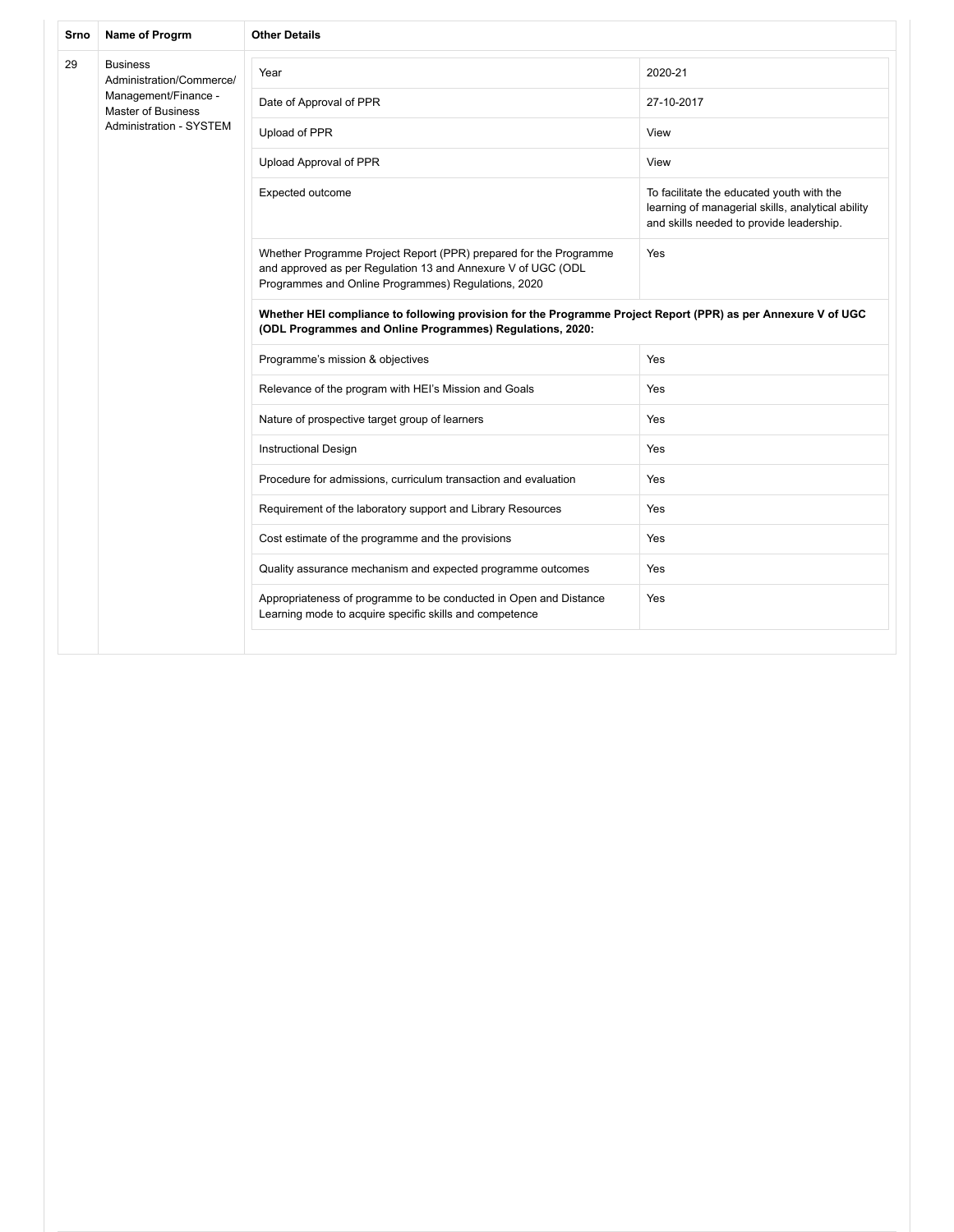| Srno | Name of Progrm | Other Details | |
|---|---|---|---|
| 29 | Business Administration/Commerce/ Management/Finance - Master of Business Administration - SYSTEM | Year | 2020-21 |
| | | Date of Approval of PPR | 27-10-2017 |
| | | Upload of PPR | View |
| | | Upload Approval of PPR | View |
| | | Expected outcome | To facilitate the educated youth with the learning of managerial skills, analytical ability and skills needed to provide leadership. |
| | | Whether Programme Project Report (PPR) prepared for the Programme and approved as per Regulation 13 and Annexure V of UGC (ODL Programmes and Online Programmes) Regulations, 2020 | Yes |
| | | **Whether HEI compliance to following provision for the Programme Project Report (PPR) as per Annexure V of UGC (ODL Programmes and Online Programmes) Regulations, 2020:** | |
| | | Programme's mission & objectives | Yes |
| | | Relevance of the program with HEI's Mission and Goals | Yes |
| | | Nature of prospective target group of learners | Yes |
| | | Instructional Design | Yes |
| | | Procedure for admissions, curriculum transaction and evaluation | Yes |
| | | Requirement of the laboratory support and Library Resources | Yes |
| | | Cost estimate of the programme and the provisions | Yes |
| | | Quality assurance mechanism and expected programme outcomes | Yes |
| | | Appropriateness of programme to be conducted in Open and Distance Learning mode to acquire specific skills and competence | Yes |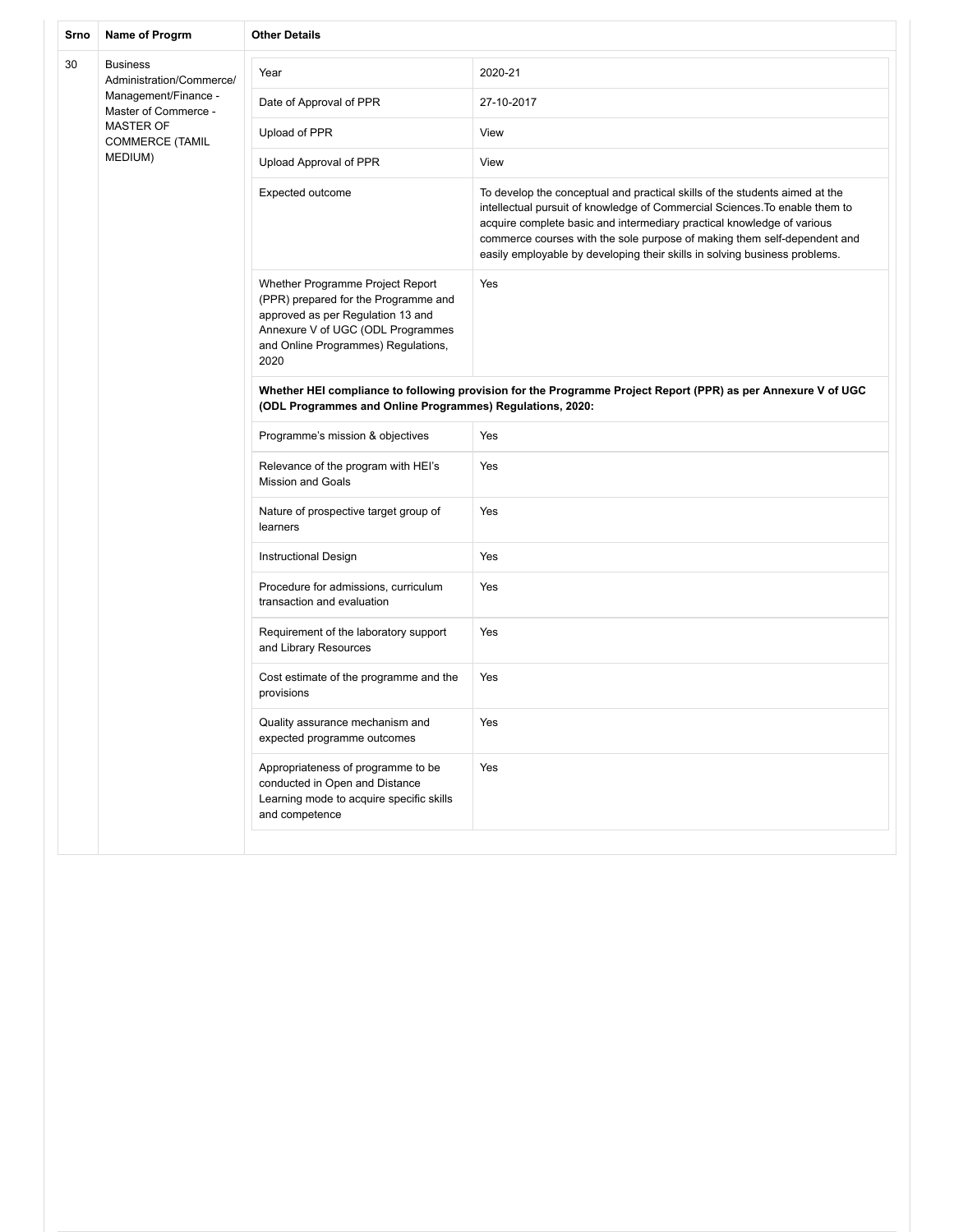| Srno | Name of Progrm | Other Details | |
|---|---|---|---|
| 30 | Business Administration/Commerce/ Management/Finance - Master of Commerce - MASTER OF COMMERCE (TAMIL MEDIUM) | Year | 2020-21 |
| | | Date of Approval of PPR | 27-10-2017 |
| | | Upload of PPR | View |
| | | Upload Approval of PPR | View |
| | | Expected outcome | To develop the conceptual and practical skills of the students aimed at the intellectual pursuit of knowledge of Commercial Sciences.To enable them to acquire complete basic and intermediary practical knowledge of various commerce courses with the sole purpose of making them self-dependent and easily employable by developing their skills in solving business problems. |
| | | Whether Programme Project Report (PPR) prepared for the Programme and approved as per Regulation 13 and Annexure V of UGC (ODL Programmes and Online Programmes) Regulations, 2020 | Yes |
| | | **Whether HEI compliance to following provision for the Programme Project Report (PPR) as per Annexure V of UGC (ODL Programmes and Online Programmes) Regulations, 2020:** | |
| | | Programme's mission & objectives | Yes |
| | | Relevance of the program with HEI's Mission and Goals | Yes |
| | | Nature of prospective target group of learners | Yes |
| | | Instructional Design | Yes |
| | | Procedure for admissions, curriculum transaction and evaluation | Yes |
| | | Requirement of the laboratory support and Library Resources | Yes |
| | | Cost estimate of the programme and the provisions | Yes |
| | | Quality assurance mechanism and expected programme outcomes | Yes |
| | | Appropriateness of programme to be conducted in Open and Distance Learning mode to acquire specific skills and competence | Yes |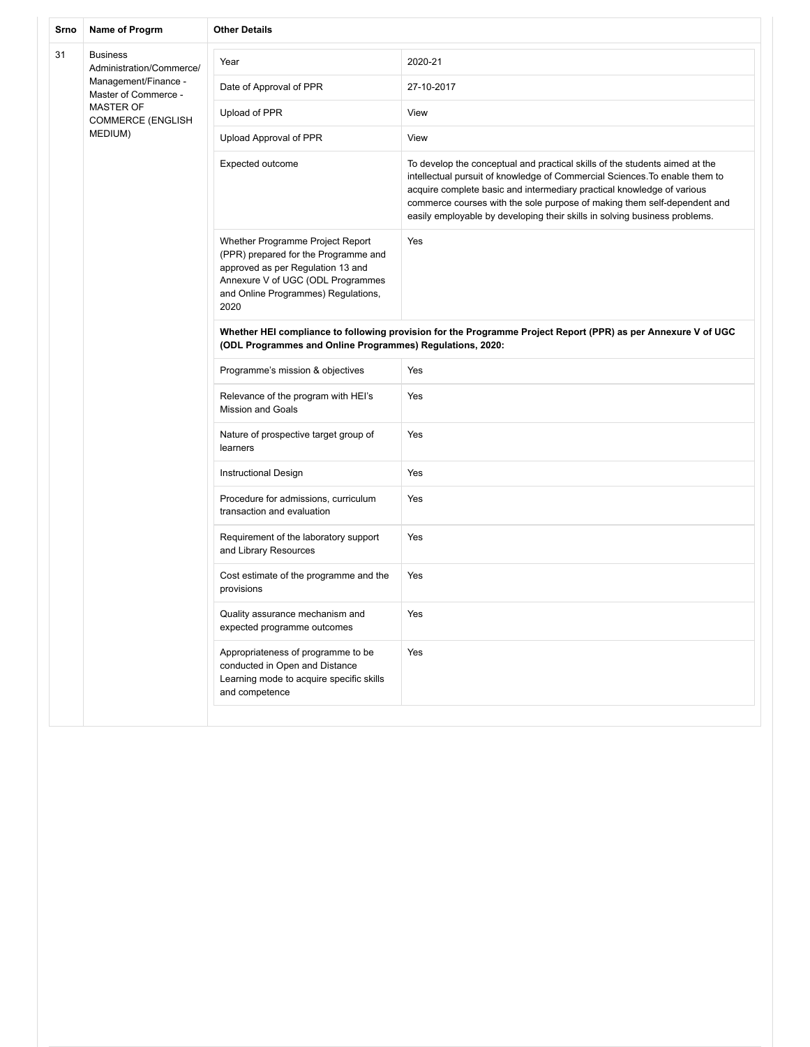| Srno | Name of Progrm | Other Details | |
|---|---|---|---|
| 31 | Business Administration/Commerce/ Management/Finance - Master of Commerce - MASTER OF COMMERCE (ENGLISH MEDIUM) | Year | 2020-21 |
| | | Date of Approval of PPR | 27-10-2017 |
| | | Upload of PPR | View |
| | | Upload Approval of PPR | View |
| | | Expected outcome | To develop the conceptual and practical skills of the students aimed at the intellectual pursuit of knowledge of Commercial Sciences.To enable them to acquire complete basic and intermediary practical knowledge of various commerce courses with the sole purpose of making them self-dependent and easily employable by developing their skills in solving business problems. |
| | | Whether Programme Project Report (PPR) prepared for the Programme and approved as per Regulation 13 and Annexure V of UGC (ODL Programmes and Online Programmes) Regulations, 2020 | Yes |
| | | **Whether HEI compliance to following provision for the Programme Project Report (PPR) as per Annexure V of UGC (ODL Programmes and Online Programmes) Regulations, 2020:** | |
| | | Programme's mission & objectives | Yes |
| | | Relevance of the program with HEI's Mission and Goals | Yes |
| | | Nature of prospective target group of learners | Yes |
| | | Instructional Design | Yes |
| | | Procedure for admissions, curriculum transaction and evaluation | Yes |
| | | Requirement of the laboratory support and Library Resources | Yes |
| | | Cost estimate of the programme and the provisions | Yes |
| | | Quality assurance mechanism and expected programme outcomes | Yes |
| | | Appropriateness of programme to be conducted in Open and Distance Learning mode to acquire specific skills and competence | Yes |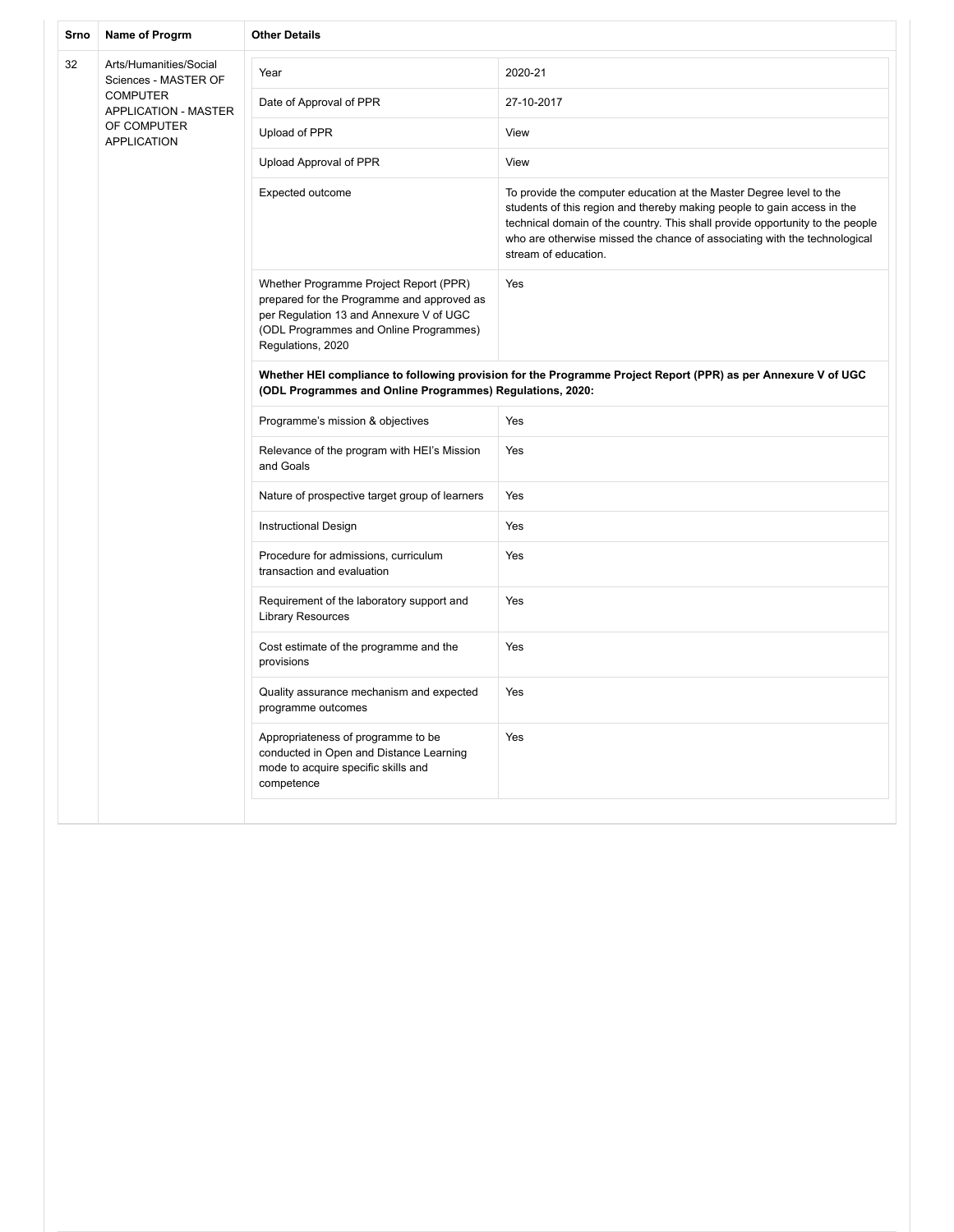| Srno | Name of Progrm | Other Details | |
|---|---|---|---|
| 32 | Arts/Humanities/Social Sciences - MASTER OF COMPUTER APPLICATION - MASTER OF COMPUTER APPLICATION | Year | 2020-21 |
| | | Date of Approval of PPR | 27-10-2017 |
| | | Upload of PPR | View |
| | | Upload Approval of PPR | View |
| | | Expected outcome | To provide the computer education at the Master Degree level to the students of this region and thereby making people to gain access in the technical domain of the country. This shall provide opportunity to the people who are otherwise missed the chance of associating with the technological stream of education. |
| | | Whether Programme Project Report (PPR) prepared for the Programme and approved as per Regulation 13 and Annexure V of UGC (ODL Programmes and Online Programmes) Regulations, 2020 | Yes |
| | | **Whether HEI compliance to following provision for the Programme Project Report (PPR) as per Annexure V of UGC (ODL Programmes and Online Programmes) Regulations, 2020:** | |
| | | Programme's mission & objectives | Yes |
| | | Relevance of the program with HEI's Mission and Goals | Yes |
| | | Nature of prospective target group of learners | Yes |
| | | Instructional Design | Yes |
| | | Procedure for admissions, curriculum transaction and evaluation | Yes |
| | | Requirement of the laboratory support and Library Resources | Yes |
| | | Cost estimate of the programme and the provisions | Yes |
| | | Quality assurance mechanism and expected programme outcomes | Yes |
| | | Appropriateness of programme to be conducted in Open and Distance Learning mode to acquire specific skills and competence | Yes |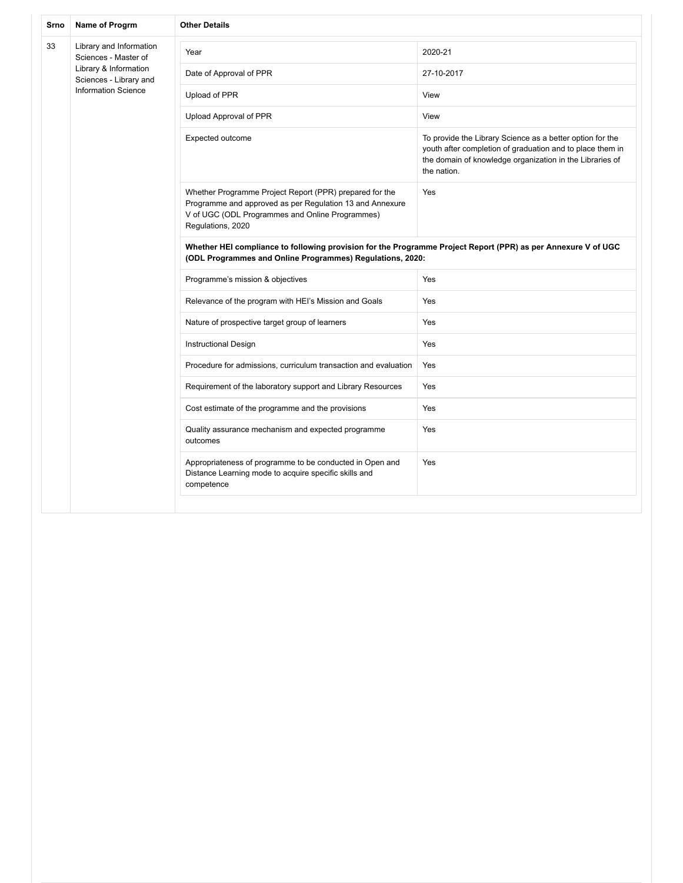| Srno | Name of Progrm | Other Details | |
|---|---|---|---|
| 33 | Library and Information Sciences - Master of Library & Information Sciences - Library and Information Science | Year | 2020-21 |
| | | Date of Approval of PPR | 27-10-2017 |
| | | Upload of PPR | View |
| | | Upload Approval of PPR | View |
| | | Expected outcome | To provide the Library Science as a better option for the youth after completion of graduation and to place them in the domain of knowledge organization in the Libraries of the nation. |
| | | Whether Programme Project Report (PPR) prepared for the Programme and approved as per Regulation 13 and Annexure V of UGC (ODL Programmes and Online Programmes) Regulations, 2020 | Yes |
| | | **Whether HEI compliance to following provision for the Programme Project Report (PPR) as per Annexure V of UGC (ODL Programmes and Online Programmes) Regulations, 2020:** | |
| | | Programme's mission & objectives | Yes |
| | | Relevance of the program with HEI's Mission and Goals | Yes |
| | | Nature of prospective target group of learners | Yes |
| | | Instructional Design | Yes |
| | | Procedure for admissions, curriculum transaction and evaluation | Yes |
| | | Requirement of the laboratory support and Library Resources | Yes |
| | | Cost estimate of the programme and the provisions | Yes |
| | | Quality assurance mechanism and expected programme outcomes | Yes |
| | | Appropriateness of programme to be conducted in Open and Distance Learning mode to acquire specific skills and competence | Yes |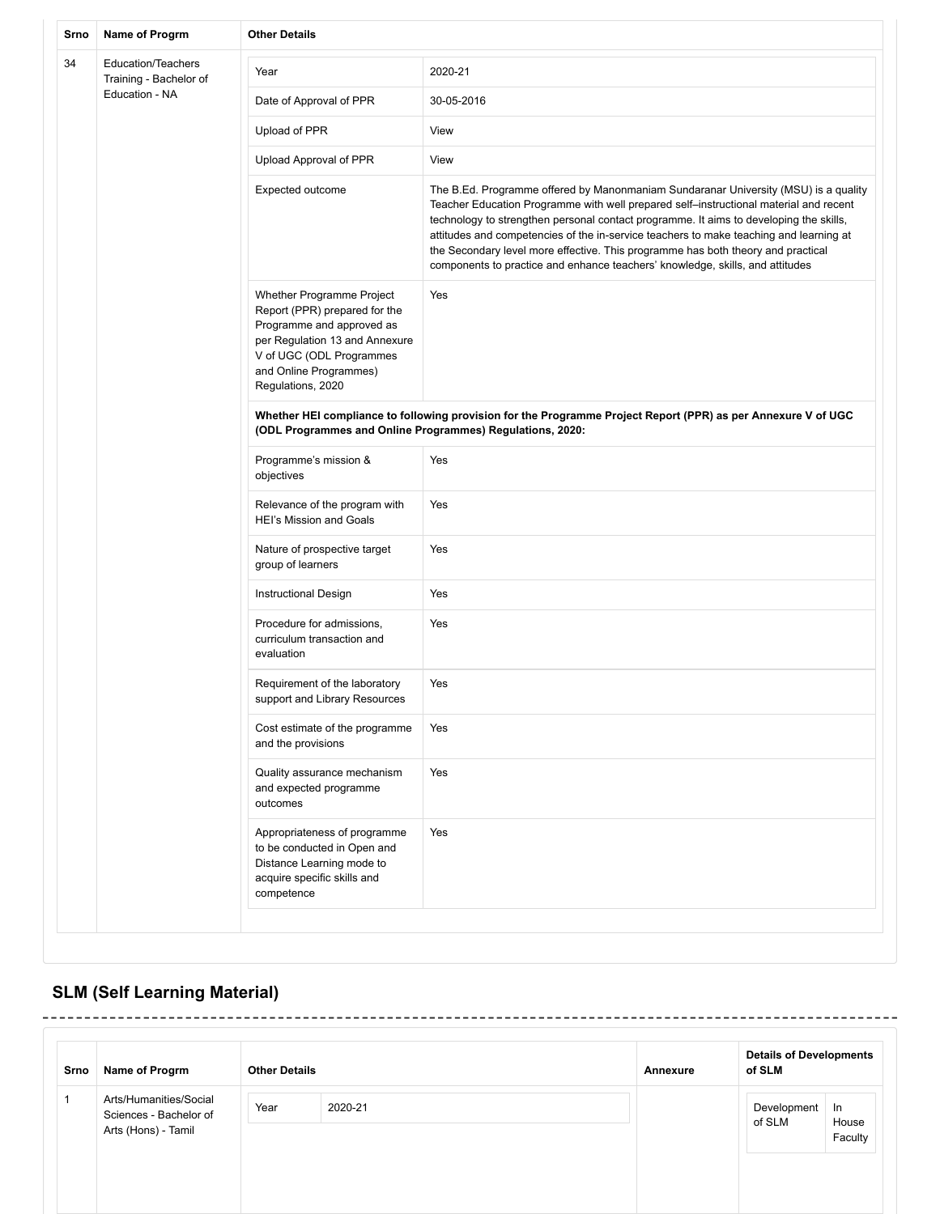| Srno | Name of Progrm | Other Details | |
|---|---|---|---|
| 34 | Education/Teachers Training - Bachelor of Education - NA | Year | 2020-21 |
| | | Date of Approval of PPR | 30-05-2016 |
| | | Upload of PPR | View |
| | | Upload Approval of PPR | View |
| | | Expected outcome | The B.Ed. Programme offered by Manonmaniam Sundaranar University (MSU) is a quality Teacher Education Programme with well prepared self–instructional material and recent technology to strengthen personal contact programme. It aims to developing the skills, attitudes and competencies of the in-service teachers to make teaching and learning at the Secondary level more effective. This programme has both theory and practical components to practice and enhance teachers' knowledge, skills, and attitudes |
| | | Whether Programme Project Report (PPR) prepared for the Programme and approved as per Regulation 13 and Annexure V of UGC (ODL Programmes and Online Programmes) Regulations, 2020 | Yes |
| | | **Whether HEI compliance to following provision for the Programme Project Report (PPR) as per Annexure V of UGC (ODL Programmes and Online Programmes) Regulations, 2020:** | |
| | | Programme's mission & objectives | Yes |
| | | Relevance of the program with HEI's Mission and Goals | Yes |
| | | Nature of prospective target group of learners | Yes |
| | | Instructional Design | Yes |
| | | Procedure for admissions, curriculum transaction and evaluation | Yes |
| | | Requirement of the laboratory support and Library Resources | Yes |
| | | Cost estimate of the programme and the provisions | Yes |
| | | Quality assurance mechanism and expected programme outcomes | Yes |
| | | Appropriateness of programme to be conducted in Open and Distance Learning mode to acquire specific skills and competence | Yes |

## SLM (Self Learning Material)

| Srno | Name of Progrm | Other Details | | Annexure | Details of Developments of SLM | |
|---|---|---|---|---|---|---|
| 1 | Arts/Humanities/Social Sciences - Bachelor of Arts (Hons) - Tamil | Year | 2020-21 | | Development of SLM | In House Faculty |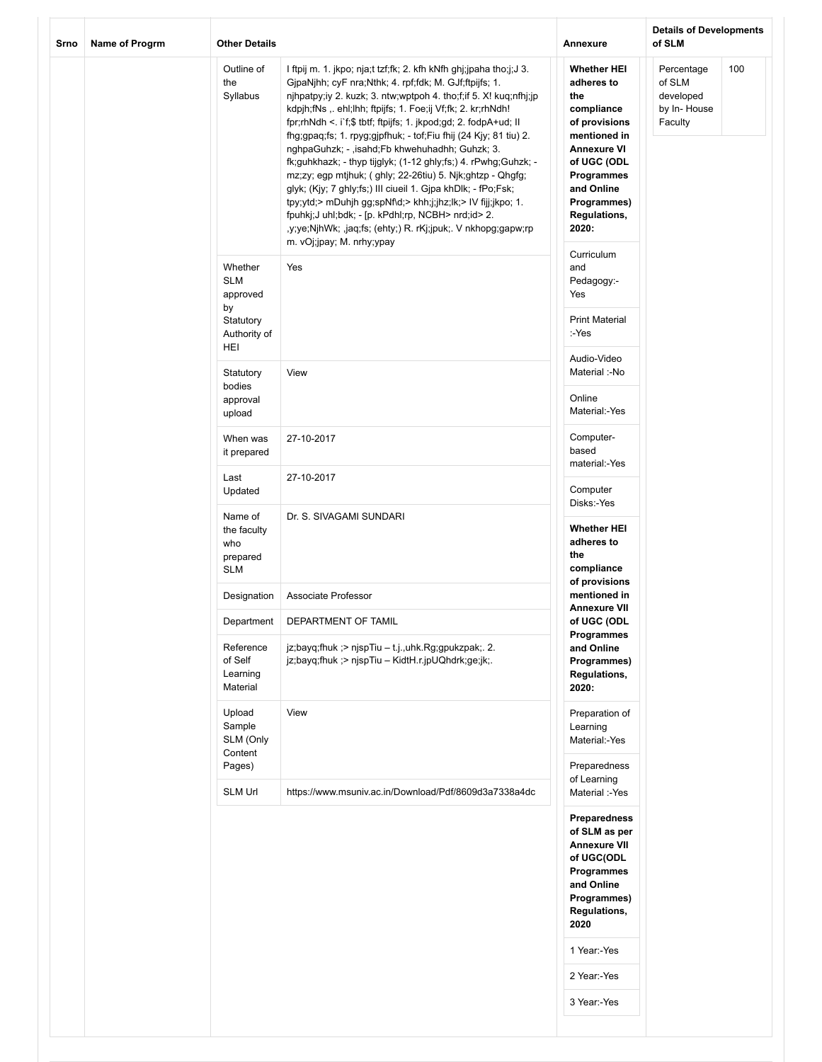| Srno | Name of Progrm | Other Details | | Annexure | Details of Developments of SLM | |
|---|---|---|---|---|---|---|
| | | Outline of the Syllabus | I ftpij m. 1. jkpo; nja;t tzf;fk; 2. kfh kNfh ghj;jpaha tho;j;J 3. GjpaNjhh; cyF nra;Nthk; 4. rpf;fdk; M. GJf;ftpijfs; 1. njhpatpy;iy 2. kuzk; 3. ntw;wptpoh 4. tho;f;if 5. X! kuq;nfhj;jp kdpjh;fNs ,. ehl;lhh; ftpijfs; 1. Foe;ij Vf;fk; 2. kr;rhNdh! fpr;rhNdh <. i`f;$ tbtf; ftpijfs; 1. jkpod;gd; 2. fodpA+ud; II fhg;gpaq;fs; 1. rpyg;gjpfhuk; - tof;Fiu fhij (24 Kjy; 81 tiu) 2. nghpaGuhzk; - ,isahd;Fb khwehuhadhh; Guhzk; 3. fk;guhkhazk; - thyp tijglyk; (1-12 ghly;fs;) 4. rPwhg;Guhzk; - mz;zy; egp mtjhuk; ( ghly; 22-26tiu) 5. Njk;ghtzp - Qhgfg; glyk; (Kjy; 7 ghly;fs;) III ciueil 1. Gjpa khDlk; - fPo;Fsk; tpy;ytd;> mDuhjh gg;spNf\d;> khh;j;jhz;lk;> IV fijj;jkpo; 1. fpuhkj;J uhl;bdk; - [p. kPdhl;rp, NCBH> nrd;id> 2. ,y;ye;NjhWk; ,jaq;fs; (ehty;) R. rKj;jpuk;. V nkhopg;gapw;rp m. vOj;jpay; M. nrhy;ypay | **Whether HEI adheres to the compliance of provisions mentioned in Annexure VI of UGC (ODL Programmes and Online Programmes) Regulations, 2020:** | Percentage of SLM developed by In- House Faculty | 100 |
| | | Whether SLM approved by Statutory Authority of HEI | Yes | Curriculum and Pedagogy:-Yes | | |
| | | | | Print Material :-Yes | | |
| | | Statutory bodies approval upload | View | Audio-Video Material :-No | | |
| | | | | Online Material:-Yes | | |
| | | When was it prepared | 27-10-2017 | Computer-based material:-Yes | | |
| | | Last Updated | 27-10-2017 | Computer Disks:-Yes | | |
| | | Name of the faculty who prepared SLM | Dr. S. SIVAGAMI SUNDARI | **Whether HEI adheres to the compliance of provisions mentioned in Annexure VII of UGC (ODL Programmes and Online Programmes) Regulations, 2020:** | | |
| | | Designation | Associate Professor | | | |
| | | Department | DEPARTMENT OF TAMIL | | | |
| | | Reference of Self Learning Material | jz;bayq;fhuk ;> njspTiu – t.j.,uhk.Rg;gpukzpak;. 2. jz;bayq;fhuk ;> njspTiu – KidtH.r.jpUQhdrk;ge;jk;. | | | |
| | | Upload Sample SLM (Only Content Pages) | View | Preparation of Learning Material:-Yes | | |
| | | | | Preparedness of Learning Material :-Yes | | |
| | | SLM Url | https://www.msuniv.ac.in/Download/Pdf/8609d3a7338a4dc | **Preparedness of SLM as per Annexure VII of UGC(ODL Programmes and Online Programmes) Regulations, 2020** | | |
| | | | | 1 Year:-Yes | | |
| | | | | 2 Year:-Yes | | |
| | | | | 3 Year:-Yes | | |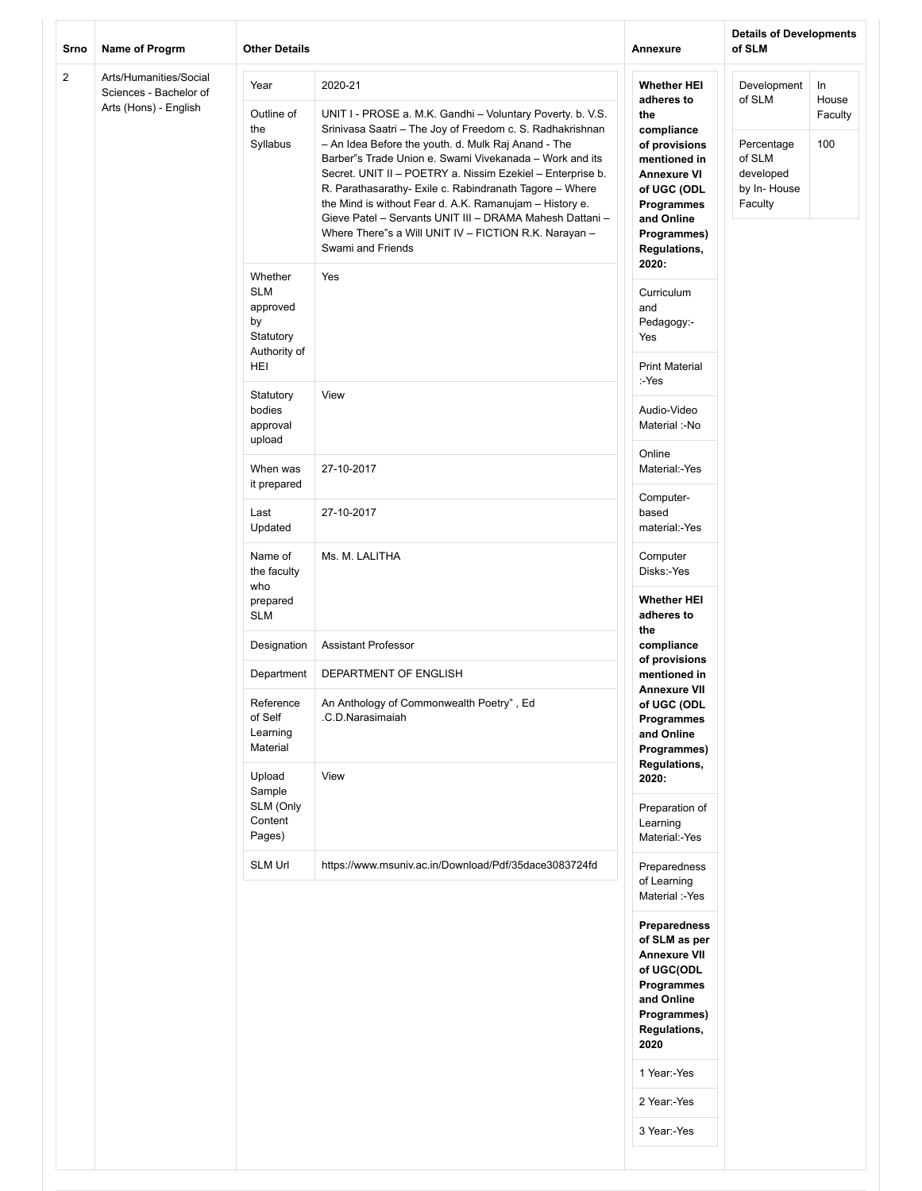| Srno | Name of Progrm | Other Details | | Annexure | Details of Developments of SLM | |
|---|---|---|---|---|---|---|
| 2 | Arts/Humanities/Social Sciences - Bachelor of Arts (Hons) - English | Year | 2020-21 | **Whether HEI adheres to the compliance of provisions mentioned in Annexure VI of UGC (ODL Programmes and Online Programmes) Regulations, 2020:** | Development of SLM | In House Faculty |
| | | Outline of the Syllabus | UNIT I - PROSE a. M.K. Gandhi – Voluntary Poverty. b. V.S. Srinivasa Saatri – The Joy of Freedom c. S. Radhakrishnan – An Idea Before the youth. d. Mulk Raj Anand - The Barber"s Trade Union e. Swami Vivekanada – Work and its Secret. UNIT II – POETRY a. Nissim Ezekiel – Enterprise b. R. Parathasarathy- Exile c. Rabindranath Tagore – Where the Mind is without Fear d. A.K. Ramanujam – History e. Gieve Patel – Servants UNIT III – DRAMA Mahesh Dattani – Where There"s a Will UNIT IV – FICTION R.K. Narayan – Swami and Friends | Curriculum and Pedagogy:- Yes | Percentage of SLM developed by In- House Faculty | 100 |
| | | Whether SLM approved by Statutory Authority of HEI | Yes | Print Material :-Yes | | |
| | | Statutory bodies approval upload | View | Audio-Video Material :-No | | |
| | | When was it prepared | 27-10-2017 | Online Material:-Yes | | |
| | | Last Updated | 27-10-2017 | Computer-based material:-Yes | | |
| | | Name of the faculty who prepared SLM | Ms. M. LALITHA | Computer Disks:-Yes | | |
| | | Designation | Assistant Professor | **Whether HEI adheres to the compliance of provisions mentioned in Annexure VII of UGC (ODL Programmes and Online Programmes) Regulations, 2020:** | | |
| | | Department | DEPARTMENT OF ENGLISH | Preparation of Learning Material:-Yes | | |
| | | Reference of Self Learning Material | An Anthology of Commonwealth Poetry" , Ed .C.D.Narasimaiah | Preparedness of Learning Material :-Yes | | |
| | | Upload Sample SLM (Only Content Pages) | View | **Preparedness of SLM as per Annexure VII of UGC(ODL Programmes and Online Programmes) Regulations, 2020** | | |
| | | SLM Url | https://www.msuniv.ac.in/Download/Pdf/35dace3083724fd | 1 Year:-Yes | | |
| | | | | 2 Year:-Yes | | |
| | | | | 3 Year:-Yes | | |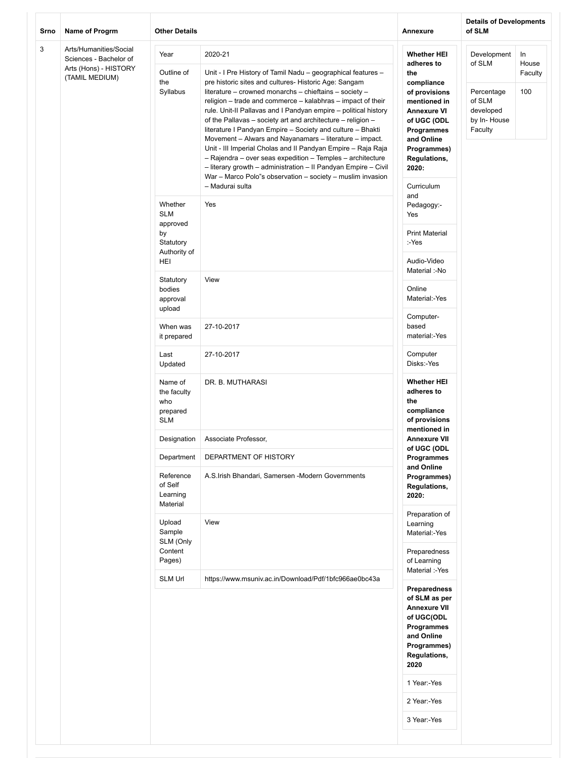| Srno | Name of Progrm | Other Details | | Annexure | Details of Developments of SLM | |
|---|---|---|---|---|---|---|
| 3 | Arts/Humanities/Social Sciences - Bachelor of Arts (Hons) - HISTORY (TAMIL MEDIUM) | Year | 2020-21 | **Whether HEI adheres to the compliance of provisions mentioned in Annexure VI of UGC (ODL Programmes and Online Programmes) Regulations, 2020:** | Development of SLM | In House Faculty |
| | | Outline of the Syllabus | Unit - I Pre History of Tamil Nadu – geographical features – pre historic sites and cultures- Historic Age: Sangam literature – crowned monarchs – chieftains – society – religion – trade and commerce – kalabhras – impact of their rule. Unit-II Pallavas and I Pandyan empire – political history of the Pallavas – society art and architecture – religion – literature I Pandyan Empire – Society and culture – Bhakti Movement – Alwars and Nayanamars – literature – impact. Unit - III Imperial Cholas and II Pandyan Empire – Raja Raja – Rajendra – over seas expedition – Temples – architecture – literary growth – administration – II Pandyan Empire – Civil War – Marco Polo"s observation – society – muslim invasion – Madurai sulta | Curriculum and Pedagogy:- Yes | Percentage of SLM developed by In- House Faculty | 100 |
| | | Whether SLM approved by Statutory Authority of HEI | Yes | Print Material :-Yes | | |
| | | | | Audio-Video Material :-No | | |
| | | Statutory bodies approval upload | View | Online Material:-Yes | | |
| | | When was it prepared | 27-10-2017 | Computer-based material:-Yes | | |
| | | Last Updated | 27-10-2017 | Computer Disks:-Yes | | |
| | | Name of the faculty who prepared SLM | DR. B. MUTHARASI | **Whether HEI adheres to the compliance of provisions mentioned in Annexure VII of UGC (ODL Programmes and Online Programmes) Regulations, 2020:** | | |
| | | Designation | Associate Professor, | | | |
| | | Department | DEPARTMENT OF HISTORY | | | |
| | | Reference of Self Learning Material | A.S.Irish Bhandari, Samersen -Modern Governments | Preparation of Learning Material:-Yes | | |
| | | Upload Sample SLM (Only Content Pages) | View | Preparedness of Learning Material :-Yes | | |
| | | SLM Url | https://www.msuniv.ac.in/Download/Pdf/1bfc966ae0bc43a | **Preparedness of SLM as per Annexure VII of UGC(ODL Programmes and Online Programmes) Regulations, 2020** | | |
| | | | | 1 Year:-Yes | | |
| | | | | 2 Year:-Yes | | |
| | | | | 3 Year:-Yes | | |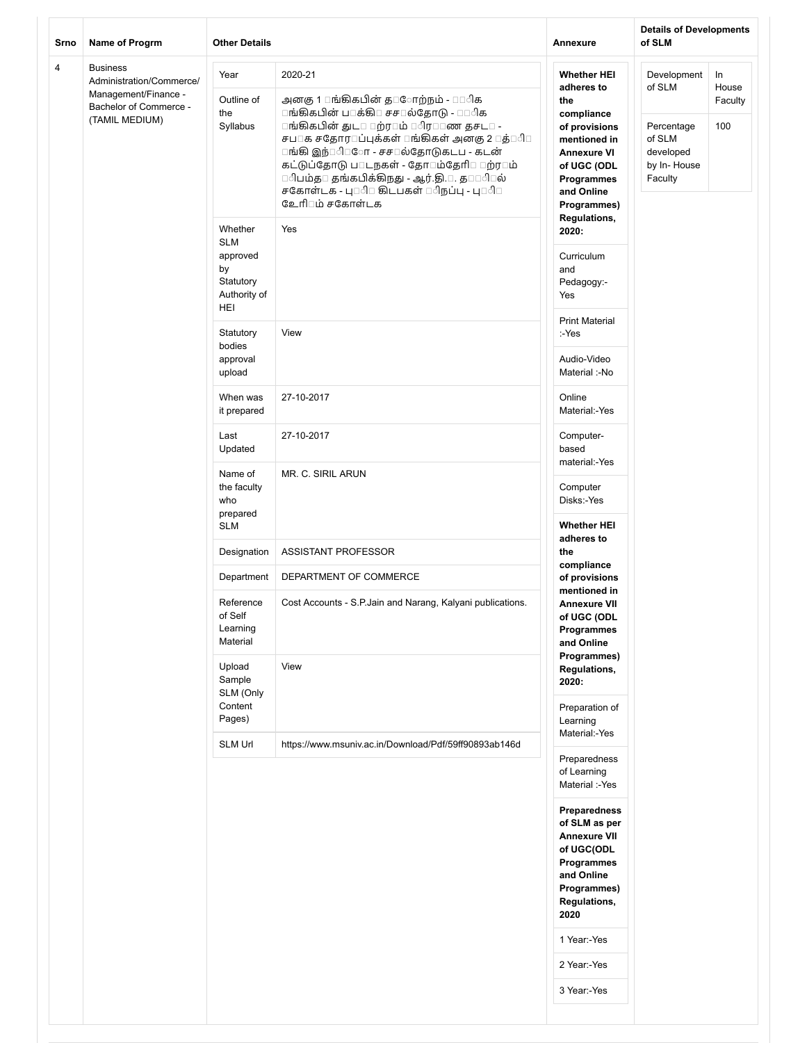| Srno | Name of Progrm | Other Details | | Annexure | Details of Developments of SLM | |
|---|---|---|---|---|---|---|
| 4 | Business Administration/Commerce/ Management/Finance - Bachelor of Commerce - (TAMIL MEDIUM) | Year | 2020-21 | **Whether HEI adheres to the compliance of provisions mentioned in Annexure VI of UGC (ODL Programmes and Online Programmes) Regulations, 2020:** | Development of SLM | In House Faculty |
| | | Outline of the Syllabus | அனகு 1 ங்கிகபின் த ோற்நம் - ீக ங்கிகபின் ப க்கி சச ல்தோடு - ீக ங்கிகபின் துட ற்ரம் ிர ண தசட - சப க சதோர ப்புக்கள் ங்கிகள் அனகு 2 த் ி ங்கி இந் ி ோ - சச ல்தோடுகடப - கடன் கட்டுப்தோடு ப டநகள் - தோ ம்தேரி ற்ரம் ிபம்த தங்கபிக்கிநது - ஆர்.தி. . த ி ல் சகோள்டக - பு ி கிடபகள் ிநப்பு - பு ி ஊரி ம் சகோள்டக | Curriculum and Pedagogy:- Yes | Percentage of SLM developed by In- House Faculty | 100 |
| | | Whether SLM approved by Statutory Authority of HEI | Yes | Print Material :-Yes | | |
| | | Statutory bodies approval upload | View | Audio-Video Material :-No | | |
| | | When was it prepared | 27-10-2017 | Online Material:-Yes | | |
| | | Last Updated | 27-10-2017 | Computer-based material:-Yes | | |
| | | Name of the faculty who prepared SLM | MR. C. SIRIL ARUN | Computer Disks:-Yes | | |
| | | Designation | ASSISTANT PROFESSOR | **Whether HEI adheres to the compliance of provisions mentioned in Annexure VII of UGC (ODL Programmes and Online Programmes) Regulations, 2020:** | | |
| | | Department | DEPARTMENT OF COMMERCE | Preparation of Learning Material:-Yes | | |
| | | Reference of Self Learning Material | Cost Accounts - S.P.Jain and Narang, Kalyani publications. | Preparedness of Learning Material :-Yes | | |
| | | Upload Sample SLM (Only Content Pages) | View | **Preparedness of SLM as per Annexure VII of UGC(ODL Programmes and Online Programmes) Regulations, 2020** | | |
| | | SLM Url | https://www.msuniv.ac.in/Download/Pdf/59ff90893ab146d | 1 Year:-Yes | | |
| | | | | 2 Year:-Yes | | |
| | | | | 3 Year:-Yes | | |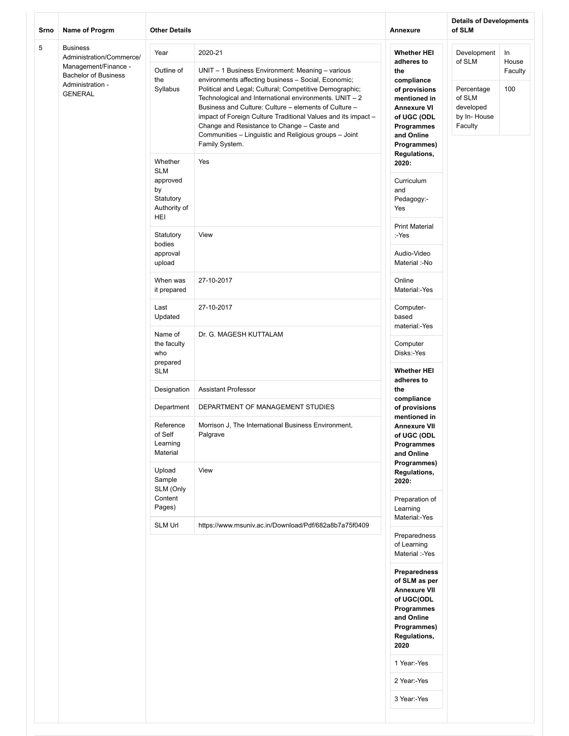| Srno | Name of Progrm | Other Details | | Annexure | Details of Developments of SLM | |
|---|---|---|---|---|---|---|
| 5 | Business Administration/Commerce/ Management/Finance - Bachelor of Business Administration - GENERAL | Year | 2020-21 | **Whether HEI adheres to the compliance of provisions mentioned in Annexure VI of UGC (ODL Programmes and Online Programmes) Regulations, 2020:** | Development of SLM | In House Faculty |
| | | Outline of the Syllabus | UNIT – 1 Business Environment: Meaning – various environments affecting business – Social, Economic; Political and Legal; Cultural; Competitive Demographic; Technological and International environments. UNIT – 2 Business and Culture: Culture – elements of Culture – impact of Foreign Culture Traditional Values and its impact – Change and Resistance to Change – Caste and Communities – Linguistic and Religious groups – Joint Family System. | Curriculum and Pedagogy:- Yes | Percentage of SLM developed by In- House Faculty | 100 |
| | | Whether SLM approved by Statutory Authority of HEI | Yes | Print Material :-Yes | | |
| | | Statutory bodies approval upload | View | Audio-Video Material :-No | | |
| | | When was it prepared | 27-10-2017 | Online Material:-Yes | | |
| | | Last Updated | 27-10-2017 | Computer-based material:-Yes | | |
| | | Name of the faculty who prepared SLM | Dr. G. MAGESH KUTTALAM | Computer Disks:-Yes | | |
| | | Designation | Assistant Professor | **Whether HEI adheres to the compliance of provisions mentioned in Annexure VII of UGC (ODL Programmes and Online Programmes) Regulations, 2020:** | | |
| | | Department | DEPARTMENT OF MANAGEMENT STUDIES | Preparation of Learning Material:-Yes | | |
| | | Reference of Self Learning Material | Morrison J, The International Business Environment, Palgrave | Preparedness of Learning Material :-Yes | | |
| | | Upload Sample SLM (Only Content Pages) | View | **Preparedness of SLM as per Annexure VII of UGC(ODL Programmes and Online Programmes) Regulations, 2020** | | |
| | | SLM Url | https://www.msuniv.ac.in/Download/Pdf/682a8b7a75f0409 | 1 Year:-Yes | | |
| | | | | 2 Year:-Yes | | |
| | | | | 3 Year:-Yes | | |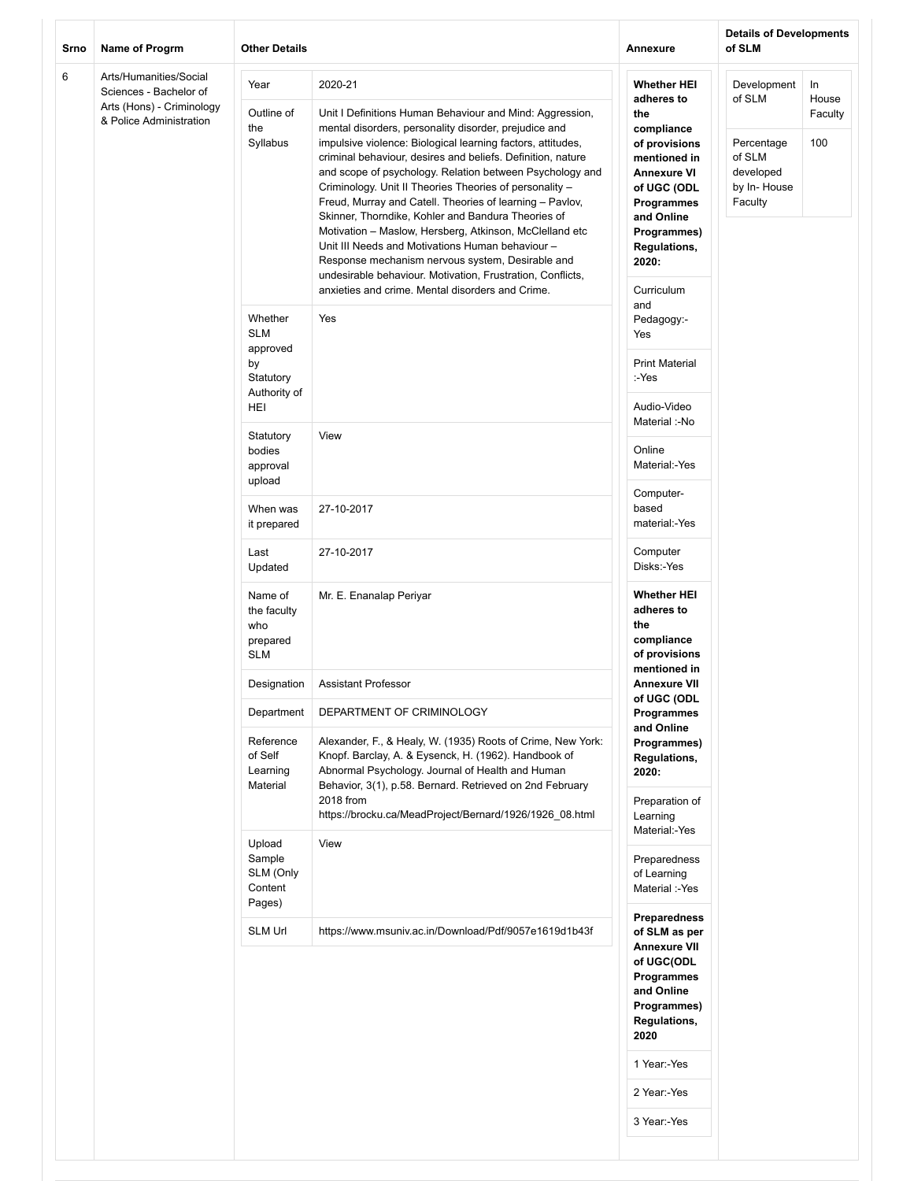| Srno | Name of Progrm | Other Details | | Annexure | Details of Developments of SLM | |
|---|---|---|---|---|---|---|
| 6 | Arts/Humanities/Social Sciences - Bachelor of Arts (Hons) - Criminology & Police Administration | Year | 2020-21 | **Whether HEI adheres to the compliance of provisions mentioned in Annexure VI of UGC (ODL Programmes and Online Programmes) Regulations, 2020:** | Development of SLM | In House Faculty |
| | | Outline of the Syllabus | Unit I Definitions Human Behaviour and Mind: Aggression, mental disorders, personality disorder, prejudice and impulsive violence: Biological learning factors, attitudes, criminal behaviour, desires and beliefs. Definition, nature and scope of psychology. Relation between Psychology and Criminology. Unit II Theories Theories of personality – Freud, Murray and Catell. Theories of learning – Pavlov, Skinner, Thorndike, Kohler and Bandura Theories of Motivation – Maslow, Hersberg, Atkinson, McClelland etc Unit III Needs and Motivations Human behaviour – Response mechanism nervous system, Desirable and undesirable behaviour. Motivation, Frustration, Conflicts, anxieties and crime. Mental disorders and Crime. | Curriculum and Pedagogy:-Yes | Percentage of SLM developed by In- House Faculty | 100 |
| | | Whether SLM approved by Statutory Authority of HEI | Yes | Print Material :-Yes | | |
| | | Statutory bodies approval upload | View | Audio-Video Material :-No | | |
| | | When was it prepared | 27-10-2017 | Online Material:-Yes | | |
| | | Last Updated | 27-10-2017 | Computer-based material:-Yes | | |
| | | Name of the faculty who prepared SLM | Mr. E. Enanalap Periyar | Computer Disks:-Yes | | |
| | | Designation | Assistant Professor | **Whether HEI adheres to the compliance of provisions mentioned in Annexure VII of UGC (ODL Programmes and Online Programmes) Regulations, 2020:** | | |
| | | Department | DEPARTMENT OF CRIMINOLOGY | Preparation of Learning Material:-Yes | | |
| | | Reference of Self Learning Material | Alexander, F., & Healy, W. (1935) Roots of Crime, New York: Knopf. Barclay, A. & Eysenck, H. (1962). Handbook of Abnormal Psychology. Journal of Health and Human Behavior, 3(1), p.58. Bernard. Retrieved on 2nd February 2018 from https://brocku.ca/MeadProject/Bernard/1926/1926_08.html | Preparedness of Learning Material :-Yes | | |
| | | Upload Sample SLM (Only Content Pages) | View | **Preparedness of SLM as per Annexure VII of UGC(ODL Programmes and Online Programmes) Regulations, 2020** | | |
| | | SLM Url | https://www.msuniv.ac.in/Download/Pdf/9057e1619d1b43f | 1 Year:-Yes | | |
| | | | | 2 Year:-Yes | | |
| | | | | 3 Year:-Yes | | |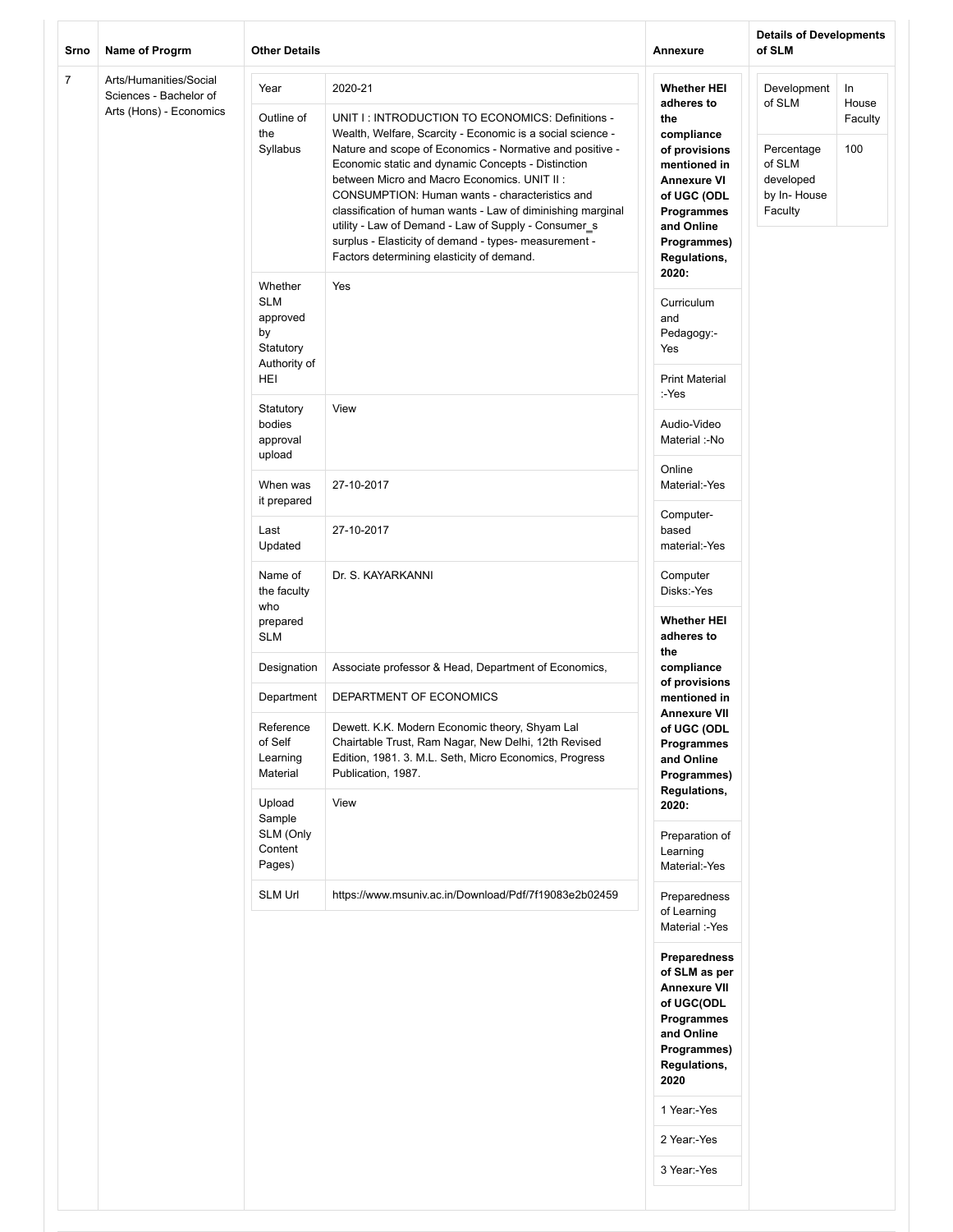| Srno | Name of Progrm | Other Details | | Annexure | Details of Developments of SLM | |
|---|---|---|---|---|---|---|
| 7 | Arts/Humanities/Social Sciences - Bachelor of Arts (Hons) - Economics | Year | 2020-21 | **Whether HEI adheres to the compliance of provisions mentioned in Annexure VI of UGC (ODL Programmes and Online Programmes) Regulations, 2020:** | Development of SLM | In House Faculty |
| | | Outline of the Syllabus | UNIT I : INTRODUCTION TO ECONOMICS: Definitions - Wealth, Welfare, Scarcity - Economic is a social science - Nature and scope of Economics - Normative and positive - Economic static and dynamic Concepts - Distinction between Micro and Macro Economics. UNIT II : CONSUMPTION: Human wants - characteristics and classification of human wants - Law of diminishing marginal utility - Law of Demand - Law of Supply - Consumer_s surplus - Elasticity of demand - types- measurement - Factors determining elasticity of demand. | Curriculum and Pedagogy:-Yes | Percentage of SLM developed by In- House Faculty | 100 |
| | | Whether SLM approved by Statutory Authority of HEI | Yes | Print Material :-Yes | | |
| | | Statutory bodies approval upload | View | Audio-Video Material :-No | | |
| | | When was it prepared | 27-10-2017 | Online Material:-Yes | | |
| | | Last Updated | 27-10-2017 | Computer-based material:-Yes | | |
| | | Name of the faculty who prepared SLM | Dr. S. KAYARKANNI | Computer Disks:-Yes | | |
| | | Designation | Associate professor & Head, Department of Economics, | **Whether HEI adheres to the compliance of provisions mentioned in Annexure VII of UGC (ODL Programmes and Online Programmes) Regulations, 2020:** | | |
| | | Department | DEPARTMENT OF ECONOMICS | Preparation of Learning Material:-Yes | | |
| | | Reference of Self Learning Material | Dewett. K.K. Modern Economic theory, Shyam Lal Chairtable Trust, Ram Nagar, New Delhi, 12th Revised Edition, 1981. 3. M.L. Seth, Micro Economics, Progress Publication, 1987. | Preparedness of Learning Material :-Yes | | |
| | | Upload Sample SLM (Only Content Pages) | View | **Preparedness of SLM as per Annexure VII of UGC(ODL Programmes and Online Programmes) Regulations, 2020** | | |
| | | SLM Url | https://www.msuniv.ac.in/Download/Pdf/7f19083e2b02459 | 1 Year:-Yes | | |
| | | | | 2 Year:-Yes | | |
| | | | | 3 Year:-Yes | | |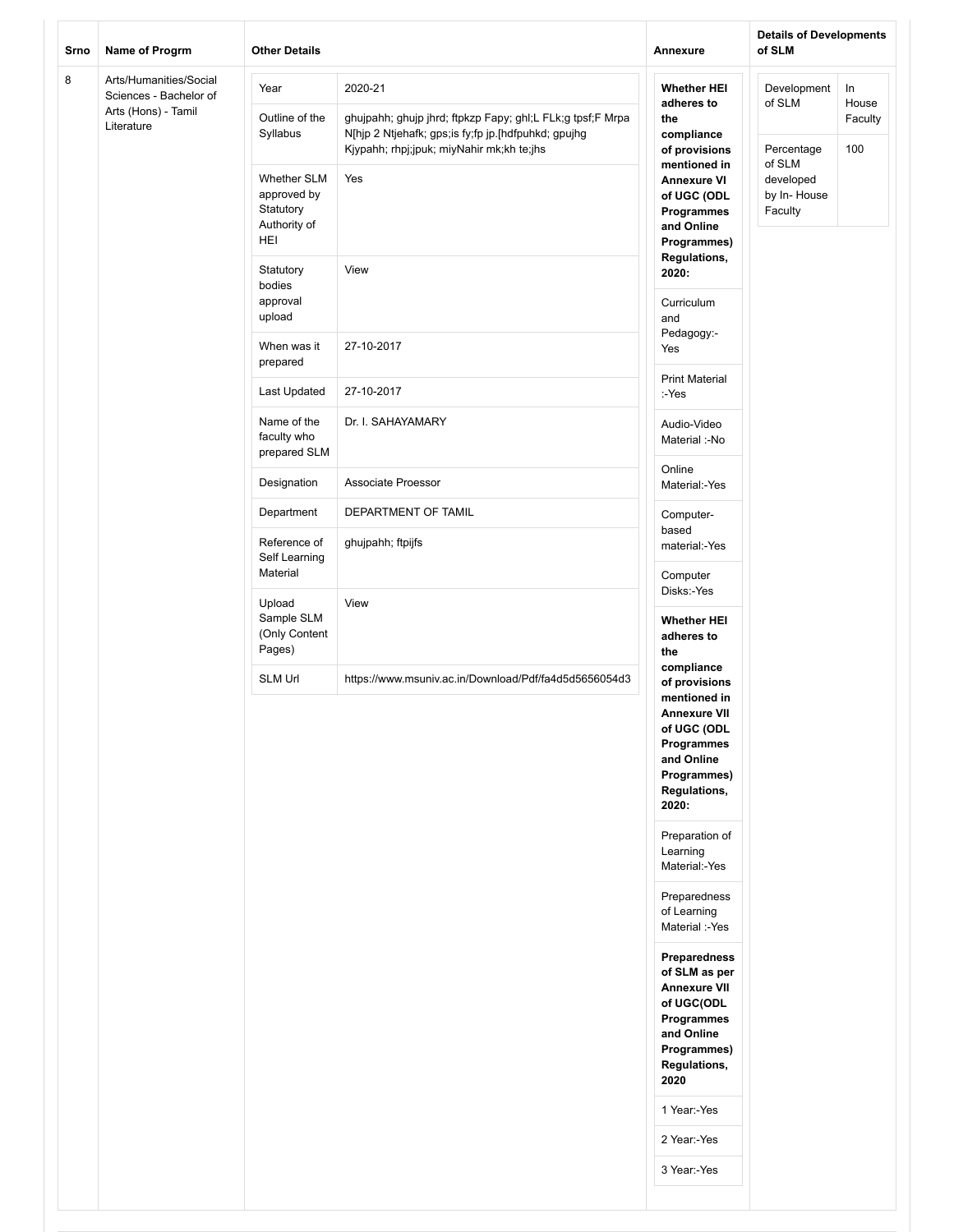| Srno | Name of Progrm | Other Details | | Annexure | Details of Developments of SLM | |
|---|---|---|---|---|---|---|
| 8 | Arts/Humanities/Social Sciences - Bachelor of Arts (Hons) - Tamil Literature | Year | 2020-21 | **Whether HEI adheres to the compliance of provisions mentioned in Annexure VI of UGC (ODL Programmes and Online Programmes) Regulations, 2020:** | Development of SLM | In House Faculty |
| | | Outline of the Syllabus | ghujpahh; ghujp jhrd; ftpkzp Fapy; ghl;L FLk;g tpsf;F Mrpa N[hjp 2 Ntjehafk; gps;is fy;fp jp.[hdfpuhkd; gpujhg Kjypahh; rhpj;jpuk; miyNahir mk;kh te;jhs | Curriculum and Pedagogy:-Yes | Percentage of SLM developed by In- House Faculty | 100 |
| | | Whether SLM approved by Statutory Authority of HEI | Yes | Print Material :-Yes | | |
| | | Statutory bodies approval upload | View | Audio-Video Material :-No | | |
| | | When was it prepared | 27-10-2017 | Online Material:-Yes | | |
| | | Last Updated | 27-10-2017 | Computer-based material:-Yes | | |
| | | Name of the faculty who prepared SLM | Dr. I. SAHAYAMARY | Computer Disks:-Yes | | |
| | | Designation | Associate Proessor | **Whether HEI adheres to the compliance of provisions mentioned in Annexure VII of UGC (ODL Programmes and Online Programmes) Regulations, 2020:** | | |
| | | Department | DEPARTMENT OF TAMIL | Preparation of Learning Material:-Yes | | |
| | | Reference of Self Learning Material | ghujpahh; ftpijfs | Preparedness of Learning Material :-Yes | | |
| | | Upload Sample SLM (Only Content Pages) | View | **Preparedness of SLM as per Annexure VII of UGC(ODL Programmes and Online Programmes) Regulations, 2020** | | |
| | | SLM Url | https://www.msuniv.ac.in/Download/Pdf/fa4d5d5656054d3 | 1 Year:-Yes | | |
| | | | | 2 Year:-Yes | | |
| | | | | 3 Year:-Yes | | |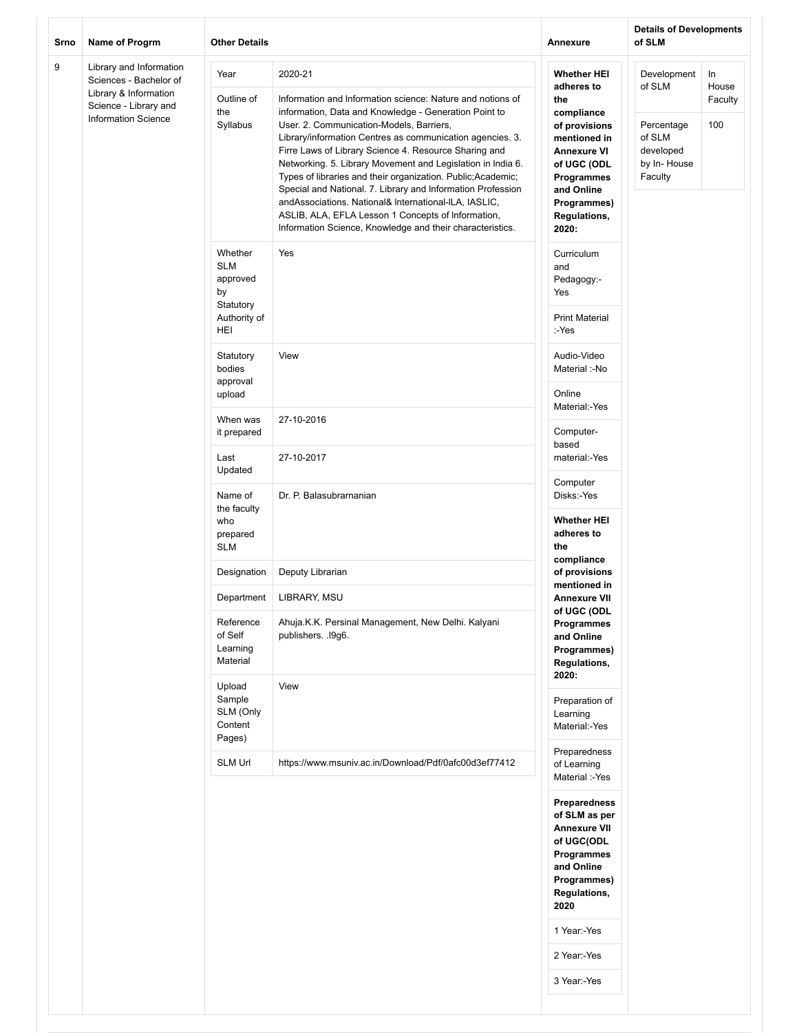| Srno | Name of Progrm | Other Details | | Annexure | Details of Developments of SLM | |
|---|---|---|---|---|---|---|
| 9 | Library and Information Sciences - Bachelor of Library & Information Science - Library and Information Science | Year | 2020-21 | **Whether HEI adheres to the compliance of provisions mentioned in Annexure VI of UGC (ODL Programmes and Online Programmes) Regulations, 2020:** | Development of SLM | In House Faculty |
| | | Outline of the Syllabus | Information and Information science: Nature and notions of information, Data and Knowledge - Generation Point to User. 2. Communication-Models, Barriers, Library/information Centres as communication agencies. 3. Firre Laws of Library Science 4. Resource Sharing and Networking. 5. Library Movement and Legislation in India 6. Types of libraries and their organization. Public;Academic; Special and National. 7. Library and Information Profession andAssociations. National& International-ILA, IASLIC, ASLIB, ALA, EFLA Lesson 1 Concepts of Information, Information Science, Knowledge and their characteristics. | Curriculum and Pedagogy:-Yes | Percentage of SLM developed by In- House Faculty | 100 |
| | | Whether SLM approved by Statutory Authority of HEI | Yes | Print Material :-Yes | | |
| | | Statutory bodies approval upload | View | Audio-Video Material :-No | | |
| | | When was it prepared | 27-10-2016 | Online Material:-Yes | | |
| | | Last Updated | 27-10-2017 | Computer-based material:-Yes | | |
| | | Name of the faculty who prepared SLM | Dr. P. Balasubrarnanian | Computer Disks:-Yes | | |
| | | Designation | Deputy Librarian | **Whether HEI adheres to the compliance of provisions mentioned in Annexure VII of UGC (ODL Programmes and Online Programmes) Regulations, 2020:** | | |
| | | Department | LIBRARY, MSU | Preparation of Learning Material:-Yes | | |
| | | Reference of Self Learning Material | Ahuja.K.K. Persinal Management, New Delhi. Kalyani publishers. .l9g6. | Preparedness of Learning Material :-Yes | | |
| | | Upload Sample SLM (Only Content Pages) | View | **Preparedness of SLM as per Annexure VII of UGC(ODL Programmes and Online Programmes) Regulations, 2020** | | |
| | | SLM Url | https://www.msuniv.ac.in/Download/Pdf/0afc00d3ef77412 | 1 Year:-Yes | | |
| | | | | 2 Year:-Yes | | |
| | | | | 3 Year:-Yes | | |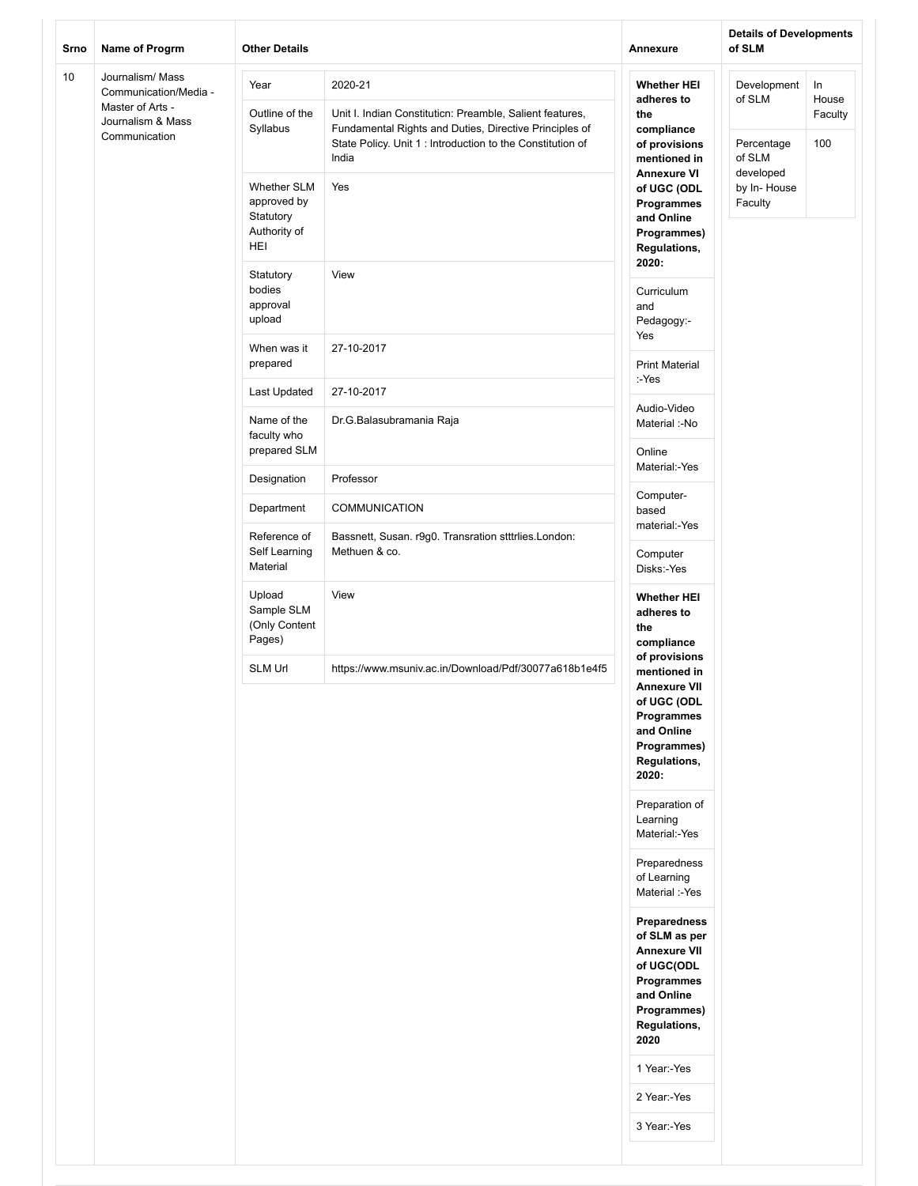| Srno | Name of Progrm | Other Details | | Annexure | Details of Developments of SLM | |
|---|---|---|---|---|---|---|
| 10 | Journalism/ Mass Communication/Media - Master of Arts - Journalism & Mass Communication | Year | 2020-21 | **Whether HEI adheres to the compliance of provisions mentioned in Annexure VI of UGC (ODL Programmes and Online Programmes) Regulations, 2020:** | Development of SLM | In House Faculty |
| | | Outline of the Syllabus | Unit I. Indian Constituticn: Preamble, Salient features, Fundamental Rights and Duties, Directive Principles of State Policy. Unit 1 : Introduction to the Constitution of India | Curriculum and Pedagogy:-Yes | Percentage of SLM developed by In- House Faculty | 100 |
| | | Whether SLM approved by Statutory Authority of HEI | Yes | Print Material :-Yes | | |
| | | Statutory bodies approval upload | View | Audio-Video Material :-No | | |
| | | When was it prepared | 27-10-2017 | Online Material:-Yes | | |
| | | Last Updated | 27-10-2017 | Computer-based material:-Yes | | |
| | | Name of the faculty who prepared SLM | Dr.G.Balasubramania Raja | Computer Disks:-Yes | | |
| | | Designation | Professor | **Whether HEI adheres to the compliance of provisions mentioned in Annexure VII of UGC (ODL Programmes and Online Programmes) Regulations, 2020:** | | |
| | | Department | COMMUNICATION | Preparation of Learning Material:-Yes | | |
| | | Reference of Self Learning Material | Bassnett, Susan. r9g0. Transration stttrlies.London: Methuen & co. | Preparedness of Learning Material :-Yes | | |
| | | Upload Sample SLM (Only Content Pages) | View | **Preparedness of SLM as per Annexure VII of UGC(ODL Programmes and Online Programmes) Regulations, 2020** | | |
| | | SLM Url | https://www.msuniv.ac.in/Download/Pdf/30077a618b1e4f5 | 1 Year:-Yes | | |
| | | | | 2 Year:-Yes | | |
| | | | | 3 Year:-Yes | | |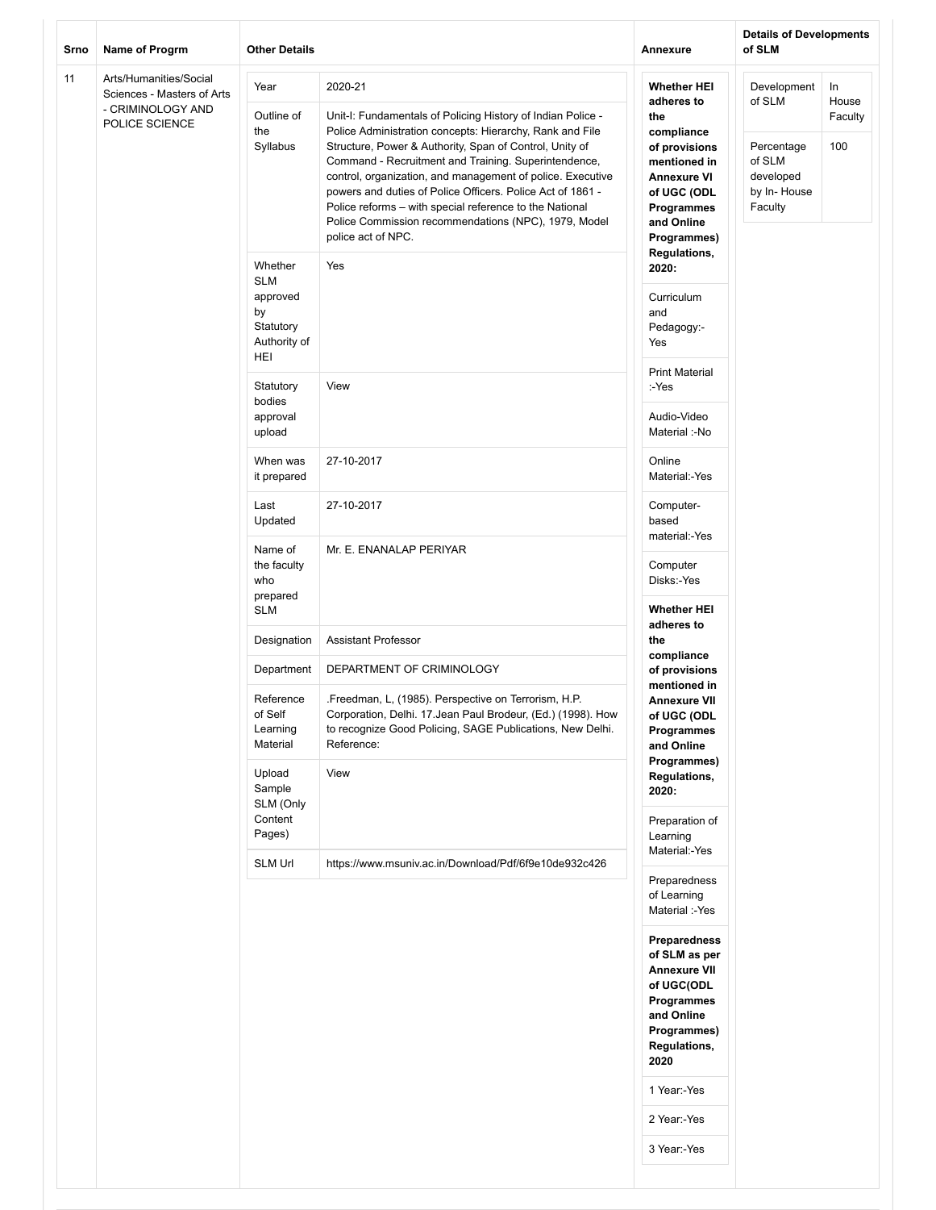| Srno | Name of Progrm | Other Details | | Annexure | Details of Developments of SLM | |
|---|---|---|---|---|---|---|
| 11 | Arts/Humanities/Social Sciences - Masters of Arts - CRIMINOLOGY AND POLICE SCIENCE | Year | 2020-21 | **Whether HEI adheres to the compliance of provisions mentioned in Annexure VI of UGC (ODL Programmes and Online Programmes) Regulations, 2020:** | Development of SLM | In House Faculty |
| | | Outline of the Syllabus | Unit-I: Fundamentals of Policing History of Indian Police - Police Administration concepts: Hierarchy, Rank and File Structure, Power & Authority, Span of Control, Unity of Command - Recruitment and Training. Superintendence, control, organization, and management of police. Executive powers and duties of Police Officers. Police Act of 1861 - Police reforms – with special reference to the National Police Commission recommendations (NPC), 1979, Model police act of NPC. | Curriculum and Pedagogy:- Yes | Percentage of SLM developed by In- House Faculty | 100 |
| | | Whether SLM approved by Statutory Authority of HEI | Yes | Print Material :-Yes | | |
| | | Statutory bodies approval upload | View | Audio-Video Material :-No | | |
| | | When was it prepared | 27-10-2017 | Online Material:-Yes | | |
| | | Last Updated | 27-10-2017 | Computer-based material:-Yes | | |
| | | Name of the faculty who prepared SLM | Mr. E. ENANALAP PERIYAR | Computer Disks:-Yes | | |
| | | Designation | Assistant Professor | **Whether HEI adheres to the compliance of provisions mentioned in Annexure VII of UGC (ODL Programmes and Online Programmes) Regulations, 2020:** | | |
| | | Department | DEPARTMENT OF CRIMINOLOGY | Preparation of Learning Material:-Yes | | |
| | | Reference of Self Learning Material | .Freedman, L, (1985). Perspective on Terrorism, H.P. Corporation, Delhi. 17.Jean Paul Brodeur, (Ed.) (1998). How to recognize Good Policing, SAGE Publications, New Delhi. Reference: | Preparedness of Learning Material :-Yes | | |
| | | Upload Sample SLM (Only Content Pages) | View | **Preparedness of SLM as per Annexure VII of UGC(ODL Programmes and Online Programmes) Regulations, 2020** | | |
| | | SLM Url | https://www.msuniv.ac.in/Download/Pdf/6f9e10de932c426 | 1 Year:-Yes | | |
| | | | | 2 Year:-Yes | | |
| | | | | 3 Year:-Yes | | |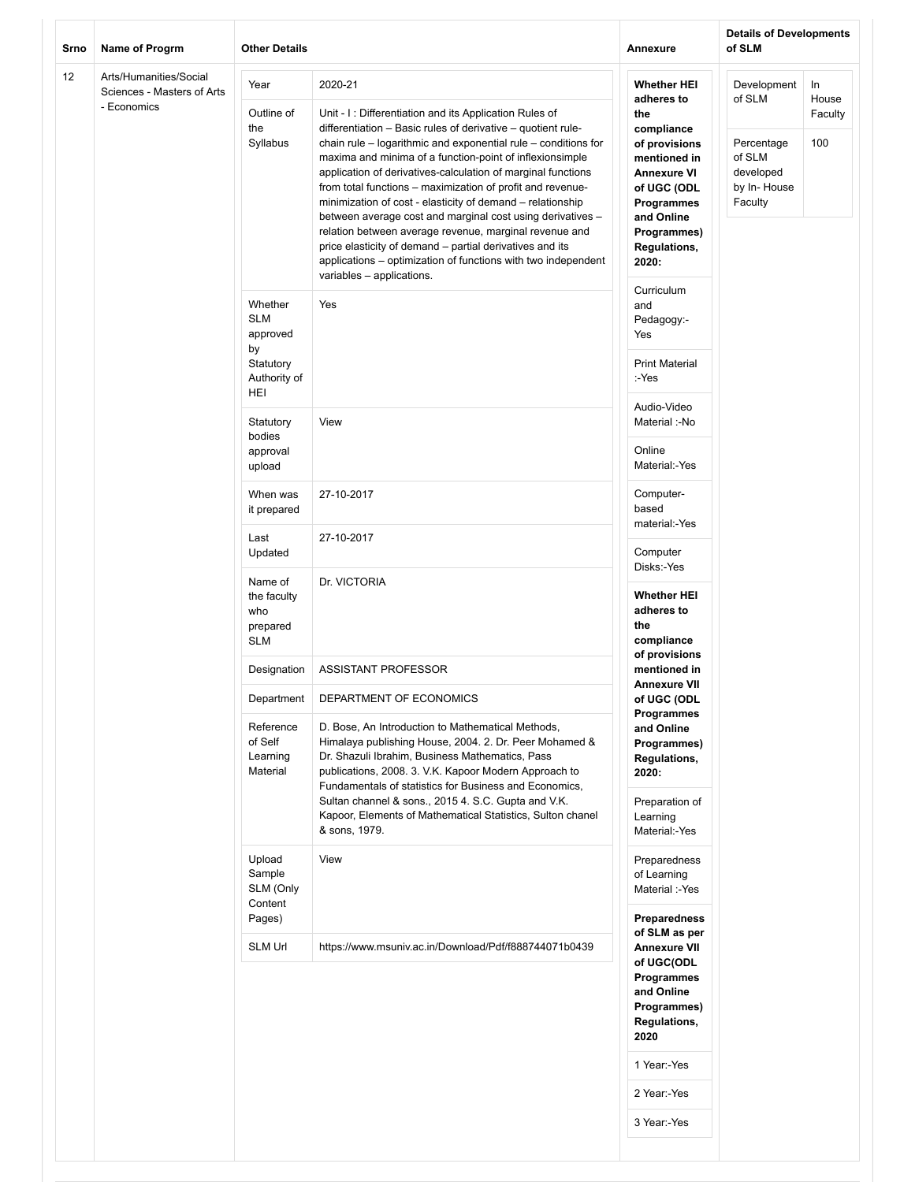| Srno | Name of Progrm | Other Details | | Annexure | Details of Developments of SLM | |
|---|---|---|---|---|---|---|
| 12 | Arts/Humanities/Social Sciences - Masters of Arts - Economics | Year | 2020-21 | **Whether HEI adheres to the compliance of provisions mentioned in Annexure VI of UGC (ODL Programmes and Online Programmes) Regulations, 2020:** | Development of SLM | In House Faculty |
| | | Outline of the Syllabus | Unit - I : Differentiation and its Application Rules of differentiation – Basic rules of derivative – quotient rule-chain rule – logarithmic and exponential rule – conditions for maxima and minima of a function-point of inflexionsimple application of derivatives-calculation of marginal functions from total functions – maximization of profit and revenue-minimization of cost - elasticity of demand – relationship between average cost and marginal cost using derivatives – relation between average revenue, marginal revenue and price elasticity of demand – partial derivatives and its applications – optimization of functions with two independent variables – applications. | Curriculum and Pedagogy:-Yes | Percentage of SLM developed by In- House Faculty | 100 |
| | | Whether SLM approved by Statutory Authority of HEI | Yes | Print Material :-Yes | | |
| | | Statutory bodies approval upload | View | Audio-Video Material :-No | | |
| | | When was it prepared | 27-10-2017 | Online Material:-Yes | | |
| | | Last Updated | 27-10-2017 | Computer-based material:-Yes | | |
| | | Name of the faculty who prepared SLM | Dr. VICTORIA | Computer Disks:-Yes | | |
| | | Designation | ASSISTANT PROFESSOR | **Whether HEI adheres to the compliance of provisions mentioned in Annexure VII of UGC (ODL Programmes and Online Programmes) Regulations, 2020:** | | |
| | | Department | DEPARTMENT OF ECONOMICS | Preparation of Learning Material:-Yes | | |
| | | Reference of Self Learning Material | D. Bose, An Introduction to Mathematical Methods, Himalaya publishing House, 2004. 2. Dr. Peer Mohamed & Dr. Shazuli Ibrahim, Business Mathematics, Pass publications, 2008. 3. V.K. Kapoor Modern Approach to Fundamentals of statistics for Business and Economics, Sultan channel & sons., 2015 4. S.C. Gupta and V.K. Kapoor, Elements of Mathematical Statistics, Sulton chanel & sons, 1979. | Preparedness of Learning Material :-Yes | | |
| | | Upload Sample SLM (Only Content Pages) | View | **Preparedness of SLM as per Annexure VII of UGC(ODL Programmes and Online Programmes) Regulations, 2020** | | |
| | | SLM Url | https://www.msuniv.ac.in/Download/Pdf/f888744071b0439 | 1 Year:-Yes | | |
| | | | | 2 Year:-Yes | | |
| | | | | 3 Year:-Yes | | |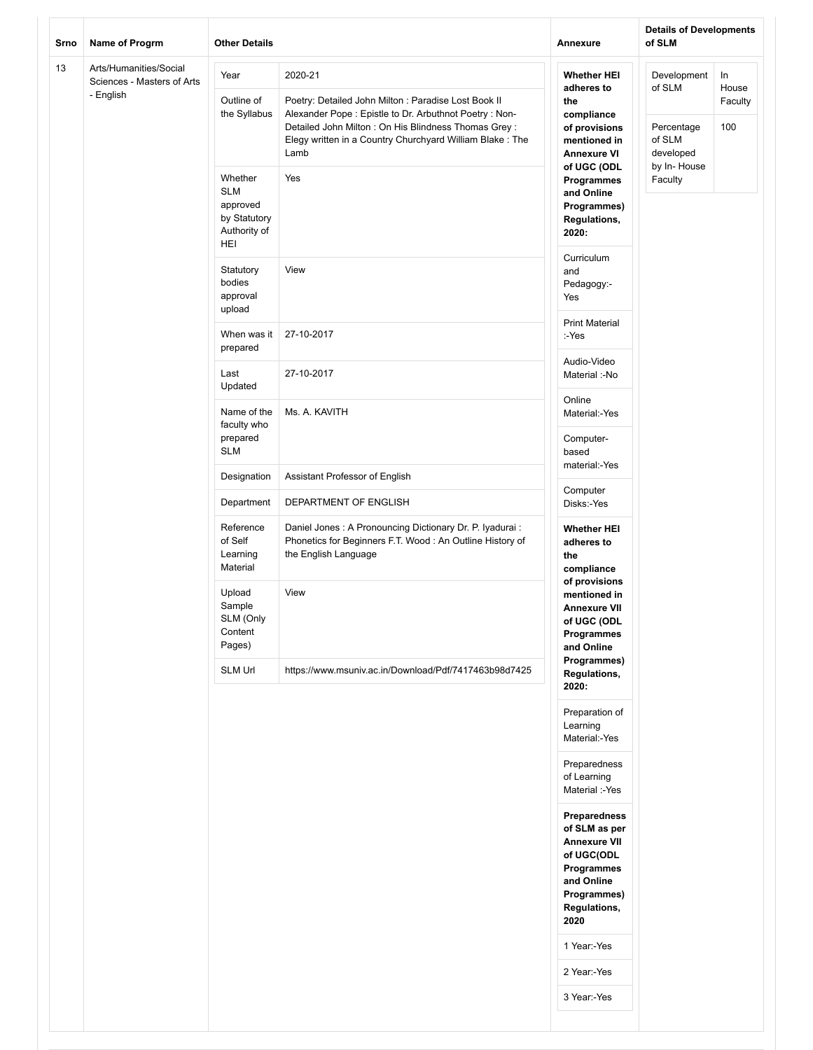| Srno | Name of Progrm | Other Details | | Annexure | Details of Developments of SLM | |
|---|---|---|---|---|---|---|
| 13 | Arts/Humanities/Social Sciences - Masters of Arts - English | Year | 2020-21 | **Whether HEI adheres to the compliance of provisions mentioned in Annexure VI of UGC (ODL Programmes and Online Programmes) Regulations, 2020:** | Development of SLM | In House Faculty |
| | | Outline of the Syllabus | Poetry: Detailed John Milton : Paradise Lost Book II Alexander Pope : Epistle to Dr. Arbuthnot Poetry : Non-Detailed John Milton : On His Blindness Thomas Grey : Elegy written in a Country Churchyard William Blake : The Lamb | Curriculum and Pedagogy:-Yes | Percentage of SLM developed by In- House Faculty | 100 |
| | | Whether SLM approved by Statutory Authority of HEI | Yes | Print Material :-Yes | | |
| | | Statutory bodies approval upload | View | Audio-Video Material :-No | | |
| | | When was it prepared | 27-10-2017 | Online Material:-Yes | | |
| | | Last Updated | 27-10-2017 | Computer-based material:-Yes | | |
| | | Name of the faculty who prepared SLM | Ms. A. KAVITH | Computer Disks:-Yes | | |
| | | Designation | Assistant Professor of English | **Whether HEI adheres to the compliance of provisions mentioned in Annexure VII of UGC (ODL Programmes and Online Programmes) Regulations, 2020:** | | |
| | | Department | DEPARTMENT OF ENGLISH | Preparation of Learning Material:-Yes | | |
| | | Reference of Self Learning Material | Daniel Jones : A Pronouncing Dictionary Dr. P. Iyadurai : Phonetics for Beginners F.T. Wood : An Outline History of the English Language | Preparedness of Learning Material :-Yes | | |
| | | Upload Sample SLM (Only Content Pages) | View | **Preparedness of SLM as per Annexure VII of UGC(ODL Programmes and Online Programmes) Regulations, 2020** | | |
| | | SLM Url | https://www.msuniv.ac.in/Download/Pdf/7417463b98d7425 | 1 Year:-Yes | | |
| | | | | 2 Year:-Yes | | |
| | | | | 3 Year:-Yes | | |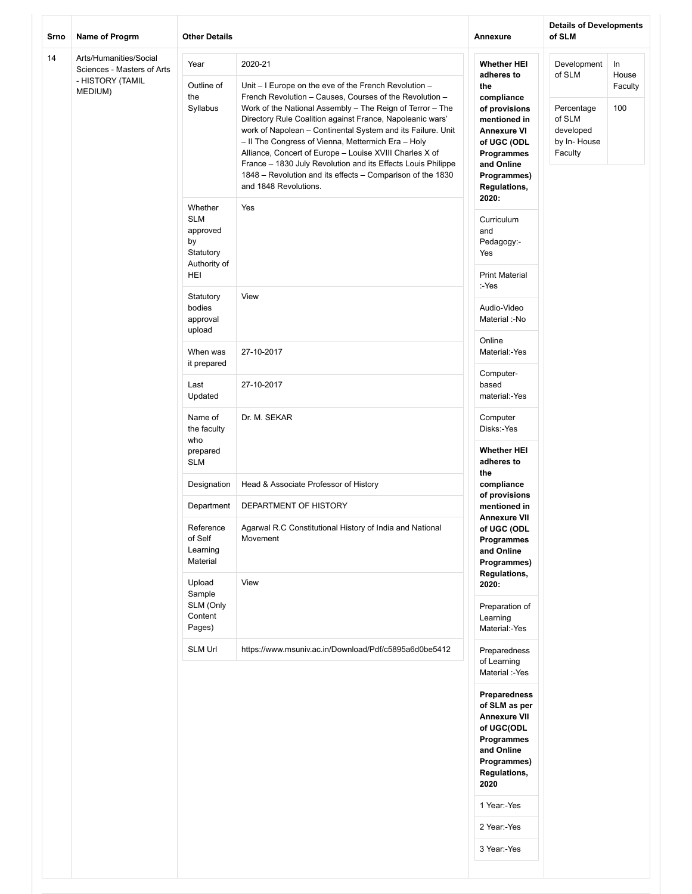| Srno | Name of Progrm | Other Details | | Annexure | Details of Developments of SLM | |
|---|---|---|---|---|---|---|
| 14 | Arts/Humanities/Social Sciences - Masters of Arts - HISTORY (TAMIL MEDIUM) | Year | 2020-21 | **Whether HEI adheres to the compliance of provisions mentioned in Annexure VI of UGC (ODL Programmes and Online Programmes) Regulations, 2020:** | Development of SLM | In House Faculty |
| | | Outline of the Syllabus | Unit – I Europe on the eve of the French Revolution – French Revolution – Causes, Courses of the Revolution – Work of the National Assembly – The Reign of Terror – The Directory Rule Coalition against France, Napoleanic wars' work of Napolean – Continental System and its Failure. Unit – II The Congress of Vienna, Mettermich Era – Holy Alliance, Concert of Europe – Louise XVIII Charles X of France – 1830 July Revolution and its Effects Louis Philippe 1848 – Revolution and its effects – Comparison of the 1830 and 1848 Revolutions. | Curriculum and Pedagogy:-Yes | Percentage of SLM developed by In- House Faculty | 100 |
| | | Whether SLM approved by Statutory Authority of HEI | Yes | Print Material :-Yes | | |
| | | Statutory bodies approval upload | View | Audio-Video Material :-No | | |
| | | When was it prepared | 27-10-2017 | Online Material:-Yes | | |
| | | Last Updated | 27-10-2017 | Computer-based material:-Yes | | |
| | | Name of the faculty who prepared SLM | Dr. M. SEKAR | Computer Disks:-Yes | | |
| | | Designation | Head & Associate Professor of History | **Whether HEI adheres to the compliance of provisions mentioned in Annexure VII of UGC (ODL Programmes and Online Programmes) Regulations, 2020:** | | |
| | | Department | DEPARTMENT OF HISTORY | Preparation of Learning Material:-Yes | | |
| | | Reference of Self Learning Material | Agarwal R.C Constitutional History of India and National Movement | Preparedness of Learning Material :-Yes | | |
| | | Upload Sample SLM (Only Content Pages) | View | **Preparedness of SLM as per Annexure VII of UGC(ODL Programmes and Online Programmes) Regulations, 2020** | | |
| | | SLM Url | https://www.msuniv.ac.in/Download/Pdf/c5895a6d0be5412 | 1 Year:-Yes | | |
| | | | | 2 Year:-Yes | | |
| | | | | 3 Year:-Yes | | |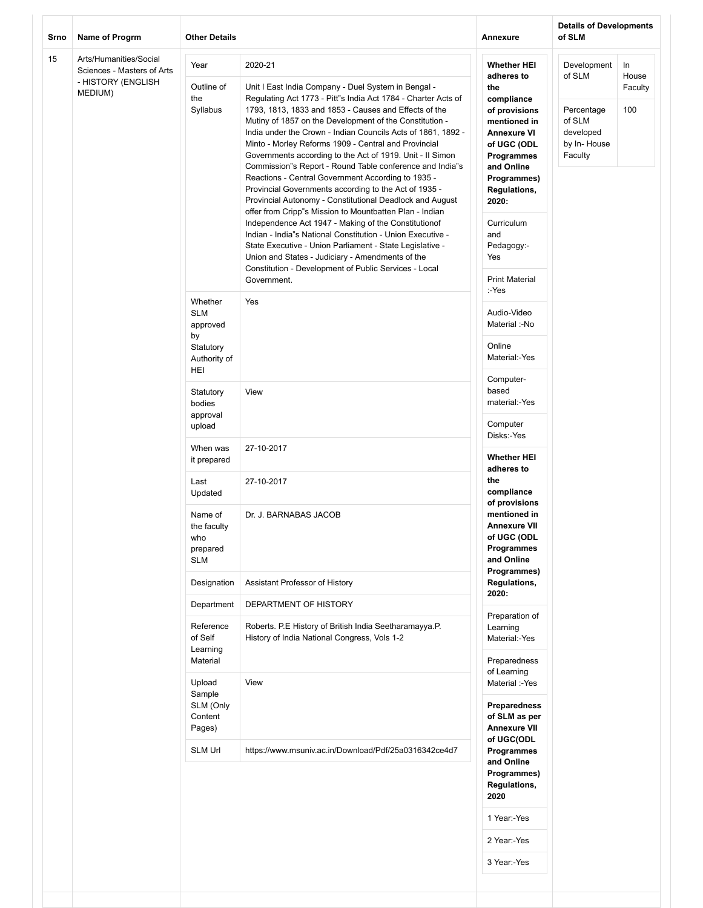| Srno | Name of Progrm | Other Details | | Annexure | Details of Developments of SLM | |
|---|---|---|---|---|---|---|
| 15 | Arts/Humanities/Social Sciences - Masters of Arts - HISTORY (ENGLISH MEDIUM) | Year | 2020-21 | **Whether HEI adheres to the compliance of provisions mentioned in Annexure VI of UGC (ODL Programmes and Online Programmes) Regulations, 2020:** | Development of SLM | In House Faculty |
| | | Outline of the Syllabus | Unit I East India Company - Duel System in Bengal - Regulating Act 1773 - Pitt"s India Act 1784 - Charter Acts of 1793, 1813, 1833 and 1853 - Causes and Effects of the Mutiny of 1857 on the Development of the Constitution - India under the Crown - Indian Councils Acts of 1861, 1892 - Minto - Morley Reforms 1909 - Central and Provincial Governments according to the Act of 1919. Unit - II Simon Commission"s Report - Round Table conference and India"s Reactions - Central Government According to 1935 - Provincial Governments according to the Act of 1935 - Provincial Autonomy - Constitutional Deadlock and August offer from Cripp"s Mission to Mountbatten Plan - Indian Independence Act 1947 - Making of the Constitutionof Indian - India"s National Constitution - Union Executive - State Executive - Union Parliament - State Legislative - Union and States - Judiciary - Amendments of the Constitution - Development of Public Services - Local Government. | Curriculum and Pedagogy:- Yes | Percentage of SLM developed by In- House Faculty | 100 |
| | | | | Print Material :-Yes | | |
| | | Whether SLM approved by Statutory Authority of HEI | Yes | Audio-Video Material :-No | | |
| | | | | Online Material:-Yes | | |
| | | Statutory bodies approval upload | View | Computer-based material:-Yes | | |
| | | | | Computer Disks:-Yes | | |
| | | When was it prepared | 27-10-2017 | **Whether HEI adheres to the compliance of provisions mentioned in Annexure VII of UGC (ODL Programmes and Online Programmes) Regulations, 2020:** | | |
| | | Last Updated | 27-10-2017 | | | |
| | | Name of the faculty who prepared SLM | Dr. J. BARNABAS JACOB | | | |
| | | Designation | Assistant Professor of History | | | |
| | | Department | DEPARTMENT OF HISTORY | Preparation of Learning Material:-Yes | | |
| | | Reference of Self Learning Material | Roberts. P.E History of British India Seetharamayya.P. History of India National Congress, Vols 1-2 | Preparedness of Learning Material :-Yes | | |
| | | Upload Sample SLM (Only Content Pages) | View | **Preparedness of SLM as per Annexure VII of UGC(ODL Programmes and Online Programmes) Regulations, 2020** | | |
| | | SLM Url | https://www.msuniv.ac.in/Download/Pdf/25a0316342ce4d7 | | | |
| | | | | 1 Year:-Yes | | |
| | | | | 2 Year:-Yes | | |
| | | | | 3 Year:-Yes | | |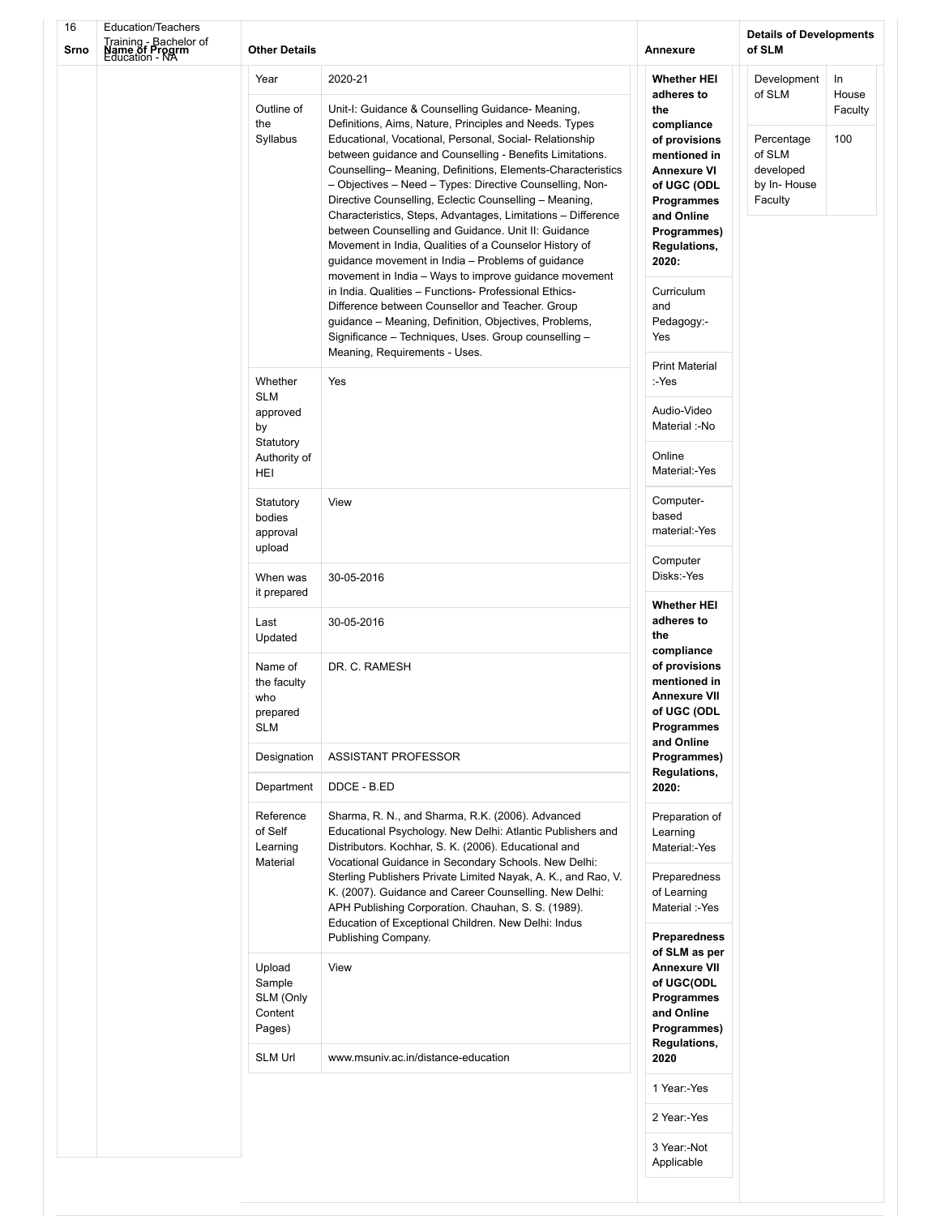| Srno | Name of Progrm | Other Details | | Annexure | Details of Developments of SLM | |
|---|---|---|---|---|---|---|
| 16 | Education/Teachers Training - Bachelor of Education - NA | Year | 2020-21 | **Whether HEI adheres to the compliance of provisions mentioned in Annexure VI of UGC (ODL Programmes and Online Programmes) Regulations, 2020:** | Development of SLM | In House Faculty |
| | | Outline of the Syllabus | Unit-I: Guidance & Counselling Guidance- Meaning, Definitions, Aims, Nature, Principles and Needs. Types Educational, Vocational, Personal, Social- Relationship between guidance and Counselling - Benefits Limitations. Counselling– Meaning, Definitions, Elements-Characteristics – Objectives – Need – Types: Directive Counselling, Non-Directive Counselling, Eclectic Counselling – Meaning, Characteristics, Steps, Advantages, Limitations – Difference between Counselling and Guidance. Unit II: Guidance Movement in India, Qualities of a Counselor History of guidance movement in India – Problems of guidance movement in India – Ways to improve guidance movement in India. Qualities – Functions- Professional Ethics- Difference between Counsellor and Teacher. Group guidance – Meaning, Definition, Objectives, Problems, Significance – Techniques, Uses. Group counselling – Meaning, Requirements - Uses. | Curriculum and Pedagogy:-Yes | Percentage of SLM developed by In- House Faculty | 100 |
| | | | | Print Material :-Yes | | |
| | | Whether SLM approved by Statutory Authority of HEI | Yes | Audio-Video Material :-No | | |
| | | | | Online Material:-Yes | | |
| | | Statutory bodies approval upload | View | Computer-based material:-Yes | | |
| | | | | Computer Disks:-Yes | | |
| | | When was it prepared | 30-05-2016 | **Whether HEI adheres to the compliance of provisions mentioned in Annexure VII of UGC (ODL Programmes and Online Programmes) Regulations, 2020:** | | |
| | | Last Updated | 30-05-2016 | | | |
| | | Name of the faculty who prepared SLM | DR. C. RAMESH | | | |
| | | Designation | ASSISTANT PROFESSOR | | | |
| | | Department | DDCE - B.ED | | | |
| | | Reference of Self Learning Material | Sharma, R. N., and Sharma, R.K. (2006). Advanced Educational Psychology. New Delhi: Atlantic Publishers and Distributors. Kochhar, S. K. (2006). Educational and Vocational Guidance in Secondary Schools. New Delhi: Sterling Publishers Private Limited Nayak, A. K., and Rao, V. K. (2007). Guidance and Career Counselling. New Delhi: APH Publishing Corporation. Chauhan, S. S. (1989). Education of Exceptional Children. New Delhi: Indus Publishing Company. | Preparation of Learning Material:-Yes | | |
| | | | | Preparedness of Learning Material :-Yes | | |
| | | Upload Sample SLM (Only Content Pages) | View | **Preparedness of SLM as per Annexure VII of UGC(ODL Programmes and Online Programmes) Regulations, 2020** | | |
| | | SLM Url | www.msuniv.ac.in/distance-education | 1 Year:-Yes | | |
| | | | | 2 Year:-Yes | | |
| | | | | 3 Year:-Not Applicable | | |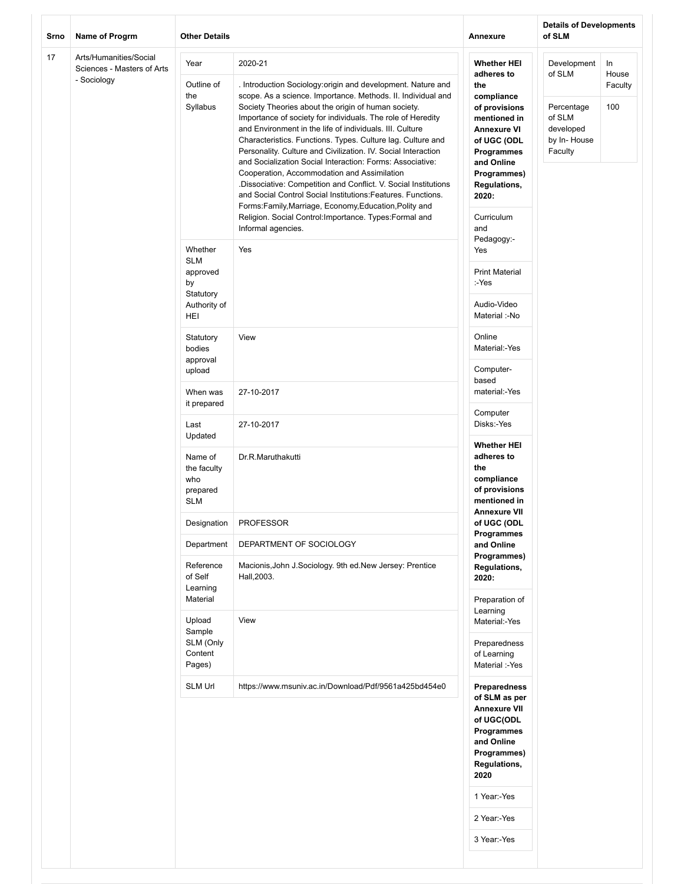| Srno | Name of Progrm | Other Details | | Annexure | Details of Developments of SLM | |
|---|---|---|---|---|---|---|
| 17 | Arts/Humanities/Social Sciences - Masters of Arts - Sociology | Year | 2020-21 | **Whether HEI adheres to the compliance of provisions mentioned in Annexure VI of UGC (ODL Programmes and Online Programmes) Regulations, 2020:** | Development of SLM | In House Faculty |
| | | Outline of the Syllabus | . Introduction Sociology:origin and development. Nature and scope. As a science. Importance. Methods. II. Individual and Society Theories about the origin of human society. Importance of society for individuals. The role of Heredity and Environment in the life of individuals. III. Culture Characteristics. Functions. Types. Culture lag. Culture and Personality. Culture and Civilization. IV. Social Interaction and Socialization Social Interaction: Forms: Associative: Cooperation, Accommodation and Assimilation .Dissociative: Competition and Conflict. V. Social Institutions and Social Control Social Institutions:Features. Functions. Forms:Family,Marriage, Economy,Education,Polity and Religion. Social Control:Importance. Types:Formal and Informal agencies. | Curriculum and Pedagogy:-Yes | Percentage of SLM developed by In- House Faculty | 100 |
| | | Whether SLM approved by Statutory Authority of HEI | Yes | Print Material :-Yes | | |
| | | | | Audio-Video Material :-No | | |
| | | Statutory bodies approval upload | View | Online Material:-Yes | | |
| | | | | Computer-based material:-Yes | | |
| | | When was it prepared | 27-10-2017 | Computer Disks:-Yes | | |
| | | Last Updated | 27-10-2017 | **Whether HEI adheres to the compliance of provisions mentioned in Annexure VII of UGC (ODL Programmes and Online Programmes) Regulations, 2020:** | | |
| | | Name of the faculty who prepared SLM | Dr.R.Maruthakutti | | | |
| | | Designation | PROFESSOR | | | |
| | | Department | DEPARTMENT OF SOCIOLOGY | | | |
| | | Reference of Self Learning Material | Macionis,John J.Sociology. 9th ed.New Jersey: Prentice Hall,2003. | Preparation of Learning Material:-Yes | | |
| | | Upload Sample SLM (Only Content Pages) | View | Preparedness of Learning Material :-Yes | | |
| | | SLM Url | https://www.msuniv.ac.in/Download/Pdf/9561a425bd454e0 | **Preparedness of SLM as per Annexure VII of UGC(ODL Programmes and Online Programmes) Regulations, 2020** | | |
| | | | | 1 Year:-Yes | | |
| | | | | 2 Year:-Yes | | |
| | | | | 3 Year:-Yes | | |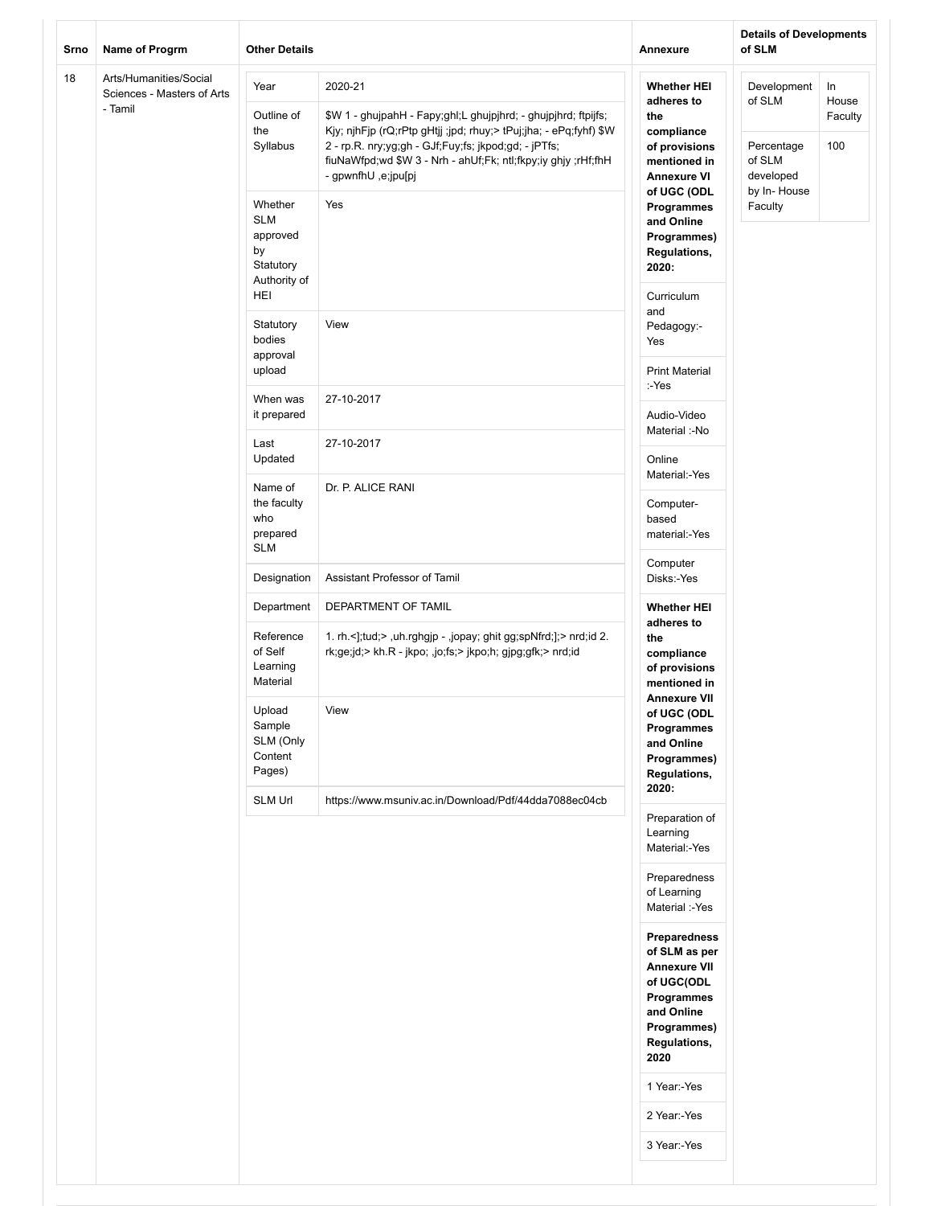| Srno | Name of Progrm | Other Details | | Annexure | Details of Developments of SLM | |
|---|---|---|---|---|---|---|
| 18 | Arts/Humanities/Social Sciences - Masters of Arts - Tamil | Year | 2020-21 | **Whether HEI adheres to the compliance of provisions mentioned in Annexure VI of UGC (ODL Programmes and Online Programmes) Regulations, 2020:** | Development of SLM | In House Faculty |
| | | Outline of the Syllabus | $W 1 - ghujpahH - Fapy;ghl;L ghujpjhrd; - ghujpjhrd; ftpijfs; Kjy; njhFjp (rQ;rPtp gHtjj ;jpd; rhuy;> tPuj;jha; - ePq;fyhf) $W 2 - rp.R. nry;yg;gh - GJf;Fuy;fs; jkpod;gd; - jPTfs; fiuNaWfpd;wd $W 3 - Nrh - ahUf;Fk; ntl;fkpy;iy ghjy ;rHf;fhH - gpwnfhU ,e;jpu[pj | Curriculum and Pedagogy:- Yes | Percentage of SLM developed by In- House Faculty | 100 |
| | | Whether SLM approved by Statutory Authority of HEI | Yes | Print Material :-Yes | | |
| | | Statutory bodies approval upload | View | Audio-Video Material :-No | | |
| | | When was it prepared | 27-10-2017 | Online Material:-Yes | | |
| | | Last Updated | 27-10-2017 | Computer-based material:-Yes | | |
| | | Name of the faculty who prepared SLM | Dr. P. ALICE RANI | Computer Disks:-Yes | | |
| | | Designation | Assistant Professor of Tamil | **Whether HEI adheres to the compliance of provisions mentioned in Annexure VII of UGC (ODL Programmes and Online Programmes) Regulations, 2020:** | | |
| | | Department | DEPARTMENT OF TAMIL | Preparation of Learning Material:-Yes | | |
| | | Reference of Self Learning Material | 1. rh.<];tud;> ,uh.rghgjp - ,jopay; ghit gg;spNfrd;];> nrd;id 2. rk;ge;jd;> kh.R - jkpo; ,jo;fs;> jkpo;h; gjpg;gfk;> nrd;id | Preparedness of Learning Material :-Yes | | |
| | | Upload Sample SLM (Only Content Pages) | View | **Preparedness of SLM as per Annexure VII of UGC(ODL Programmes and Online Programmes) Regulations, 2020** | | |
| | | SLM Url | https://www.msuniv.ac.in/Download/Pdf/44dda7088ec04cb | 1 Year:-Yes | | |
| | | | | 2 Year:-Yes | | |
| | | | | 3 Year:-Yes | | |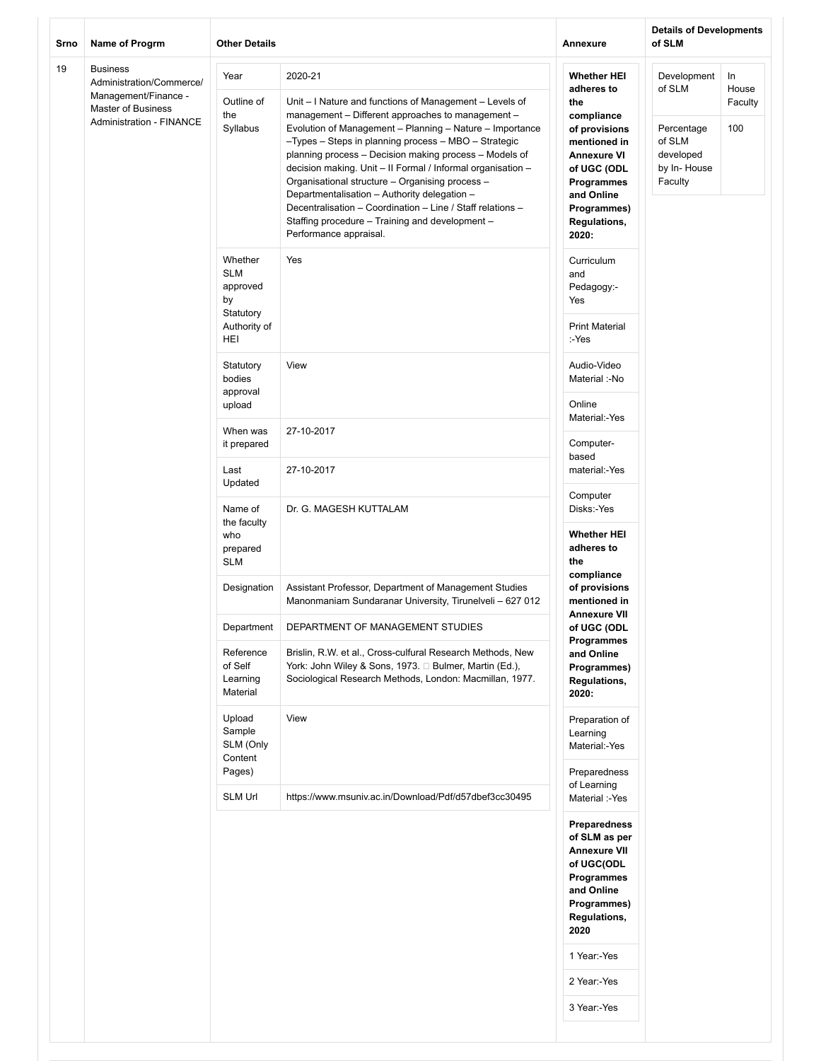| Srno | Name of Progrm | Other Details | | Annexure | Details of Developments of SLM | |
|---|---|---|---|---|---|---|
| 19 | Business Administration/Commerce/ Management/Finance - Master of Business Administration - FINANCE | Year | 2020-21 | **Whether HEI adheres to the compliance of provisions mentioned in Annexure VI of UGC (ODL Programmes and Online Programmes) Regulations, 2020:** | Development of SLM | In House Faculty |
| | | Outline of the Syllabus | Unit – I Nature and functions of Management – Levels of management – Different approaches to management – Evolution of Management – Planning – Nature – Importance –Types – Steps in planning process – MBO – Strategic planning process – Decision making process – Models of decision making. Unit – II Formal / Informal organisation – Organisational structure – Organising process – Departmentalisation – Authority delegation – Decentralisation – Coordination – Line / Staff relations – Staffing procedure – Training and development – Performance appraisal. | | Percentage of SLM developed by In- House Faculty | 100 |
| | | Whether SLM approved by Statutory Authority of HEI | Yes | Curriculum and Pedagogy:-Yes | | |
| | | | | Print Material :-Yes | | |
| | | Statutory bodies approval upload | View | Audio-Video Material :-No | | |
| | | | | Online Material:-Yes | | |
| | | When was it prepared | 27-10-2017 | Computer-based material:-Yes | | |
| | | Last Updated | 27-10-2017 | Computer Disks:-Yes | | |
| | | Name of the faculty who prepared SLM | Dr. G. MAGESH KUTTALAM | **Whether HEI adheres to the compliance of provisions mentioned in Annexure VII of UGC (ODL Programmes and Online Programmes) Regulations, 2020:** | | |
| | | Designation | Assistant Professor, Department of Management Studies Manonmaniam Sundaranar University, Tirunelveli – 627 012 | | | |
| | | Department | DEPARTMENT OF MANAGEMENT STUDIES | | | |
| | | Reference of Self Learning Material | Brislin, R.W. et al., Cross-cufural Research Methods, New York: John Wiley & Sons, 1973.  Bulmer, Martin (Ed.), Sociological Research Methods, London: Macmillan, 1977. | | | |
| | | Upload Sample SLM (Only Content Pages) | View | Preparation of Learning Material:-Yes | | |
| | | | | Preparedness of Learning Material :-Yes | | |
| | | SLM Url | https://www.msuniv.ac.in/Download/Pdf/d57dbef3cc30495 | **Preparedness of SLM as per Annexure VII of UGC(ODL Programmes and Online Programmes) Regulations, 2020** | | |
| | | | | 1 Year:-Yes | | |
| | | | | 2 Year:-Yes | | |
| | | | | 3 Year:-Yes | | |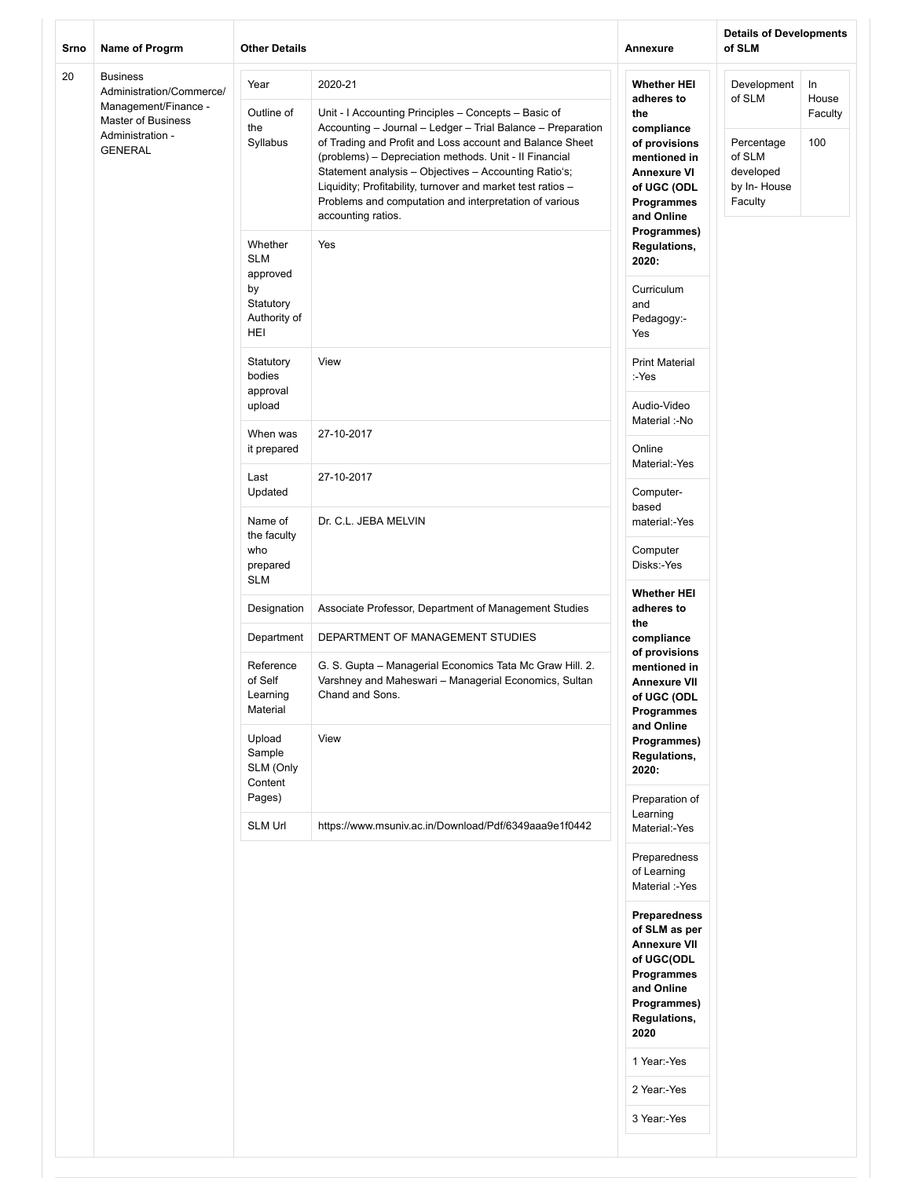| Srno | Name of Progrm | Other Details | | Annexure | Details of Developments of SLM | |
|---|---|---|---|---|---|---|
| 20 | Business Administration/Commerce/ Management/Finance - Master of Business Administration - GENERAL | Year | 2020-21 | **Whether HEI adheres to the compliance of provisions mentioned in Annexure VI of UGC (ODL Programmes and Online Programmes) Regulations, 2020:** | Development of SLM | In House Faculty |
| | | Outline of the Syllabus | Unit - I Accounting Principles – Concepts – Basic of Accounting – Journal – Ledger – Trial Balance – Preparation of Trading and Profit and Loss account and Balance Sheet (problems) – Depreciation methods. Unit - II Financial Statement analysis – Objectives – Accounting Ratio's; Liquidity; Profitability, turnover and market test ratios – Problems and computation and interpretation of various accounting ratios. | Curriculum and Pedagogy:- Yes | Percentage of SLM developed by In- House Faculty | 100 |
| | | Whether SLM approved by Statutory Authority of HEI | Yes | Print Material :-Yes | | |
| | | Statutory bodies approval upload | View | Audio-Video Material :-No | | |
| | | When was it prepared | 27-10-2017 | Online Material:-Yes | | |
| | | Last Updated | 27-10-2017 | Computer-based material:-Yes | | |
| | | Name of the faculty who prepared SLM | Dr. C.L. JEBA MELVIN | Computer Disks:-Yes | | |
| | | Designation | Associate Professor, Department of Management Studies | **Whether HEI adheres to the compliance of provisions mentioned in Annexure VII of UGC (ODL Programmes and Online Programmes) Regulations, 2020:** | | |
| | | Department | DEPARTMENT OF MANAGEMENT STUDIES | Preparation of Learning Material:-Yes | | |
| | | Reference of Self Learning Material | G. S. Gupta – Managerial Economics Tata Mc Graw Hill. 2. Varshney and Maheswari – Managerial Economics, Sultan Chand and Sons. | Preparedness of Learning Material :-Yes | | |
| | | Upload Sample SLM (Only Content Pages) | View | **Preparedness of SLM as per Annexure VII of UGC(ODL Programmes and Online Programmes) Regulations, 2020** | | |
| | | SLM Url | https://www.msuniv.ac.in/Download/Pdf/6349aaa9e1f0442 | 1 Year:-Yes | | |
| | | | | 2 Year:-Yes | | |
| | | | | 3 Year:-Yes | | |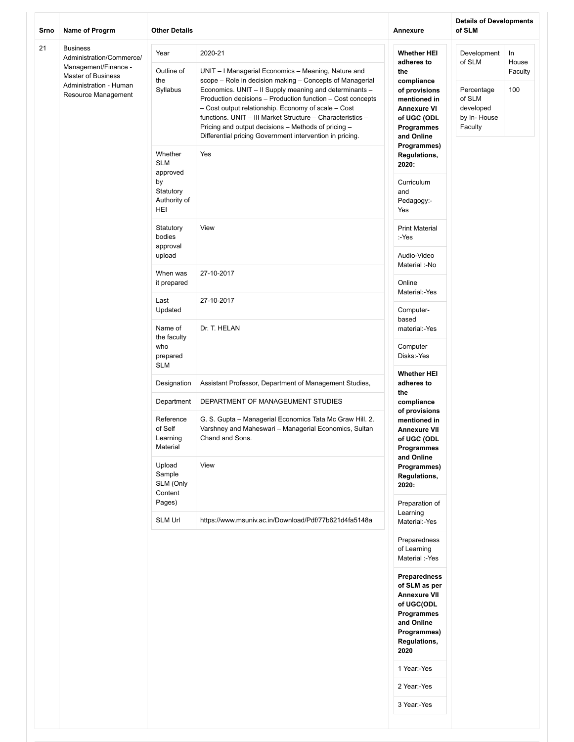| Srno | Name of Progrm | Other Details | | Annexure | Details of Developments of SLM | |
|---|---|---|---|---|---|---|
| 21 | Business Administration/Commerce/ Management/Finance - Master of Business Administration - Human Resource Management | Year | 2020-21 | **Whether HEI adheres to the compliance of provisions mentioned in Annexure VI of UGC (ODL Programmes and Online Programmes) Regulations, 2020:** | Development of SLM | In House Faculty |
| | | Outline of the Syllabus | UNIT – I Managerial Economics – Meaning, Nature and scope – Role in decision making – Concepts of Managerial Economics. UNIT – II Supply meaning and determinants – Production decisions – Production function – Cost concepts – Cost output relationship. Economy of scale – Cost functions. UNIT – III Market Structure – Characteristics – Pricing and output decisions – Methods of pricing – Differential pricing Government intervention in pricing. | Curriculum and Pedagogy:- Yes | Percentage of SLM developed by In- House Faculty | 100 |
| | | Whether SLM approved by Statutory Authority of HEI | Yes | Print Material :-Yes | | |
| | | Statutory bodies approval upload | View | Audio-Video Material :-No | | |
| | | When was it prepared | 27-10-2017 | Online Material:-Yes | | |
| | | Last Updated | 27-10-2017 | Computer-based material:-Yes | | |
| | | Name of the faculty who prepared SLM | Dr. T. HELAN | Computer Disks:-Yes | | |
| | | Designation | Assistant Professor, Department of Management Studies, | **Whether HEI adheres to the compliance of provisions mentioned in Annexure VII of UGC (ODL Programmes and Online Programmes) Regulations, 2020:** | | |
| | | Department | DEPARTMENT OF MANAGEUMENT STUDIES | Preparation of Learning Material:-Yes | | |
| | | Reference of Self Learning Material | G. S. Gupta – Managerial Economics Tata Mc Graw Hill. 2. Varshney and Maheswari – Managerial Economics, Sultan Chand and Sons. | Preparedness of Learning Material :-Yes | | |
| | | Upload Sample SLM (Only Content Pages) | View | **Preparedness of SLM as per Annexure VII of UGC(ODL Programmes and Online Programmes) Regulations, 2020** | | |
| | | SLM Url | https://www.msuniv.ac.in/Download/Pdf/77b621d4fa5148a | 1 Year:-Yes | | |
| | | | | 2 Year:-Yes | | |
| | | | | 3 Year:-Yes | | |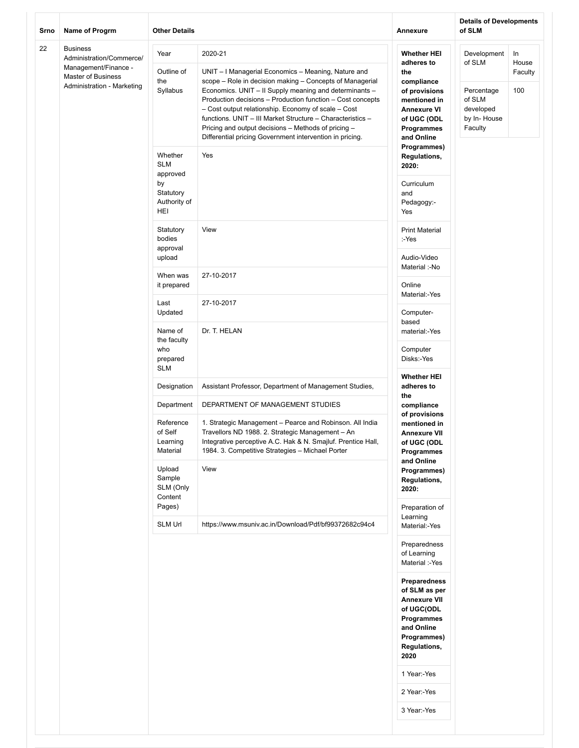| Srno | Name of Progrm | Other Details | | Annexure | Details of Developments of SLM | |
|---|---|---|---|---|---|---|
| 22 | Business Administration/Commerce/ Management/Finance - Master of Business Administration - Marketing | Year | 2020-21 | **Whether HEI adheres to the compliance of provisions mentioned in Annexure VI of UGC (ODL Programmes and Online Programmes) Regulations, 2020:** | Development of SLM | In House Faculty |
| | | Outline of the Syllabus | UNIT – I Managerial Economics – Meaning, Nature and scope – Role in decision making – Concepts of Managerial Economics. UNIT – II Supply meaning and determinants – Production decisions – Production function – Cost concepts – Cost output relationship. Economy of scale – Cost functions. UNIT – III Market Structure – Characteristics – Pricing and output decisions – Methods of pricing – Differential pricing Government intervention in pricing. | Curriculum and Pedagogy:- Yes | Percentage of SLM developed by In- House Faculty | 100 |
| | | Whether SLM approved by Statutory Authority of HEI | Yes | Print Material :-Yes | | |
| | | Statutory bodies approval upload | View | Audio-Video Material :-No | | |
| | | When was it prepared | 27-10-2017 | Online Material:-Yes | | |
| | | Last Updated | 27-10-2017 | Computer-based material:-Yes | | |
| | | Name of the faculty who prepared SLM | Dr. T. HELAN | Computer Disks:-Yes | | |
| | | Designation | Assistant Professor, Department of Management Studies, | **Whether HEI adheres to the compliance of provisions mentioned in Annexure VII of UGC (ODL Programmes and Online Programmes) Regulations, 2020:** | | |
| | | Department | DEPARTMENT OF MANAGEMENT STUDIES | Preparation of Learning Material:-Yes | | |
| | | Reference of Self Learning Material | 1. Strategic Management – Pearce and Robinson. All India Travellors ND 1988. 2. Strategic Management – An Integrative perceptive A.C. Hak & N. Smajluf. Prentice Hall, 1984. 3. Competitive Strategies – Michael Porter | Preparedness of Learning Material :-Yes | | |
| | | Upload Sample SLM (Only Content Pages) | View | **Preparedness of SLM as per Annexure VII of UGC(ODL Programmes and Online Programmes) Regulations, 2020** | | |
| | | SLM Url | https://www.msuniv.ac.in/Download/Pdf/bf99372682c94c4 | 1 Year:-Yes | | |
| | | | | 2 Year:-Yes | | |
| | | | | 3 Year:-Yes | | |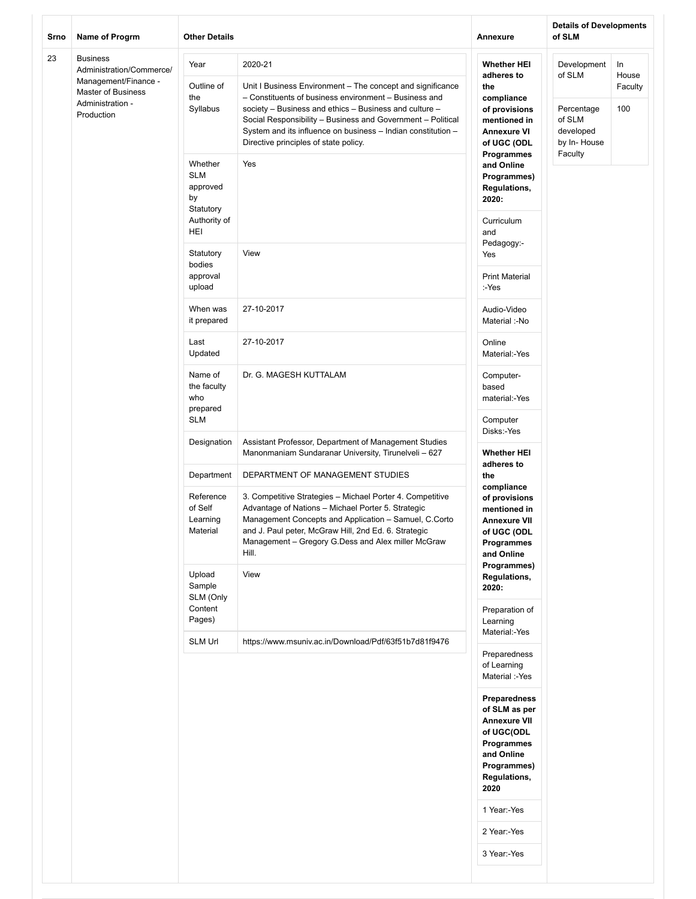| Srno | Name of Progrm | Other Details | | Annexure | Details of Developments of SLM | |
|---|---|---|---|---|---|---|
| 23 | Business Administration/Commerce/ Management/Finance - Master of Business Administration - Production | Year | 2020-21 | **Whether HEI adheres to the compliance of provisions mentioned in Annexure VI of UGC (ODL Programmes and Online Programmes) Regulations, 2020:** | Development of SLM | In House Faculty |
| | | Outline of the Syllabus | Unit I Business Environment – The concept and significance – Constituents of business environment – Business and society – Business and ethics – Business and culture – Social Responsibility – Business and Government – Political System and its influence on business – Indian constitution – Directive principles of state policy. | Curriculum and Pedagogy:- Yes | Percentage of SLM developed by In- House Faculty | 100 |
| | | Whether SLM approved by Statutory Authority of HEI | Yes | Print Material :-Yes | | |
| | | Statutory bodies approval upload | View | Audio-Video Material :-No | | |
| | | When was it prepared | 27-10-2017 | Online Material:-Yes | | |
| | | Last Updated | 27-10-2017 | Computer-based material:-Yes | | |
| | | Name of the faculty who prepared SLM | Dr. G. MAGESH KUTTALAM | Computer Disks:-Yes | | |
| | | Designation | Assistant Professor, Department of Management Studies Manonmaniam Sundaranar University, Tirunelveli – 627 | **Whether HEI adheres to the compliance of provisions mentioned in Annexure VII of UGC (ODL Programmes and Online Programmes) Regulations, 2020:** | | |
| | | Department | DEPARTMENT OF MANAGEMENT STUDIES | Preparation of Learning Material:-Yes | | |
| | | Reference of Self Learning Material | 3. Competitive Strategies – Michael Porter 4. Competitive Advantage of Nations – Michael Porter 5. Strategic Management Concepts and Application – Samuel, C.Corto and J. Paul peter, McGraw Hill, 2nd Ed. 6. Strategic Management – Gregory G.Dess and Alex miller McGraw Hill. | Preparedness of Learning Material :-Yes | | |
| | | Upload Sample SLM (Only Content Pages) | View | **Preparedness of SLM as per Annexure VII of UGC(ODL Programmes and Online Programmes) Regulations, 2020** | | |
| | | SLM Url | https://www.msuniv.ac.in/Download/Pdf/63f51b7d81f9476 | 1 Year:-Yes | | |
| | | | | 2 Year:-Yes | | |
| | | | | 3 Year:-Yes | | |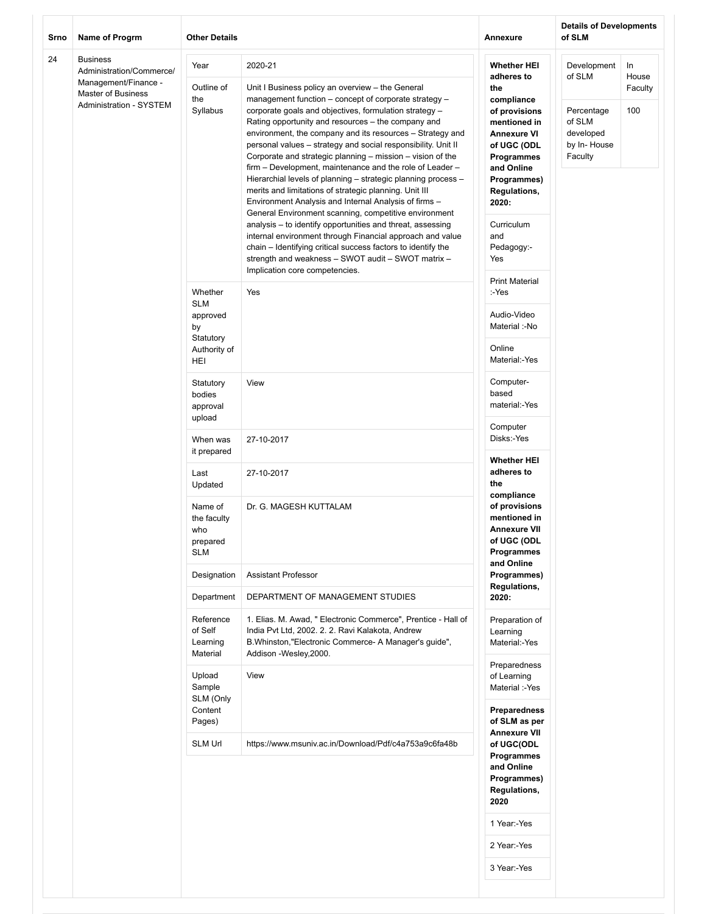| Srno | Name of Progrm | Other Details | | Annexure | Details of Developments of SLM | |
|---|---|---|---|---|---|---|
| 24 | Business Administration/Commerce/ Management/Finance - Master of Business Administration - SYSTEM | Year | 2020-21 | **Whether HEI adheres to the compliance of provisions mentioned in Annexure VI of UGC (ODL Programmes and Online Programmes) Regulations, 2020:** | Development of SLM | In House Faculty |
| | | Outline of the Syllabus | Unit I Business policy an overview – the General management function – concept of corporate strategy – corporate goals and objectives, formulation strategy – Rating opportunity and resources – the company and environment, the company and its resources – Strategy and personal values – strategy and social responsibility. Unit II Corporate and strategic planning – mission – vision of the firm – Development, maintenance and the role of Leader – Hierarchial levels of planning – strategic planning process – merits and limitations of strategic planning. Unit III Environment Analysis and Internal Analysis of firms – General Environment scanning, competitive environment analysis – to identify opportunities and threat, assessing internal environment through Financial approach and value chain – Identifying critical success factors to identify the strength and weakness – SWOT audit – SWOT matrix – Implication core competencies. | Curriculum and Pedagogy:- Yes | Percentage of SLM developed by In- House Faculty | 100 |
| | | Whether SLM approved by Statutory Authority of HEI | Yes | Print Material :-Yes | | |
| | | | | Audio-Video Material :-No | | |
| | | | | Online Material:-Yes | | |
| | | Statutory bodies approval upload | View | Computer-based material:-Yes | | |
| | | | | Computer Disks:-Yes | | |
| | | When was it prepared | 27-10-2017 | **Whether HEI adheres to the compliance of provisions mentioned in Annexure VII of UGC (ODL Programmes and Online Programmes) Regulations, 2020:** | | |
| | | Last Updated | 27-10-2017 | | | |
| | | Name of the faculty who prepared SLM | Dr. G. MAGESH KUTTALAM | | | |
| | | Designation | Assistant Professor | | | |
| | | Department | DEPARTMENT OF MANAGEMENT STUDIES | | | |
| | | Reference of Self Learning Material | 1. Elias. M. Awad, " Electronic Commerce", Prentice - Hall of India Pvt Ltd, 2002. 2. 2. Ravi Kalakota, Andrew B.Whinston,"Electronic Commerce- A Manager's guide", Addison -Wesley,2000. | Preparation of Learning Material:-Yes | | |
| | | Upload Sample SLM (Only Content Pages) | View | Preparedness of Learning Material :-Yes | | |
| | | | | **Preparedness of SLM as per Annexure VII of UGC(ODL Programmes and Online Programmes) Regulations, 2020** | | |
| | | SLM Url | https://www.msuniv.ac.in/Download/Pdf/c4a753a9c6fa48b | | | |
| | | | | 1 Year:-Yes | | |
| | | | | 2 Year:-Yes | | |
| | | | | 3 Year:-Yes | | |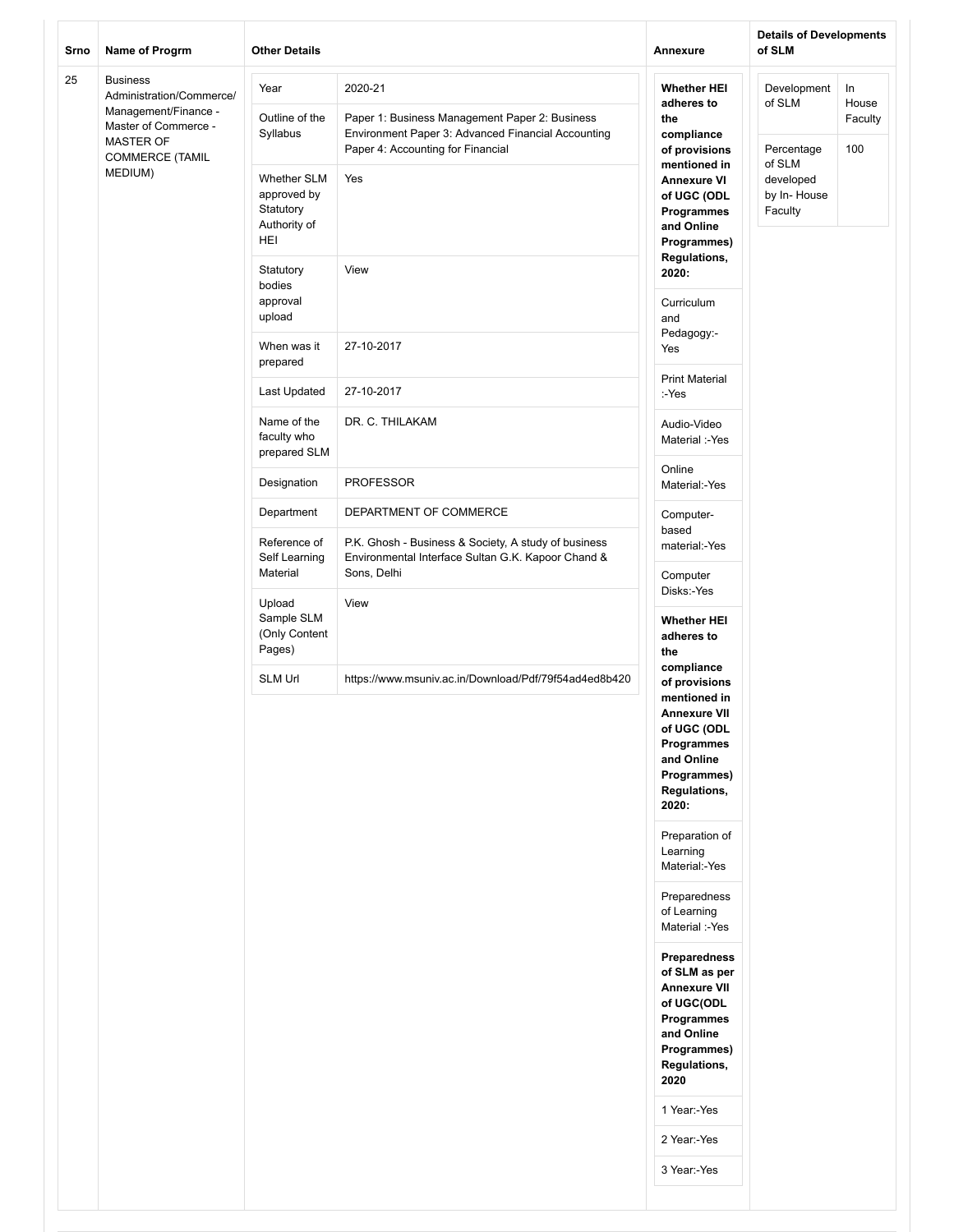| Srno | Name of Progrm | Other Details | | Annexure | Details of Developments of SLM | |
|---|---|---|---|---|---|---|
| 25 | Business Administration/Commerce/ Management/Finance - Master of Commerce - MASTER OF COMMERCE (TAMIL MEDIUM) | Year | 2020-21 | **Whether HEI adheres to the compliance of provisions mentioned in Annexure VI of UGC (ODL Programmes and Online Programmes) Regulations, 2020:** | Development of SLM | In House Faculty |
| | | Outline of the Syllabus | Paper 1: Business Management Paper 2: Business Environment Paper 3: Advanced Financial Accounting Paper 4: Accounting for Financial | Curriculum and Pedagogy:- Yes | Percentage of SLM developed by In- House Faculty | 100 |
| | | Whether SLM approved by Statutory Authority of HEI | Yes | Print Material :-Yes | | |
| | | Statutory bodies approval upload | View | Audio-Video Material :-Yes | | |
| | | When was it prepared | 27-10-2017 | Online Material:-Yes | | |
| | | Last Updated | 27-10-2017 | Computer-based material:-Yes | | |
| | | Name of the faculty who prepared SLM | DR. C. THILAKAM | Computer Disks:-Yes | | |
| | | Designation | PROFESSOR | **Whether HEI adheres to the compliance of provisions mentioned in Annexure VII of UGC (ODL Programmes and Online Programmes) Regulations, 2020:** | | |
| | | Department | DEPARTMENT OF COMMERCE | Preparation of Learning Material:-Yes | | |
| | | Reference of Self Learning Material | P.K. Ghosh - Business & Society, A study of business Environmental Interface Sultan G.K. Kapoor Chand & Sons, Delhi | Preparedness of Learning Material :-Yes | | |
| | | Upload Sample SLM (Only Content Pages) | View | **Preparedness of SLM as per Annexure VII of UGC(ODL Programmes and Online Programmes) Regulations, 2020** | | |
| | | SLM Url | https://www.msuniv.ac.in/Download/Pdf/79f54ad4ed8b420 | 1 Year:-Yes | | |
| | | | | 2 Year:-Yes | | |
| | | | | 3 Year:-Yes | | |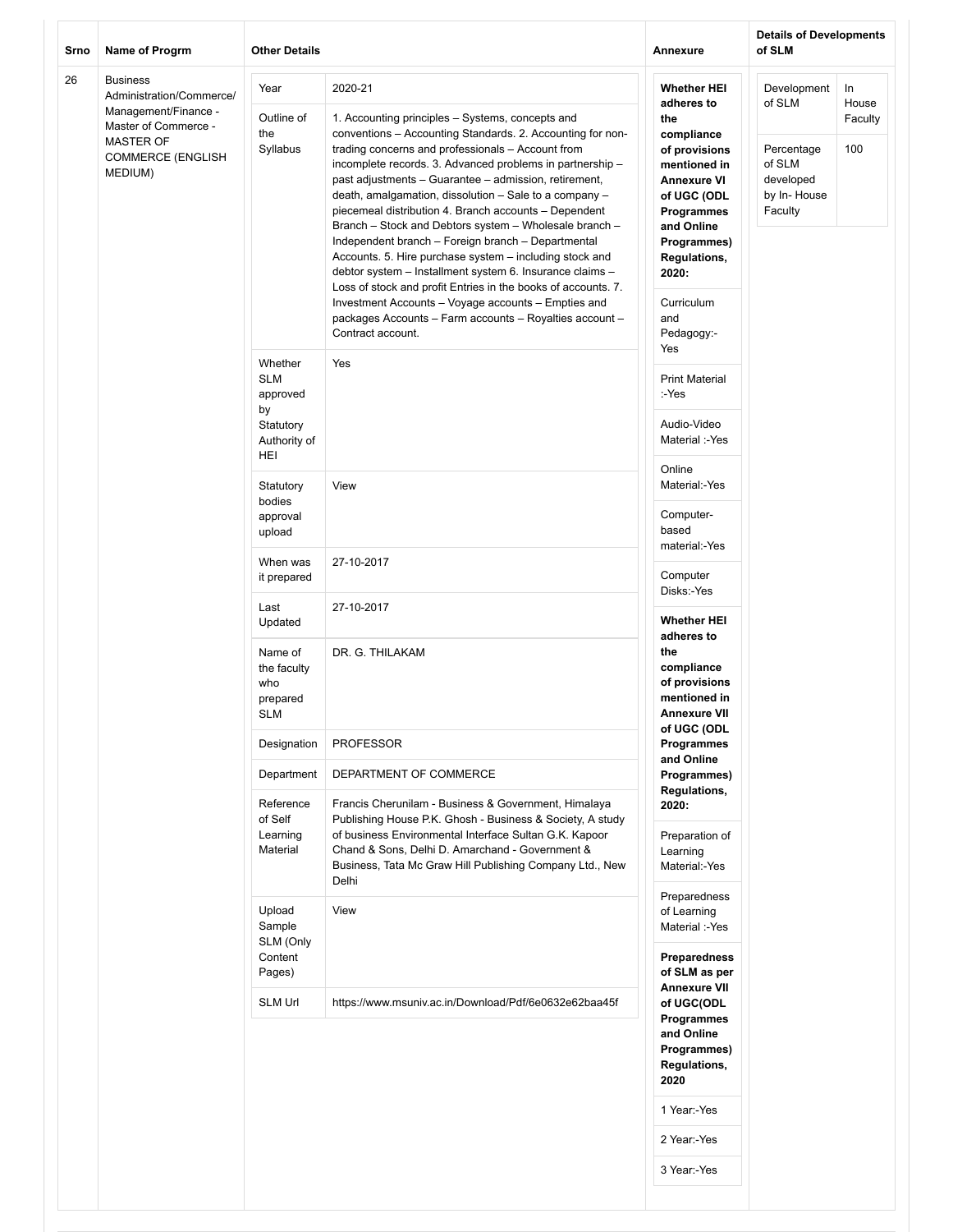| Srno | Name of Progrm | Other Details | | Annexure | Details of Developments of SLM | |
|---|---|---|---|---|---|---|
| 26 | Business Administration/Commerce/ Management/Finance - Master of Commerce - MASTER OF COMMERCE (ENGLISH MEDIUM) | Year | 2020-21 | **Whether HEI adheres to the compliance of provisions mentioned in Annexure VI of UGC (ODL Programmes and Online Programmes) Regulations, 2020:** | Development of SLM | In House Faculty |
| | | Outline of the Syllabus | 1. Accounting principles – Systems, concepts and conventions – Accounting Standards. 2. Accounting for non-trading concerns and professionals – Account from incomplete records. 3. Advanced problems in partnership – past adjustments – Guarantee – admission, retirement, death, amalgamation, dissolution – Sale to a company – piecemeal distribution 4. Branch accounts – Dependent Branch – Stock and Debtors system – Wholesale branch – Independent branch – Foreign branch – Departmental Accounts. 5. Hire purchase system – including stock and debtor system – Installment system 6. Insurance claims – Loss of stock and profit Entries in the books of accounts. 7. Investment Accounts – Voyage accounts – Empties and packages Accounts – Farm accounts – Royalties account – Contract account. | Curriculum and Pedagogy:-Yes | Percentage of SLM developed by In- House Faculty | 100 |
| | | Whether SLM approved by Statutory Authority of HEI | Yes | Print Material :-Yes | | |
| | | | | Audio-Video Material :-Yes | | |
| | | Statutory bodies approval upload | View | Online Material:-Yes | | |
| | | | | Computer-based material:-Yes | | |
| | | When was it prepared | 27-10-2017 | Computer Disks:-Yes | | |
| | | Last Updated | 27-10-2017 | **Whether HEI adheres to the compliance of provisions mentioned in Annexure VII of UGC (ODL Programmes and Online Programmes) Regulations, 2020:** | | |
| | | Name of the faculty who prepared SLM | DR. G. THILAKAM | | | |
| | | Designation | PROFESSOR | | | |
| | | Department | DEPARTMENT OF COMMERCE | | | |
| | | Reference of Self Learning Material | Francis Cherunilam - Business & Government, Himalaya Publishing House P.K. Ghosh - Business & Society, A study of business Environmental Interface Sultan G.K. Kapoor Chand & Sons, Delhi D. Amarchand - Government & Business, Tata Mc Graw Hill Publishing Company Ltd., New Delhi | Preparation of Learning Material:-Yes | | |
| | | Upload Sample SLM (Only Content Pages) | View | Preparedness of Learning Material :-Yes | | |
| | | SLM Url | https://www.msuniv.ac.in/Download/Pdf/6e0632e62baa45f | **Preparedness of SLM as per Annexure VII of UGC(ODL Programmes and Online Programmes) Regulations, 2020** | | |
| | | | | 1 Year:-Yes | | |
| | | | | 2 Year:-Yes | | |
| | | | | 3 Year:-Yes | | |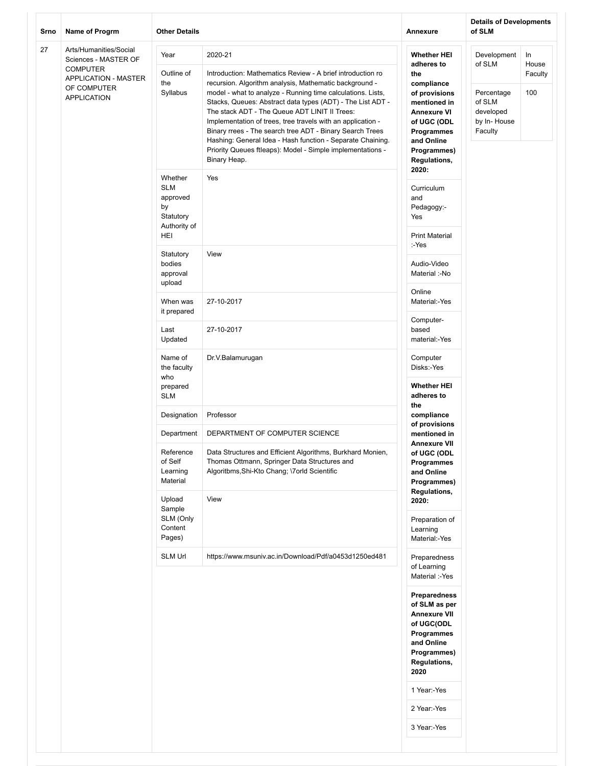| Srno | Name of Progrm | Other Details | | Annexure | Details of Developments of SLM | |
|---|---|---|---|---|---|---|
| 27 | Arts/Humanities/Social Sciences - MASTER OF COMPUTER APPLICATION - MASTER OF COMPUTER APPLICATION | Year | 2020-21 | **Whether HEI adheres to the compliance of provisions mentioned in Annexure VI of UGC (ODL Programmes and Online Programmes) Regulations, 2020:** | Development of SLM | In House Faculty |
| | | Outline of the Syllabus | Introduction: Mathematics Review - A brief introduction ro recursion. Algorithm analysis, Mathematic background - model - what to analyze - Running time calculations. Lists, Stacks, Queues: Abstract data types (ADT) - The List ADT - The stack ADT - The Queue ADT LINIT II Trees: Implementation of trees, tree travels with an application - Binary rrees - The search tree ADT - Binary Search Trees Hashing: General Idea - Hash function - Separate Chaining. Priority Queues ftleaps): Model - Simple implementations - Binary Heap. | Curriculum and Pedagogy:- Yes | Percentage of SLM developed by In- House Faculty | 100 |
| | | Whether SLM approved by Statutory Authority of HEI | Yes | Print Material :-Yes | | |
| | | Statutory bodies approval upload | View | Audio-Video Material :-No | | |
| | | When was it prepared | 27-10-2017 | Online Material:-Yes | | |
| | | Last Updated | 27-10-2017 | Computer-based material:-Yes | | |
| | | Name of the faculty who prepared SLM | Dr.V.Balamurugan | Computer Disks:-Yes | | |
| | | Designation | Professor | **Whether HEI adheres to the compliance of provisions mentioned in Annexure VII of UGC (ODL Programmes and Online Programmes) Regulations, 2020:** | | |
| | | Department | DEPARTMENT OF COMPUTER SCIENCE | | | |
| | | Reference of Self Learning Material | Data Structures and Efficient Algorithms, Burkhard Monien, Thomas Ottmann, Springer Data Structures and Algoritbms,Shi-Kto Chang; \7orld Scientific | | | |
| | | Upload Sample SLM (Only Content Pages) | View | Preparation of Learning Material:-Yes | | |
| | | SLM Url | https://www.msuniv.ac.in/Download/Pdf/a0453d1250ed481 | Preparedness of Learning Material :-Yes | | |
| | | | | **Preparedness of SLM as per Annexure VII of UGC(ODL Programmes and Online Programmes) Regulations, 2020** | | |
| | | | | 1 Year:-Yes | | |
| | | | | 2 Year:-Yes | | |
| | | | | 3 Year:-Yes | | |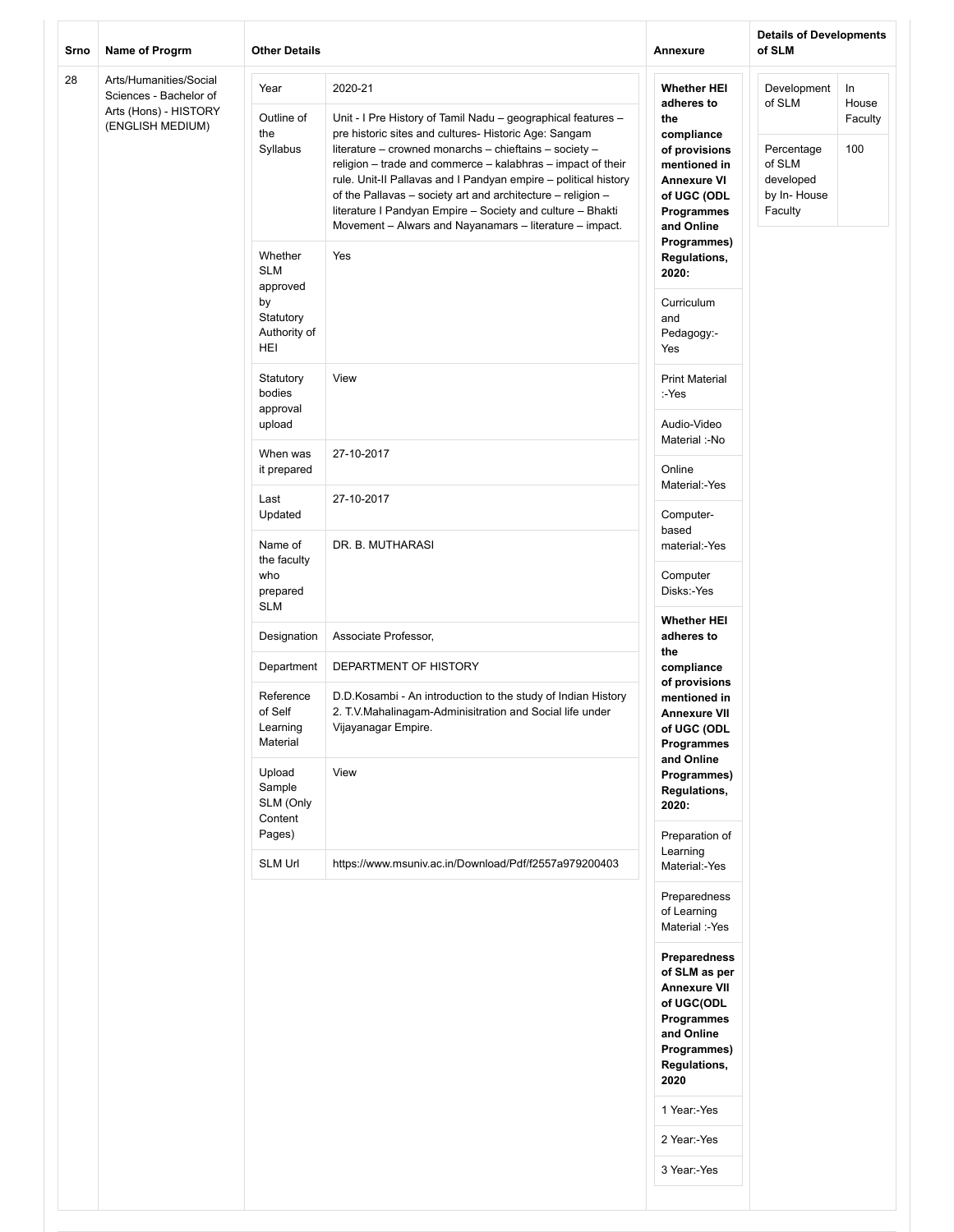| Srno | Name of Progrm | Other Details | | Annexure | Details of Developments of SLM | |
|---|---|---|---|---|---|---|
| 28 | Arts/Humanities/Social Sciences - Bachelor of Arts (Hons) - HISTORY (ENGLISH MEDIUM) | Year | 2020-21 | **Whether HEI adheres to the compliance of provisions mentioned in Annexure VI of UGC (ODL Programmes and Online Programmes) Regulations, 2020:** | Development of SLM | In House Faculty |
| | | Outline of the Syllabus | Unit - I Pre History of Tamil Nadu – geographical features – pre historic sites and cultures- Historic Age: Sangam literature – crowned monarchs – chieftains – society – religion – trade and commerce – kalabhras – impact of their rule. Unit-II Pallavas and I Pandyan empire – political history of the Pallavas – society art and architecture – religion – literature I Pandyan Empire – Society and culture – Bhakti Movement – Alwars and Nayanamars – literature – impact. | Curriculum and Pedagogy:- Yes | Percentage of SLM developed by In- House Faculty | 100 |
| | | Whether SLM approved by Statutory Authority of HEI | Yes | Print Material :-Yes | | |
| | | Statutory bodies approval upload | View | Audio-Video Material :-No | | |
| | | When was it prepared | 27-10-2017 | Online Material:-Yes | | |
| | | Last Updated | 27-10-2017 | Computer-based material:-Yes | | |
| | | Name of the faculty who prepared SLM | DR. B. MUTHARASI | Computer Disks:-Yes | | |
| | | Designation | Associate Professor, | **Whether HEI adheres to the compliance of provisions mentioned in Annexure VII of UGC (ODL Programmes and Online Programmes) Regulations, 2020:** | | |
| | | Department | DEPARTMENT OF HISTORY | Preparation of Learning Material:-Yes | | |
| | | Reference of Self Learning Material | D.D.Kosambi - An introduction to the study of Indian History 2. T.V.Mahalinagam-Adminisitration and Social life under Vijayanagar Empire. | Preparedness of Learning Material :-Yes | | |
| | | Upload Sample SLM (Only Content Pages) | View | **Preparedness of SLM as per Annexure VII of UGC(ODL Programmes and Online Programmes) Regulations, 2020** | | |
| | | SLM Url | https://www.msuniv.ac.in/Download/Pdf/f2557a979200403 | 1 Year:-Yes | | |
| | | | | 2 Year:-Yes | | |
| | | | | 3 Year:-Yes | | |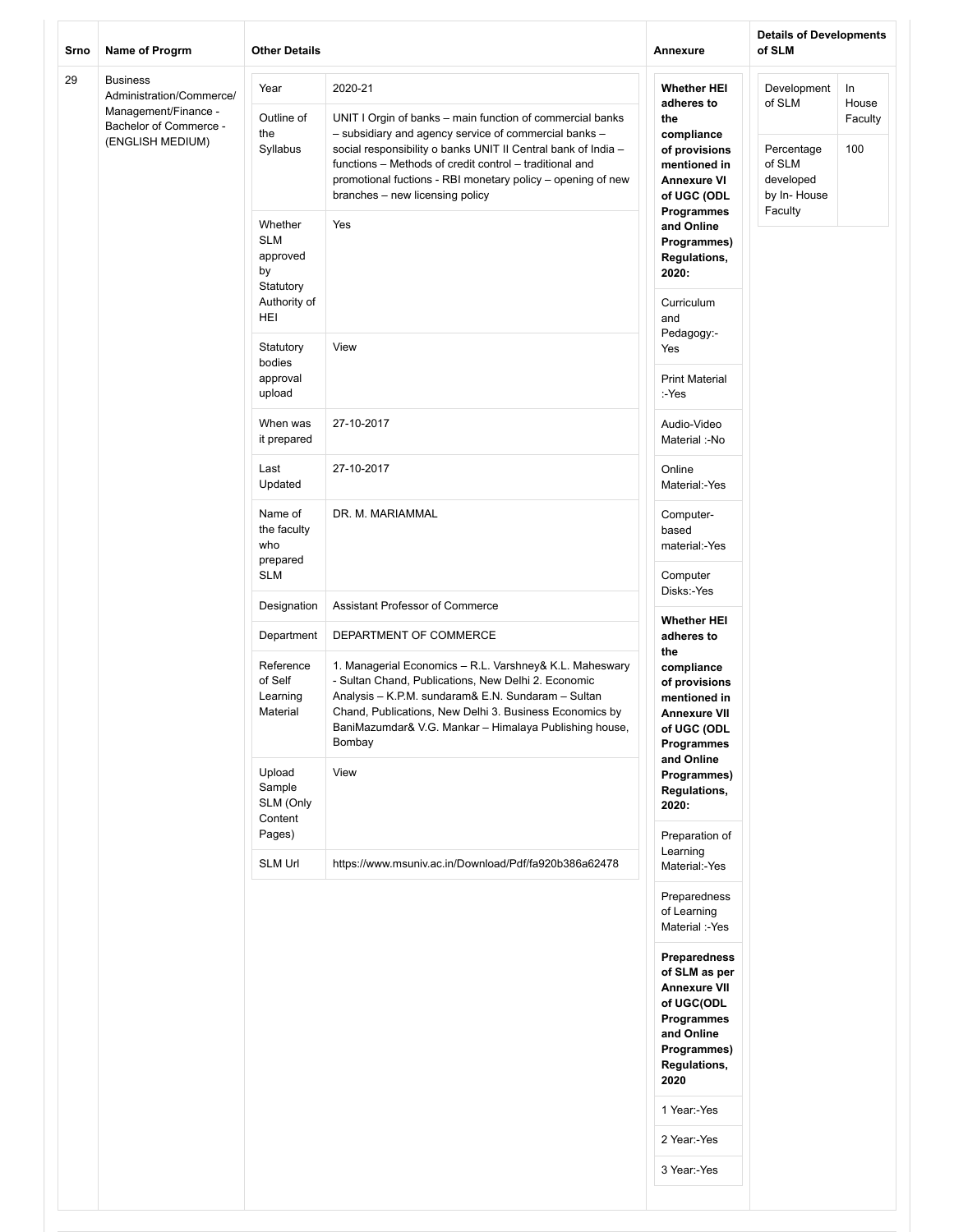| Srno | Name of Progrm | Other Details | | Annexure | Details of Developments of SLM | |
|---|---|---|---|---|---|---|
| 29 | Business Administration/Commerce/ Management/Finance - Bachelor of Commerce - (ENGLISH MEDIUM) | Year | 2020-21 | **Whether HEI adheres to the compliance of provisions mentioned in Annexure VI of UGC (ODL Programmes and Online Programmes) Regulations, 2020:** | Development of SLM | In House Faculty |
| | | Outline of the Syllabus | UNIT I Orgin of banks – main function of commercial banks – subsidiary and agency service of commercial banks – social responsibility o banks UNIT II Central bank of India – functions – Methods of credit control – traditional and promotional fuctions - RBI monetary policy – opening of new branches – new licensing policy | Curriculum and Pedagogy:- Yes | Percentage of SLM developed by In- House Faculty | 100 |
| | | Whether SLM approved by Statutory Authority of HEI | Yes | Print Material :-Yes | | |
| | | Statutory bodies approval upload | View | Audio-Video Material :-No | | |
| | | When was it prepared | 27-10-2017 | Online Material:-Yes | | |
| | | Last Updated | 27-10-2017 | Computer-based material:-Yes | | |
| | | Name of the faculty who prepared SLM | DR. M. MARIAMMAL | Computer Disks:-Yes | | |
| | | Designation | Assistant Professor of Commerce | **Whether HEI adheres to the compliance of provisions mentioned in Annexure VII of UGC (ODL Programmes and Online Programmes) Regulations, 2020:** | | |
| | | Department | DEPARTMENT OF COMMERCE | Preparation of Learning Material:-Yes | | |
| | | Reference of Self Learning Material | 1. Managerial Economics – R.L. Varshney& K.L. Maheswary - Sultan Chand, Publications, New Delhi 2. Economic Analysis – K.P.M. sundaram& E.N. Sundaram – Sultan Chand, Publications, New Delhi 3. Business Economics by BaniMazumdar& V.G. Mankar – Himalaya Publishing house, Bombay | Preparedness of Learning Material :-Yes | | |
| | | Upload Sample SLM (Only Content Pages) | View | **Preparedness of SLM as per Annexure VII of UGC(ODL Programmes and Online Programmes) Regulations, 2020** | | |
| | | SLM Url | https://www.msuniv.ac.in/Download/Pdf/fa920b386a62478 | 1 Year:-Yes | | |
| | | | | 2 Year:-Yes | | |
| | | | | 3 Year:-Yes | | |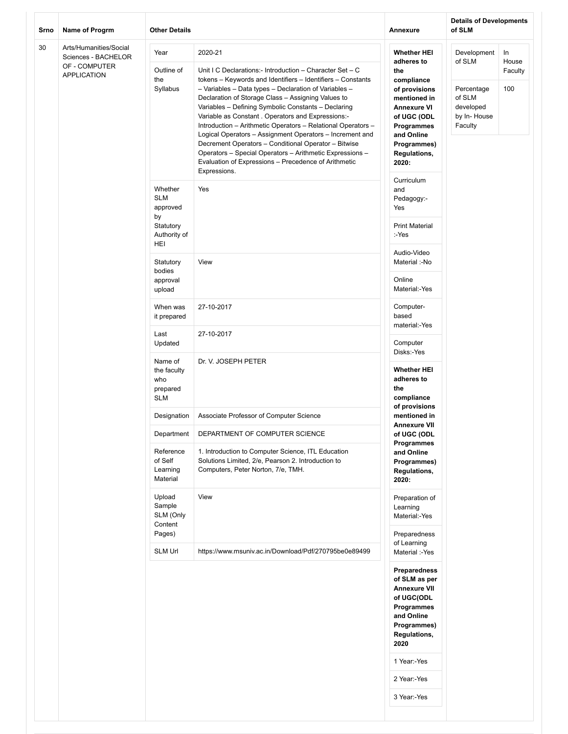| Srno | Name of Progrm | Other Details | | Annexure | Details of Developments of SLM | |
|---|---|---|---|---|---|---|
| 30 | Arts/Humanities/Social Sciences - BACHELOR OF - COMPUTER APPLICATION | Year | 2020-21 | **Whether HEI adheres to the compliance of provisions mentioned in Annexure VI of UGC (ODL Programmes and Online Programmes) Regulations, 2020:** | Development of SLM | In House Faculty |
| | | Outline of the Syllabus | Unit I C Declarations:- Introduction – Character Set – C tokens – Keywords and Identifiers – Identifiers – Constants – Variables – Data types – Declaration of Variables – Declaration of Storage Class – Assigning Values to Variables – Defining Symbolic Constants – Declaring Variable as Constant . Operators and Expressions:- Introduction – Arithmetic Operators – Relational Operators – Logical Operators – Assignment Operators – Increment and Decrement Operators – Conditional Operator – Bitwise Operators – Special Operators – Arithmetic Expressions – Evaluation of Expressions – Precedence of Arithmetic Expressions. | Curriculum and Pedagogy:- Yes | Percentage of SLM developed by In- House Faculty | 100 |
| | | Whether SLM approved by Statutory Authority of HEI | Yes | Print Material :-Yes | | |
| | | Statutory bodies approval upload | View | Audio-Video Material :-No | | |
| | | When was it prepared | 27-10-2017 | Online Material:-Yes | | |
| | | Last Updated | 27-10-2017 | Computer-based material:-Yes | | |
| | | Name of the faculty who prepared SLM | Dr. V. JOSEPH PETER | Computer Disks:-Yes | | |
| | | Designation | Associate Professor of Computer Science | **Whether HEI adheres to the compliance of provisions mentioned in Annexure VII of UGC (ODL Programmes and Online Programmes) Regulations, 2020:** | | |
| | | Department | DEPARTMENT OF COMPUTER SCIENCE | Preparation of Learning Material:-Yes | | |
| | | Reference of Self Learning Material | 1. Introduction to Computer Science, ITL Education Solutions Limited, 2/e, Pearson 2. Introduction to Computers, Peter Norton, 7/e, TMH. | Preparedness of Learning Material :-Yes | | |
| | | Upload Sample SLM (Only Content Pages) | View | **Preparedness of SLM as per Annexure VII of UGC(ODL Programmes and Online Programmes) Regulations, 2020** | | |
| | | SLM Url | https://www.msuniv.ac.in/Download/Pdf/270795be0e89499 | 1 Year:-Yes | | |
| | | | | 2 Year:-Yes | | |
| | | | | 3 Year:-Yes | | |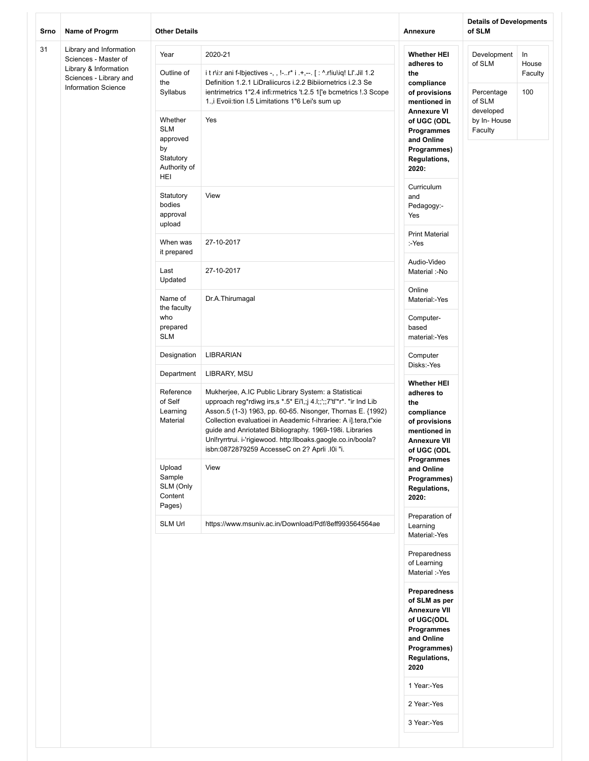| Srno | Name of Progrm | Other Details | | Annexure | Details of Developments of SLM | |
|---|---|---|---|---|---|---|
| 31 | Library and Information Sciences - Master of Library & Information Sciences - Library and Information Science | Year | 2020-21 | **Whether HEI adheres to the compliance of provisions mentioned in Annexure VI of UGC (ODL Programmes and Online Programmes) Regulations, 2020:** | Development of SLM | In House Faculty |
| | | Outline of the Syllabus | i t r\i:r ani f-lbjectives -, , !-..r* i .+,--. [ : ^.r!iu\iq! Ll'.Jil 1.2 Definition 1.2.1 LiDraliicurcs i.2.2 Bibiiornetrics i.2.3 Se ientrimetrics 1"2.4 infi:rmetrics 't.2.5 1['e bcmetrics !.3 Scope 1.,i Evoii:tion I.5 Limitations 1"6 Lei's sum up | Curriculum and Pedagogy:- Yes | Percentage of SLM developed by In- House Faculty | 100 |
| | | Whether SLM approved by Statutory Authority of HEI | Yes | Print Material :-Yes | | |
| | | Statutory bodies approval upload | View | Audio-Video Material :-No | | |
| | | When was it prepared | 27-10-2017 | Online Material:-Yes | | |
| | | Last Updated | 27-10-2017 | Computer-based material:-Yes | | |
| | | Name of the faculty who prepared SLM | Dr.A.Thirumagal | Computer Disks:-Yes | | |
| | | Designation | LIBRARIAN | **Whether HEI adheres to the compliance of provisions mentioned in Annexure VII of UGC (ODL Programmes and Online Programmes) Regulations, 2020:** | | |
| | | Department | LIBRARY, MSU | Preparation of Learning Material:-Yes | | |
| | | Reference of Self Learning Material | Mukherjee, A.IC Public Library System: a Statisticai upproach reg*rdiwg irs,s *.5* Ei'l,;j 4.l;;';;7'tl'*r*. "ir Ind Lib Asson.5 (1-3) 1963, pp. 60-65. Nisonger, Thornas E. {1992) Collection evaluatioei in Aeademic f-ihrariee: A i].tera,t"xie guide and Anriotated Bibliography. 1969-198i. Libraries Unl!ryrrtrui. i-'rigiewood. http:llboaks.gaogle.co.in/boola? isbn:0872879259 AccesseC on 2? Aprli .l0i "i. | Preparedness of Learning Material :-Yes | | |
| | | Upload Sample SLM (Only Content Pages) | View | **Preparedness of SLM as per Annexure VII of UGC(ODL Programmes and Online Programmes) Regulations, 2020** | | |
| | | SLM Url | https://www.msuniv.ac.in/Download/Pdf/8eff993564564ae | 1 Year:-Yes | | |
| | | | | 2 Year:-Yes | | |
| | | | | 3 Year:-Yes | | |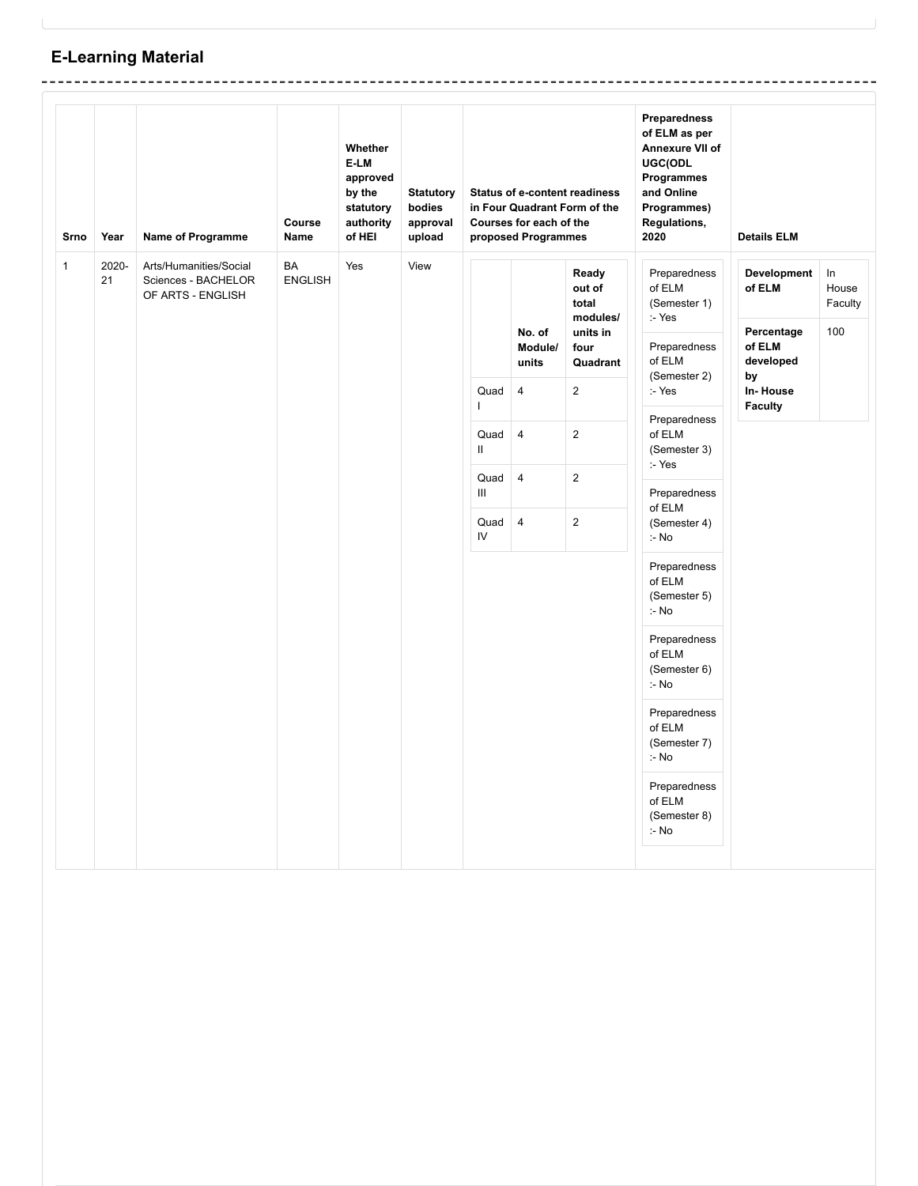## E-Learning Material

| Srno | Year | Name of Programme | Course Name | Whether E-LM approved by the statutory authority of HEI | Statutory bodies approval upload | Status of e-content readiness in Four Quadrant Form of the Courses for each of the proposed Programmes | Preparedness of ELM as per Annexure VII of UGC(ODL Programmes and Online Programmes) Regulations, 2020 | Details ELM |
|---|---|---|---|---|---|---|---|---|
| 1 | 2020-21 | Arts/Humanities/Social Sciences - BACHELOR OF ARTS - ENGLISH | BA ENGLISH | Yes | View | (see below) | Preparedness of ELM (Semester 1) :- Yes<br>Preparedness of ELM (Semester 2) :- Yes<br>Preparedness of ELM (Semester 3) :- Yes<br>Preparedness of ELM (Semester 4) :- No<br>Preparedness of ELM (Semester 5) :- No<br>Preparedness of ELM (Semester 6) :- No<br>Preparedness of ELM (Semester 7) :- No<br>Preparedness of ELM (Semester 8) :- No | Development of ELM: In House Faculty<br>Percentage of ELM developed by In- House Faculty: 100 |

**Status of e-content readiness in Four Quadrant Form:**

| | No. of Module/ units | Ready out of total modules/ units in four Quadrant |
|---|---|---|
| Quad I | 4 | 2 |
| Quad II | 4 | 2 |
| Quad III | 4 | 2 |
| Quad IV | 4 | 2 |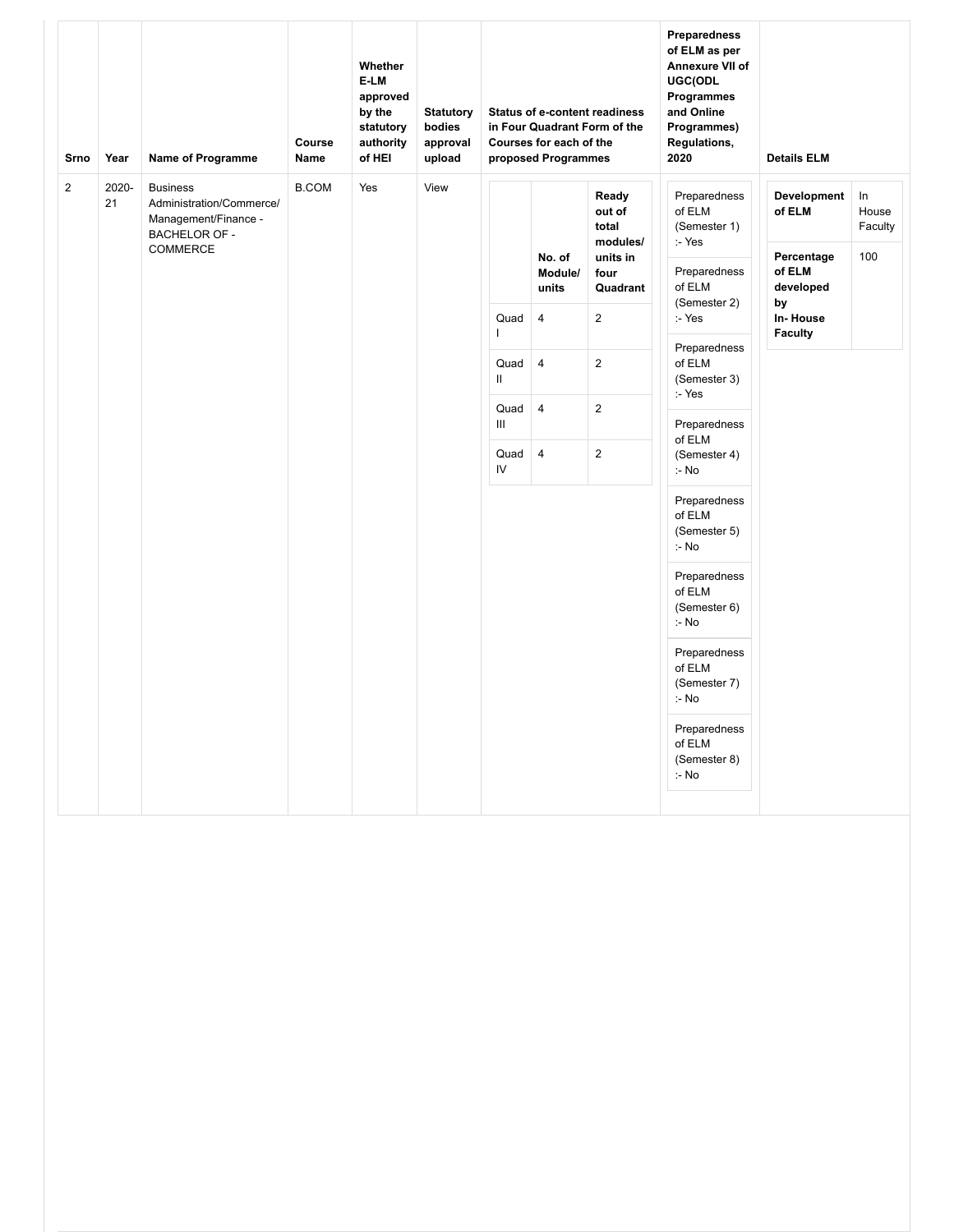| Srno | Year | Name of Programme | Course Name | Whether E-LM approved by the statutory authority of HEI | Statutory bodies approval upload | Status of e-content readiness in Four Quadrant Form of the Courses for each of the proposed Programmes | Preparedness of ELM as per Annexure VII of UGC(ODL Programmes and Online Programmes) Regulations, 2020 | Details ELM |
|---|---|---|---|---|---|---|---|---|
| 2 | 2020-21 | Business Administration/Commerce/ Management/Finance - BACHELOR OF - COMMERCE | B.COM | Yes | View | <table><tr><th></th><th>No. of Module/ units</th><th>Ready out of total modules/ units in four Quadrant</th></tr><tr><td>Quad I</td><td>4</td><td>2</td></tr><tr><td>Quad II</td><td>4</td><td>2</td></tr><tr><td>Quad III</td><td>4</td><td>2</td></tr><tr><td>Quad IV</td><td>4</td><td>2</td></tr></table> | Preparedness of ELM (Semester 1) :- Yes<br>Preparedness of ELM (Semester 2) :- Yes<br>Preparedness of ELM (Semester 3) :- Yes<br>Preparedness of ELM (Semester 4) :- No<br>Preparedness of ELM (Semester 5) :- No<br>Preparedness of ELM (Semester 6) :- No<br>Preparedness of ELM (Semester 7) :- No<br>Preparedness of ELM (Semester 8) :- No | **Development of ELM**: In House Faculty<br>**Percentage of ELM developed by In- House Faculty**: 100 |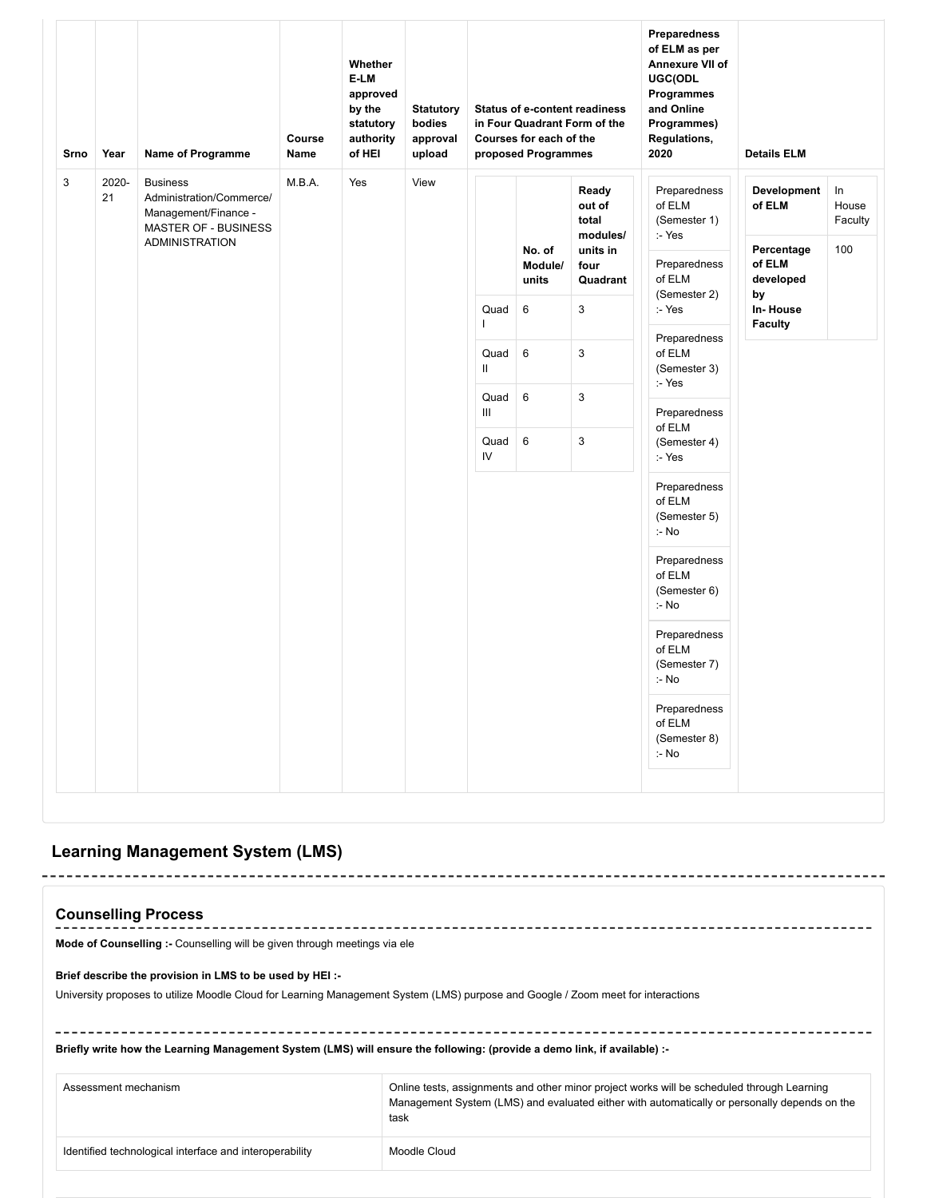| Srno | Year | Name of Programme | Course Name | Whether E-LM approved by the statutory authority of HEI | Statutory bodies approval upload | Status of e-content readiness in Four Quadrant Form of the Courses for each of the proposed Programmes | Preparedness of ELM as per Annexure VII of UGC(ODL Programmes and Online Programmes) Regulations, 2020 | Details ELM |
|---|---|---|---|---|---|---|---|---|
| 3 | 2020-21 | Business Administration/Commerce/ Management/Finance - MASTER OF - BUSINESS ADMINISTRATION | M.B.A. | Yes | View | (see below) | (see below) | (see below) |

**Status of e-content readiness in Four Quadrant Form:**

| | No. of Module/ units | Ready out of total modules/ units in four Quadrant |
|---|---|---|
| Quad I | 6 | 3 |
| Quad II | 6 | 3 |
| Quad III | 6 | 3 |
| Quad IV | 6 | 3 |

**Preparedness of ELM:**

- Preparedness of ELM (Semester 1) :- Yes
- Preparedness of ELM (Semester 2) :- Yes
- Preparedness of ELM (Semester 3) :- Yes
- Preparedness of ELM (Semester 4) :- Yes
- Preparedness of ELM (Semester 5) :- No
- Preparedness of ELM (Semester 6) :- No
- Preparedness of ELM (Semester 7) :- No
- Preparedness of ELM (Semester 8) :- No

**Details ELM:**

| | |
|---|---|
| **Development of ELM** | In House Faculty |
| **Percentage of ELM developed by In- House Faculty** | 100 |

## Learning Management System (LMS)

### Counselling Process

**Mode of Counselling :-** Counselling will be given through meetings via ele

**Brief describe the provision in LMS to be used by HEI :-**

University proposes to utilize Moodle Cloud for Learning Management System (LMS) purpose and Google / Zoom meet for interactions

**Briefly write how the Learning Management System (LMS) will ensure the following: (provide a demo link, if available) :-**

| | |
|---|---|
| Assessment mechanism | Online tests, assignments and other minor project works will be scheduled through Learning Management System (LMS) and evaluated either with automatically or personally depends on the task |
| Identified technological interface and interoperability | Moodle Cloud |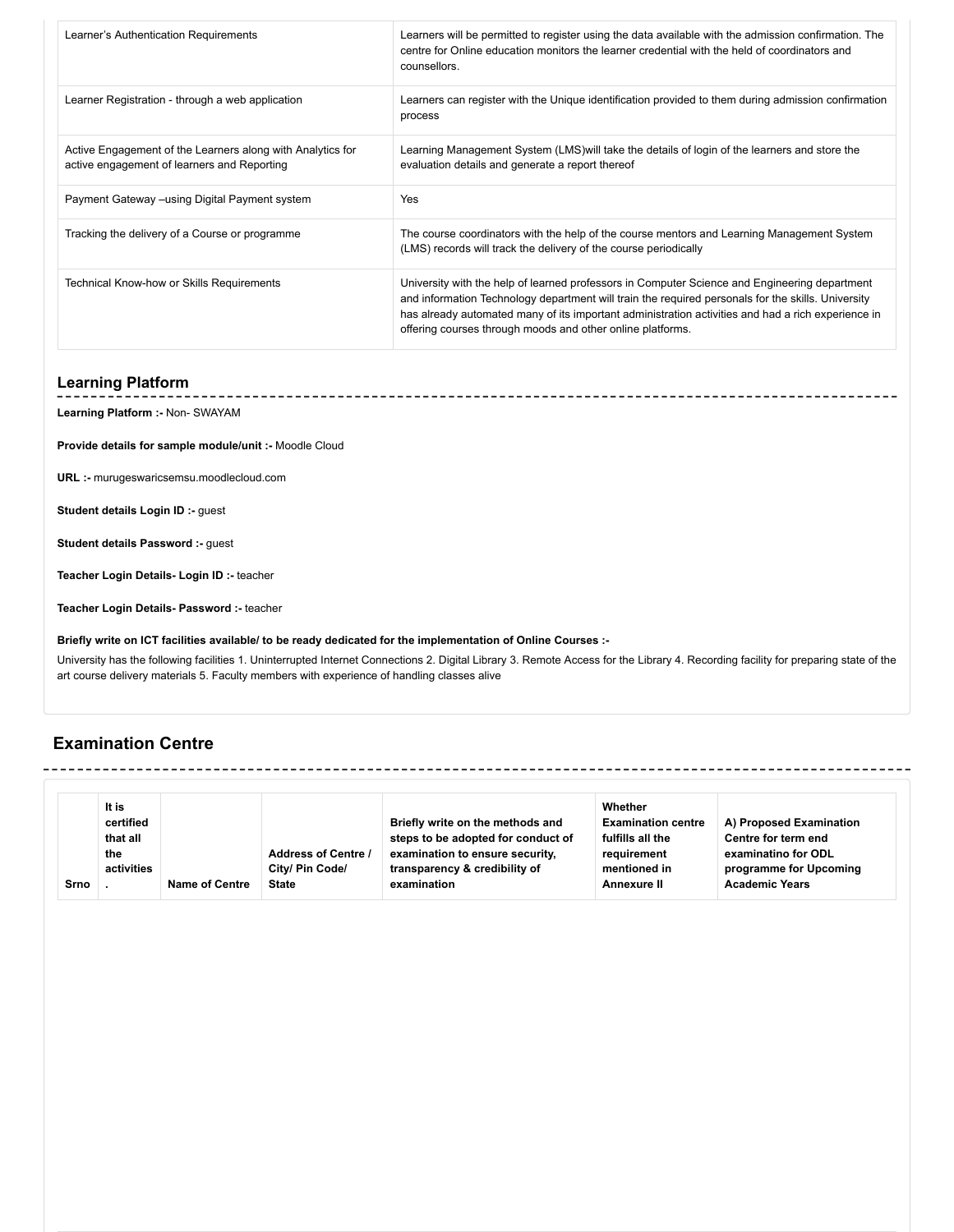| | |
|---|---|
| Learner's Authentication Requirements | Learners will be permitted to register using the data available with the admission confirmation. The centre for Online education monitors the learner credential with the held of coordinators and counsellors. |
| Learner Registration - through a web application | Learners can register with the Unique identification provided to them during admission confirmation process |
| Active Engagement of the Learners along with Analytics for active engagement of learners and Reporting | Learning Management System (LMS)will take the details of login of the learners and store the evaluation details and generate a report thereof |
| Payment Gateway –using Digital Payment system | Yes |
| Tracking the delivery of a Course or programme | The course coordinators with the help of the course mentors and Learning Management System (LMS) records will track the delivery of the course periodically |
| Technical Know-how or Skills Requirements | University with the help of learned professors in Computer Science and Engineering department and information Technology department will train the required personals for the skills. University has already automated many of its important administration activities and had a rich experience in offering courses through moods and other online platforms. |

## Learning Platform

**Learning Platform :-** Non- SWAYAM

**Provide details for sample module/unit :-** Moodle Cloud

**URL :-** murugeswaricsemsu.moodlecloud.com

**Student details Login ID :-** guest

**Student details Password :-** guest

**Teacher Login Details- Login ID :-** teacher

**Teacher Login Details- Password :-** teacher

**Briefly write on ICT facilities available/ to be ready dedicated for the implementation of Online Courses :-**

University has the following facilities 1. Uninterrupted Internet Connections 2. Digital Library 3. Remote Access for the Library 4. Recording facility for preparing state of the art course delivery materials 5. Faculty members with experience of handling classes alive

## Examination Centre

| Srno | It is certified that all the activities . | Name of Centre | Address of Centre / City/ Pin Code/ State | Briefly write on the methods and steps to be adopted for conduct of examination to ensure security, transparency & credibility of examination | Whether Examination centre fulfills all the requirement mentioned in Annexure II | A) Proposed Examination Centre for term end examinatino for ODL programme for Upcoming Academic Years |
|---|---|---|---|---|---|---|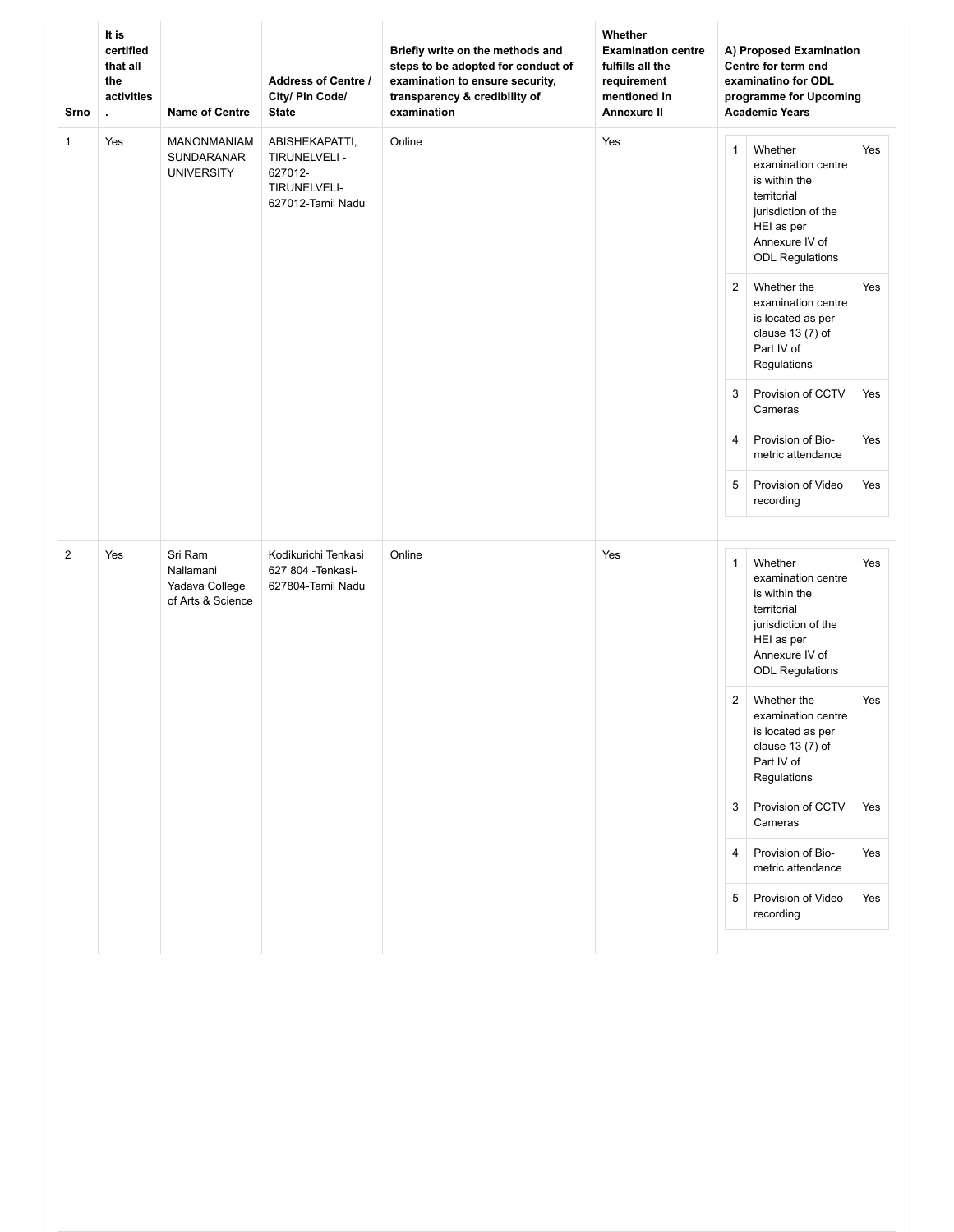| Srno | It is certified that all the activities . | Name of Centre | Address of Centre / City/ Pin Code/ State | Briefly write on the methods and steps to be adopted for conduct of examination to ensure security, transparency & credibility of examination | Whether Examination centre fulfills all the requirement mentioned in Annexure II | A) Proposed Examination Centre for term end examinatino for ODL programme for Upcoming Academic Years |
|---|---|---|---|---|---|---|
| 1 | Yes | MANONMANIAM SUNDARANAR UNIVERSITY | ABISHEKAPATTI, TIRUNELVELI - 627012-TIRUNELVELI-627012-Tamil Nadu | Online | Yes | 1. Whether examination centre is within the territorial jurisdiction of the HEI as per Annexure IV of ODL Regulations: Yes<br>2. Whether the examination centre is located as per clause 13 (7) of Part IV of Regulations: Yes<br>3. Provision of CCTV Cameras: Yes<br>4. Provision of Bio-metric attendance: Yes<br>5. Provision of Video recording: Yes |
| 2 | Yes | Sri Ram Nallamani Yadava College of Arts & Science | Kodikurichi Tenkasi 627 804 -Tenkasi-627804-Tamil Nadu | Online | Yes | 1. Whether examination centre is within the territorial jurisdiction of the HEI as per Annexure IV of ODL Regulations: Yes<br>2. Whether the examination centre is located as per clause 13 (7) of Part IV of Regulations: Yes<br>3. Provision of CCTV Cameras: Yes<br>4. Provision of Bio-metric attendance: Yes<br>5. Provision of Video recording: Yes |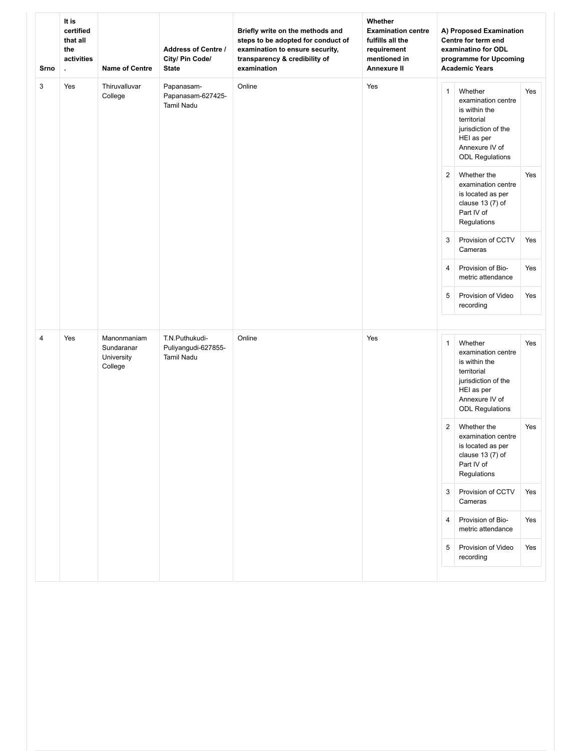| Srno | It is certified that all the activities . | Name of Centre | Address of Centre / City/ Pin Code/ State | Briefly write on the methods and steps to be adopted for conduct of examination to ensure security, transparency & credibility of examination | Whether Examination centre fulfills all the requirement mentioned in Annexure II | A) Proposed Examination Centre for term end examinatino for ODL programme for Upcoming Academic Years |
|---|---|---|---|---|---|---|
| 3 | Yes | Thiruvalluvar College | Papanasam-Papanasam-627425-Tamil Nadu | Online | Yes | 1. Whether examination centre is within the territorial jurisdiction of the HEI as per Annexure IV of ODL Regulations: Yes<br>2. Whether the examination centre is located as per clause 13 (7) of Part IV of Regulations: Yes<br>3. Provision of CCTV Cameras: Yes<br>4. Provision of Bio-metric attendance: Yes<br>5. Provision of Video recording: Yes |
| 4 | Yes | Manonmaniam Sundaranar University College | T.N.Puthukudi-Puliyangudi-627855-Tamil Nadu | Online | Yes | 1. Whether examination centre is within the territorial jurisdiction of the HEI as per Annexure IV of ODL Regulations: Yes<br>2. Whether the examination centre is located as per clause 13 (7) of Part IV of Regulations: Yes<br>3. Provision of CCTV Cameras: Yes<br>4. Provision of Bio-metric attendance: Yes<br>5. Provision of Video recording: Yes |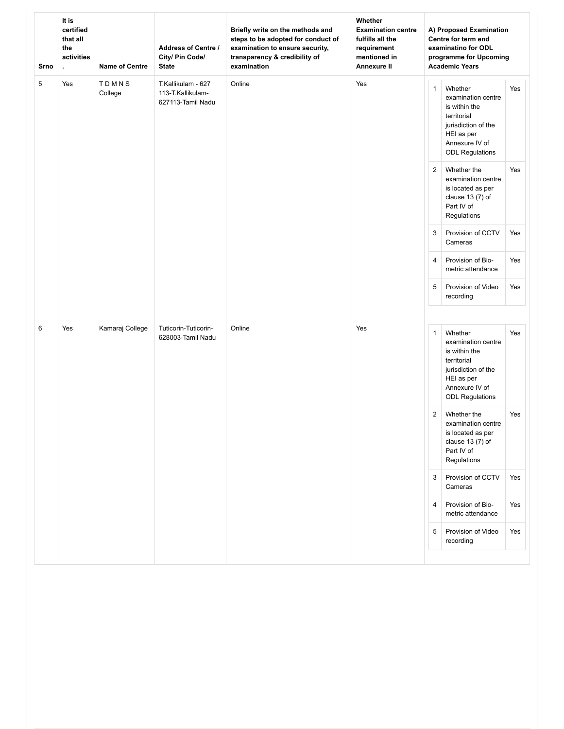| Srno | It is certified that all the activities . | Name of Centre | Address of Centre / City/ Pin Code/ State | Briefly write on the methods and steps to be adopted for conduct of examination to ensure security, transparency & credibility of examination | Whether Examination centre fulfills all the requirement mentioned in Annexure II | A) Proposed Examination Centre for term end examinatino for ODL programme for Upcoming Academic Years | | |
|---|---|---|---|---|---|---|---|---|
| 5 | Yes | T D M N S College | T.Kallikulam - 627 113-T.Kallikulam-627113-Tamil Nadu | Online | Yes | 1 | Whether examination centre is within the territorial jurisdiction of the HEI as per Annexure IV of ODL Regulations | Yes |
| | | | | | | 2 | Whether the examination centre is located as per clause 13 (7) of Part IV of Regulations | Yes |
| | | | | | | 3 | Provision of CCTV Cameras | Yes |
| | | | | | | 4 | Provision of Bio-metric attendance | Yes |
| | | | | | | 5 | Provision of Video recording | Yes |
| 6 | Yes | Kamaraj College | Tuticorin-Tuticorin-628003-Tamil Nadu | Online | Yes | 1 | Whether examination centre is within the territorial jurisdiction of the HEI as per Annexure IV of ODL Regulations | Yes |
| | | | | | | 2 | Whether the examination centre is located as per clause 13 (7) of Part IV of Regulations | Yes |
| | | | | | | 3 | Provision of CCTV Cameras | Yes |
| | | | | | | 4 | Provision of Bio-metric attendance | Yes |
| | | | | | | 5 | Provision of Video recording | Yes |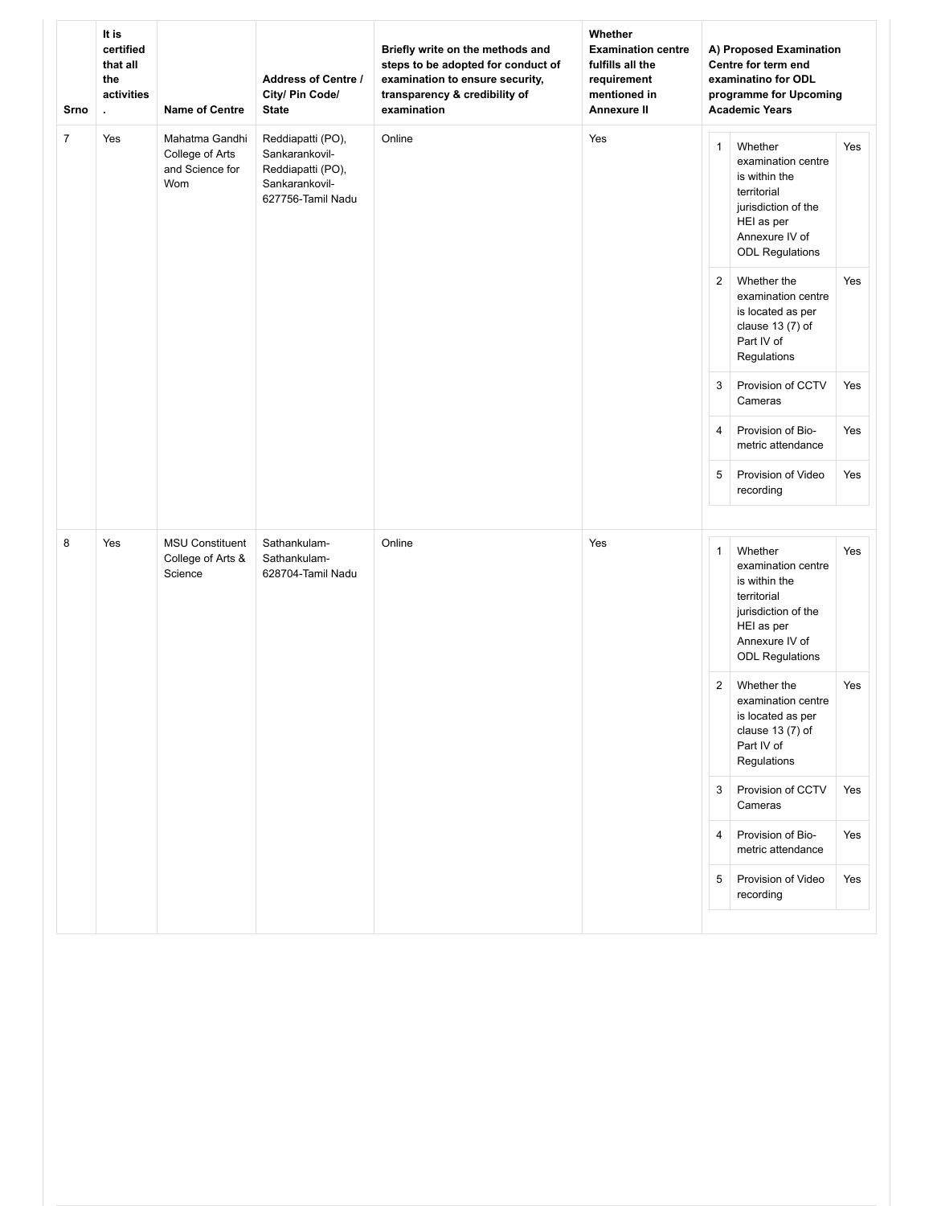| Srno | It is certified that all the activities . | Name of Centre | Address of Centre / City/ Pin Code/ State | Briefly write on the methods and steps to be adopted for conduct of examination to ensure security, transparency & credibility of examination | Whether Examination centre fulfills all the requirement mentioned in Annexure II | A) Proposed Examination Centre for term end examinatino for ODL programme for Upcoming Academic Years |
|---|---|---|---|---|---|---|
| 7 | Yes | Mahatma Gandhi College of Arts and Science for Wom | Reddiapatti (PO), Sankarankovil-Reddiapatti (PO), Sankarankovil-627756-Tamil Nadu | Online | Yes | 1. Whether examination centre is within the territorial jurisdiction of the HEI as per Annexure IV of ODL Regulations: Yes<br>2. Whether the examination centre is located as per clause 13 (7) of Part IV of Regulations: Yes<br>3. Provision of CCTV Cameras: Yes<br>4. Provision of Bio-metric attendance: Yes<br>5. Provision of Video recording: Yes |
| 8 | Yes | MSU Constituent College of Arts & Science | Sathankulam-Sathankulam-628704-Tamil Nadu | Online | Yes | 1. Whether examination centre is within the territorial jurisdiction of the HEI as per Annexure IV of ODL Regulations: Yes<br>2. Whether the examination centre is located as per clause 13 (7) of Part IV of Regulations: Yes<br>3. Provision of CCTV Cameras: Yes<br>4. Provision of Bio-metric attendance: Yes<br>5. Provision of Video recording: Yes |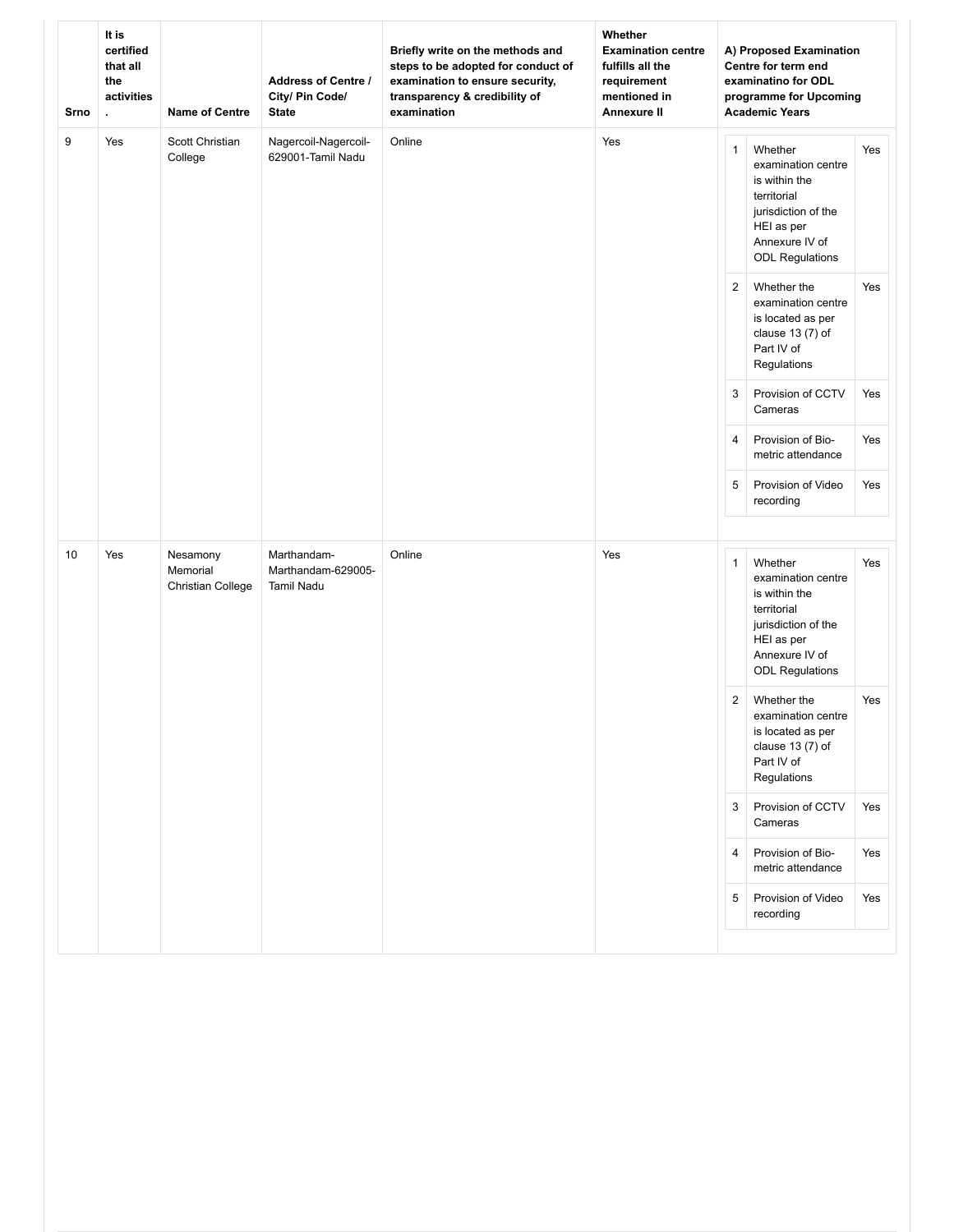| Srno | It is certified that all the activities . | Name of Centre | Address of Centre / City/ Pin Code/ State | Briefly write on the methods and steps to be adopted for conduct of examination to ensure security, transparency & credibility of examination | Whether Examination centre fulfills all the requirement mentioned in Annexure II | A) Proposed Examination Centre for term end examinatino for ODL programme for Upcoming Academic Years |
|---|---|---|---|---|---|---|
| 9 | Yes | Scott Christian College | Nagercoil-Nagercoil-629001-Tamil Nadu | Online | Yes | 1. Whether examination centre is within the territorial jurisdiction of the HEI as per Annexure IV of ODL Regulations: Yes<br>2. Whether the examination centre is located as per clause 13 (7) of Part IV of Regulations: Yes<br>3. Provision of CCTV Cameras: Yes<br>4. Provision of Bio-metric attendance: Yes<br>5. Provision of Video recording: Yes |
| 10 | Yes | Nesamony Memorial Christian College | Marthandam-Marthandam-629005-Tamil Nadu | Online | Yes | 1. Whether examination centre is within the territorial jurisdiction of the HEI as per Annexure IV of ODL Regulations: Yes<br>2. Whether the examination centre is located as per clause 13 (7) of Part IV of Regulations: Yes<br>3. Provision of CCTV Cameras: Yes<br>4. Provision of Bio-metric attendance: Yes<br>5. Provision of Video recording: Yes |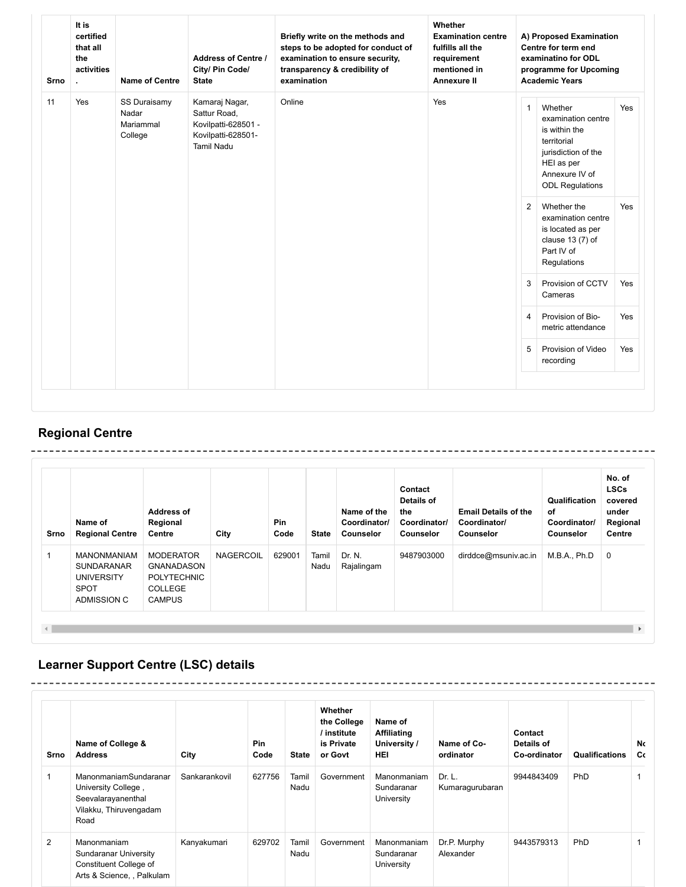| Srno | It is certified that all the activities . | Name of Centre | Address of Centre / City/ Pin Code/ State | Briefly write on the methods and steps to be adopted for conduct of examination to ensure security, transparency & credibility of examination | Whether Examination centre fulfills all the requirement mentioned in Annexure II | A) Proposed Examination Centre for term end examinatino for ODL programme for Upcoming Academic Years |
|---|---|---|---|---|---|---|
| 11 | Yes | SS Duraisamy Nadar Mariammal College | Kamaraj Nagar, Sattur Road, Kovilpatti-628501 - Kovilpatti-628501- Tamil Nadu | Online | Yes | 1. Whether examination centre is within the territorial jurisdiction of the HEI as per Annexure IV of ODL Regulations: Yes<br>2. Whether the examination centre is located as per clause 13 (7) of Part IV of Regulations: Yes<br>3. Provision of CCTV Cameras: Yes<br>4. Provision of Bio-metric attendance: Yes<br>5. Provision of Video recording: Yes |

## Regional Centre

| Srno | Name of Regional Centre | Address of Regional Centre | City | Pin Code | State | Name of the Coordinator/ Counselor | Contact Details of the Coordinator/ Counselor | Email Details of the Coordinator/ Counselor | Qualification of Coordinator/ Counselor | No. of LSCs covered under Regional Centre |
|---|---|---|---|---|---|---|---|---|---|---|
| 1 | MANONMANIAM SUNDARANAR UNIVERSITY SPOT ADMISSION C | MODERATOR GNANADASON POLYTECHNIC COLLEGE CAMPUS | NAGERCOIL | 629001 | Tamil Nadu | Dr. N. Rajalingam | 9487903000 | dirddce@msuniv.ac.in | M.B.A., Ph.D | 0 |

## Learner Support Centre (LSC) details

| Srno | Name of College & Address | City | Pin Code | State | Whether the College / institute is Private or Govt | Name of Affiliating University / HEI | Name of Co-ordinator | Contact Details of Co-ordinator | Qualifications | No. Co |
|---|---|---|---|---|---|---|---|---|---|---|
| 1 | ManonmaniamSundaranar University College , Seevalarayanenthal Vilakku, Thiruvengadam Road | Sankarankovil | 627756 | Tamil Nadu | Government | Manonmaniam Sundaranar University | Dr. L. Kumaragurubaran | 9944843409 | PhD | 1 |
| 2 | Manonmaniam Sundaranar University Constituent College of Arts & Science, , Palkulam | Kanyakumari | 629702 | Tamil Nadu | Government | Manonmaniam Sundaranar University | Dr.P. Murphy Alexander | 9443579313 | PhD | 1 |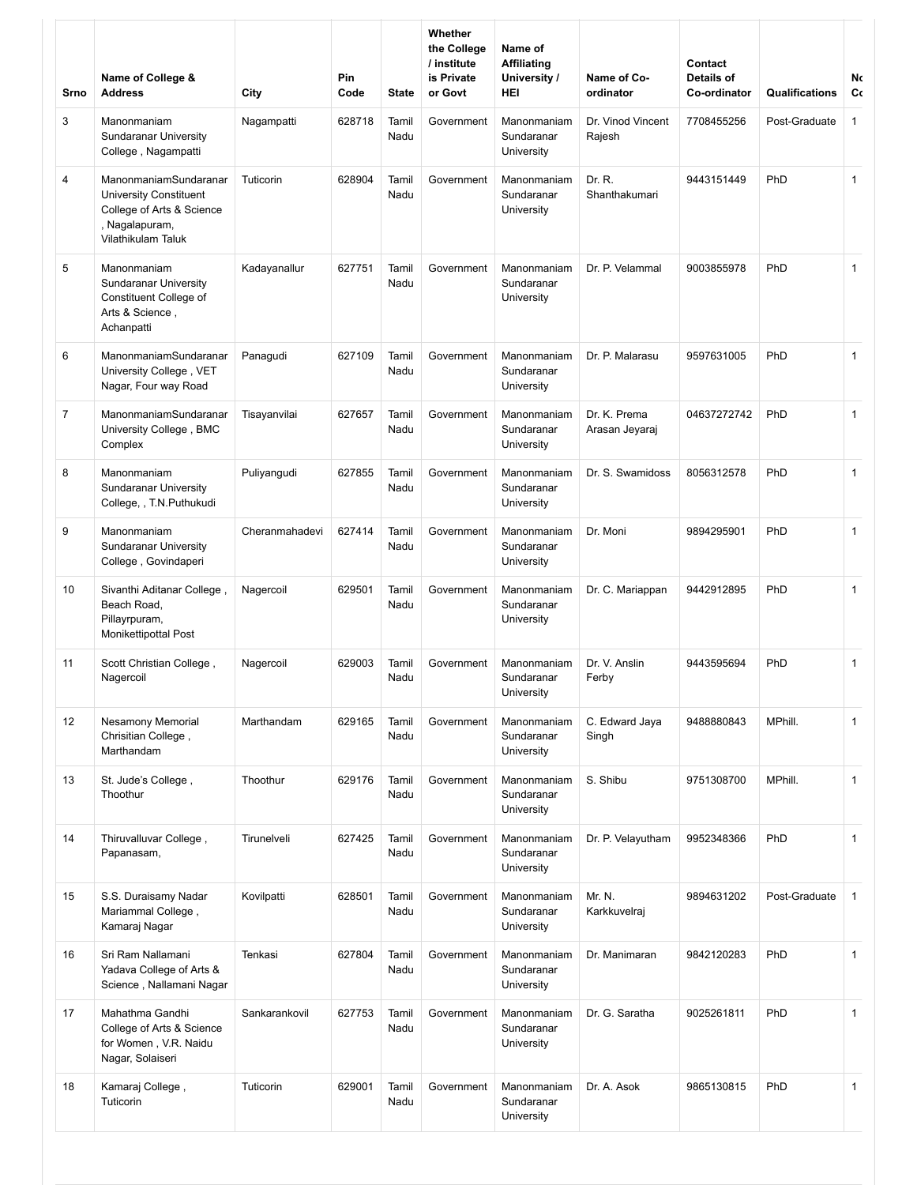| Srno | Name of College & Address | City | Pin Code | State | Whether the College / institute is Private or Govt | Name of Affiliating University / HEI | Name of Co-ordinator | Contact Details of Co-ordinator | Qualifications | No Co |
|---|---|---|---|---|---|---|---|---|---|---|
| 3 | Manonmaniam Sundaranar University College , Nagampatti | Nagampatti | 628718 | Tamil Nadu | Government | Manonmaniam Sundaranar University | Dr. Vinod Vincent Rajesh | 7708455256 | Post-Graduate | 1 |
| 4 | ManonmaniamSundaranar University Constituent College of Arts & Science , Nagalapuram, Vilathikulam Taluk | Tuticorin | 628904 | Tamil Nadu | Government | Manonmaniam Sundaranar University | Dr. R. Shanthakumari | 9443151449 | PhD | 1 |
| 5 | Manonmaniam Sundaranar University Constituent College of Arts & Science , Achanpatti | Kadayanallur | 627751 | Tamil Nadu | Government | Manonmaniam Sundaranar University | Dr. P. Velammal | 9003855978 | PhD | 1 |
| 6 | ManonmaniamSundaranar University College , VET Nagar, Four way Road | Panagudi | 627109 | Tamil Nadu | Government | Manonmaniam Sundaranar University | Dr. P. Malarasu | 9597631005 | PhD | 1 |
| 7 | ManonmaniamSundaranar University College , BMC Complex | Tisayanvilai | 627657 | Tamil Nadu | Government | Manonmaniam Sundaranar University | Dr. K. Prema Arasan Jeyaraj | 04637272742 | PhD | 1 |
| 8 | Manonmaniam Sundaranar University College, , T.N.Puthukudi | Puliyangudi | 627855 | Tamil Nadu | Government | Manonmaniam Sundaranar University | Dr. S. Swamidoss | 8056312578 | PhD | 1 |
| 9 | Manonmaniam Sundaranar University College , Govindaperi | Cheranmahadevi | 627414 | Tamil Nadu | Government | Manonmaniam Sundaranar University | Dr. Moni | 9894295901 | PhD | 1 |
| 10 | Sivanthi Aditanar College , Beach Road, Pillayrpuram, Monikettipottal Post | Nagercoil | 629501 | Tamil Nadu | Government | Manonmaniam Sundaranar University | Dr. C. Mariappan | 9442912895 | PhD | 1 |
| 11 | Scott Christian College , Nagercoil | Nagercoil | 629003 | Tamil Nadu | Government | Manonmaniam Sundaranar University | Dr. V. Anslin Ferby | 9443595694 | PhD | 1 |
| 12 | Nesamony Memorial Chrisitian College , Marthandam | Marthandam | 629165 | Tamil Nadu | Government | Manonmaniam Sundaranar University | C. Edward Jaya Singh | 9488880843 | MPhill. | 1 |
| 13 | St. Jude's College , Thoothur | Thoothur | 629176 | Tamil Nadu | Government | Manonmaniam Sundaranar University | S. Shibu | 9751308700 | MPhill. | 1 |
| 14 | Thiruvalluvar College , Papanasam, | Tirunelveli | 627425 | Tamil Nadu | Government | Manonmaniam Sundaranar University | Dr. P. Velayutham | 9952348366 | PhD | 1 |
| 15 | S.S. Duraisamy Nadar Mariammal College , Kamaraj Nagar | Kovilpatti | 628501 | Tamil Nadu | Government | Manonmaniam Sundaranar University | Mr. N. Karkkuvelraj | 9894631202 | Post-Graduate | 1 |
| 16 | Sri Ram Nallamani Yadava College of Arts & Science , Nallamani Nagar | Tenkasi | 627804 | Tamil Nadu | Government | Manonmaniam Sundaranar University | Dr. Manimaran | 9842120283 | PhD | 1 |
| 17 | Mahathma Gandhi College of Arts & Science for Women , V.R. Naidu Nagar, Solaiseri | Sankarankovil | 627753 | Tamil Nadu | Government | Manonmaniam Sundaranar University | Dr. G. Saratha | 9025261811 | PhD | 1 |
| 18 | Kamaraj College , Tuticorin | Tuticorin | 629001 | Tamil Nadu | Government | Manonmaniam Sundaranar University | Dr. A. Asok | 9865130815 | PhD | 1 |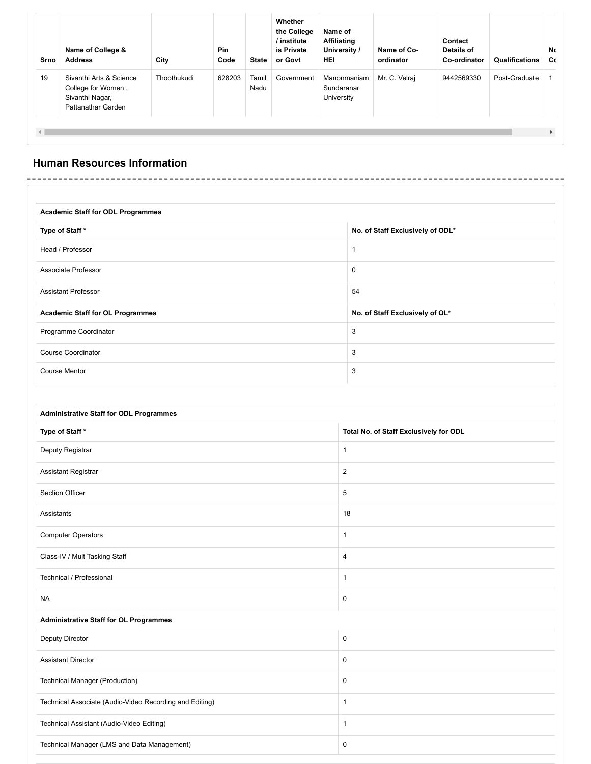| Srno | Name of College & Address | City | Pin Code | State | Whether the College / institute is Private or Govt | Name of Affiliating University / HEI | Name of Co-ordinator | Contact Details of Co-ordinator | Qualifications | Nc Cc |
|---|---|---|---|---|---|---|---|---|---|---|
| 19 | Sivanthi Arts & Science College for Women , Sivanthi Nagar, Pattanathar Garden | Thoothukudi | 628203 | Tamil Nadu | Government | Manonmaniam Sundaranar University | Mr. C. Velraj | 9442569330 | Post-Graduate | 1 |

## Human Resources Information

| Academic Staff for ODL Programmes | |
|---|---|
| **Type of Staff *** | **No. of Staff Exclusively of ODL*** |
| Head / Professor | 1 |
| Associate Professor | 0 |
| Assistant Professor | 54 |
| **Academic Staff for OL Programmes** | **No. of Staff Exclusively of OL*** |
| Programme Coordinator | 3 |
| Course Coordinator | 3 |
| Course Mentor | 3 |

| Administrative Staff for ODL Programmes | |
|---|---|
| **Type of Staff *** | **Total No. of Staff Exclusively for ODL** |
| Deputy Registrar | 1 |
| Assistant Registrar | 2 |
| Section Officer | 5 |
| Assistants | 18 |
| Computer Operators | 1 |
| Class-IV / Mult Tasking Staff | 4 |
| Technical / Professional | 1 |
| NA | 0 |
| **Administrative Staff for OL Programmes** | |
| Deputy Director | 0 |
| Assistant Director | 0 |
| Technical Manager (Production) | 0 |
| Technical Associate (Audio-Video Recording and Editing) | 1 |
| Technical Assistant (Audio-Video Editing) | 1 |
| Technical Manager (LMS and Data Management) | 0 |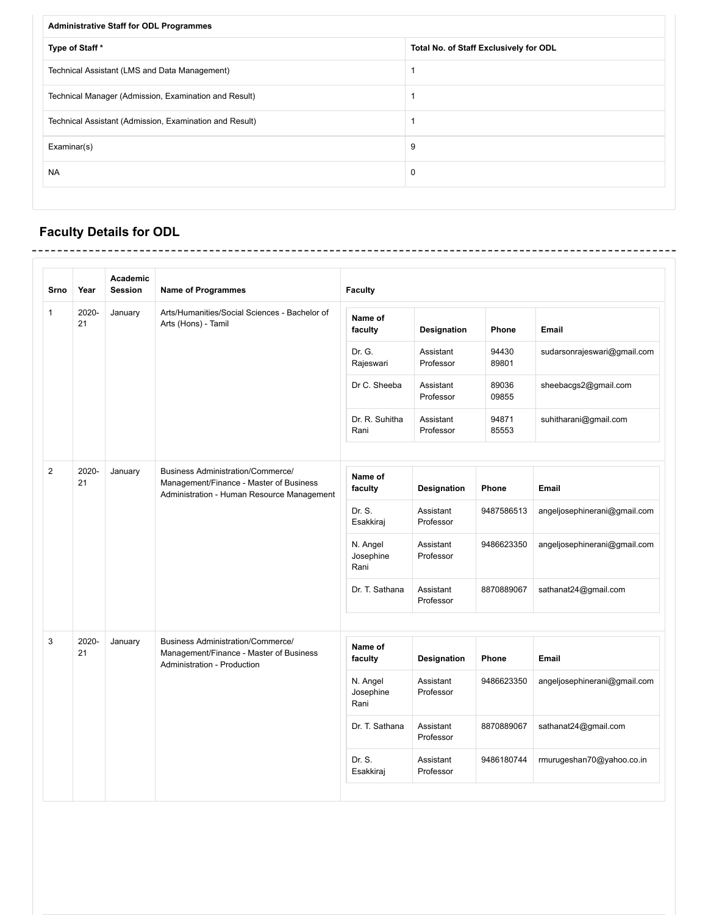| Administrative Staff for ODL Programmes | |
|---|---|
| **Type of Staff *** | **Total No. of Staff Exclusively for ODL** |
| Technical Assistant (LMS and Data Management) | 1 |
| Technical Manager (Admission, Examination and Result) | 1 |
| Technical Assistant (Admission, Examination and Result) | 1 |
| Examinar(s) | 9 |
| NA | 0 |

## Faculty Details for ODL

| Srno | Year | Academic Session | Name of Programmes | Name of faculty | Designation | Phone | Email |
|---|---|---|---|---|---|---|---|
| 1 | 2020-21 | January | Arts/Humanities/Social Sciences - Bachelor of Arts (Hons) - Tamil | Dr. G. Rajeswari | Assistant Professor | 94430 89801 | sudarsonrajeswari@gmail.com |
| | | | | Dr C. Sheeba | Assistant Professor | 89036 09855 | sheebacgs2@gmail.com |
| | | | | Dr. R. Suhitha Rani | Assistant Professor | 94871 85553 | suhitharani@gmail.com |
| 2 | 2020-21 | January | Business Administration/Commerce/ Management/Finance - Master of Business Administration - Human Resource Management | Dr. S. Esakkiraj | Assistant Professor | 9487586513 | angeljosephinerani@gmail.com |
| | | | | N. Angel Josephine Rani | Assistant Professor | 9486623350 | angeljosephinerani@gmail.com |
| | | | | Dr. T. Sathana | Assistant Professor | 8870889067 | sathanat24@gmail.com |
| 3 | 2020-21 | January | Business Administration/Commerce/ Management/Finance - Master of Business Administration - Production | N. Angel Josephine Rani | Assistant Professor | 9486623350 | angeljosephinerani@gmail.com |
| | | | | Dr. T. Sathana | Assistant Professor | 8870889067 | sathanat24@gmail.com |
| | | | | Dr. S. Esakkiraj | Assistant Professor | 9486180744 | rmurugeshan70@yahoo.co.in |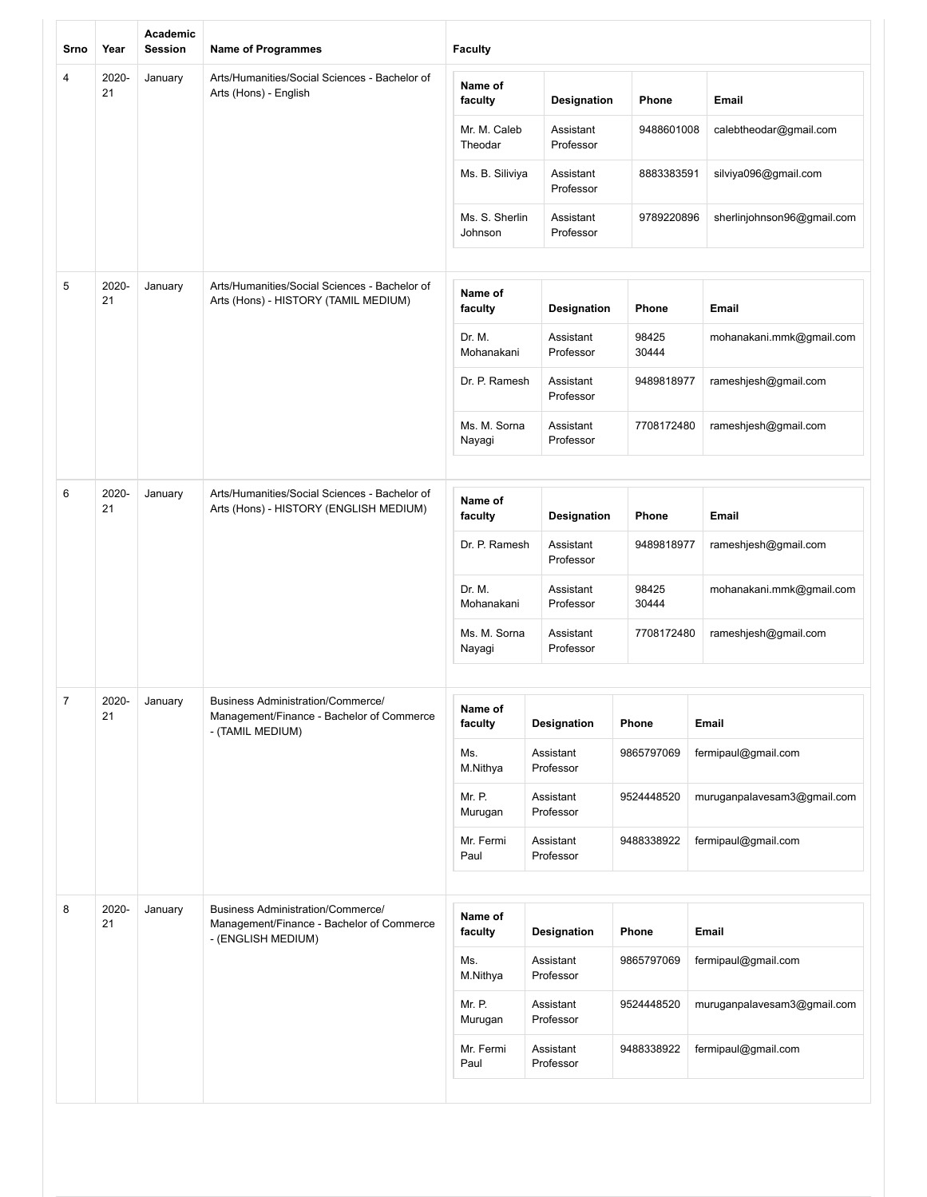| Srno | Year | Academic Session | Name of Programmes | Faculty |
|---|---|---|---|---|
| 4 | 2020-21 | January | Arts/Humanities/Social Sciences - Bachelor of Arts (Hons) - English | Name of faculty: Mr. M. Caleb Theodar; Designation: Assistant Professor; Phone: 9488601008; Email: calebtheodar@gmail.com<br>Name of faculty: Ms. B. Siliviya; Designation: Assistant Professor; Phone: 8883383591; Email: silviya096@gmail.com<br>Name of faculty: Ms. S. Sherlin Johnson; Designation: Assistant Professor; Phone: 9789220896; Email: sherlinjohnson96@gmail.com |
| 5 | 2020-21 | January | Arts/Humanities/Social Sciences - Bachelor of Arts (Hons) - HISTORY (TAMIL MEDIUM) | Name of faculty: Dr. M. Mohanakani; Designation: Assistant Professor; Phone: 98425 30444; Email: mohanakani.mmk@gmail.com<br>Name of faculty: Dr. P. Ramesh; Designation: Assistant Professor; Phone: 9489818977; Email: rameshjesh@gmail.com<br>Name of faculty: Ms. M. Sorna Nayagi; Designation: Assistant Professor; Phone: 7708172480; Email: rameshjesh@gmail.com |
| 6 | 2020-21 | January | Arts/Humanities/Social Sciences - Bachelor of Arts (Hons) - HISTORY (ENGLISH MEDIUM) | Name of faculty: Dr. P. Ramesh; Designation: Assistant Professor; Phone: 9489818977; Email: rameshjesh@gmail.com<br>Name of faculty: Dr. M. Mohanakani; Designation: Assistant Professor; Phone: 98425 30444; Email: mohanakani.mmk@gmail.com<br>Name of faculty: Ms. M. Sorna Nayagi; Designation: Assistant Professor; Phone: 7708172480; Email: rameshjesh@gmail.com |
| 7 | 2020-21 | January | Business Administration/Commerce/ Management/Finance - Bachelor of Commerce - (TAMIL MEDIUM) | Name of faculty: Ms. M.Nithya; Designation: Assistant Professor; Phone: 9865797069; Email: fermipaul@gmail.com<br>Name of faculty: Mr. P. Murugan; Designation: Assistant Professor; Phone: 9524448520; Email: muruganpalavesam3@gmail.com<br>Name of faculty: Mr. Fermi Paul; Designation: Assistant Professor; Phone: 9488338922; Email: fermipaul@gmail.com |
| 8 | 2020-21 | January | Business Administration/Commerce/ Management/Finance - Bachelor of Commerce - (ENGLISH MEDIUM) | Name of faculty: Ms. M.Nithya; Designation: Assistant Professor; Phone: 9865797069; Email: fermipaul@gmail.com<br>Name of faculty: Mr. P. Murugan; Designation: Assistant Professor; Phone: 9524448520; Email: muruganpalavesam3@gmail.com<br>Name of faculty: Mr. Fermi Paul; Designation: Assistant Professor; Phone: 9488338922; Email: fermipaul@gmail.com |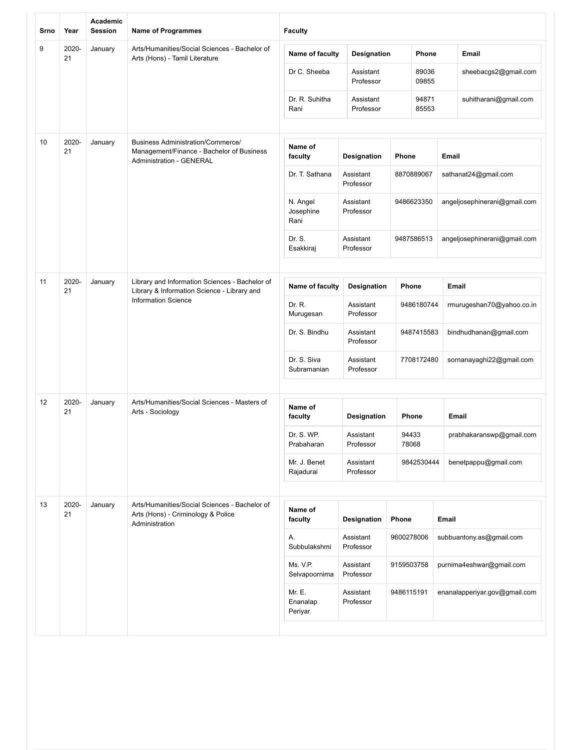| Srno | Year | Academic Session | Name of Programmes | Faculty |
|---|---|---|---|---|
| 9 | 2020-21 | January | Arts/Humanities/Social Sciences - Bachelor of Arts (Hons) - Tamil Literature | Name of faculty: Dr C. Sheeba; Designation: Assistant Professor; Phone: 89036 09855; Email: sheebacgs2@gmail.com<br>Name of faculty: Dr. R. Suhitha Rani; Designation: Assistant Professor; Phone: 94871 85553; Email: suhitharani@gmail.com |
| 10 | 2020-21 | January | Business Administration/Commerce/ Management/Finance - Bachelor of Business Administration - GENERAL | Name of faculty: Dr. T. Sathana; Designation: Assistant Professor; Phone: 8870889067; Email: sathanat24@gmail.com<br>Name of faculty: N. Angel Josephine Rani; Designation: Assistant Professor; Phone: 9486623350; Email: angeljosephinerani@gmail.com<br>Name of faculty: Dr. S. Esakkiraj; Designation: Assistant Professor; Phone: 9487586513; Email: angeljosephinerani@gmail.com |
| 11 | 2020-21 | January | Library and Information Sciences - Bachelor of Library & Information Science - Library and Information Science | Name of faculty: Dr. R. Murugesan; Designation: Assistant Professor; Phone: 9486180744; Email: rmurugeshan70@yahoo.co.in<br>Name of faculty: Dr. S. Bindhu; Designation: Assistant Professor; Phone: 9487415583; Email: bindhudhanan@gmail.com<br>Name of faculty: Dr. S. Siva Subramanian; Designation: Assistant Professor; Phone: 7708172480; Email: sornanayaghi22@gmail.com |
| 12 | 2020-21 | January | Arts/Humanities/Social Sciences - Masters of Arts - Sociology | Name of faculty: Dr. S. WP. Prabaharan; Designation: Assistant Professor; Phone: 94433 78068; Email: prabhakaranswp@gmail.com<br>Name of faculty: Mr. J. Benet Rajadurai; Designation: Assistant Professor; Phone: 9842530444; Email: benetpappu@gmail.com |
| 13 | 2020-21 | January | Arts/Humanities/Social Sciences - Bachelor of Arts (Hons) - Criminology & Police Administration | Name of faculty: A. Subbulakshmi; Designation: Assistant Professor; Phone: 9600278006; Email: subbuantony.as@gmail.com<br>Name of faculty: Ms. V.P. Selvapoornima; Designation: Assistant Professor; Phone: 9159503758; Email: purnima4eshwar@gmail.com<br>Name of faculty: Mr. E. Enanalap Periyar; Designation: Assistant Professor; Phone: 9486115191; Email: enanalapperiyar.gov@gmail.com |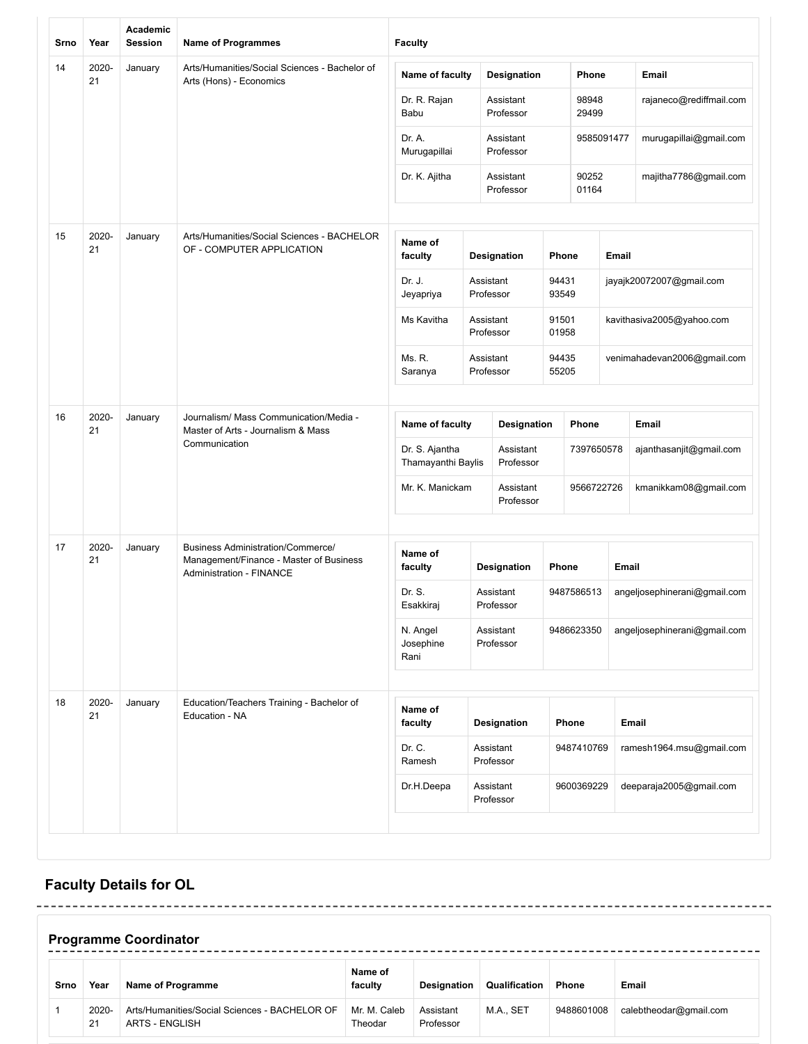| Srno | Year | Academic Session | Name of Programmes | Faculty |
|---|---|---|---|---|
| 14 | 2020-21 | January | Arts/Humanities/Social Sciences - Bachelor of Arts (Hons) - Economics | Name of faculty: Dr. R. Rajan Babu; Designation: Assistant Professor; Phone: 98948 29499; Email: rajaneco@rediffmail.com<br>Name of faculty: Dr. A. Murugapillai; Designation: Assistant Professor; Phone: 9585091477; Email: murugapillai@gmail.com<br>Name of faculty: Dr. K. Ajitha; Designation: Assistant Professor; Phone: 90252 01164; Email: majitha7786@gmail.com |
| 15 | 2020-21 | January | Arts/Humanities/Social Sciences - BACHELOR OF - COMPUTER APPLICATION | Name of faculty: Dr. J. Jeyapriya; Designation: Assistant Professor; Phone: 94431 93549; Email: jayajk20072007@gmail.com<br>Name of faculty: Ms Kavitha; Designation: Assistant Professor; Phone: 91501 01958; Email: kavithasiva2005@yahoo.com<br>Name of faculty: Ms. R. Saranya; Designation: Assistant Professor; Phone: 94435 55205; Email: venimahadevan2006@gmail.com |
| 16 | 2020-21 | January | Journalism/ Mass Communication/Media - Master of Arts - Journalism & Mass Communication | Name of faculty: Dr. S. Ajantha Thamayanthi Baylis; Designation: Assistant Professor; Phone: 7397650578; Email: ajanthasanjit@gmail.com<br>Name of faculty: Mr. K. Manickam; Designation: Assistant Professor; Phone: 9566722726; Email: kmanikkam08@gmail.com |
| 17 | 2020-21 | January | Business Administration/Commerce/ Management/Finance - Master of Business Administration - FINANCE | Name of faculty: Dr. S. Esakkiraj; Designation: Assistant Professor; Phone: 9487586513; Email: angeljosephinerani@gmail.com<br>Name of faculty: N. Angel Josephine Rani; Designation: Assistant Professor; Phone: 9486623350; Email: angeljosephinerani@gmail.com |
| 18 | 2020-21 | January | Education/Teachers Training - Bachelor of Education - NA | Name of faculty: Dr. C. Ramesh; Designation: Assistant Professor; Phone: 9487410769; Email: ramesh1964.msu@gmail.com<br>Name of faculty: Dr.H.Deepa; Designation: Assistant Professor; Phone: 9600369229; Email: deeparaja2005@gmail.com |

## Faculty Details for OL

### Programme Coordinator

| Srno | Year | Name of Programme | Name of faculty | Designation | Qualification | Phone | Email |
|---|---|---|---|---|---|---|---|
| 1 | 2020-21 | Arts/Humanities/Social Sciences - BACHELOR OF ARTS - ENGLISH | Mr. M. Caleb Theodar | Assistant Professor | M.A., SET | 9488601008 | calebtheodar@gmail.com |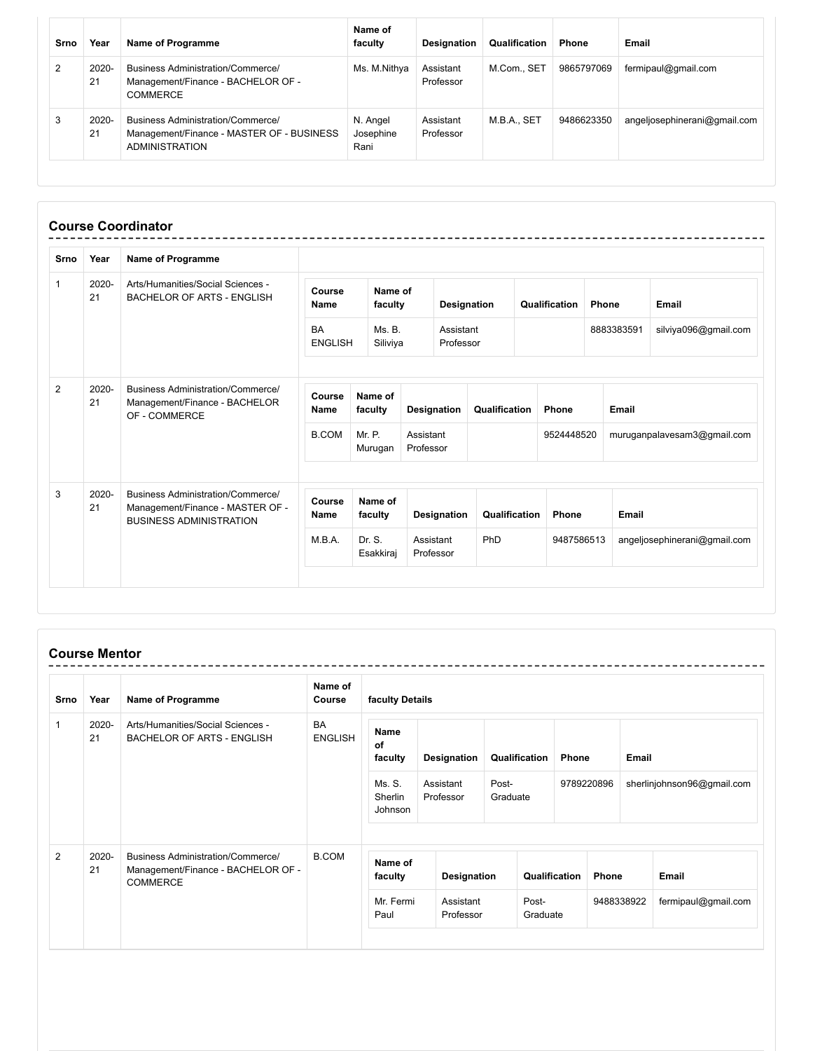| Srno | Year | Name of Programme | Name of faculty | Designation | Qualification | Phone | Email |
|---|---|---|---|---|---|---|---|
| 2 | 2020-21 | Business Administration/Commerce/ Management/Finance - BACHELOR OF - COMMERCE | Ms. M.Nithya | Assistant Professor | M.Com., SET | 9865797069 | fermipaul@gmail.com |
| 3 | 2020-21 | Business Administration/Commerce/ Management/Finance - MASTER OF - BUSINESS ADMINISTRATION | N. Angel Josephine Rani | Assistant Professor | M.B.A., SET | 9486623350 | angeljosephinerani@gmail.com |

## Course Coordinator

| Srno | Year | Name of Programme | Course Name | Name of faculty | Designation | Qualification | Phone | Email |
|---|---|---|---|---|---|---|---|---|
| 1 | 2020-21 | Arts/Humanities/Social Sciences - BACHELOR OF ARTS - ENGLISH | BA ENGLISH | Ms. B. Siliviya | Assistant Professor | | 8883383591 | silviya096@gmail.com |
| 2 | 2020-21 | Business Administration/Commerce/ Management/Finance - BACHELOR OF - COMMERCE | B.COM | Mr. P. Murugan | Assistant Professor | | 9524448520 | muruganpalavesam3@gmail.com |
| 3 | 2020-21 | Business Administration/Commerce/ Management/Finance - MASTER OF - BUSINESS ADMINISTRATION | M.B.A. | Dr. S. Esakkiraj | Assistant Professor | PhD | 9487586513 | angeljosephinerani@gmail.com |

## Course Mentor

| Srno | Year | Name of Programme | Name of Course | Name of faculty | Designation | Qualification | Phone | Email |
|---|---|---|---|---|---|---|---|---|
| 1 | 2020-21 | Arts/Humanities/Social Sciences - BACHELOR OF ARTS - ENGLISH | BA ENGLISH | Ms. S. Sherlin Johnson | Assistant Professor | Post-Graduate | 9789220896 | sherlinjohnson96@gmail.com |
| 2 | 2020-21 | Business Administration/Commerce/ Management/Finance - BACHELOR OF - COMMERCE | B.COM | Mr. Fermi Paul | Assistant Professor | Post-Graduate | 9488338922 | fermipaul@gmail.com |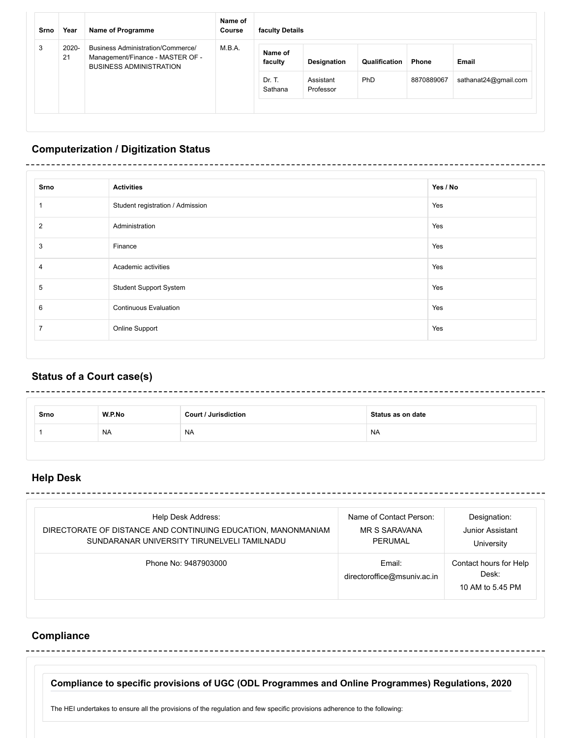| Srno | Year | Name of Programme | Name of Course | faculty Details | | | | |
|---|---|---|---|---|---|---|---|---|
| | | | | Name of faculty | Designation | Qualification | Phone | Email |
| 3 | 2020-21 | Business Administration/Commerce/ Management/Finance - MASTER OF - BUSINESS ADMINISTRATION | M.B.A. | Dr. T. Sathana | Assistant Professor | PhD | 8870889067 | sathanat24@gmail.com |

## Computerization / Digitization Status

| Srno | Activities | Yes / No |
|---|---|---|
| 1 | Student registration / Admission | Yes |
| 2 | Administration | Yes |
| 3 | Finance | Yes |
| 4 | Academic activities | Yes |
| 5 | Student Support System | Yes |
| 6 | Continuous Evaluation | Yes |
| 7 | Online Support | Yes |

## Status of a Court case(s)

| Srno | W.P.No | Court / Jurisdiction | Status as on date |
|---|---|---|---|
| 1 | NA | NA | NA |

## Help Desk

| Help Desk Address: DIRECTORATE OF DISTANCE AND CONTINUING EDUCATION, MANONMANIAM SUNDARANAR UNIVERSITY TIRUNELVELI TAMILNADU | Name of Contact Person: MR S SARAVANA PERUMAL | Designation: Junior Assistant University |
|---|---|---|
| Phone No: 9487903000 | Email: directoroffice@msuniv.ac.in | Contact hours for Help Desk: 10 AM to 5.45 PM |

## Compliance

### Compliance to specific provisions of UGC (ODL Programmes and Online Programmes) Regulations, 2020

The HEI undertakes to ensure all the provisions of the regulation and few specific provisions adherence to the following: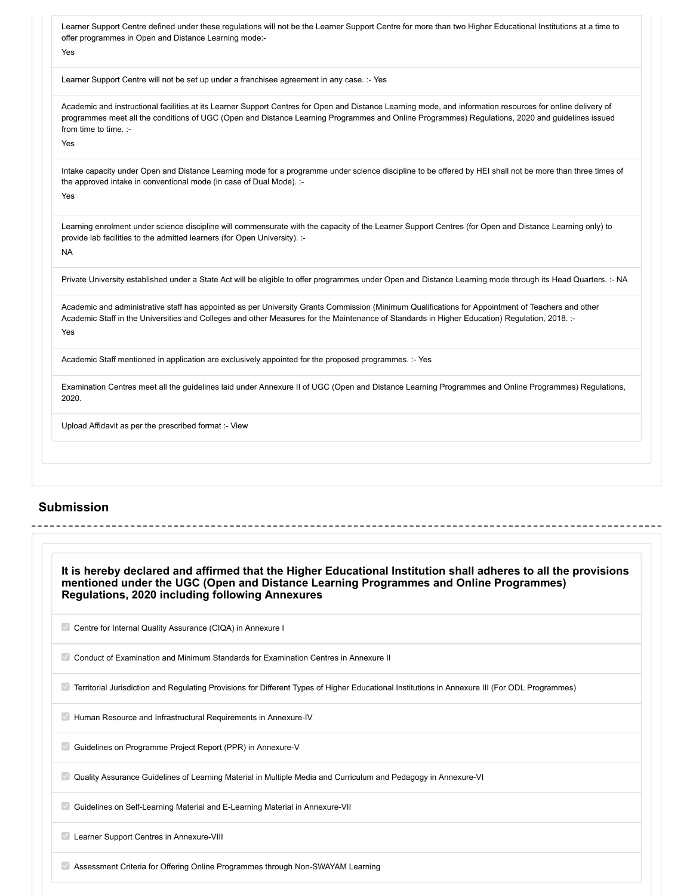Learner Support Centre defined under these regulations will not be the Learner Support Centre for more than two Higher Educational Institutions at a time to offer programmes in Open and Distance Learning mode:-

Yes

Learner Support Centre will not be set up under a franchisee agreement in any case. :- Yes

Academic and instructional facilities at its Learner Support Centres for Open and Distance Learning mode, and information resources for online delivery of programmes meet all the conditions of UGC (Open and Distance Learning Programmes and Online Programmes) Regulations, 2020 and guidelines issued from time to time. :-

Yes

Intake capacity under Open and Distance Learning mode for a programme under science discipline to be offered by HEI shall not be more than three times of the approved intake in conventional mode (in case of Dual Mode). :-

Yes

Learning enrolment under science discipline will commensurate with the capacity of the Learner Support Centres (for Open and Distance Learning only) to provide lab facilities to the admitted learners (for Open University). :-

NA

Private University established under a State Act will be eligible to offer programmes under Open and Distance Learning mode through its Head Quarters. :- NA

Academic and administrative staff has appointed as per University Grants Commission (Minimum Qualifications for Appointment of Teachers and other Academic Staff in the Universities and Colleges and other Measures for the Maintenance of Standards in Higher Education) Regulation, 2018. :-

Yes

Academic Staff mentioned in application are exclusively appointed for the proposed programmes. :- Yes

Examination Centres meet all the guidelines laid under Annexure II of UGC (Open and Distance Learning Programmes and Online Programmes) Regulations, 2020.

Upload Affidavit as per the prescribed format :- View

## Submission

### It is hereby declared and affirmed that the Higher Educational Institution shall adheres to all the provisions mentioned under the UGC (Open and Distance Learning Programmes and Online Programmes) Regulations, 2020 including following Annexures

- [x] Centre for Internal Quality Assurance (CIQA) in Annexure I
- [x] Conduct of Examination and Minimum Standards for Examination Centres in Annexure II
- [x] Territorial Jurisdiction and Regulating Provisions for Different Types of Higher Educational Institutions in Annexure III (For ODL Programmes)
- [x] Human Resource and Infrastructural Requirements in Annexure-IV
- [x] Guidelines on Programme Project Report (PPR) in Annexure-V
- [x] Quality Assurance Guidelines of Learning Material in Multiple Media and Curriculum and Pedagogy in Annexure-VI
- [x] Guidelines on Self-Learning Material and E-Learning Material in Annexure-VII
- [x] Learner Support Centres in Annexure-VIII
- [x] Assessment Criteria for Offering Online Programmes through Non-SWAYAM Learning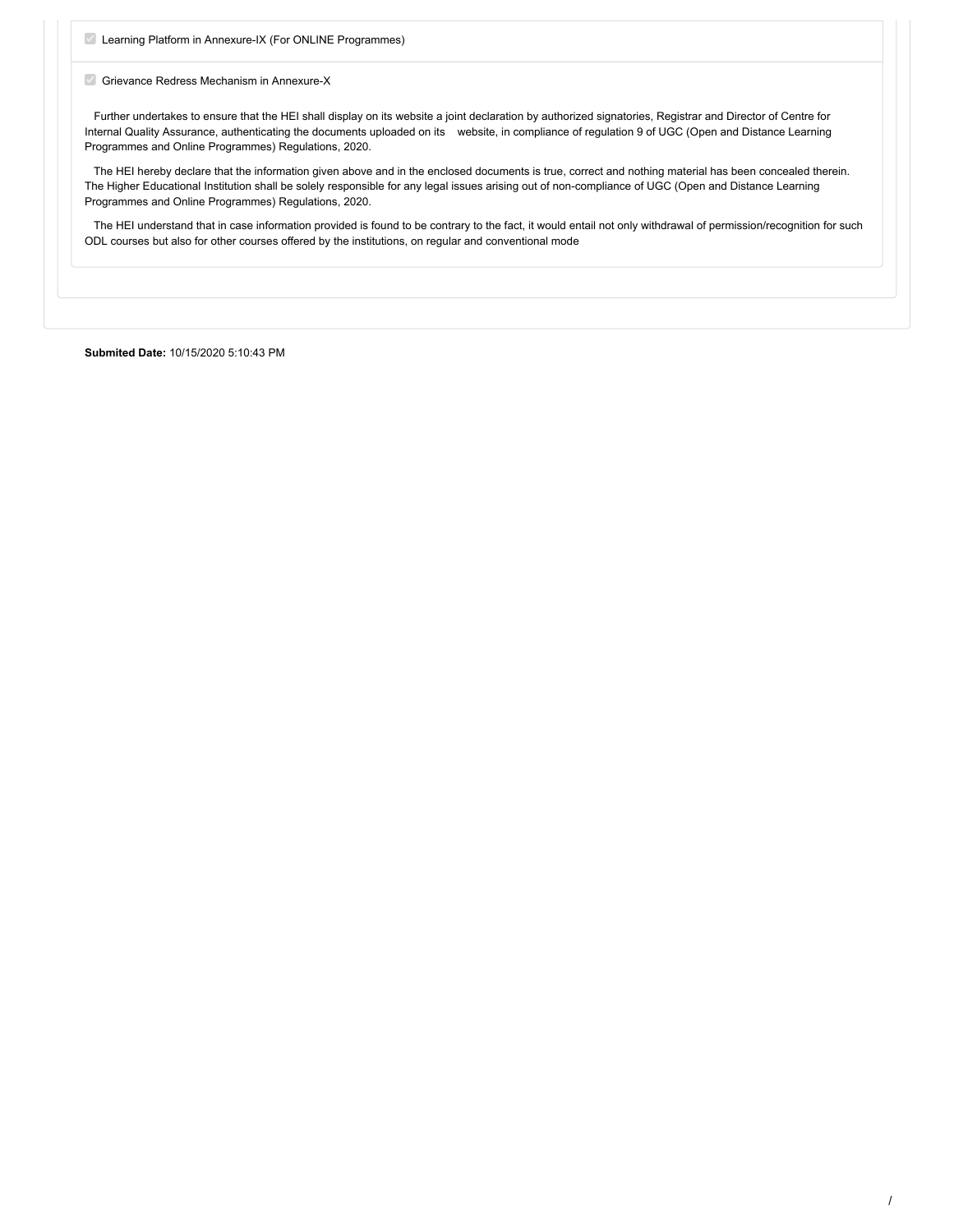- [x] Learning Platform in Annexure-IX (For ONLINE Programmes)

- [x] Grievance Redress Mechanism in Annexure-X

Further undertakes to ensure that the HEI shall display on its website a joint declaration by authorized signatories, Registrar and Director of Centre for Internal Quality Assurance, authenticating the documents uploaded on its website, in compliance of regulation 9 of UGC (Open and Distance Learning Programmes and Online Programmes) Regulations, 2020.

The HEI hereby declare that the information given above and in the enclosed documents is true, correct and nothing material has been concealed therein. The Higher Educational Institution shall be solely responsible for any legal issues arising out of non-compliance of UGC (Open and Distance Learning Programmes and Online Programmes) Regulations, 2020.

The HEI understand that in case information provided is found to be contrary to the fact, it would entail not only withdrawal of permission/recognition for such ODL courses but also for other courses offered by the institutions, on regular and conventional mode

**Submited Date:** 10/15/2020 5:10:43 PM